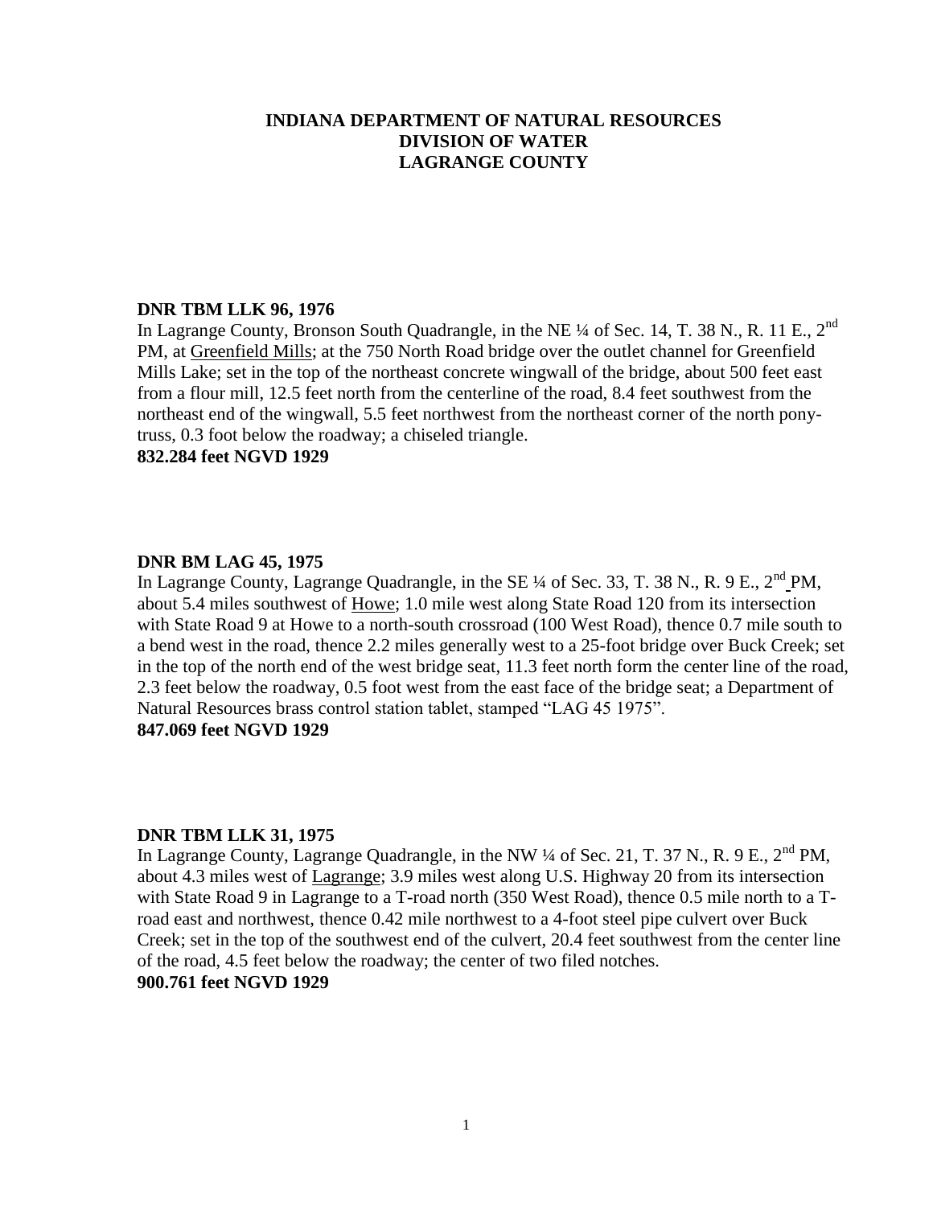# INDIANA DEPARTMENT OF NATURAL RESOURCES
# DIVISION OF WATER
# LAGRANGE COUNTY

**DNR TBM LLK 96, 1976**

In Lagrange County, Bronson South Quadrangle, in the NE ¼ of Sec. 14, T. 38 N., R. 11 E., 2nd PM, at Greenfield Mills; at the 750 North Road bridge over the outlet channel for Greenfield Mills Lake; set in the top of the northeast concrete wingwall of the bridge, about 500 feet east from a flour mill, 12.5 feet north from the centerline of the road, 8.4 feet southwest from the northeast end of the wingwall, 5.5 feet northwest from the northeast corner of the north pony-truss, 0.3 foot below the roadway; a chiseled triangle.

**832.284 feet NGVD 1929**

**DNR BM LAG 45, 1975**

In Lagrange County, Lagrange Quadrangle, in the SE ¼ of Sec. 33, T. 38 N., R. 9 E., 2nd PM, about 5.4 miles southwest of Howe; 1.0 mile west along State Road 120 from its intersection with State Road 9 at Howe to a north-south crossroad (100 West Road), thence 0.7 mile south to a bend west in the road, thence 2.2 miles generally west to a 25-foot bridge over Buck Creek; set in the top of the north end of the west bridge seat, 11.3 feet north form the center line of the road, 2.3 feet below the roadway, 0.5 foot west from the east face of the bridge seat; a Department of Natural Resources brass control station tablet, stamped "LAG 45 1975".

**847.069 feet NGVD 1929**

**DNR TBM LLK 31, 1975**

In Lagrange County, Lagrange Quadrangle, in the NW ¼ of Sec. 21, T. 37 N., R. 9 E., 2nd PM, about 4.3 miles west of Lagrange; 3.9 miles west along U.S. Highway 20 from its intersection with State Road 9 in Lagrange to a T-road north (350 West Road), thence 0.5 mile north to a T-road east and northwest, thence 0.42 mile northwest to a 4-foot steel pipe culvert over Buck Creek; set in the top of the southwest end of the culvert, 20.4 feet southwest from the center line of the road, 4.5 feet below the roadway; the center of two filed notches.

**900.761 feet NGVD 1929**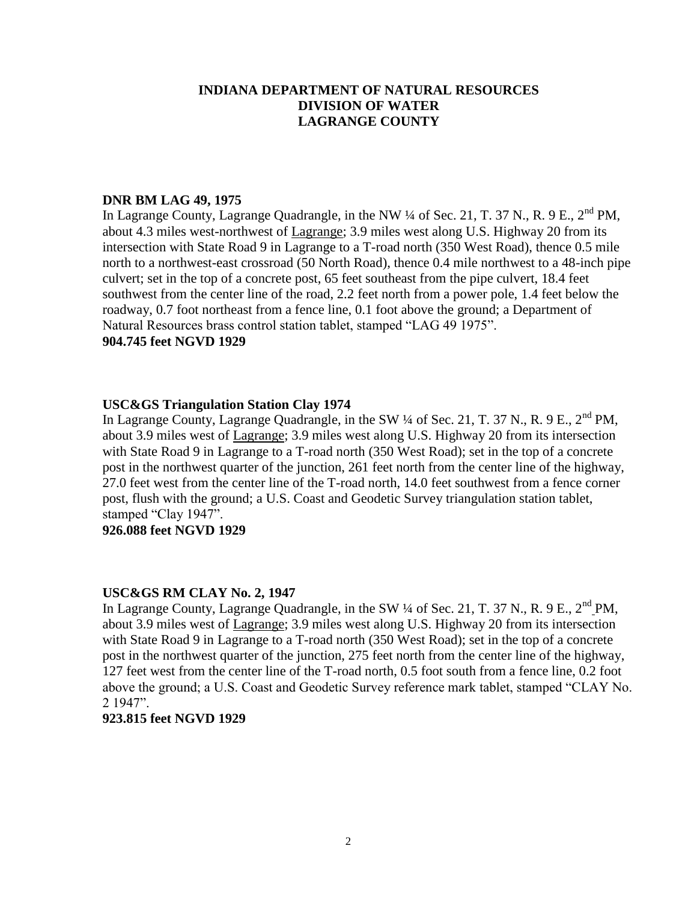**INDIANA DEPARTMENT OF NATURAL RESOURCES**
**DIVISION OF WATER**
**LAGRANGE COUNTY**

**DNR BM LAG 49, 1975**

In Lagrange County, Lagrange Quadrangle, in the NW ¼ of Sec. 21, T. 37 N., R. 9 E., 2nd PM, about 4.3 miles west-northwest of Lagrange; 3.9 miles west along U.S. Highway 20 from its intersection with State Road 9 in Lagrange to a T-road north (350 West Road), thence 0.5 mile north to a northwest-east crossroad (50 North Road), thence 0.4 mile northwest to a 48-inch pipe culvert; set in the top of a concrete post, 65 feet southeast from the pipe culvert, 18.4 feet southwest from the center line of the road, 2.2 feet north from a power pole, 1.4 feet below the roadway, 0.7 foot northeast from a fence line, 0.1 foot above the ground; a Department of Natural Resources brass control station tablet, stamped "LAG 49 1975".

**904.745 feet NGVD 1929**

**USC&GS Triangulation Station Clay 1974**

In Lagrange County, Lagrange Quadrangle, in the SW ¼ of Sec. 21, T. 37 N., R. 9 E., 2nd PM, about 3.9 miles west of Lagrange; 3.9 miles west along U.S. Highway 20 from its intersection with State Road 9 in Lagrange to a T-road north (350 West Road); set in the top of a concrete post in the northwest quarter of the junction, 261 feet north from the center line of the highway, 27.0 feet west from the center line of the T-road north, 14.0 feet southwest from a fence corner post, flush with the ground; a U.S. Coast and Geodetic Survey triangulation station tablet, stamped "Clay 1947".

**926.088 feet NGVD 1929**

**USC&GS RM CLAY No. 2, 1947**

In Lagrange County, Lagrange Quadrangle, in the SW ¼ of Sec. 21, T. 37 N., R. 9 E., 2nd PM, about 3.9 miles west of Lagrange; 3.9 miles west along U.S. Highway 20 from its intersection with State Road 9 in Lagrange to a T-road north (350 West Road); set in the top of a concrete post in the northwest quarter of the junction, 275 feet north from the center line of the highway, 127 feet west from the center line of the T-road north, 0.5 foot south from a fence line, 0.2 foot above the ground; a U.S. Coast and Geodetic Survey reference mark tablet, stamped "CLAY No. 2 1947".

**923.815 feet NGVD 1929**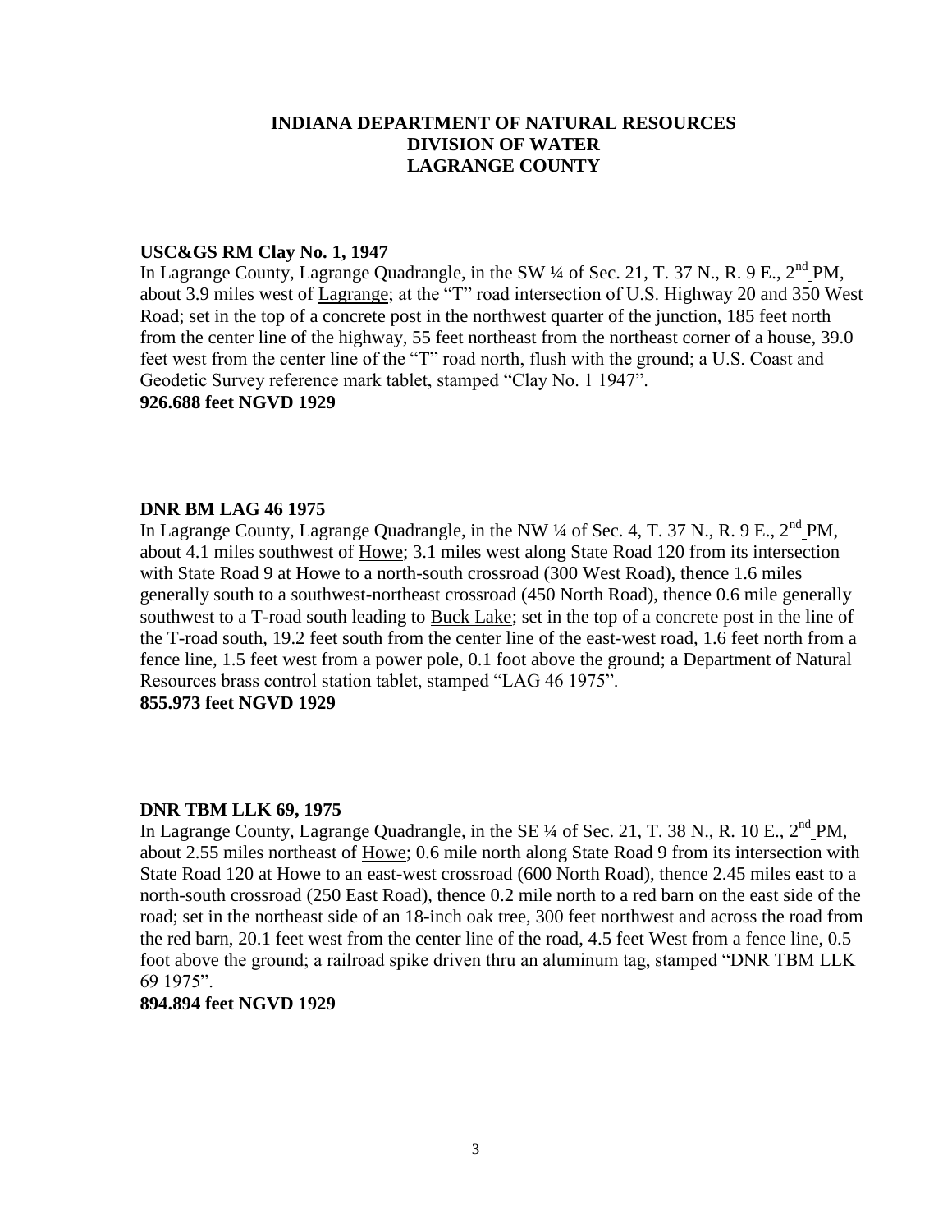**INDIANA DEPARTMENT OF NATURAL RESOURCES**
**DIVISION OF WATER**
**LAGRANGE COUNTY**

**USC&GS RM Clay No. 1, 1947**

In Lagrange County, Lagrange Quadrangle, in the SW ¼ of Sec. 21, T. 37 N., R. 9 E., 2nd PM, about 3.9 miles west of Lagrange; at the "T" road intersection of U.S. Highway 20 and 350 West Road; set in the top of a concrete post in the northwest quarter of the junction, 185 feet north from the center line of the highway, 55 feet northeast from the northeast corner of a house, 39.0 feet west from the center line of the "T" road north, flush with the ground; a U.S. Coast and Geodetic Survey reference mark tablet, stamped "Clay No. 1 1947".

**926.688 feet NGVD 1929**

**DNR BM LAG 46 1975**

In Lagrange County, Lagrange Quadrangle, in the NW ¼ of Sec. 4, T. 37 N., R. 9 E., 2nd PM, about 4.1 miles southwest of Howe; 3.1 miles west along State Road 120 from its intersection with State Road 9 at Howe to a north-south crossroad (300 West Road), thence 1.6 miles generally south to a southwest-northeast crossroad (450 North Road), thence 0.6 mile generally southwest to a T-road south leading to Buck Lake; set in the top of a concrete post in the line of the T-road south, 19.2 feet south from the center line of the east-west road, 1.6 feet north from a fence line, 1.5 feet west from a power pole, 0.1 foot above the ground; a Department of Natural Resources brass control station tablet, stamped "LAG 46 1975".

**855.973 feet NGVD 1929**

**DNR TBM LLK 69, 1975**

In Lagrange County, Lagrange Quadrangle, in the SE ¼ of Sec. 21, T. 38 N., R. 10 E., 2nd PM, about 2.55 miles northeast of Howe; 0.6 mile north along State Road 9 from its intersection with State Road 120 at Howe to an east-west crossroad (600 North Road), thence 2.45 miles east to a north-south crossroad (250 East Road), thence 0.2 mile north to a red barn on the east side of the road; set in the northeast side of an 18-inch oak tree, 300 feet northwest and across the road from the red barn, 20.1 feet west from the center line of the road, 4.5 feet West from a fence line, 0.5 foot above the ground; a railroad spike driven thru an aluminum tag, stamped "DNR TBM LLK 69 1975".

**894.894 feet NGVD 1929**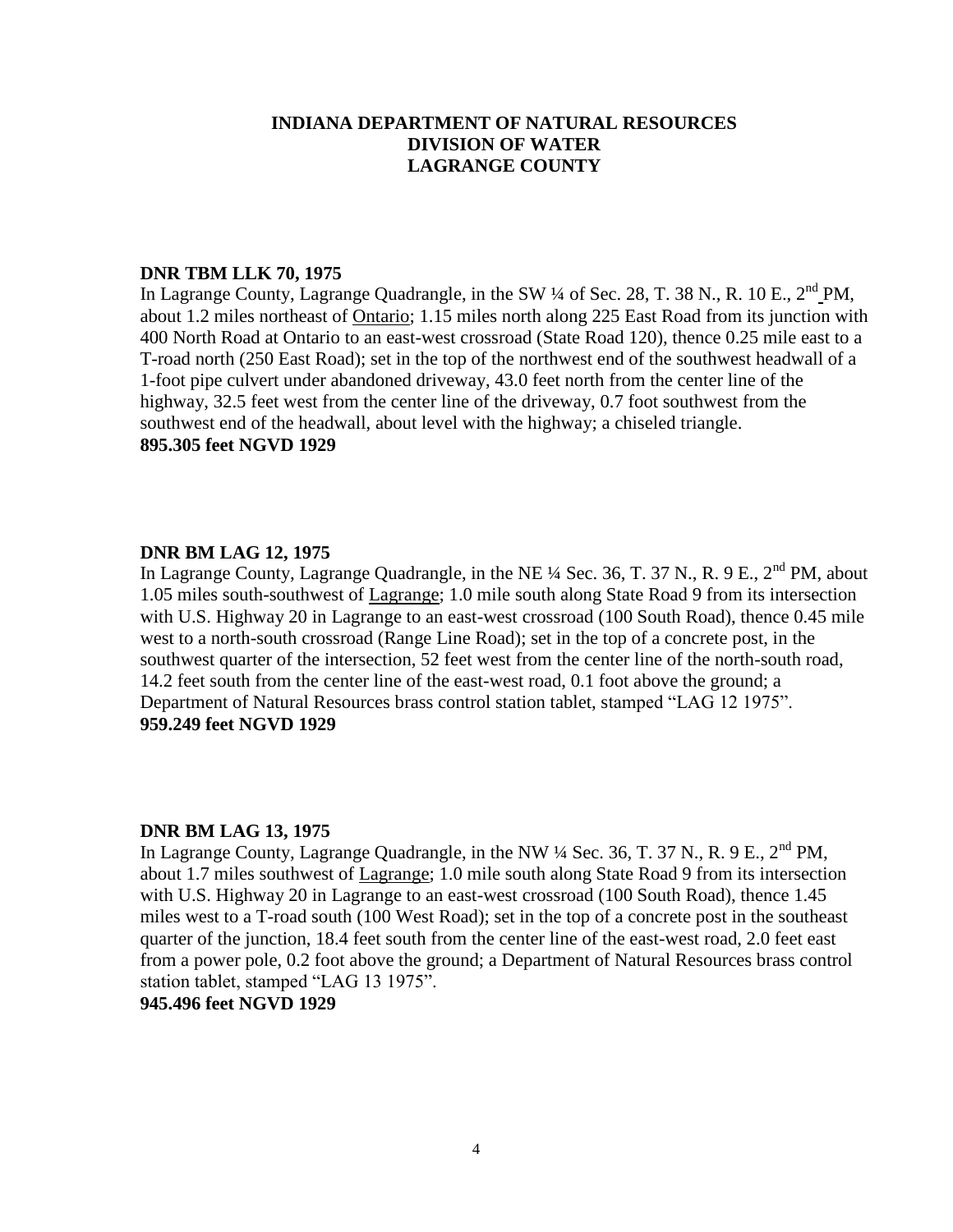**INDIANA DEPARTMENT OF NATURAL RESOURCES**
**DIVISION OF WATER**
**LAGRANGE COUNTY**

**DNR TBM LLK 70, 1975**

In Lagrange County, Lagrange Quadrangle, in the SW ¼ of Sec. 28, T. 38 N., R. 10 E., 2nd PM, about 1.2 miles northeast of Ontario; 1.15 miles north along 225 East Road from its junction with 400 North Road at Ontario to an east-west crossroad (State Road 120), thence 0.25 mile east to a T-road north (250 East Road); set in the top of the northwest end of the southwest headwall of a 1-foot pipe culvert under abandoned driveway, 43.0 feet north from the center line of the highway, 32.5 feet west from the center line of the driveway, 0.7 foot southwest from the southwest end of the headwall, about level with the highway; a chiseled triangle.
**895.305 feet NGVD 1929**

**DNR BM LAG 12, 1975**

In Lagrange County, Lagrange Quadrangle, in the NE ¼ Sec. 36, T. 37 N., R. 9 E., 2nd PM, about 1.05 miles south-southwest of Lagrange; 1.0 mile south along State Road 9 from its intersection with U.S. Highway 20 in Lagrange to an east-west crossroad (100 South Road), thence 0.45 mile west to a north-south crossroad (Range Line Road); set in the top of a concrete post, in the southwest quarter of the intersection, 52 feet west from the center line of the north-south road, 14.2 feet south from the center line of the east-west road, 0.1 foot above the ground; a Department of Natural Resources brass control station tablet, stamped "LAG 12 1975".
**959.249 feet NGVD 1929**

**DNR BM LAG 13, 1975**

In Lagrange County, Lagrange Quadrangle, in the NW ¼ Sec. 36, T. 37 N., R. 9 E., 2nd PM, about 1.7 miles southwest of Lagrange; 1.0 mile south along State Road 9 from its intersection with U.S. Highway 20 in Lagrange to an east-west crossroad (100 South Road), thence 1.45 miles west to a T-road south (100 West Road); set in the top of a concrete post in the southeast quarter of the junction, 18.4 feet south from the center line of the east-west road, 2.0 feet east from a power pole, 0.2 foot above the ground; a Department of Natural Resources brass control station tablet, stamped "LAG 13 1975".
**945.496 feet NGVD 1929**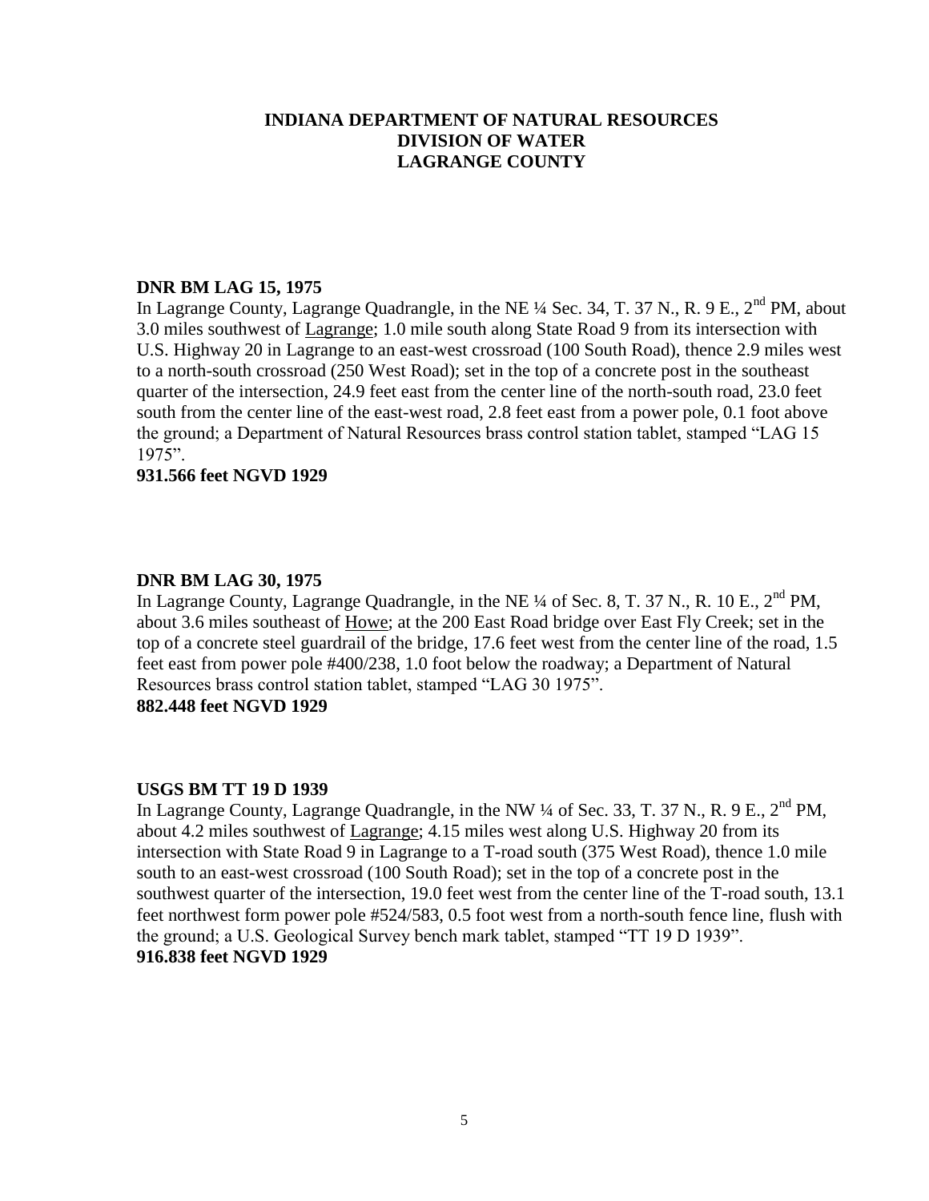**INDIANA DEPARTMENT OF NATURAL RESOURCES**
**DIVISION OF WATER**
**LAGRANGE COUNTY**

**DNR BM LAG 15, 1975**

In Lagrange County, Lagrange Quadrangle, in the NE ¼ Sec. 34, T. 37 N., R. 9 E., 2nd PM, about 3.0 miles southwest of Lagrange; 1.0 mile south along State Road 9 from its intersection with U.S. Highway 20 in Lagrange to an east-west crossroad (100 South Road), thence 2.9 miles west to a north-south crossroad (250 West Road); set in the top of a concrete post in the southeast quarter of the intersection, 24.9 feet east from the center line of the north-south road, 23.0 feet south from the center line of the east-west road, 2.8 feet east from a power pole, 0.1 foot above the ground; a Department of Natural Resources brass control station tablet, stamped "LAG 15 1975".

**931.566 feet NGVD 1929**

**DNR BM LAG 30, 1975**

In Lagrange County, Lagrange Quadrangle, in the NE ¼ of Sec. 8, T. 37 N., R. 10 E., 2nd PM, about 3.6 miles southeast of Howe; at the 200 East Road bridge over East Fly Creek; set in the top of a concrete steel guardrail of the bridge, 17.6 feet west from the center line of the road, 1.5 feet east from power pole #400/238, 1.0 foot below the roadway; a Department of Natural Resources brass control station tablet, stamped "LAG 30 1975".

**882.448 feet NGVD 1929**

**USGS BM TT 19 D 1939**

In Lagrange County, Lagrange Quadrangle, in the NW ¼ of Sec. 33, T. 37 N., R. 9 E., 2nd PM, about 4.2 miles southwest of Lagrange; 4.15 miles west along U.S. Highway 20 from its intersection with State Road 9 in Lagrange to a T-road south (375 West Road), thence 1.0 mile south to an east-west crossroad (100 South Road); set in the top of a concrete post in the southwest quarter of the intersection, 19.0 feet west from the center line of the T-road south, 13.1 feet northwest form power pole #524/583, 0.5 foot west from a north-south fence line, flush with the ground; a U.S. Geological Survey bench mark tablet, stamped "TT 19 D 1939".

**916.838 feet NGVD 1929**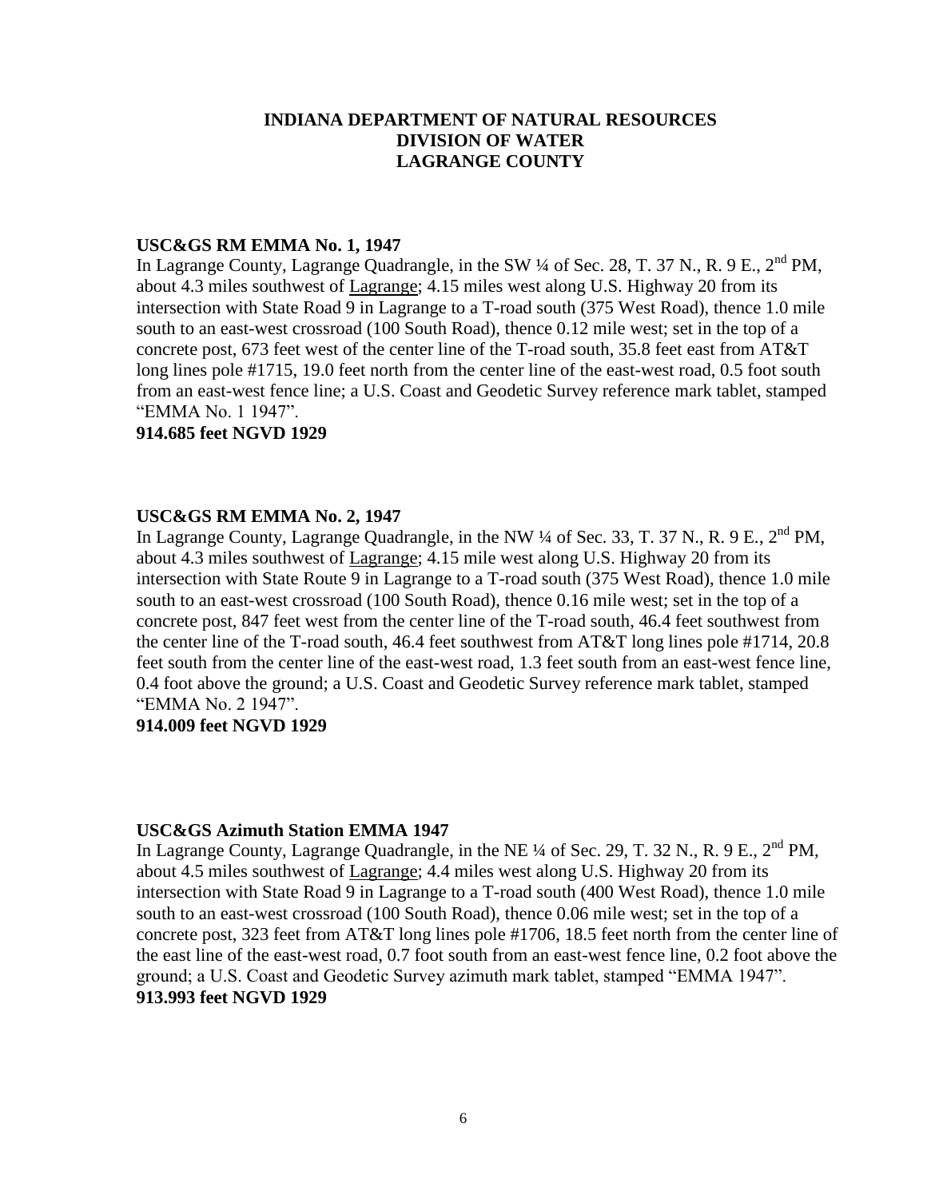# INDIANA DEPARTMENT OF NATURAL RESOURCES
# DIVISION OF WATER
# LAGRANGE COUNTY

**USC&GS RM EMMA No. 1, 1947**

In Lagrange County, Lagrange Quadrangle, in the SW ¼ of Sec. 28, T. 37 N., R. 9 E., 2nd PM, about 4.3 miles southwest of Lagrange; 4.15 miles west along U.S. Highway 20 from its intersection with State Road 9 in Lagrange to a T-road south (375 West Road), thence 1.0 mile south to an east-west crossroad (100 South Road), thence 0.12 mile west; set in the top of a concrete post, 673 feet west of the center line of the T-road south, 35.8 feet east from AT&T long lines pole #1715, 19.0 feet north from the center line of the east-west road, 0.5 foot south from an east-west fence line; a U.S. Coast and Geodetic Survey reference mark tablet, stamped "EMMA No. 1 1947".

**914.685 feet NGVD 1929**

**USC&GS RM EMMA No. 2, 1947**

In Lagrange County, Lagrange Quadrangle, in the NW ¼ of Sec. 33, T. 37 N., R. 9 E., 2nd PM, about 4.3 miles southwest of Lagrange; 4.15 mile west along U.S. Highway 20 from its intersection with State Route 9 in Lagrange to a T-road south (375 West Road), thence 1.0 mile south to an east-west crossroad (100 South Road), thence 0.16 mile west; set in the top of a concrete post, 847 feet west from the center line of the T-road south, 46.4 feet southwest from the center line of the T-road south, 46.4 feet southwest from AT&T long lines pole #1714, 20.8 feet south from the center line of the east-west road, 1.3 feet south from an east-west fence line, 0.4 foot above the ground; a U.S. Coast and Geodetic Survey reference mark tablet, stamped "EMMA No. 2 1947".

**914.009 feet NGVD 1929**

**USC&GS Azimuth Station EMMA 1947**

In Lagrange County, Lagrange Quadrangle, in the NE ¼ of Sec. 29, T. 32 N., R. 9 E., 2nd PM, about 4.5 miles southwest of Lagrange; 4.4 miles west along U.S. Highway 20 from its intersection with State Road 9 in Lagrange to a T-road south (400 West Road), thence 1.0 mile south to an east-west crossroad (100 South Road), thence 0.06 mile west; set in the top of a concrete post, 323 feet from AT&T long lines pole #1706, 18.5 feet north from the center line of the east line of the east-west road, 0.7 foot south from an east-west fence line, 0.2 foot above the ground; a U.S. Coast and Geodetic Survey azimuth mark tablet, stamped "EMMA 1947".

**913.993 feet NGVD 1929**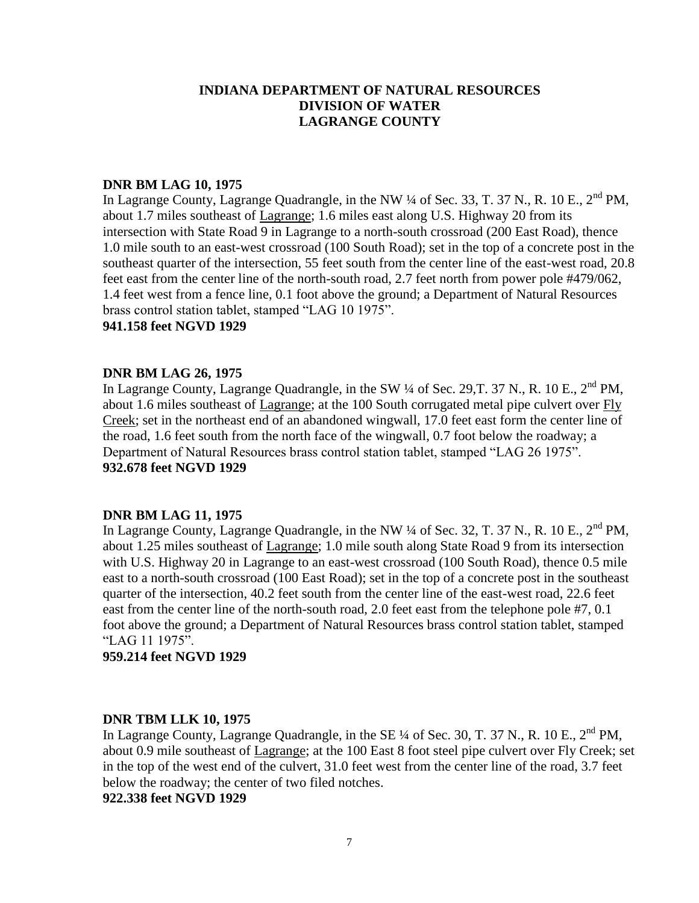**INDIANA DEPARTMENT OF NATURAL RESOURCES**
**DIVISION OF WATER**
**LAGRANGE COUNTY**

**DNR BM LAG 10, 1975**

In Lagrange County, Lagrange Quadrangle, in the NW ¼ of Sec. 33, T. 37 N., R. 10 E., 2nd PM, about 1.7 miles southeast of Lagrange; 1.6 miles east along U.S. Highway 20 from its intersection with State Road 9 in Lagrange to a north-south crossroad (200 East Road), thence 1.0 mile south to an east-west crossroad (100 South Road); set in the top of a concrete post in the southeast quarter of the intersection, 55 feet south from the center line of the east-west road, 20.8 feet east from the center line of the north-south road, 2.7 feet north from power pole #479/062, 1.4 feet west from a fence line, 0.1 foot above the ground; a Department of Natural Resources brass control station tablet, stamped "LAG 10 1975".

**941.158 feet NGVD 1929**

**DNR BM LAG 26, 1975**

In Lagrange County, Lagrange Quadrangle, in the SW ¼ of Sec. 29,T. 37 N., R. 10 E., 2nd PM, about 1.6 miles southeast of Lagrange; at the 100 South corrugated metal pipe culvert over Fly Creek; set in the northeast end of an abandoned wingwall, 17.0 feet east form the center line of the road, 1.6 feet south from the north face of the wingwall, 0.7 foot below the roadway; a Department of Natural Resources brass control station tablet, stamped "LAG 26 1975".

**932.678 feet NGVD 1929**

**DNR BM LAG 11, 1975**

In Lagrange County, Lagrange Quadrangle, in the NW ¼ of Sec. 32, T. 37 N., R. 10 E., 2nd PM, about 1.25 miles southeast of Lagrange; 1.0 mile south along State Road 9 from its intersection with U.S. Highway 20 in Lagrange to an east-west crossroad (100 South Road), thence 0.5 mile east to a north-south crossroad (100 East Road); set in the top of a concrete post in the southeast quarter of the intersection, 40.2 feet south from the center line of the east-west road, 22.6 feet east from the center line of the north-south road, 2.0 feet east from the telephone pole #7, 0.1 foot above the ground; a Department of Natural Resources brass control station tablet, stamped "LAG 11 1975".

**959.214 feet NGVD 1929**

**DNR TBM LLK 10, 1975**

In Lagrange County, Lagrange Quadrangle, in the SE ¼ of Sec. 30, T. 37 N., R. 10 E., 2nd PM, about 0.9 mile southeast of Lagrange; at the 100 East 8 foot steel pipe culvert over Fly Creek; set in the top of the west end of the culvert, 31.0 feet west from the center line of the road, 3.7 feet below the roadway; the center of two filed notches.

**922.338 feet NGVD 1929**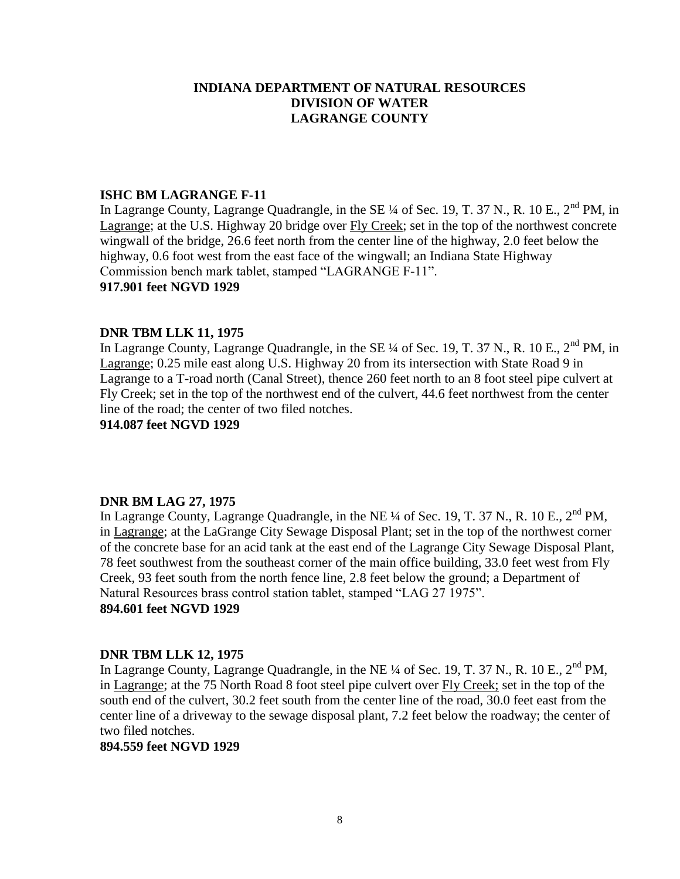# INDIANA DEPARTMENT OF NATURAL RESOURCES
# DIVISION OF WATER
# LAGRANGE COUNTY

**ISHC BM LAGRANGE F-11**

In Lagrange County, Lagrange Quadrangle, in the SE ¼ of Sec. 19, T. 37 N., R. 10 E., 2nd PM, in Lagrange; at the U.S. Highway 20 bridge over Fly Creek; set in the top of the northwest concrete wingwall of the bridge, 26.6 feet north from the center line of the highway, 2.0 feet below the highway, 0.6 foot west from the east face of the wingwall; an Indiana State Highway Commission bench mark tablet, stamped "LAGRANGE F-11".

**917.901 feet NGVD 1929**

**DNR TBM LLK 11, 1975**

In Lagrange County, Lagrange Quadrangle, in the SE ¼ of Sec. 19, T. 37 N., R. 10 E., 2nd PM, in Lagrange; 0.25 mile east along U.S. Highway 20 from its intersection with State Road 9 in Lagrange to a T-road north (Canal Street), thence 260 feet north to an 8 foot steel pipe culvert at Fly Creek; set in the top of the northwest end of the culvert, 44.6 feet northwest from the center line of the road; the center of two filed notches.

**914.087 feet NGVD 1929**

**DNR BM LAG 27, 1975**

In Lagrange County, Lagrange Quadrangle, in the NE ¼ of Sec. 19, T. 37 N., R. 10 E., 2nd PM, in Lagrange; at the LaGrange City Sewage Disposal Plant; set in the top of the northwest corner of the concrete base for an acid tank at the east end of the Lagrange City Sewage Disposal Plant, 78 feet southwest from the southeast corner of the main office building, 33.0 feet west from Fly Creek, 93 feet south from the north fence line, 2.8 feet below the ground; a Department of Natural Resources brass control station tablet, stamped "LAG 27 1975".

**894.601 feet NGVD 1929**

**DNR TBM LLK 12, 1975**

In Lagrange County, Lagrange Quadrangle, in the NE ¼ of Sec. 19, T. 37 N., R. 10 E., 2nd PM, in Lagrange; at the 75 North Road 8 foot steel pipe culvert over Fly Creek; set in the top of the south end of the culvert, 30.2 feet south from the center line of the road, 30.0 feet east from the center line of a driveway to the sewage disposal plant, 7.2 feet below the roadway; the center of two filed notches.

**894.559 feet NGVD 1929**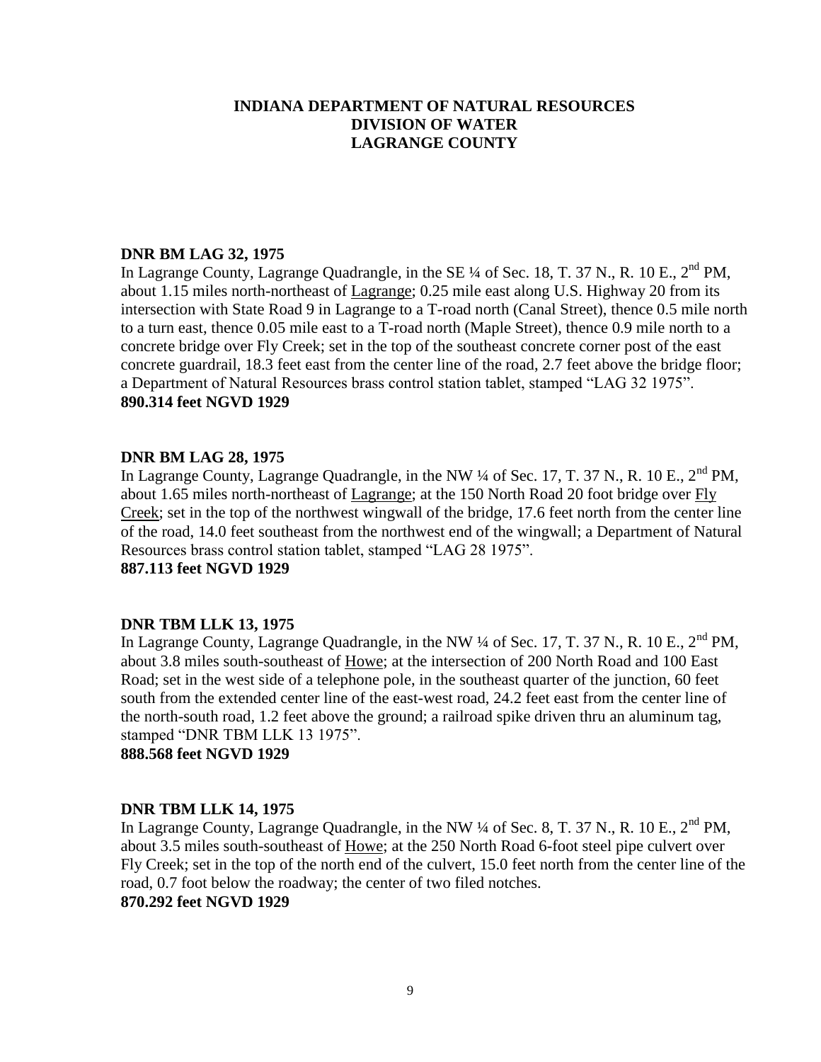# INDIANA DEPARTMENT OF NATURAL RESOURCES
# DIVISION OF WATER
# LAGRANGE COUNTY

**DNR BM LAG 32, 1975**

In Lagrange County, Lagrange Quadrangle, in the SE ¼ of Sec. 18, T. 37 N., R. 10 E., 2nd PM, about 1.15 miles north-northeast of Lagrange; 0.25 mile east along U.S. Highway 20 from its intersection with State Road 9 in Lagrange to a T-road north (Canal Street), thence 0.5 mile north to a turn east, thence 0.05 mile east to a T-road north (Maple Street), thence 0.9 mile north to a concrete bridge over Fly Creek; set in the top of the southeast concrete corner post of the east concrete guardrail, 18.3 feet east from the center line of the road, 2.7 feet above the bridge floor; a Department of Natural Resources brass control station tablet, stamped "LAG 32 1975".

**890.314 feet NGVD 1929**

**DNR BM LAG 28, 1975**

In Lagrange County, Lagrange Quadrangle, in the NW ¼ of Sec. 17, T. 37 N., R. 10 E., 2nd PM, about 1.65 miles north-northeast of Lagrange; at the 150 North Road 20 foot bridge over Fly Creek; set in the top of the northwest wingwall of the bridge, 17.6 feet north from the center line of the road, 14.0 feet southeast from the northwest end of the wingwall; a Department of Natural Resources brass control station tablet, stamped "LAG 28 1975".

**887.113 feet NGVD 1929**

**DNR TBM LLK 13, 1975**

In Lagrange County, Lagrange Quadrangle, in the NW ¼ of Sec. 17, T. 37 N., R. 10 E., 2nd PM, about 3.8 miles south-southeast of Howe; at the intersection of 200 North Road and 100 East Road; set in the west side of a telephone pole, in the southeast quarter of the junction, 60 feet south from the extended center line of the east-west road, 24.2 feet east from the center line of the north-south road, 1.2 feet above the ground; a railroad spike driven thru an aluminum tag, stamped "DNR TBM LLK 13 1975".

**888.568 feet NGVD 1929**

**DNR TBM LLK 14, 1975**

In Lagrange County, Lagrange Quadrangle, in the NW ¼ of Sec. 8, T. 37 N., R. 10 E., 2nd PM, about 3.5 miles south-southeast of Howe; at the 250 North Road 6-foot steel pipe culvert over Fly Creek; set in the top of the north end of the culvert, 15.0 feet north from the center line of the road, 0.7 foot below the roadway; the center of two filed notches.

**870.292 feet NGVD 1929**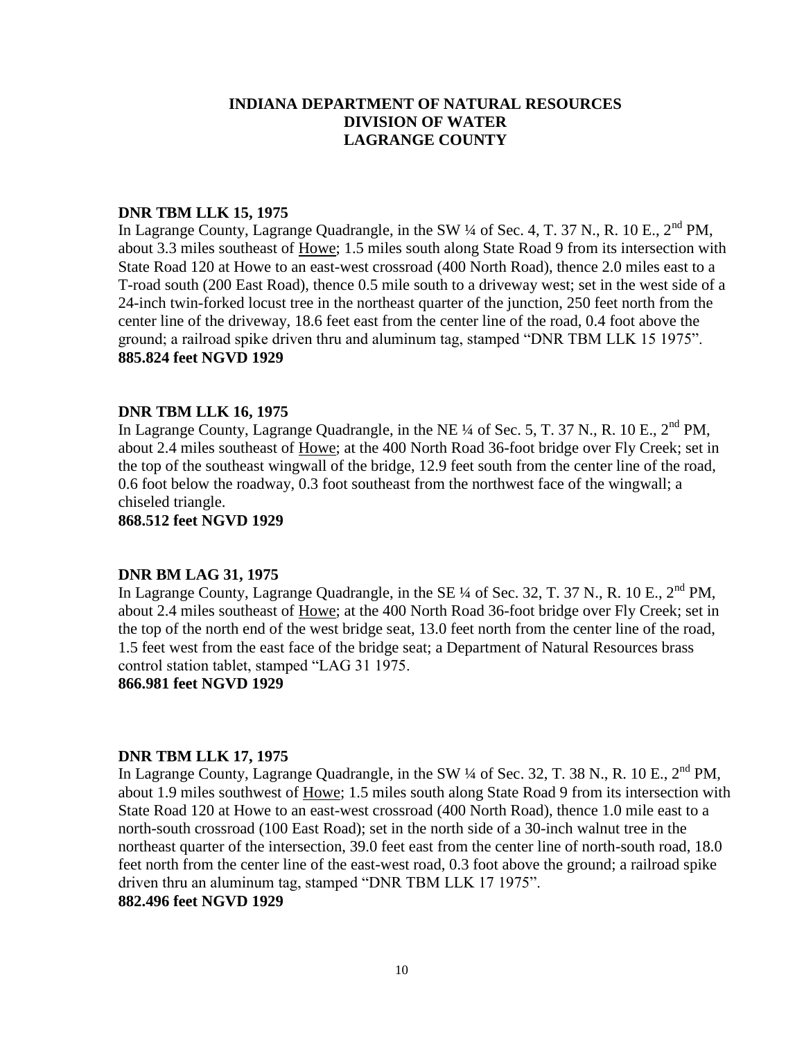**INDIANA DEPARTMENT OF NATURAL RESOURCES**
**DIVISION OF WATER**
**LAGRANGE COUNTY**

**DNR TBM LLK 15, 1975**

In Lagrange County, Lagrange Quadrangle, in the SW ¼ of Sec. 4, T. 37 N., R. 10 E., 2nd PM, about 3.3 miles southeast of Howe; 1.5 miles south along State Road 9 from its intersection with State Road 120 at Howe to an east-west crossroad (400 North Road), thence 2.0 miles east to a T-road south (200 East Road), thence 0.5 mile south to a driveway west; set in the west side of a 24-inch twin-forked locust tree in the northeast quarter of the junction, 250 feet north from the center line of the driveway, 18.6 feet east from the center line of the road, 0.4 foot above the ground; a railroad spike driven thru and aluminum tag, stamped "DNR TBM LLK 15 1975".
**885.824 feet NGVD 1929**

**DNR TBM LLK 16, 1975**

In Lagrange County, Lagrange Quadrangle, in the NE ¼ of Sec. 5, T. 37 N., R. 10 E., 2nd PM, about 2.4 miles southeast of Howe; at the 400 North Road 36-foot bridge over Fly Creek; set in the top of the southeast wingwall of the bridge, 12.9 feet south from the center line of the road, 0.6 foot below the roadway, 0.3 foot southeast from the northwest face of the wingwall; a chiseled triangle.
**868.512 feet NGVD 1929**

**DNR BM LAG 31, 1975**

In Lagrange County, Lagrange Quadrangle, in the SE ¼ of Sec. 32, T. 37 N., R. 10 E., 2nd PM, about 2.4 miles southeast of Howe; at the 400 North Road 36-foot bridge over Fly Creek; set in the top of the north end of the west bridge seat, 13.0 feet north from the center line of the road, 1.5 feet west from the east face of the bridge seat; a Department of Natural Resources brass control station tablet, stamped "LAG 31 1975.
**866.981 feet NGVD 1929**

**DNR TBM LLK 17, 1975**

In Lagrange County, Lagrange Quadrangle, in the SW ¼ of Sec. 32, T. 38 N., R. 10 E., 2nd PM, about 1.9 miles southwest of Howe; 1.5 miles south along State Road 9 from its intersection with State Road 120 at Howe to an east-west crossroad (400 North Road), thence 1.0 mile east to a north-south crossroad (100 East Road); set in the north side of a 30-inch walnut tree in the northeast quarter of the intersection, 39.0 feet east from the center line of north-south road, 18.0 feet north from the center line of the east-west road, 0.3 foot above the ground; a railroad spike driven thru an aluminum tag, stamped "DNR TBM LLK 17 1975".
**882.496 feet NGVD 1929**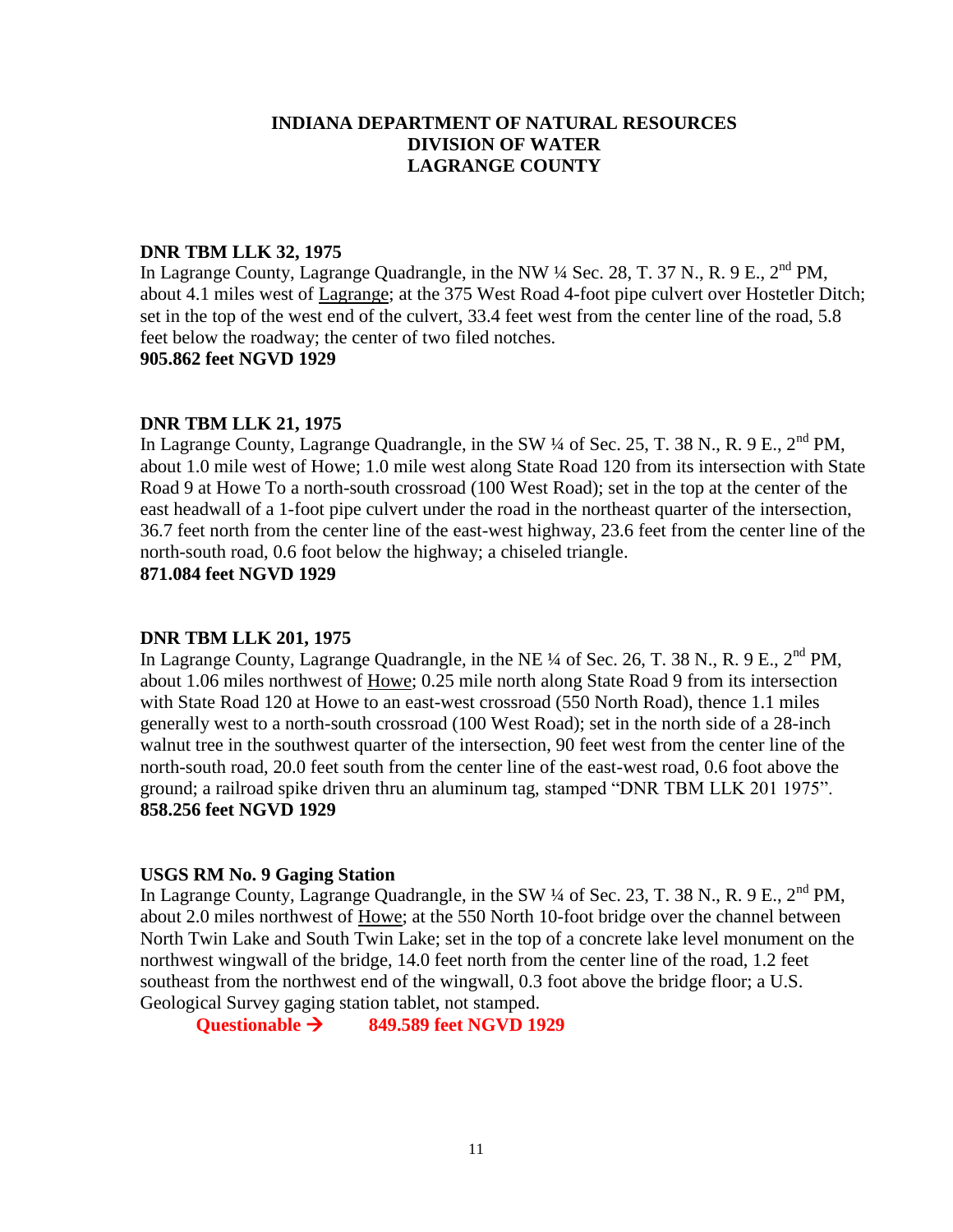**INDIANA DEPARTMENT OF NATURAL RESOURCES**
**DIVISION OF WATER**
**LAGRANGE COUNTY**

**DNR TBM LLK 32, 1975**

In Lagrange County, Lagrange Quadrangle, in the NW ¼ Sec. 28, T. 37 N., R. 9 E., 2nd PM, about 4.1 miles west of Lagrange; at the 375 West Road 4-foot pipe culvert over Hostetler Ditch; set in the top of the west end of the culvert, 33.4 feet west from the center line of the road, 5.8 feet below the roadway; the center of two filed notches.

**905.862 feet NGVD 1929**

**DNR TBM LLK 21, 1975**

In Lagrange County, Lagrange Quadrangle, in the SW ¼ of Sec. 25, T. 38 N., R. 9 E., 2nd PM, about 1.0 mile west of Howe; 1.0 mile west along State Road 120 from its intersection with State Road 9 at Howe To a north-south crossroad (100 West Road); set in the top at the center of the east headwall of a 1-foot pipe culvert under the road in the northeast quarter of the intersection, 36.7 feet north from the center line of the east-west highway, 23.6 feet from the center line of the north-south road, 0.6 foot below the highway; a chiseled triangle.

**871.084 feet NGVD 1929**

**DNR TBM LLK 201, 1975**

In Lagrange County, Lagrange Quadrangle, in the NE ¼ of Sec. 26, T. 38 N., R. 9 E., 2nd PM, about 1.06 miles northwest of Howe; 0.25 mile north along State Road 9 from its intersection with State Road 120 at Howe to an east-west crossroad (550 North Road), thence 1.1 miles generally west to a north-south crossroad (100 West Road); set in the north side of a 28-inch walnut tree in the southwest quarter of the intersection, 90 feet west from the center line of the north-south road, 20.0 feet south from the center line of the east-west road, 0.6 foot above the ground; a railroad spike driven thru an aluminum tag, stamped "DNR TBM LLK 201 1975".

**858.256 feet NGVD 1929**

**USGS RM No. 9 Gaging Station**

In Lagrange County, Lagrange Quadrangle, in the SW ¼ of Sec. 23, T. 38 N., R. 9 E., 2nd PM, about 2.0 miles northwest of Howe; at the 550 North 10-foot bridge over the channel between North Twin Lake and South Twin Lake; set in the top of a concrete lake level monument on the northwest wingwall of the bridge, 14.0 feet north from the center line of the road, 1.2 feet southeast from the northwest end of the wingwall, 0.3 foot above the bridge floor; a U.S. Geological Survey gaging station tablet, not stamped.

**Questionable → 849.589 feet NGVD 1929**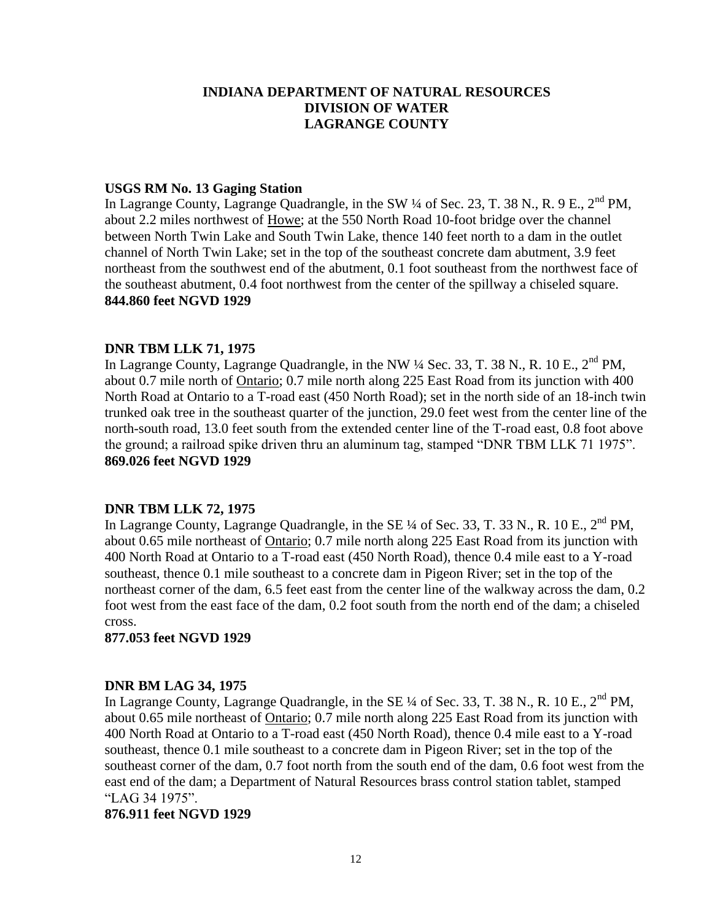# INDIANA DEPARTMENT OF NATURAL RESOURCES
# DIVISION OF WATER
# LAGRANGE COUNTY

**USGS RM No. 13 Gaging Station**
In Lagrange County, Lagrange Quadrangle, in the SW ¼ of Sec. 23, T. 38 N., R. 9 E., 2nd PM, about 2.2 miles northwest of Howe; at the 550 North Road 10-foot bridge over the channel between North Twin Lake and South Twin Lake, thence 140 feet north to a dam in the outlet channel of North Twin Lake; set in the top of the southeast concrete dam abutment, 3.9 feet northeast from the southwest end of the abutment, 0.1 foot southeast from the northwest face of the southeast abutment, 0.4 foot northwest from the center of the spillway a chiseled square.
**844.860 feet NGVD 1929**

**DNR TBM LLK 71, 1975**
In Lagrange County, Lagrange Quadrangle, in the NW ¼ Sec. 33, T. 38 N., R. 10 E., 2nd PM, about 0.7 mile north of Ontario; 0.7 mile north along 225 East Road from its junction with 400 North Road at Ontario to a T-road east (450 North Road); set in the north side of an 18-inch twin trunked oak tree in the southeast quarter of the junction, 29.0 feet west from the center line of the north-south road, 13.0 feet south from the extended center line of the T-road east, 0.8 foot above the ground; a railroad spike driven thru an aluminum tag, stamped "DNR TBM LLK 71 1975".
**869.026 feet NGVD 1929**

**DNR TBM LLK 72, 1975**
In Lagrange County, Lagrange Quadrangle, in the SE ¼ of Sec. 33, T. 33 N., R. 10 E., 2nd PM, about 0.65 mile northeast of Ontario; 0.7 mile north along 225 East Road from its junction with 400 North Road at Ontario to a T-road east (450 North Road), thence 0.4 mile east to a Y-road southeast, thence 0.1 mile southeast to a concrete dam in Pigeon River; set in the top of the northeast corner of the dam, 6.5 feet east from the center line of the walkway across the dam, 0.2 foot west from the east face of the dam, 0.2 foot south from the north end of the dam; a chiseled cross.
**877.053 feet NGVD 1929**

**DNR BM LAG 34, 1975**
In Lagrange County, Lagrange Quadrangle, in the SE ¼ of Sec. 33, T. 38 N., R. 10 E., 2nd PM, about 0.65 mile northeast of Ontario; 0.7 mile north along 225 East Road from its junction with 400 North Road at Ontario to a T-road east (450 North Road), thence 0.4 mile east to a Y-road southeast, thence 0.1 mile southeast to a concrete dam in Pigeon River; set in the top of the southeast corner of the dam, 0.7 foot north from the south end of the dam, 0.6 foot west from the east end of the dam; a Department of Natural Resources brass control station tablet, stamped "LAG 34 1975".
**876.911 feet NGVD 1929**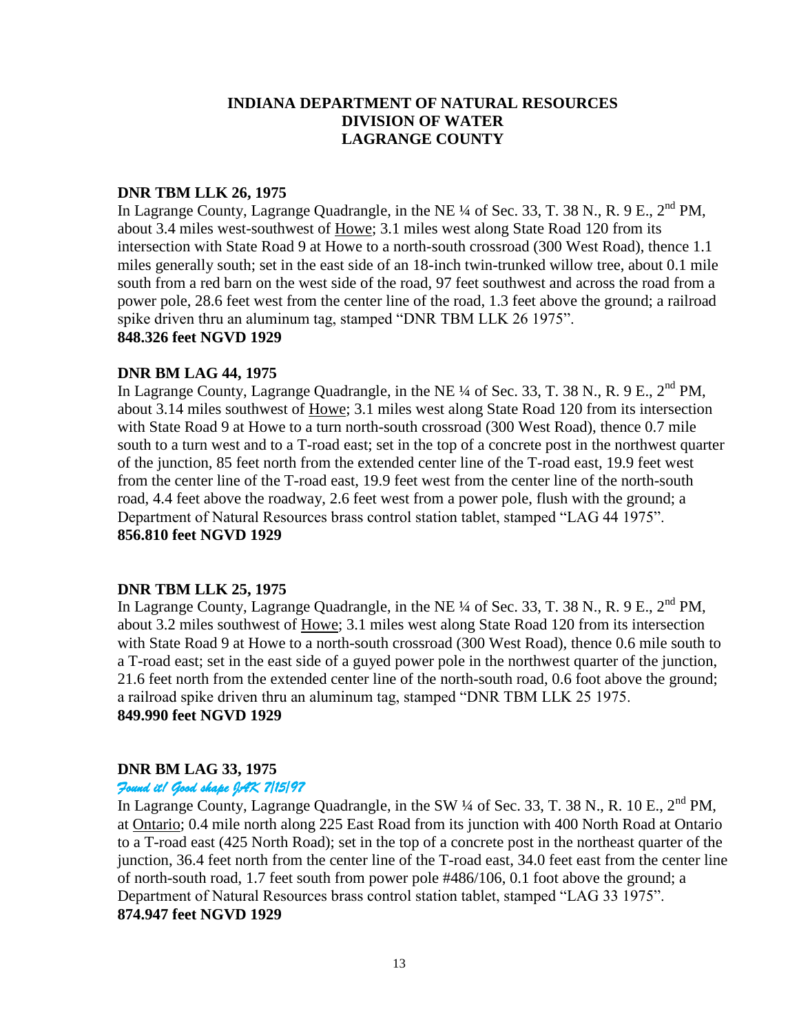**INDIANA DEPARTMENT OF NATURAL RESOURCES**
**DIVISION OF WATER**
**LAGRANGE COUNTY**

**DNR TBM LLK 26, 1975**

In Lagrange County, Lagrange Quadrangle, in the NE ¼ of Sec. 33, T. 38 N., R. 9 E., 2nd PM, about 3.4 miles west-southwest of Howe; 3.1 miles west along State Road 120 from its intersection with State Road 9 at Howe to a north-south crossroad (300 West Road), thence 1.1 miles generally south; set in the east side of an 18-inch twin-trunked willow tree, about 0.1 mile south from a red barn on the west side of the road, 97 feet southwest and across the road from a power pole, 28.6 feet west from the center line of the road, 1.3 feet above the ground; a railroad spike driven thru an aluminum tag, stamped "DNR TBM LLK 26 1975".

**848.326 feet NGVD 1929**

**DNR BM LAG 44, 1975**

In Lagrange County, Lagrange Quadrangle, in the NE ¼ of Sec. 33, T. 38 N., R. 9 E., 2nd PM, about 3.14 miles southwest of Howe; 3.1 miles west along State Road 120 from its intersection with State Road 9 at Howe to a turn north-south crossroad (300 West Road), thence 0.7 mile south to a turn west and to a T-road east; set in the top of a concrete post in the northwest quarter of the junction, 85 feet north from the extended center line of the T-road east, 19.9 feet west from the center line of the T-road east, 19.9 feet west from the center line of the north-south road, 4.4 feet above the roadway, 2.6 feet west from a power pole, flush with the ground; a Department of Natural Resources brass control station tablet, stamped "LAG 44 1975".

**856.810 feet NGVD 1929**

**DNR TBM LLK 25, 1975**

In Lagrange County, Lagrange Quadrangle, in the NE ¼ of Sec. 33, T. 38 N., R. 9 E., 2nd PM, about 3.2 miles southwest of Howe; 3.1 miles west along State Road 120 from its intersection with State Road 9 at Howe to a north-south crossroad (300 West Road), thence 0.6 mile south to a T-road east; set in the east side of a guyed power pole in the northwest quarter of the junction, 21.6 feet north from the extended center line of the north-south road, 0.6 foot above the ground; a railroad spike driven thru an aluminum tag, stamped "DNR TBM LLK 25 1975.

**849.990 feet NGVD 1929**

**DNR BM LAG 33, 1975**

*Found it! Good shape JAK 7/15/97*

In Lagrange County, Lagrange Quadrangle, in the SW ¼ of Sec. 33, T. 38 N., R. 10 E., 2nd PM, at Ontario; 0.4 mile north along 225 East Road from its junction with 400 North Road at Ontario to a T-road east (425 North Road); set in the top of a concrete post in the northeast quarter of the junction, 36.4 feet north from the center line of the T-road east, 34.0 feet east from the center line of north-south road, 1.7 feet south from power pole #486/106, 0.1 foot above the ground; a Department of Natural Resources brass control station tablet, stamped "LAG 33 1975".

**874.947 feet NGVD 1929**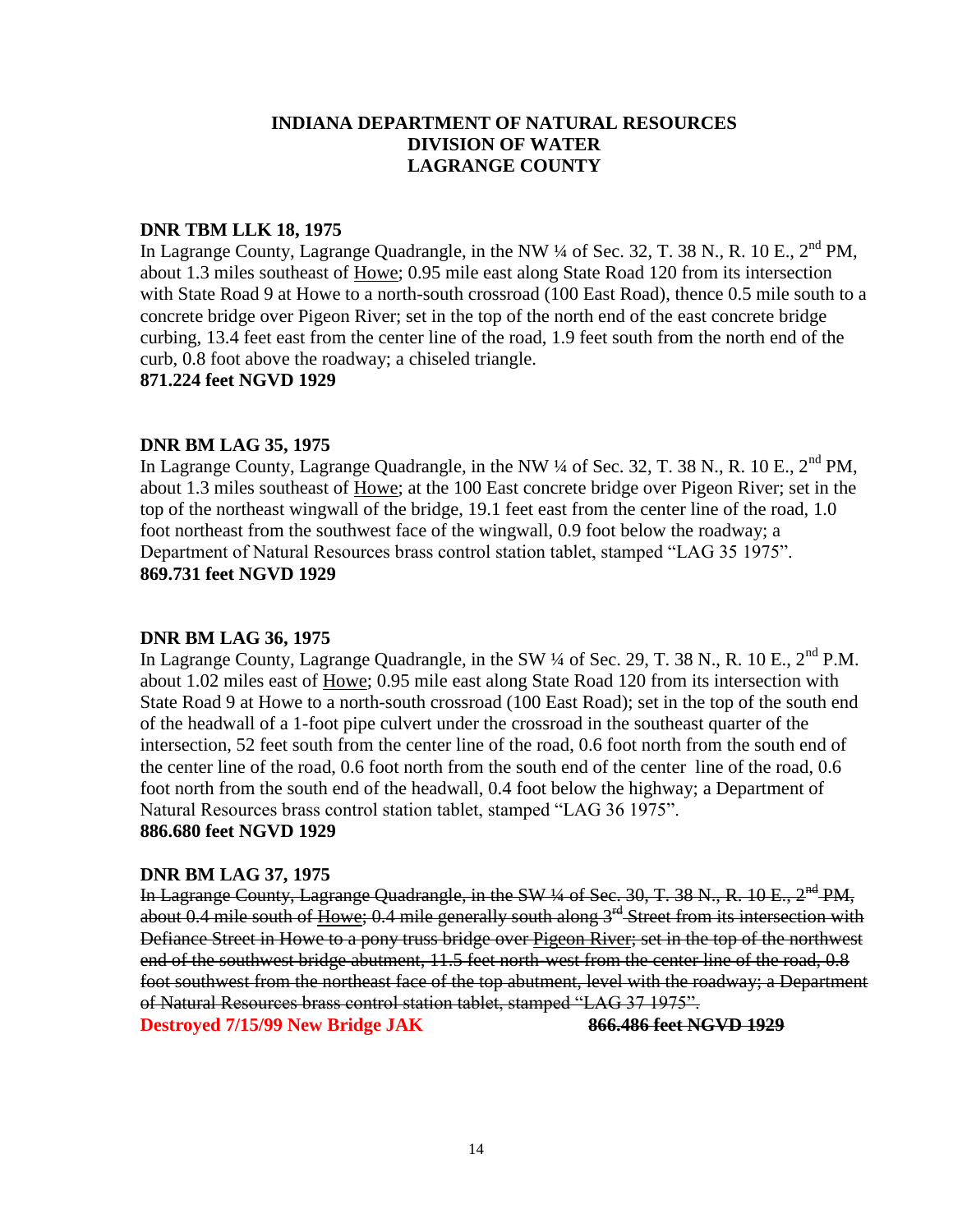**INDIANA DEPARTMENT OF NATURAL RESOURCES**
**DIVISION OF WATER**
**LAGRANGE COUNTY**

**DNR TBM LLK 18, 1975**

In Lagrange County, Lagrange Quadrangle, in the NW ¼ of Sec. 32, T. 38 N., R. 10 E., 2nd PM, about 1.3 miles southeast of Howe; 0.95 mile east along State Road 120 from its intersection with State Road 9 at Howe to a north-south crossroad (100 East Road), thence 0.5 mile south to a concrete bridge over Pigeon River; set in the top of the north end of the east concrete bridge curbing, 13.4 feet east from the center line of the road, 1.9 feet south from the north end of the curb, 0.8 foot above the roadway; a chiseled triangle.

**871.224 feet NGVD 1929**

**DNR BM LAG 35, 1975**

In Lagrange County, Lagrange Quadrangle, in the NW ¼ of Sec. 32, T. 38 N., R. 10 E., 2nd PM, about 1.3 miles southeast of Howe; at the 100 East concrete bridge over Pigeon River; set in the top of the northeast wingwall of the bridge, 19.1 feet east from the center line of the road, 1.0 foot northeast from the southwest face of the wingwall, 0.9 foot below the roadway; a Department of Natural Resources brass control station tablet, stamped "LAG 35 1975".

**869.731 feet NGVD 1929**

**DNR BM LAG 36, 1975**

In Lagrange County, Lagrange Quadrangle, in the SW ¼ of Sec. 29, T. 38 N., R. 10 E., 2nd P.M. about 1.02 miles east of Howe; 0.95 mile east along State Road 120 from its intersection with State Road 9 at Howe to a north-south crossroad (100 East Road); set in the top of the south end of the headwall of a 1-foot pipe culvert under the crossroad in the southeast quarter of the intersection, 52 feet south from the center line of the road, 0.6 foot north from the south end of the center line of the road, 0.6 foot north from the south end of the center line of the road, 0.6 foot north from the south end of the headwall, 0.4 foot below the highway; a Department of Natural Resources brass control station tablet, stamped "LAG 36 1975".

**886.680 feet NGVD 1929**

**DNR BM LAG 37, 1975**

~~In Lagrange County, Lagrange Quadrangle, in the SW ¼ of Sec. 30, T. 38 N., R. 10 E., 2nd PM, about 0.4 mile south of Howe; 0.4 mile generally south along 3rd Street from its intersection with Defiance Street in Howe to a pony truss bridge over Pigeon River; set in the top of the northwest end of the southwest bridge abutment, 11.5 feet north-west from the center line of the road, 0.8 foot southwest from the northeast face of the top abutment, level with the roadway; a Department of Natural Resources brass control station tablet, stamped "LAG 37 1975".~~

**Destroyed 7/15/99 New Bridge JAK** **~~866.486 feet NGVD 1929~~**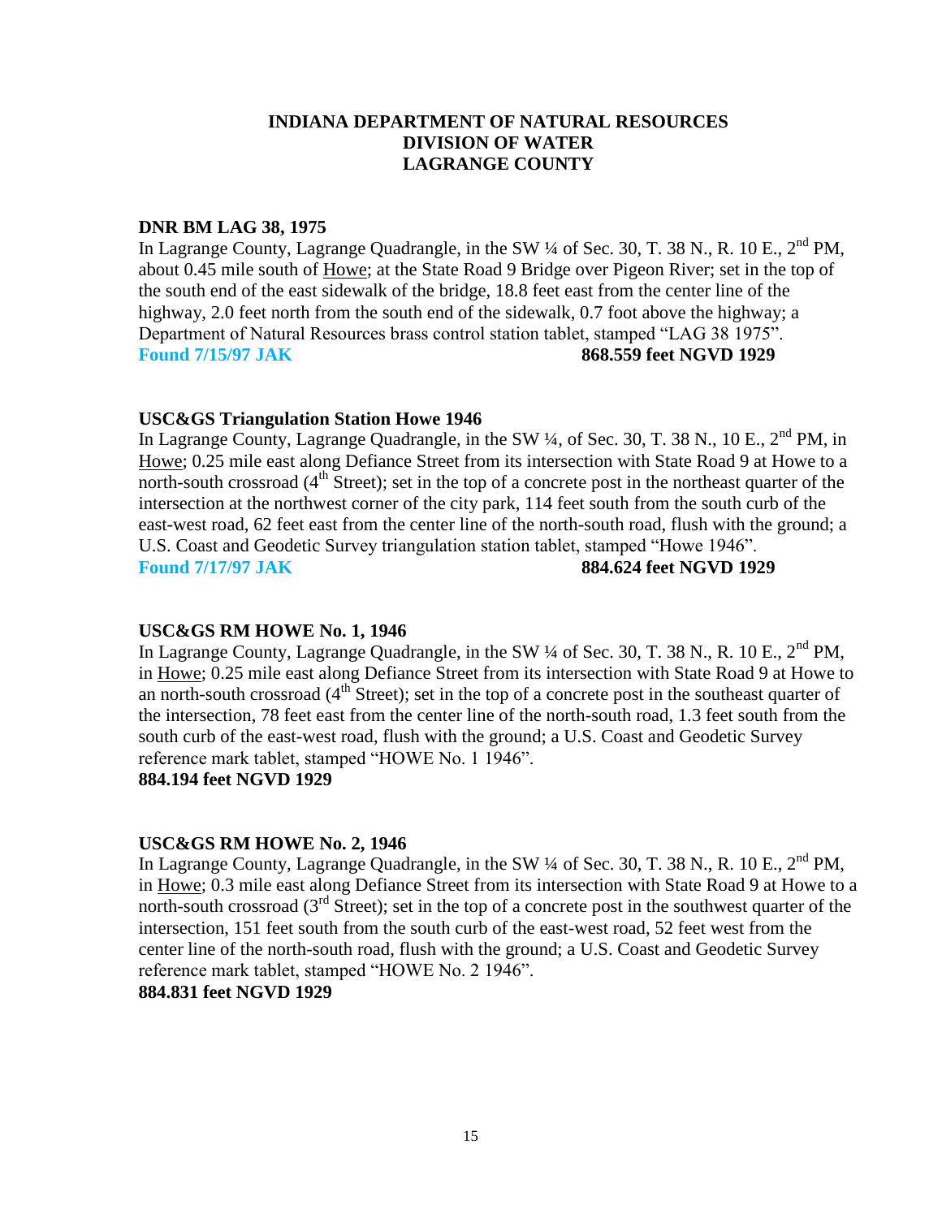**INDIANA DEPARTMENT OF NATURAL RESOURCES**
**DIVISION OF WATER**
**LAGRANGE COUNTY**

**DNR BM LAG 38, 1975**

In Lagrange County, Lagrange Quadrangle, in the SW ¼ of Sec. 30, T. 38 N., R. 10 E., 2nd PM, about 0.45 mile south of Howe; at the State Road 9 Bridge over Pigeon River; set in the top of the south end of the east sidewalk of the bridge, 18.8 feet east from the center line of the highway, 2.0 feet north from the south end of the sidewalk, 0.7 foot above the highway; a Department of Natural Resources brass control station tablet, stamped "LAG 38 1975".

**Found 7/15/97 JAK** **868.559 feet NGVD 1929**

**USC&GS Triangulation Station Howe 1946**

In Lagrange County, Lagrange Quadrangle, in the SW ¼, of Sec. 30, T. 38 N., 10 E., 2nd PM, in Howe; 0.25 mile east along Defiance Street from its intersection with State Road 9 at Howe to a north-south crossroad (4th Street); set in the top of a concrete post in the northeast quarter of the intersection at the northwest corner of the city park, 114 feet south from the south curb of the east-west road, 62 feet east from the center line of the north-south road, flush with the ground; a U.S. Coast and Geodetic Survey triangulation station tablet, stamped "Howe 1946".

**Found 7/17/97 JAK** **884.624 feet NGVD 1929**

**USC&GS RM HOWE No. 1, 1946**

In Lagrange County, Lagrange Quadrangle, in the SW ¼ of Sec. 30, T. 38 N., R. 10 E., 2nd PM, in Howe; 0.25 mile east along Defiance Street from its intersection with State Road 9 at Howe to an north-south crossroad (4th Street); set in the top of a concrete post in the southeast quarter of the intersection, 78 feet east from the center line of the north-south road, 1.3 feet south from the south curb of the east-west road, flush with the ground; a U.S. Coast and Geodetic Survey reference mark tablet, stamped "HOWE No. 1 1946".

**884.194 feet NGVD 1929**

**USC&GS RM HOWE No. 2, 1946**

In Lagrange County, Lagrange Quadrangle, in the SW ¼ of Sec. 30, T. 38 N., R. 10 E., 2nd PM, in Howe; 0.3 mile east along Defiance Street from its intersection with State Road 9 at Howe to a north-south crossroad (3rd Street); set in the top of a concrete post in the southwest quarter of the intersection, 151 feet south from the south curb of the east-west road, 52 feet west from the center line of the north-south road, flush with the ground; a U.S. Coast and Geodetic Survey reference mark tablet, stamped "HOWE No. 2 1946".

**884.831 feet NGVD 1929**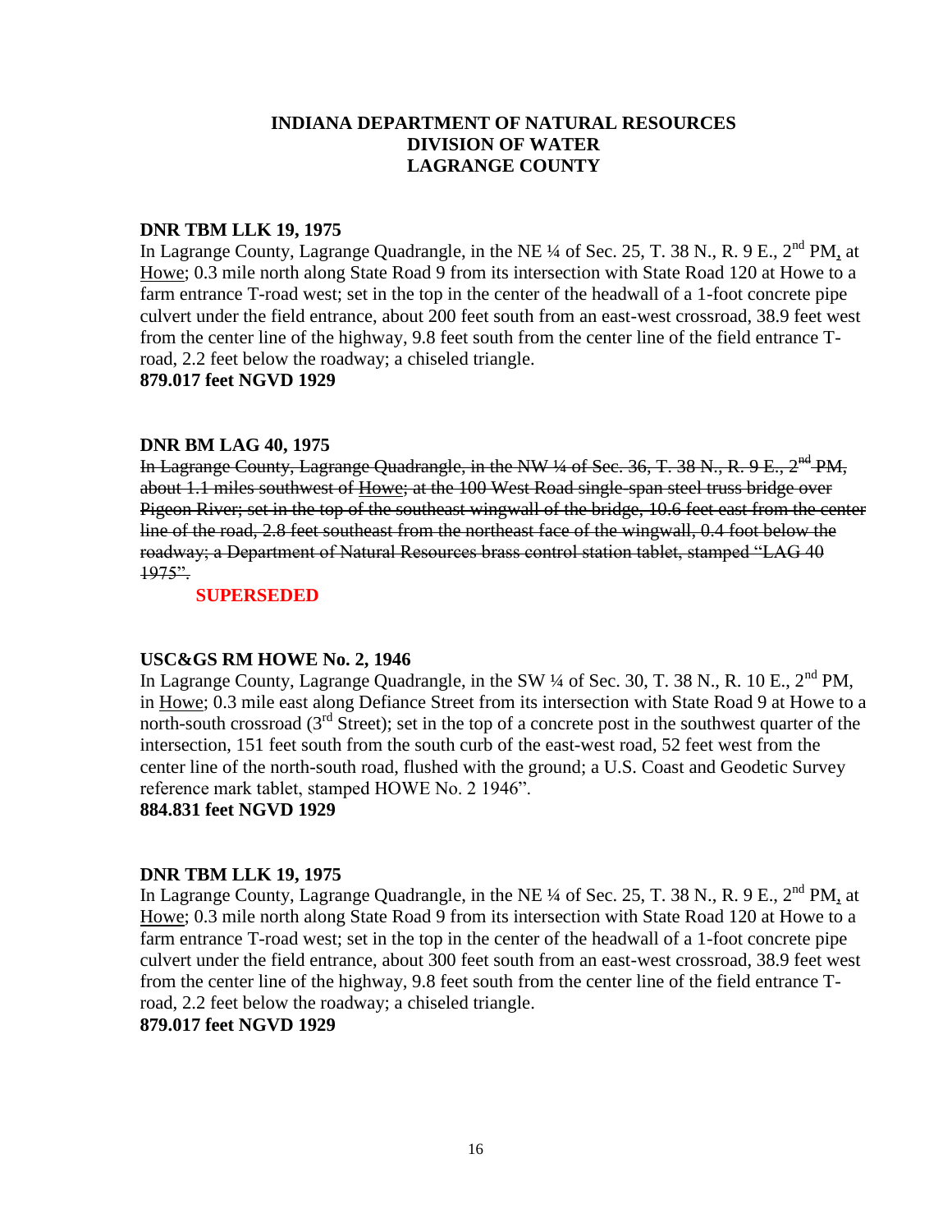# INDIANA DEPARTMENT OF NATURAL RESOURCES
# DIVISION OF WATER
# LAGRANGE COUNTY

**DNR TBM LLK 19, 1975**

In Lagrange County, Lagrange Quadrangle, in the NE ¼ of Sec. 25, T. 38 N., R. 9 E., 2nd PM, at Howe; 0.3 mile north along State Road 9 from its intersection with State Road 120 at Howe to a farm entrance T-road west; set in the top in the center of the headwall of a 1-foot concrete pipe culvert under the field entrance, about 200 feet south from an east-west crossroad, 38.9 feet west from the center line of the highway, 9.8 feet south from the center line of the field entrance T-road, 2.2 feet below the roadway; a chiseled triangle.

**879.017 feet NGVD 1929**

**DNR BM LAG 40, 1975**

~~In Lagrange County, Lagrange Quadrangle, in the NW ¼ of Sec. 36, T. 38 N., R. 9 E., 2nd PM, about 1.1 miles southwest of Howe; at the 100 West Road single-span steel truss bridge over Pigeon River; set in the top of the southeast wingwall of the bridge, 10.6 feet east from the center line of the road, 2.8 feet southeast from the northeast face of the wingwall, 0.4 foot below the roadway; a Department of Natural Resources brass control station tablet, stamped "LAG 40 1975".~~

**SUPERSEDED**

**USC&GS RM HOWE No. 2, 1946**

In Lagrange County, Lagrange Quadrangle, in the SW ¼ of Sec. 30, T. 38 N., R. 10 E., 2nd PM, in Howe; 0.3 mile east along Defiance Street from its intersection with State Road 9 at Howe to a north-south crossroad (3rd Street); set in the top of a concrete post in the southwest quarter of the intersection, 151 feet south from the south curb of the east-west road, 52 feet west from the center line of the north-south road, flushed with the ground; a U.S. Coast and Geodetic Survey reference mark tablet, stamped HOWE No. 2 1946".

**884.831 feet NGVD 1929**

**DNR TBM LLK 19, 1975**

In Lagrange County, Lagrange Quadrangle, in the NE ¼ of Sec. 25, T. 38 N., R. 9 E., 2nd PM, at Howe; 0.3 mile north along State Road 9 from its intersection with State Road 120 at Howe to a farm entrance T-road west; set in the top in the center of the headwall of a 1-foot concrete pipe culvert under the field entrance, about 300 feet south from an east-west crossroad, 38.9 feet west from the center line of the highway, 9.8 feet south from the center line of the field entrance T-road, 2.2 feet below the roadway; a chiseled triangle.

**879.017 feet NGVD 1929**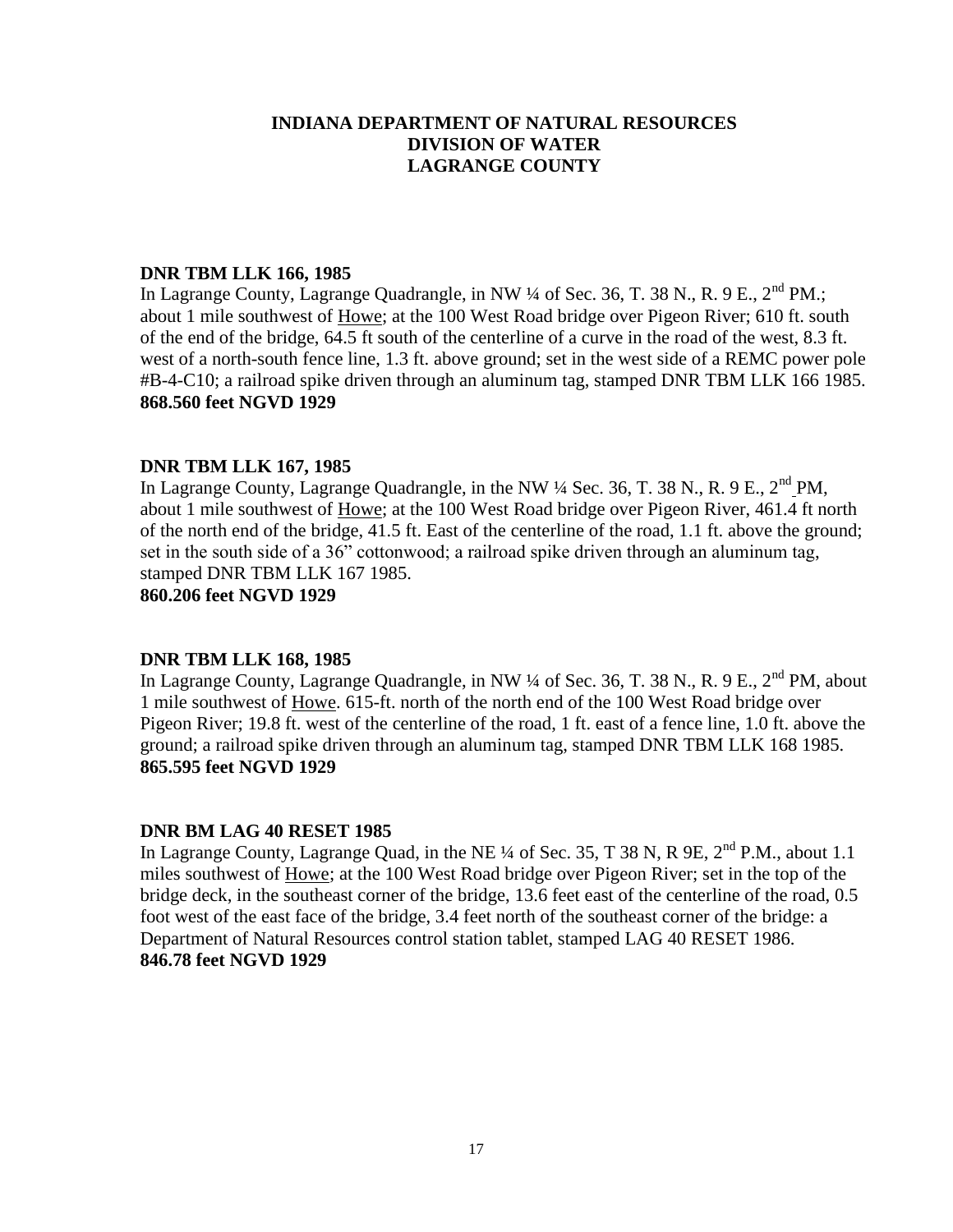# INDIANA DEPARTMENT OF NATURAL RESOURCES
# DIVISION OF WATER
# LAGRANGE COUNTY

**DNR TBM LLK 166, 1985**

In Lagrange County, Lagrange Quadrangle, in NW ¼ of Sec. 36, T. 38 N., R. 9 E., 2nd PM.; about 1 mile southwest of Howe; at the 100 West Road bridge over Pigeon River; 610 ft. south of the end of the bridge, 64.5 ft south of the centerline of a curve in the road of the west, 8.3 ft. west of a north-south fence line, 1.3 ft. above ground; set in the west side of a REMC power pole #B-4-C10; a railroad spike driven through an aluminum tag, stamped DNR TBM LLK 166 1985.

**868.560 feet NGVD 1929**

**DNR TBM LLK 167, 1985**

In Lagrange County, Lagrange Quadrangle, in the NW ¼ Sec. 36, T. 38 N., R. 9 E., 2nd PM, about 1 mile southwest of Howe; at the 100 West Road bridge over Pigeon River, 461.4 ft north of the north end of the bridge, 41.5 ft. East of the centerline of the road, 1.1 ft. above the ground; set in the south side of a 36" cottonwood; a railroad spike driven through an aluminum tag, stamped DNR TBM LLK 167 1985.

**860.206 feet NGVD 1929**

**DNR TBM LLK 168, 1985**

In Lagrange County, Lagrange Quadrangle, in NW ¼ of Sec. 36, T. 38 N., R. 9 E., 2nd PM, about 1 mile southwest of Howe. 615-ft. north of the north end of the 100 West Road bridge over Pigeon River; 19.8 ft. west of the centerline of the road, 1 ft. east of a fence line, 1.0 ft. above the ground; a railroad spike driven through an aluminum tag, stamped DNR TBM LLK 168 1985.

**865.595 feet NGVD 1929**

**DNR BM LAG 40 RESET 1985**

In Lagrange County, Lagrange Quad, in the NE ¼ of Sec. 35, T 38 N, R 9E, 2nd P.M., about 1.1 miles southwest of Howe; at the 100 West Road bridge over Pigeon River; set in the top of the bridge deck, in the southeast corner of the bridge, 13.6 feet east of the centerline of the road, 0.5 foot west of the east face of the bridge, 3.4 feet north of the southeast corner of the bridge: a Department of Natural Resources control station tablet, stamped LAG 40 RESET 1986.

**846.78 feet NGVD 1929**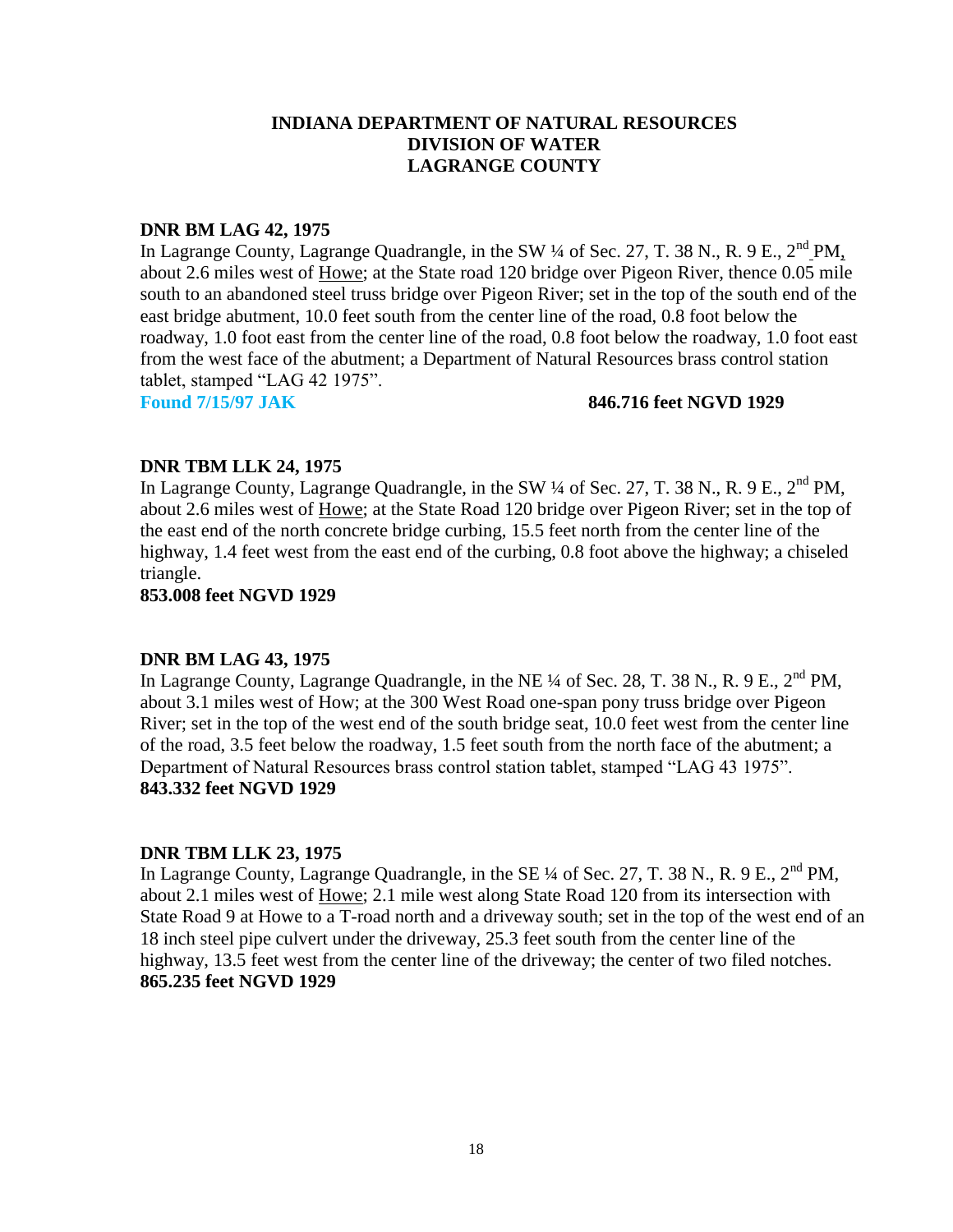**INDIANA DEPARTMENT OF NATURAL RESOURCES**
**DIVISION OF WATER**
**LAGRANGE COUNTY**

**DNR BM LAG 42, 1975**

In Lagrange County, Lagrange Quadrangle, in the SW ¼ of Sec. 27, T. 38 N., R. 9 E., 2nd PM, about 2.6 miles west of Howe; at the State road 120 bridge over Pigeon River, thence 0.05 mile south to an abandoned steel truss bridge over Pigeon River; set in the top of the south end of the east bridge abutment, 10.0 feet south from the center line of the road, 0.8 foot below the roadway, 1.0 foot east from the center line of the road, 0.8 foot below the roadway, 1.0 foot east from the west face of the abutment; a Department of Natural Resources brass control station tablet, stamped “LAG 42 1975”.

**Found 7/15/97 JAK** **846.716 feet NGVD 1929**

**DNR TBM LLK 24, 1975**

In Lagrange County, Lagrange Quadrangle, in the SW ¼ of Sec. 27, T. 38 N., R. 9 E., 2nd PM, about 2.6 miles west of Howe; at the State Road 120 bridge over Pigeon River; set in the top of the east end of the north concrete bridge curbing, 15.5 feet north from the center line of the highway, 1.4 feet west from the east end of the curbing, 0.8 foot above the highway; a chiseled triangle.

**853.008 feet NGVD 1929**

**DNR BM LAG 43, 1975**

In Lagrange County, Lagrange Quadrangle, in the NE ¼ of Sec. 28, T. 38 N., R. 9 E., 2nd PM, about 3.1 miles west of How; at the 300 West Road one-span pony truss bridge over Pigeon River; set in the top of the west end of the south bridge seat, 10.0 feet west from the center line of the road, 3.5 feet below the roadway, 1.5 feet south from the north face of the abutment; a Department of Natural Resources brass control station tablet, stamped “LAG 43 1975”.

**843.332 feet NGVD 1929**

**DNR TBM LLK 23, 1975**

In Lagrange County, Lagrange Quadrangle, in the SE ¼ of Sec. 27, T. 38 N., R. 9 E., 2nd PM, about 2.1 miles west of Howe; 2.1 mile west along State Road 120 from its intersection with State Road 9 at Howe to a T-road north and a driveway south; set in the top of the west end of an 18 inch steel pipe culvert under the driveway, 25.3 feet south from the center line of the highway, 13.5 feet west from the center line of the driveway; the center of two filed notches.

**865.235 feet NGVD 1929**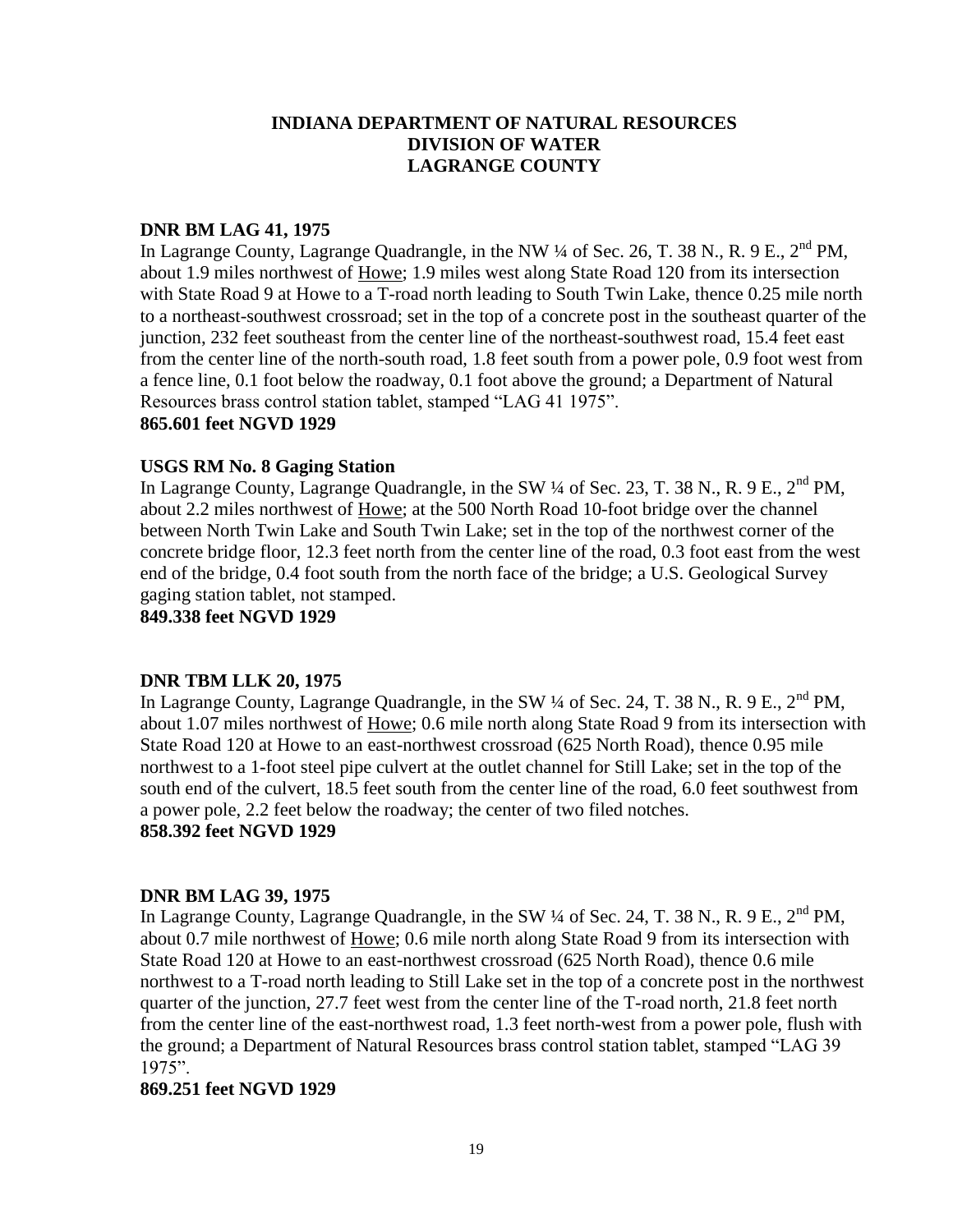# INDIANA DEPARTMENT OF NATURAL RESOURCES
# DIVISION OF WATER
# LAGRANGE COUNTY

**DNR BM LAG 41, 1975**

In Lagrange County, Lagrange Quadrangle, in the NW ¼ of Sec. 26, T. 38 N., R. 9 E., 2nd PM, about 1.9 miles northwest of Howe; 1.9 miles west along State Road 120 from its intersection with State Road 9 at Howe to a T-road north leading to South Twin Lake, thence 0.25 mile north to a northeast-southwest crossroad; set in the top of a concrete post in the southeast quarter of the junction, 232 feet southeast from the center line of the northeast-southwest road, 15.4 feet east from the center line of the north-south road, 1.8 feet south from a power pole, 0.9 foot west from a fence line, 0.1 foot below the roadway, 0.1 foot above the ground; a Department of Natural Resources brass control station tablet, stamped "LAG 41 1975".

**865.601 feet NGVD 1929**

**USGS RM No. 8 Gaging Station**

In Lagrange County, Lagrange Quadrangle, in the SW ¼ of Sec. 23, T. 38 N., R. 9 E., 2nd PM, about 2.2 miles northwest of Howe; at the 500 North Road 10-foot bridge over the channel between North Twin Lake and South Twin Lake; set in the top of the northwest corner of the concrete bridge floor, 12.3 feet north from the center line of the road, 0.3 foot east from the west end of the bridge, 0.4 foot south from the north face of the bridge; a U.S. Geological Survey gaging station tablet, not stamped.

**849.338 feet NGVD 1929**

**DNR TBM LLK 20, 1975**

In Lagrange County, Lagrange Quadrangle, in the SW ¼ of Sec. 24, T. 38 N., R. 9 E., 2nd PM, about 1.07 miles northwest of Howe; 0.6 mile north along State Road 9 from its intersection with State Road 120 at Howe to an east-northwest crossroad (625 North Road), thence 0.95 mile northwest to a 1-foot steel pipe culvert at the outlet channel for Still Lake; set in the top of the south end of the culvert, 18.5 feet south from the center line of the road, 6.0 feet southwest from a power pole, 2.2 feet below the roadway; the center of two filed notches.

**858.392 feet NGVD 1929**

**DNR BM LAG 39, 1975**

In Lagrange County, Lagrange Quadrangle, in the SW ¼ of Sec. 24, T. 38 N., R. 9 E., 2nd PM, about 0.7 mile northwest of Howe; 0.6 mile north along State Road 9 from its intersection with State Road 120 at Howe to an east-northwest crossroad (625 North Road), thence 0.6 mile northwest to a T-road north leading to Still Lake set in the top of a concrete post in the northwest quarter of the junction, 27.7 feet west from the center line of the T-road north, 21.8 feet north from the center line of the east-northwest road, 1.3 feet north-west from a power pole, flush with the ground; a Department of Natural Resources brass control station tablet, stamped "LAG 39 1975".

**869.251 feet NGVD 1929**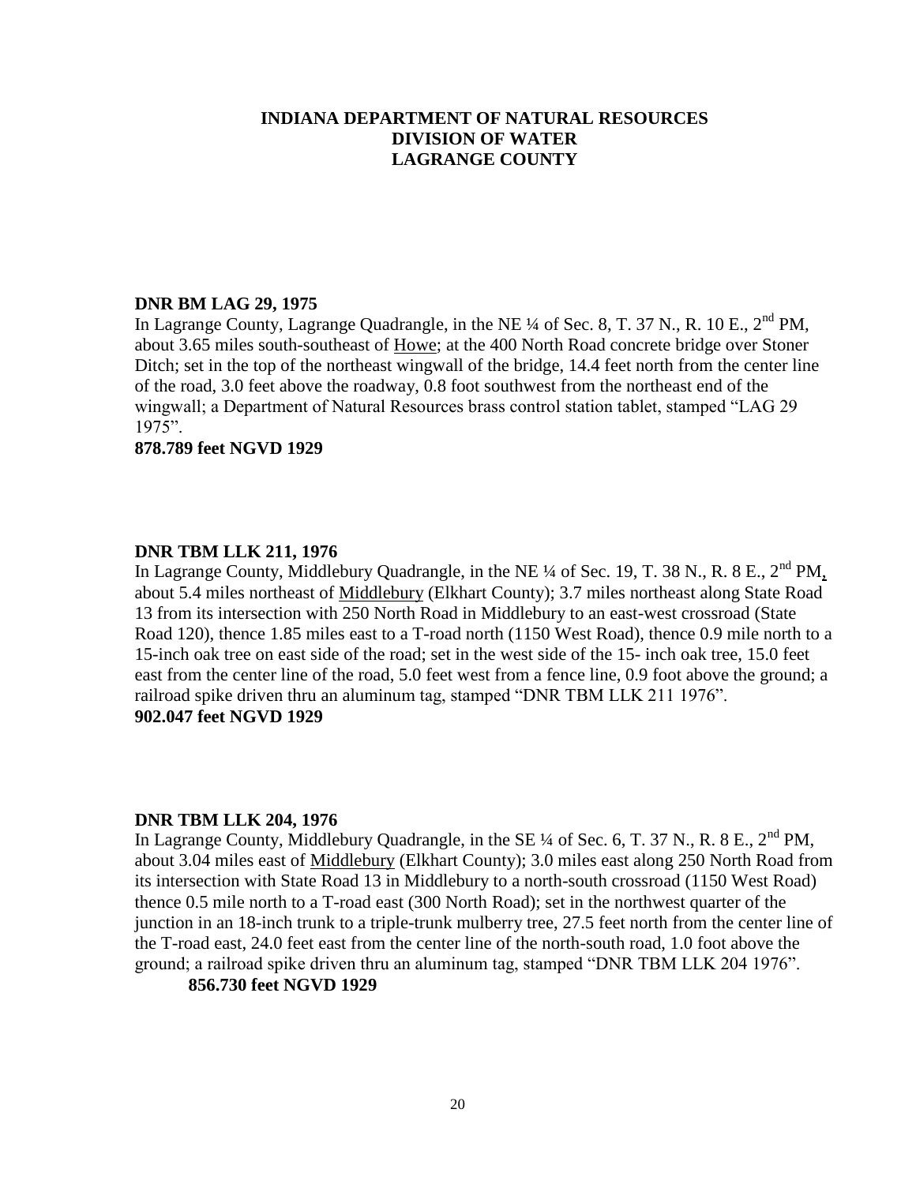**INDIANA DEPARTMENT OF NATURAL RESOURCES**
**DIVISION OF WATER**
**LAGRANGE COUNTY**

**DNR BM LAG 29, 1975**

In Lagrange County, Lagrange Quadrangle, in the NE ¼ of Sec. 8, T. 37 N., R. 10 E., 2nd PM, about 3.65 miles south-southeast of Howe; at the 400 North Road concrete bridge over Stoner Ditch; set in the top of the northeast wingwall of the bridge, 14.4 feet north from the center line of the road, 3.0 feet above the roadway, 0.8 foot southwest from the northeast end of the wingwall; a Department of Natural Resources brass control station tablet, stamped "LAG 29 1975".

**878.789 feet NGVD 1929**

**DNR TBM LLK 211, 1976**

In Lagrange County, Middlebury Quadrangle, in the NE ¼ of Sec. 19, T. 38 N., R. 8 E., 2nd PM, about 5.4 miles northeast of Middlebury (Elkhart County); 3.7 miles northeast along State Road 13 from its intersection with 250 North Road in Middlebury to an east-west crossroad (State Road 120), thence 1.85 miles east to a T-road north (1150 West Road), thence 0.9 mile north to a 15-inch oak tree on east side of the road; set in the west side of the 15- inch oak tree, 15.0 feet east from the center line of the road, 5.0 feet west from a fence line, 0.9 foot above the ground; a railroad spike driven thru an aluminum tag, stamped "DNR TBM LLK 211 1976".

**902.047 feet NGVD 1929**

**DNR TBM LLK 204, 1976**

In Lagrange County, Middlebury Quadrangle, in the SE ¼ of Sec. 6, T. 37 N., R. 8 E., 2nd PM, about 3.04 miles east of Middlebury (Elkhart County); 3.0 miles east along 250 North Road from its intersection with State Road 13 in Middlebury to a north-south crossroad (1150 West Road) thence 0.5 mile north to a T-road east (300 North Road); set in the northwest quarter of the junction in an 18-inch trunk to a triple-trunk mulberry tree, 27.5 feet north from the center line of the T-road east, 24.0 feet east from the center line of the north-south road, 1.0 foot above the ground; a railroad spike driven thru an aluminum tag, stamped "DNR TBM LLK 204 1976".

**856.730 feet NGVD 1929**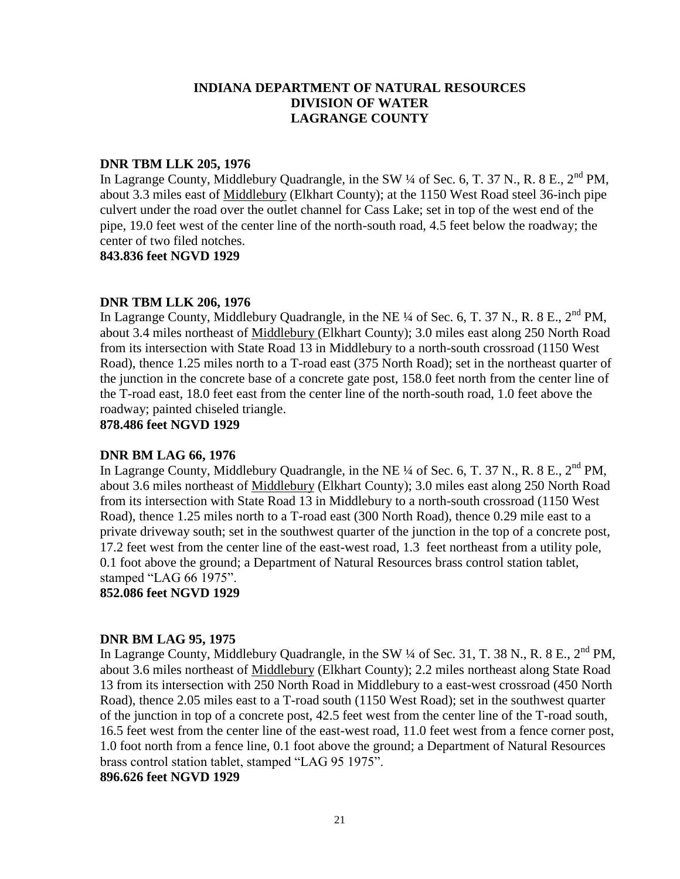# INDIANA DEPARTMENT OF NATURAL RESOURCES
# DIVISION OF WATER
# LAGRANGE COUNTY

**DNR TBM LLK 205, 1976**
In Lagrange County, Middlebury Quadrangle, in the SW ¼ of Sec. 6, T. 37 N., R. 8 E., 2nd PM, about 3.3 miles east of Middlebury (Elkhart County); at the 1150 West Road steel 36-inch pipe culvert under the road over the outlet channel for Cass Lake; set in top of the west end of the pipe, 19.0 feet west of the center line of the north-south road, 4.5 feet below the roadway; the center of two filed notches.
**843.836 feet NGVD 1929**

**DNR TBM LLK 206, 1976**
In Lagrange County, Middlebury Quadrangle, in the NE ¼ of Sec. 6, T. 37 N., R. 8 E., 2nd PM, about 3.4 miles northeast of Middlebury (Elkhart County); 3.0 miles east along 250 North Road from its intersection with State Road 13 in Middlebury to a north-south crossroad (1150 West Road), thence 1.25 miles north to a T-road east (375 North Road); set in the northeast quarter of the junction in the concrete base of a concrete gate post, 158.0 feet north from the center line of the T-road east, 18.0 feet east from the center line of the north-south road, 1.0 feet above the roadway; painted chiseled triangle.
**878.486 feet NGVD 1929**

**DNR BM LAG 66, 1976**
In Lagrange County, Middlebury Quadrangle, in the NE ¼ of Sec. 6, T. 37 N., R. 8 E., 2nd PM, about 3.6 miles northeast of Middlebury (Elkhart County); 3.0 miles east along 250 North Road from its intersection with State Road 13 in Middlebury to a north-south crossroad (1150 West Road), thence 1.25 miles north to a T-road east (300 North Road), thence 0.29 mile east to a private driveway south; set in the southwest quarter of the junction in the top of a concrete post, 17.2 feet west from the center line of the east-west road, 1.3 feet northeast from a utility pole, 0.1 foot above the ground; a Department of Natural Resources brass control station tablet, stamped "LAG 66 1975".
**852.086 feet NGVD 1929**

**DNR BM LAG 95, 1975**
In Lagrange County, Middlebury Quadrangle, in the SW ¼ of Sec. 31, T. 38 N., R. 8 E., 2nd PM, about 3.6 miles northeast of Middlebury (Elkhart County); 2.2 miles northeast along State Road 13 from its intersection with 250 North Road in Middlebury to a east-west crossroad (450 North Road), thence 2.05 miles east to a T-road south (1150 West Road); set in the southwest quarter of the junction in top of a concrete post, 42.5 feet west from the center line of the T-road south, 16.5 feet west from the center line of the east-west road, 11.0 feet west from a fence corner post, 1.0 foot north from a fence line, 0.1 foot above the ground; a Department of Natural Resources brass control station tablet, stamped "LAG 95 1975".
**896.626 feet NGVD 1929**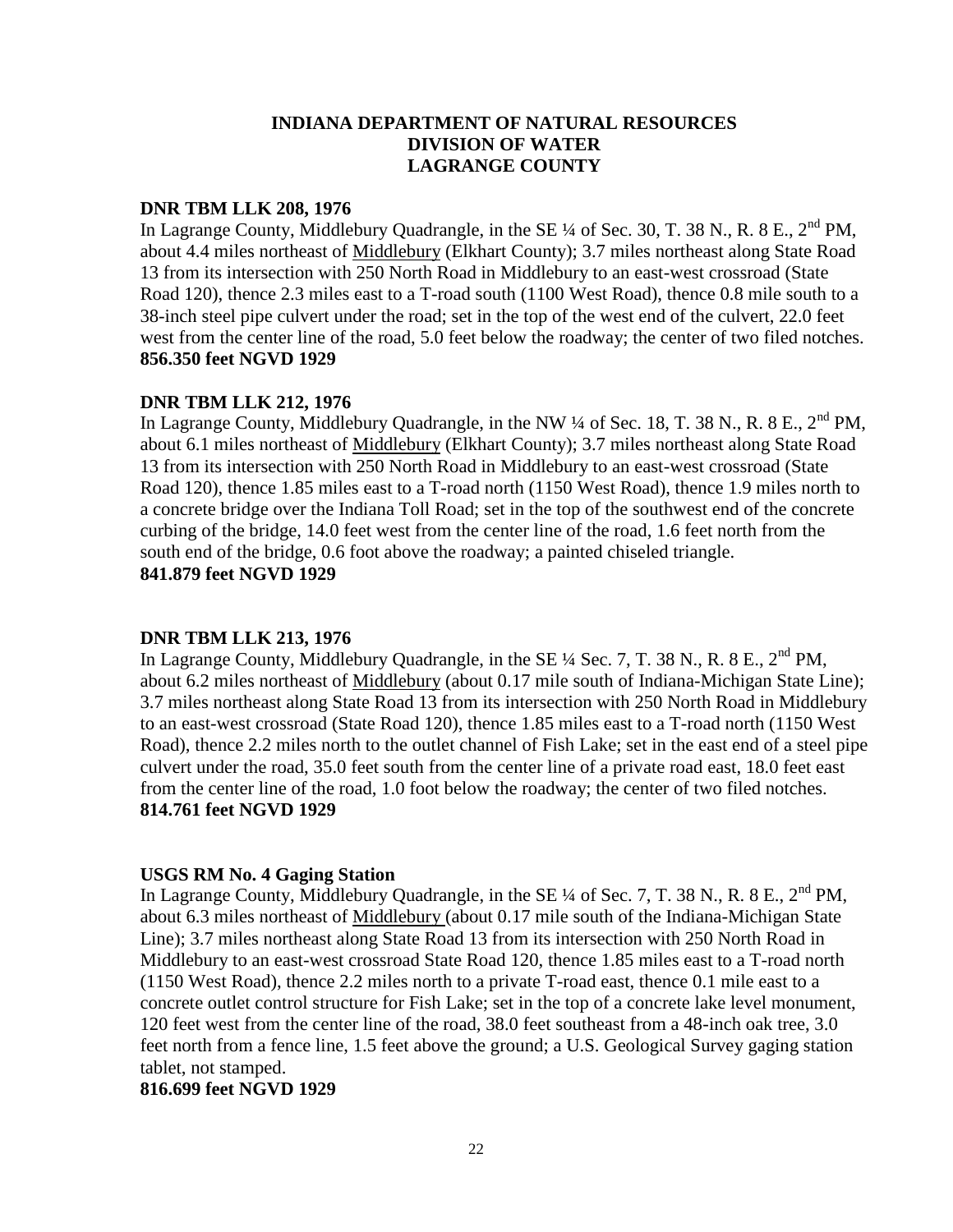**INDIANA DEPARTMENT OF NATURAL RESOURCES**
**DIVISION OF WATER**
**LAGRANGE COUNTY**

**DNR TBM LLK 208, 1976**
In Lagrange County, Middlebury Quadrangle, in the SE ¼ of Sec. 30, T. 38 N., R. 8 E., 2nd PM, about 4.4 miles northeast of Middlebury (Elkhart County); 3.7 miles northeast along State Road 13 from its intersection with 250 North Road in Middlebury to an east-west crossroad (State Road 120), thence 2.3 miles east to a T-road south (1100 West Road), thence 0.8 mile south to a 38-inch steel pipe culvert under the road; set in the top of the west end of the culvert, 22.0 feet west from the center line of the road, 5.0 feet below the roadway; the center of two filed notches.
**856.350 feet NGVD 1929**

**DNR TBM LLK 212, 1976**
In Lagrange County, Middlebury Quadrangle, in the NW ¼ of Sec. 18, T. 38 N., R. 8 E., 2nd PM, about 6.1 miles northeast of Middlebury (Elkhart County); 3.7 miles northeast along State Road 13 from its intersection with 250 North Road in Middlebury to an east-west crossroad (State Road 120), thence 1.85 miles east to a T-road north (1150 West Road), thence 1.9 miles north to a concrete bridge over the Indiana Toll Road; set in the top of the southwest end of the concrete curbing of the bridge, 14.0 feet west from the center line of the road, 1.6 feet north from the south end of the bridge, 0.6 foot above the roadway; a painted chiseled triangle.
**841.879 feet NGVD 1929**

**DNR TBM LLK 213, 1976**
In Lagrange County, Middlebury Quadrangle, in the SE ¼ Sec. 7, T. 38 N., R. 8 E., 2nd PM, about 6.2 miles northeast of Middlebury (about 0.17 mile south of Indiana-Michigan State Line); 3.7 miles northeast along State Road 13 from its intersection with 250 North Road in Middlebury to an east-west crossroad (State Road 120), thence 1.85 miles east to a T-road north (1150 West Road), thence 2.2 miles north to the outlet channel of Fish Lake; set in the east end of a steel pipe culvert under the road, 35.0 feet south from the center line of a private road east, 18.0 feet east from the center line of the road, 1.0 foot below the roadway; the center of two filed notches.
**814.761 feet NGVD 1929**

**USGS RM No. 4 Gaging Station**
In Lagrange County, Middlebury Quadrangle, in the SE ¼ of Sec. 7, T. 38 N., R. 8 E., 2nd PM, about 6.3 miles northeast of Middlebury (about 0.17 mile south of the Indiana-Michigan State Line); 3.7 miles northeast along State Road 13 from its intersection with 250 North Road in Middlebury to an east-west crossroad State Road 120, thence 1.85 miles east to a T-road north (1150 West Road), thence 2.2 miles north to a private T-road east, thence 0.1 mile east to a concrete outlet control structure for Fish Lake; set in the top of a concrete lake level monument, 120 feet west from the center line of the road, 38.0 feet southeast from a 48-inch oak tree, 3.0 feet north from a fence line, 1.5 feet above the ground; a U.S. Geological Survey gaging station tablet, not stamped.
**816.699 feet NGVD 1929**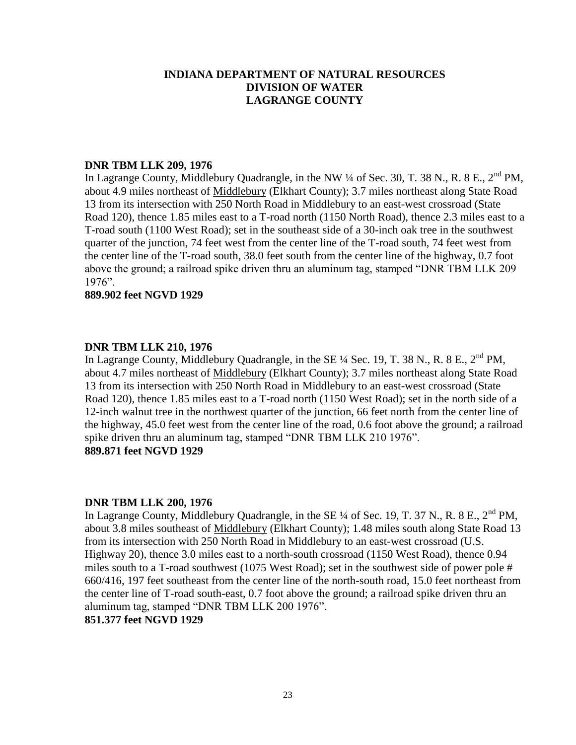**INDIANA DEPARTMENT OF NATURAL RESOURCES**
**DIVISION OF WATER**
**LAGRANGE COUNTY**

**DNR TBM LLK 209, 1976**

In Lagrange County, Middlebury Quadrangle, in the NW ¼ of Sec. 30, T. 38 N., R. 8 E., 2nd PM, about 4.9 miles northeast of Middlebury (Elkhart County); 3.7 miles northeast along State Road 13 from its intersection with 250 North Road in Middlebury to an east-west crossroad (State Road 120), thence 1.85 miles east to a T-road north (1150 North Road), thence 2.3 miles east to a T-road south (1100 West Road); set in the southeast side of a 30-inch oak tree in the southwest quarter of the junction, 74 feet west from the center line of the T-road south, 74 feet west from the center line of the T-road south, 38.0 feet south from the center line of the highway, 0.7 foot above the ground; a railroad spike driven thru an aluminum tag, stamped "DNR TBM LLK 209 1976".

**889.902 feet NGVD 1929**

**DNR TBM LLK 210, 1976**

In Lagrange County, Middlebury Quadrangle, in the SE ¼ Sec. 19, T. 38 N., R. 8 E., 2nd PM, about 4.7 miles northeast of Middlebury (Elkhart County); 3.7 miles northeast along State Road 13 from its intersection with 250 North Road in Middlebury to an east-west crossroad (State Road 120), thence 1.85 miles east to a T-road north (1150 West Road); set in the north side of a 12-inch walnut tree in the northwest quarter of the junction, 66 feet north from the center line of the highway, 45.0 feet west from the center line of the road, 0.6 foot above the ground; a railroad spike driven thru an aluminum tag, stamped "DNR TBM LLK 210 1976".

**889.871 feet NGVD 1929**

**DNR TBM LLK 200, 1976**

In Lagrange County, Middlebury Quadrangle, in the SE ¼ of Sec. 19, T. 37 N., R. 8 E., 2nd PM, about 3.8 miles southeast of Middlebury (Elkhart County); 1.48 miles south along State Road 13 from its intersection with 250 North Road in Middlebury to an east-west crossroad (U.S. Highway 20), thence 3.0 miles east to a north-south crossroad (1150 West Road), thence 0.94 miles south to a T-road southwest (1075 West Road); set in the southwest side of power pole # 660/416, 197 feet southeast from the center line of the north-south road, 15.0 feet northeast from the center line of T-road south-east, 0.7 foot above the ground; a railroad spike driven thru an aluminum tag, stamped "DNR TBM LLK 200 1976".

**851.377 feet NGVD 1929**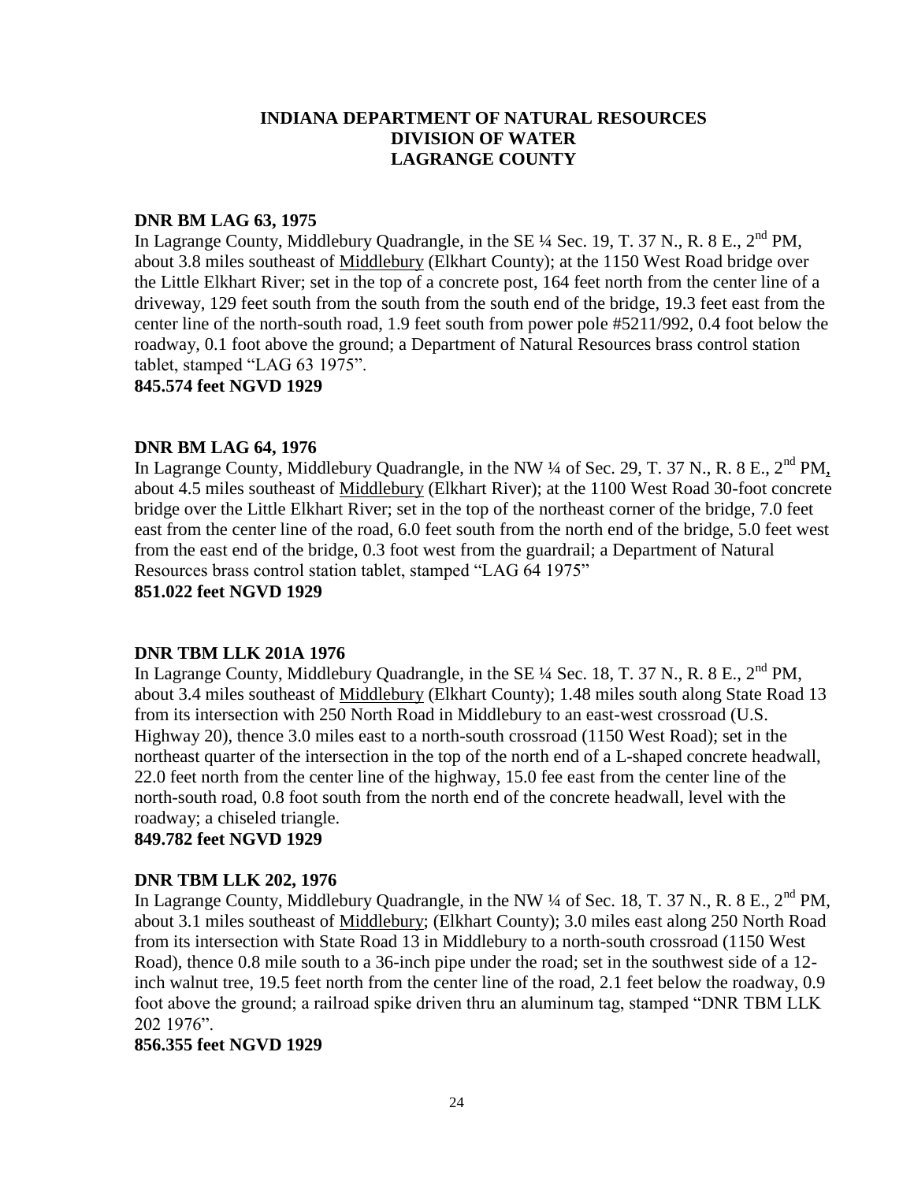# INDIANA DEPARTMENT OF NATURAL RESOURCES
# DIVISION OF WATER
# LAGRANGE COUNTY

**DNR BM LAG 63, 1975**

In Lagrange County, Middlebury Quadrangle, in the SE ¼ Sec. 19, T. 37 N., R. 8 E., 2nd PM, about 3.8 miles southeast of Middlebury (Elkhart County); at the 1150 West Road bridge over the Little Elkhart River; set in the top of a concrete post, 164 feet north from the center line of a driveway, 129 feet south from the south from the south end of the bridge, 19.3 feet east from the center line of the north-south road, 1.9 feet south from power pole #5211/992, 0.4 foot below the roadway, 0.1 foot above the ground; a Department of Natural Resources brass control station tablet, stamped "LAG 63 1975".

**845.574 feet NGVD 1929**

**DNR BM LAG 64, 1976**

In Lagrange County, Middlebury Quadrangle, in the NW ¼ of Sec. 29, T. 37 N., R. 8 E., 2nd PM, about 4.5 miles southeast of Middlebury (Elkhart River); at the 1100 West Road 30-foot concrete bridge over the Little Elkhart River; set in the top of the northeast corner of the bridge, 7.0 feet east from the center line of the road, 6.0 feet south from the north end of the bridge, 5.0 feet west from the east end of the bridge, 0.3 foot west from the guardrail; a Department of Natural Resources brass control station tablet, stamped "LAG 64 1975"

**851.022 feet NGVD 1929**

**DNR TBM LLK 201A 1976**

In Lagrange County, Middlebury Quadrangle, in the SE ¼ Sec. 18, T. 37 N., R. 8 E., 2nd PM, about 3.4 miles southeast of Middlebury (Elkhart County); 1.48 miles south along State Road 13 from its intersection with 250 North Road in Middlebury to an east-west crossroad (U.S. Highway 20), thence 3.0 miles east to a north-south crossroad (1150 West Road); set in the northeast quarter of the intersection in the top of the north end of a L-shaped concrete headwall, 22.0 feet north from the center line of the highway, 15.0 fee east from the center line of the north-south road, 0.8 foot south from the north end of the concrete headwall, level with the roadway; a chiseled triangle.

**849.782 feet NGVD 1929**

**DNR TBM LLK 202, 1976**

In Lagrange County, Middlebury Quadrangle, in the NW ¼ of Sec. 18, T. 37 N., R. 8 E., 2nd PM, about 3.1 miles southeast of Middlebury; (Elkhart County); 3.0 miles east along 250 North Road from its intersection with State Road 13 in Middlebury to a north-south crossroad (1150 West Road), thence 0.8 mile south to a 36-inch pipe under the road; set in the southwest side of a 12-inch walnut tree, 19.5 feet north from the center line of the road, 2.1 feet below the roadway, 0.9 foot above the ground; a railroad spike driven thru an aluminum tag, stamped "DNR TBM LLK 202 1976".

**856.355 feet NGVD 1929**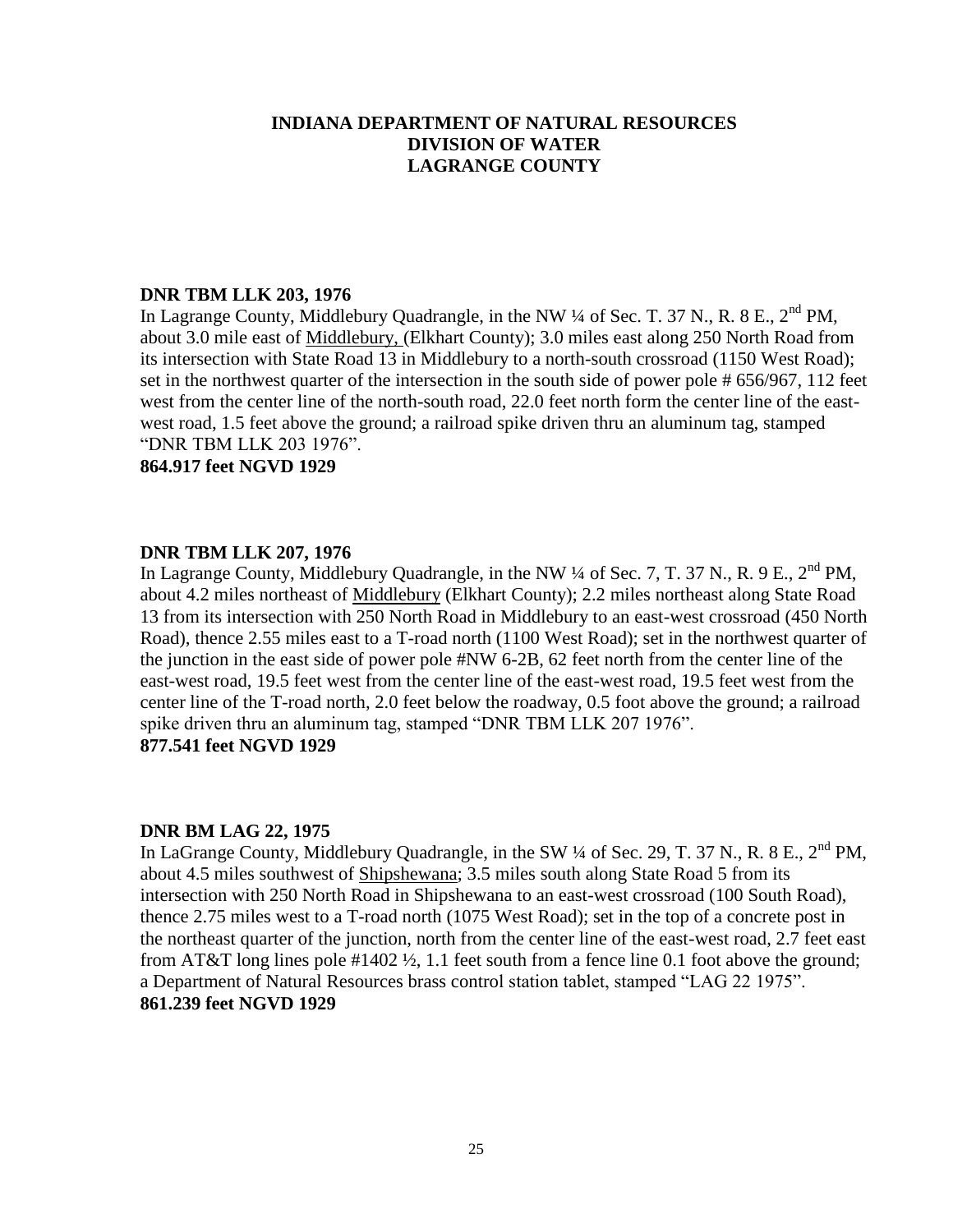**INDIANA DEPARTMENT OF NATURAL RESOURCES**
**DIVISION OF WATER**
**LAGRANGE COUNTY**

**DNR TBM LLK 203, 1976**
In Lagrange County, Middlebury Quadrangle, in the NW ¼ of Sec. T. 37 N., R. 8 E., 2nd PM, about 3.0 mile east of Middlebury, (Elkhart County); 3.0 miles east along 250 North Road from its intersection with State Road 13 in Middlebury to a north-south crossroad (1150 West Road); set in the northwest quarter of the intersection in the south side of power pole # 656/967, 112 feet west from the center line of the north-south road, 22.0 feet north form the center line of the east-west road, 1.5 feet above the ground; a railroad spike driven thru an aluminum tag, stamped "DNR TBM LLK 203 1976".
**864.917 feet NGVD 1929**

**DNR TBM LLK 207, 1976**
In Lagrange County, Middlebury Quadrangle, in the NW ¼ of Sec. 7, T. 37 N., R. 9 E., 2nd PM, about 4.2 miles northeast of Middlebury (Elkhart County); 2.2 miles northeast along State Road 13 from its intersection with 250 North Road in Middlebury to an east-west crossroad (450 North Road), thence 2.55 miles east to a T-road north (1100 West Road); set in the northwest quarter of the junction in the east side of power pole #NW 6-2B, 62 feet north from the center line of the east-west road, 19.5 feet west from the center line of the east-west road, 19.5 feet west from the center line of the T-road north, 2.0 feet below the roadway, 0.5 foot above the ground; a railroad spike driven thru an aluminum tag, stamped "DNR TBM LLK 207 1976".
**877.541 feet NGVD 1929**

**DNR BM LAG 22, 1975**
In LaGrange County, Middlebury Quadrangle, in the SW ¼ of Sec. 29, T. 37 N., R. 8 E., 2nd PM, about 4.5 miles southwest of Shipshewana; 3.5 miles south along State Road 5 from its intersection with 250 North Road in Shipshewana to an east-west crossroad (100 South Road), thence 2.75 miles west to a T-road north (1075 West Road); set in the top of a concrete post in the northeast quarter of the junction, north from the center line of the east-west road, 2.7 feet east from AT&T long lines pole #1402 ½, 1.1 feet south from a fence line 0.1 foot above the ground; a Department of Natural Resources brass control station tablet, stamped "LAG 22 1975".
**861.239 feet NGVD 1929**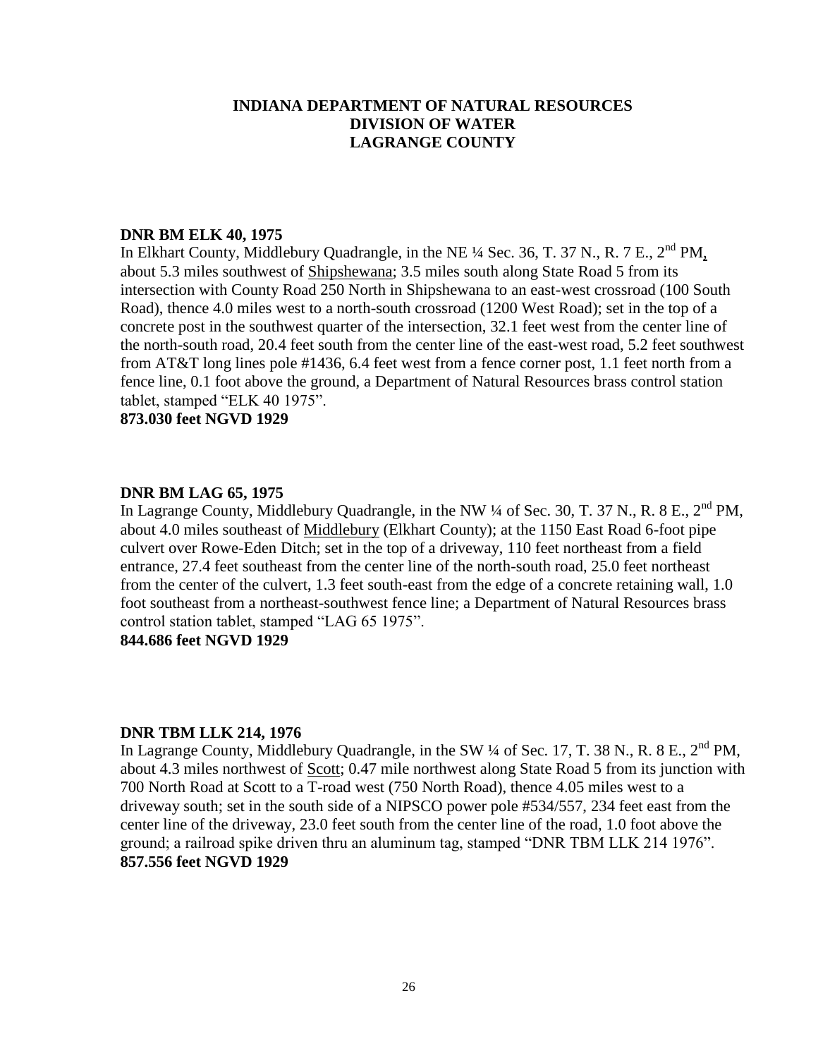**INDIANA DEPARTMENT OF NATURAL RESOURCES**
**DIVISION OF WATER**
**LAGRANGE COUNTY**

**DNR BM ELK 40, 1975**
In Elkhart County, Middlebury Quadrangle, in the NE ¼ Sec. 36, T. 37 N., R. 7 E., 2nd PM, about 5.3 miles southwest of Shipshewana; 3.5 miles south along State Road 5 from its intersection with County Road 250 North in Shipshewana to an east-west crossroad (100 South Road), thence 4.0 miles west to a north-south crossroad (1200 West Road); set in the top of a concrete post in the southwest quarter of the intersection, 32.1 feet west from the center line of the north-south road, 20.4 feet south from the center line of the east-west road, 5.2 feet southwest from AT&T long lines pole #1436, 6.4 feet west from a fence corner post, 1.1 feet north from a fence line, 0.1 foot above the ground, a Department of Natural Resources brass control station tablet, stamped "ELK 40 1975".
**873.030 feet NGVD 1929**

**DNR BM LAG 65, 1975**
In Lagrange County, Middlebury Quadrangle, in the NW ¼ of Sec. 30, T. 37 N., R. 8 E., 2nd PM, about 4.0 miles southeast of Middlebury (Elkhart County); at the 1150 East Road 6-foot pipe culvert over Rowe-Eden Ditch; set in the top of a driveway, 110 feet northeast from a field entrance, 27.4 feet southeast from the center line of the north-south road, 25.0 feet northeast from the center of the culvert, 1.3 feet south-east from the edge of a concrete retaining wall, 1.0 foot southeast from a northeast-southwest fence line; a Department of Natural Resources brass control station tablet, stamped "LAG 65 1975".
**844.686 feet NGVD 1929**

**DNR TBM LLK 214, 1976**
In Lagrange County, Middlebury Quadrangle, in the SW ¼ of Sec. 17, T. 38 N., R. 8 E., 2nd PM, about 4.3 miles northwest of Scott; 0.47 mile northwest along State Road 5 from its junction with 700 North Road at Scott to a T-road west (750 North Road), thence 4.05 miles west to a driveway south; set in the south side of a NIPSCO power pole #534/557, 234 feet east from the center line of the driveway, 23.0 feet south from the center line of the road, 1.0 foot above the ground; a railroad spike driven thru an aluminum tag, stamped "DNR TBM LLK 214 1976".
**857.556 feet NGVD 1929**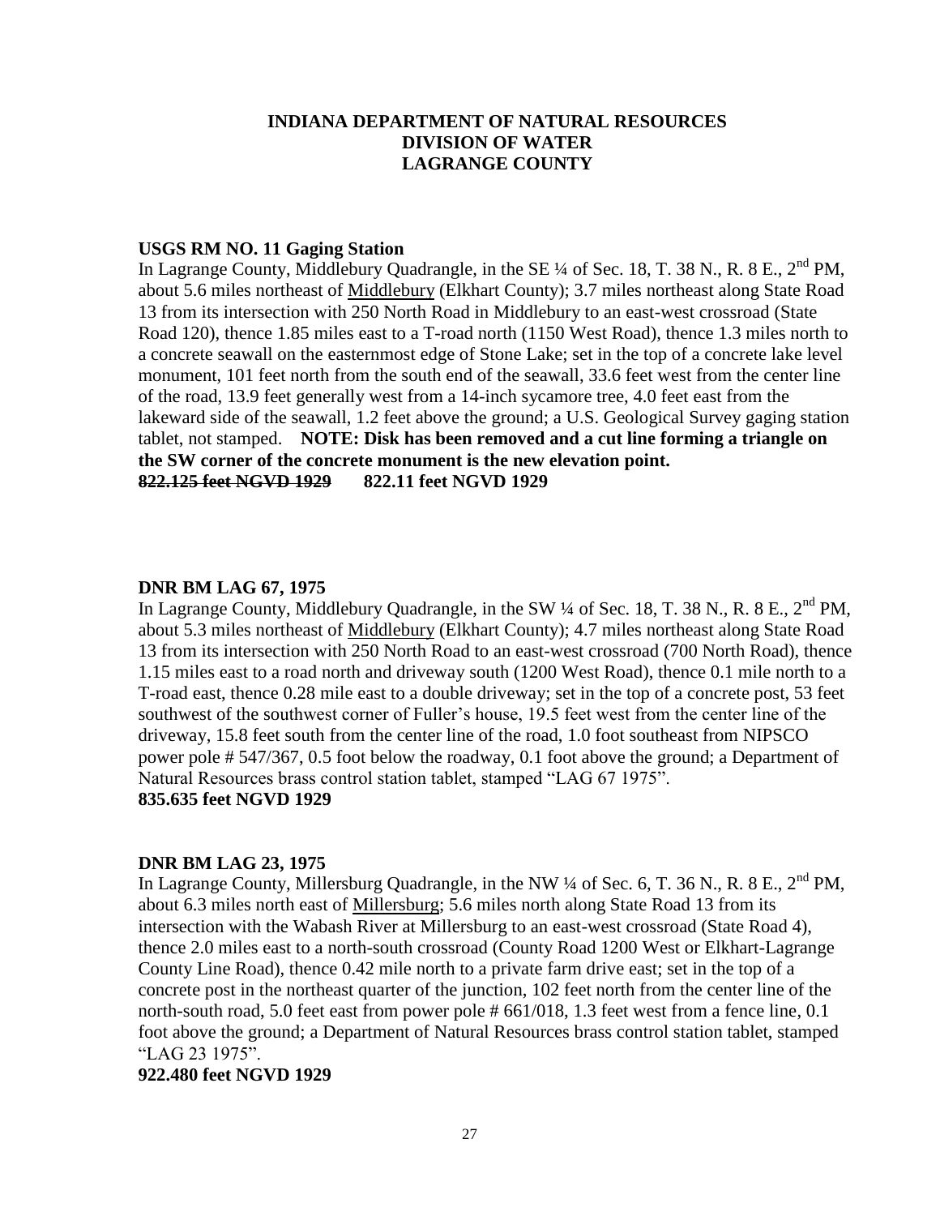**INDIANA DEPARTMENT OF NATURAL RESOURCES**
**DIVISION OF WATER**
**LAGRANGE COUNTY**

**USGS RM NO. 11 Gaging Station**

In Lagrange County, Middlebury Quadrangle, in the SE ¼ of Sec. 18, T. 38 N., R. 8 E., 2nd PM, about 5.6 miles northeast of Middlebury (Elkhart County); 3.7 miles northeast along State Road 13 from its intersection with 250 North Road in Middlebury to an east-west crossroad (State Road 120), thence 1.85 miles east to a T-road north (1150 West Road), thence 1.3 miles north to a concrete seawall on the easternmost edge of Stone Lake; set in the top of a concrete lake level monument, 101 feet north from the south end of the seawall, 33.6 feet west from the center line of the road, 13.9 feet generally west from a 14-inch sycamore tree, 4.0 feet east from the lakeward side of the seawall, 1.2 feet above the ground; a U.S. Geological Survey gaging station tablet, not stamped. **NOTE: Disk has been removed and a cut line forming a triangle on the SW corner of the concrete monument is the new elevation point.**
**~~822.125 feet NGVD 1929~~ 822.11 feet NGVD 1929**

**DNR BM LAG 67, 1975**

In Lagrange County, Middlebury Quadrangle, in the SW ¼ of Sec. 18, T. 38 N., R. 8 E., 2nd PM, about 5.3 miles northeast of Middlebury (Elkhart County); 4.7 miles northeast along State Road 13 from its intersection with 250 North Road to an east-west crossroad (700 North Road), thence 1.15 miles east to a road north and driveway south (1200 West Road), thence 0.1 mile north to a T-road east, thence 0.28 mile east to a double driveway; set in the top of a concrete post, 53 feet southwest of the southwest corner of Fuller's house, 19.5 feet west from the center line of the driveway, 15.8 feet south from the center line of the road, 1.0 foot southeast from NIPSCO power pole # 547/367, 0.5 foot below the roadway, 0.1 foot above the ground; a Department of Natural Resources brass control station tablet, stamped "LAG 67 1975".
**835.635 feet NGVD 1929**

**DNR BM LAG 23, 1975**

In Lagrange County, Millersburg Quadrangle, in the NW ¼ of Sec. 6, T. 36 N., R. 8 E., 2nd PM, about 6.3 miles north east of Millersburg; 5.6 miles north along State Road 13 from its intersection with the Wabash River at Millersburg to an east-west crossroad (State Road 4), thence 2.0 miles east to a north-south crossroad (County Road 1200 West or Elkhart-Lagrange County Line Road), thence 0.42 mile north to a private farm drive east; set in the top of a concrete post in the northeast quarter of the junction, 102 feet north from the center line of the north-south road, 5.0 feet east from power pole # 661/018, 1.3 feet west from a fence line, 0.1 foot above the ground; a Department of Natural Resources brass control station tablet, stamped "LAG 23 1975".
**922.480 feet NGVD 1929**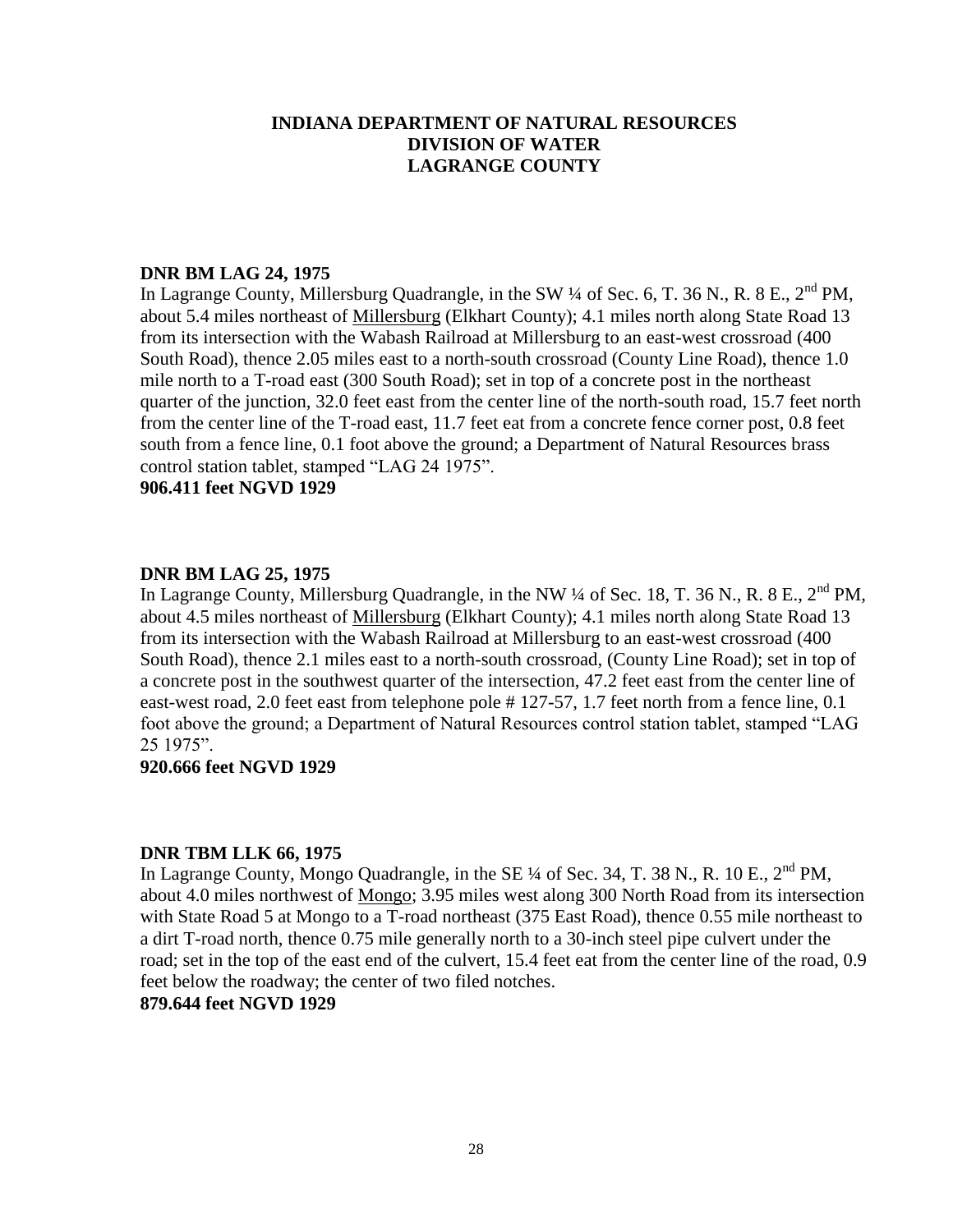**INDIANA DEPARTMENT OF NATURAL RESOURCES**
**DIVISION OF WATER**
**LAGRANGE COUNTY**

**DNR BM LAG 24, 1975**

In Lagrange County, Millersburg Quadrangle, in the SW ¼ of Sec. 6, T. 36 N., R. 8 E., 2nd PM, about 5.4 miles northeast of Millersburg (Elkhart County); 4.1 miles north along State Road 13 from its intersection with the Wabash Railroad at Millersburg to an east-west crossroad (400 South Road), thence 2.05 miles east to a north-south crossroad (County Line Road), thence 1.0 mile north to a T-road east (300 South Road); set in top of a concrete post in the northeast quarter of the junction, 32.0 feet east from the center line of the north-south road, 15.7 feet north from the center line of the T-road east, 11.7 feet eat from a concrete fence corner post, 0.8 feet south from a fence line, 0.1 foot above the ground; a Department of Natural Resources brass control station tablet, stamped "LAG 24 1975".

**906.411 feet NGVD 1929**

**DNR BM LAG 25, 1975**

In Lagrange County, Millersburg Quadrangle, in the NW ¼ of Sec. 18, T. 36 N., R. 8 E., 2nd PM, about 4.5 miles northeast of Millersburg (Elkhart County); 4.1 miles north along State Road 13 from its intersection with the Wabash Railroad at Millersburg to an east-west crossroad (400 South Road), thence 2.1 miles east to a north-south crossroad, (County Line Road); set in top of a concrete post in the southwest quarter of the intersection, 47.2 feet east from the center line of east-west road, 2.0 feet east from telephone pole # 127-57, 1.7 feet north from a fence line, 0.1 foot above the ground; a Department of Natural Resources control station tablet, stamped "LAG 25 1975".

**920.666 feet NGVD 1929**

**DNR TBM LLK 66, 1975**

In Lagrange County, Mongo Quadrangle, in the SE ¼ of Sec. 34, T. 38 N., R. 10 E., 2nd PM, about 4.0 miles northwest of Mongo; 3.95 miles west along 300 North Road from its intersection with State Road 5 at Mongo to a T-road northeast (375 East Road), thence 0.55 mile northeast to a dirt T-road north, thence 0.75 mile generally north to a 30-inch steel pipe culvert under the road; set in the top of the east end of the culvert, 15.4 feet eat from the center line of the road, 0.9 feet below the roadway; the center of two filed notches.

**879.644 feet NGVD 1929**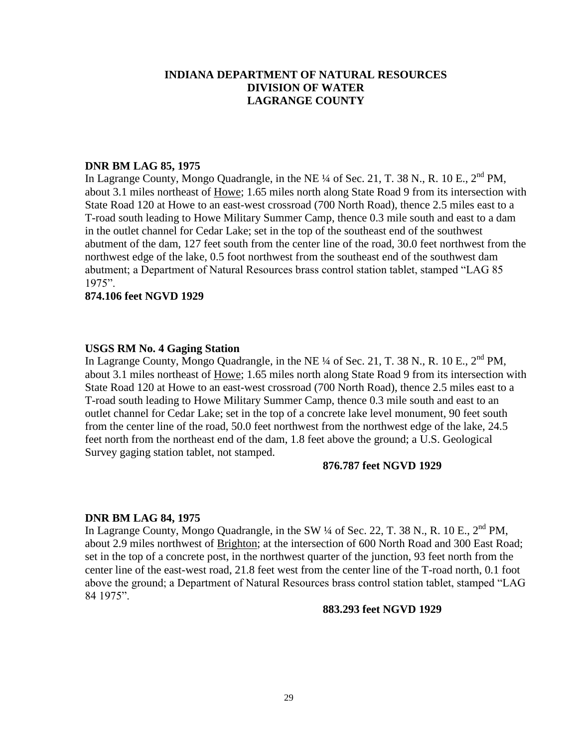**INDIANA DEPARTMENT OF NATURAL RESOURCES**
**DIVISION OF WATER**
**LAGRANGE COUNTY**

**DNR BM LAG 85, 1975**

In Lagrange County, Mongo Quadrangle, in the NE ¼ of Sec. 21, T. 38 N., R. 10 E., 2nd PM, about 3.1 miles northeast of Howe; 1.65 miles north along State Road 9 from its intersection with State Road 120 at Howe to an east-west crossroad (700 North Road), thence 2.5 miles east to a T-road south leading to Howe Military Summer Camp, thence 0.3 mile south and east to a dam in the outlet channel for Cedar Lake; set in the top of the southeast end of the southwest abutment of the dam, 127 feet south from the center line of the road, 30.0 feet northwest from the northwest edge of the lake, 0.5 foot northwest from the southeast end of the southwest dam abutment; a Department of Natural Resources brass control station tablet, stamped "LAG 85 1975".

**874.106 feet NGVD 1929**

**USGS RM No. 4 Gaging Station**

In Lagrange County, Mongo Quadrangle, in the NE ¼ of Sec. 21, T. 38 N., R. 10 E., 2nd PM, about 3.1 miles northeast of Howe; 1.65 miles north along State Road 9 from its intersection with State Road 120 at Howe to an east-west crossroad (700 North Road), thence 2.5 miles east to a T-road south leading to Howe Military Summer Camp, thence 0.3 mile south and east to an outlet channel for Cedar Lake; set in the top of a concrete lake level monument, 90 feet south from the center line of the road, 50.0 feet northwest from the northwest edge of the lake, 24.5 feet north from the northeast end of the dam, 1.8 feet above the ground; a U.S. Geological Survey gaging station tablet, not stamped.

**876.787 feet NGVD 1929**

**DNR BM LAG 84, 1975**

In Lagrange County, Mongo Quadrangle, in the SW ¼ of Sec. 22, T. 38 N., R. 10 E., 2nd PM, about 2.9 miles northwest of Brighton; at the intersection of 600 North Road and 300 East Road; set in the top of a concrete post, in the northwest quarter of the junction, 93 feet north from the center line of the east-west road, 21.8 feet west from the center line of the T-road north, 0.1 foot above the ground; a Department of Natural Resources brass control station tablet, stamped "LAG 84 1975".

**883.293 feet NGVD 1929**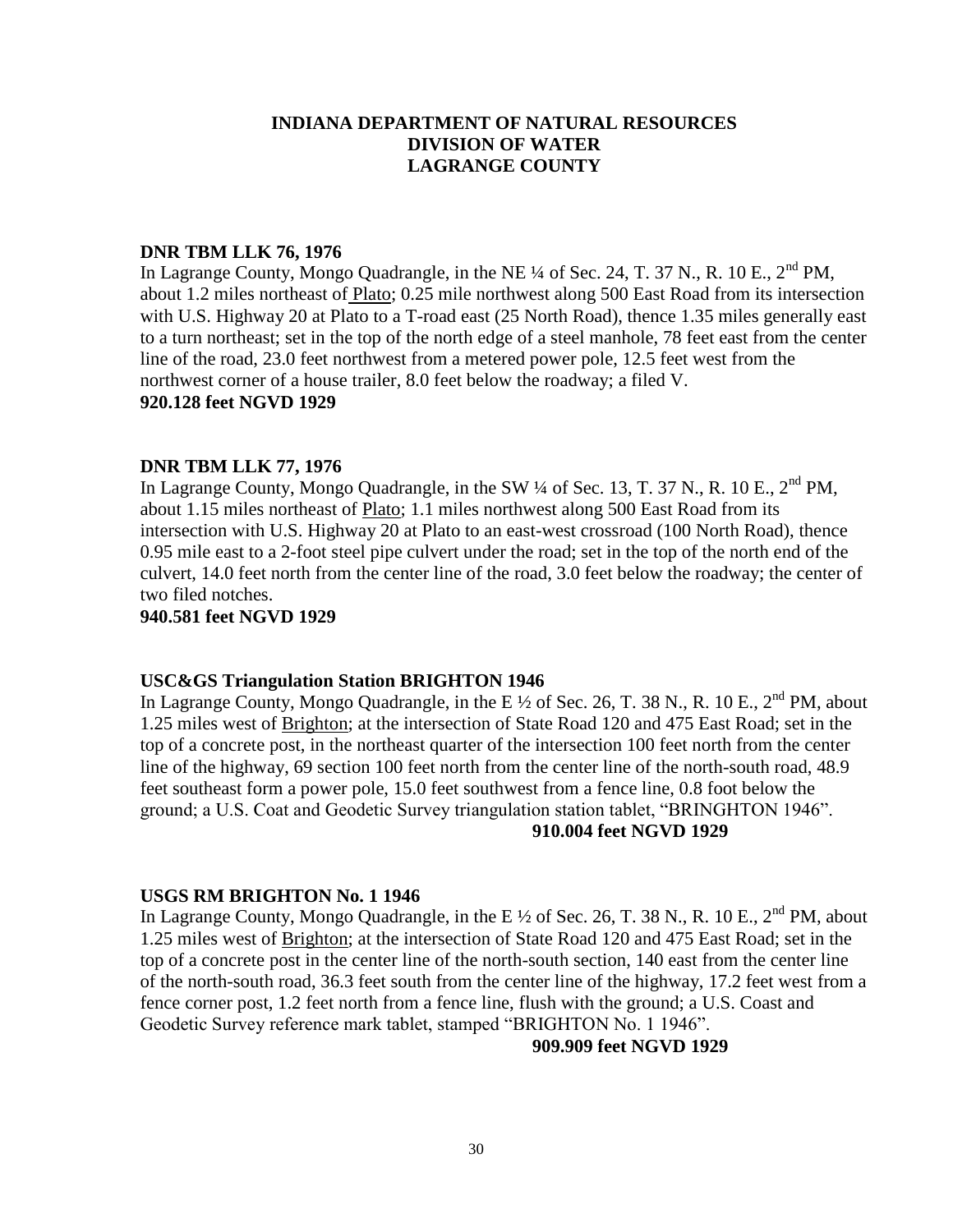# INDIANA DEPARTMENT OF NATURAL RESOURCES
# DIVISION OF WATER
# LAGRANGE COUNTY

**DNR TBM LLK 76, 1976**
In Lagrange County, Mongo Quadrangle, in the NE ¼ of Sec. 24, T. 37 N., R. 10 E., 2nd PM, about 1.2 miles northeast of Plato; 0.25 mile northwest along 500 East Road from its intersection with U.S. Highway 20 at Plato to a T-road east (25 North Road), thence 1.35 miles generally east to a turn northeast; set in the top of the north edge of a steel manhole, 78 feet east from the center line of the road, 23.0 feet northwest from a metered power pole, 12.5 feet west from the northwest corner of a house trailer, 8.0 feet below the roadway; a filed V.
**920.128 feet NGVD 1929**

**DNR TBM LLK 77, 1976**
In Lagrange County, Mongo Quadrangle, in the SW ¼ of Sec. 13, T. 37 N., R. 10 E., 2nd PM, about 1.15 miles northeast of Plato; 1.1 miles northwest along 500 East Road from its intersection with U.S. Highway 20 at Plato to an east-west crossroad (100 North Road), thence 0.95 mile east to a 2-foot steel pipe culvert under the road; set in the top of the north end of the culvert, 14.0 feet north from the center line of the road, 3.0 feet below the roadway; the center of two filed notches.
**940.581 feet NGVD 1929**

**USC&GS Triangulation Station BRIGHTON 1946**
In Lagrange County, Mongo Quadrangle, in the E ½ of Sec. 26, T. 38 N., R. 10 E., 2nd PM, about 1.25 miles west of Brighton; at the intersection of State Road 120 and 475 East Road; set in the top of a concrete post, in the northeast quarter of the intersection 100 feet north from the center line of the highway, 69 section 100 feet north from the center line of the north-south road, 48.9 feet southeast form a power pole, 15.0 feet southwest from a fence line, 0.8 foot below the ground; a U.S. Coat and Geodetic Survey triangulation station tablet, "BRINGHTON 1946".
**910.004 feet NGVD 1929**

**USGS RM BRIGHTON No. 1 1946**
In Lagrange County, Mongo Quadrangle, in the E ½ of Sec. 26, T. 38 N., R. 10 E., 2nd PM, about 1.25 miles west of Brighton; at the intersection of State Road 120 and 475 East Road; set in the top of a concrete post in the center line of the north-south section, 140 east from the center line of the north-south road, 36.3 feet south from the center line of the highway, 17.2 feet west from a fence corner post, 1.2 feet north from a fence line, flush with the ground; a U.S. Coast and Geodetic Survey reference mark tablet, stamped "BRIGHTON No. 1 1946".
**909.909 feet NGVD 1929**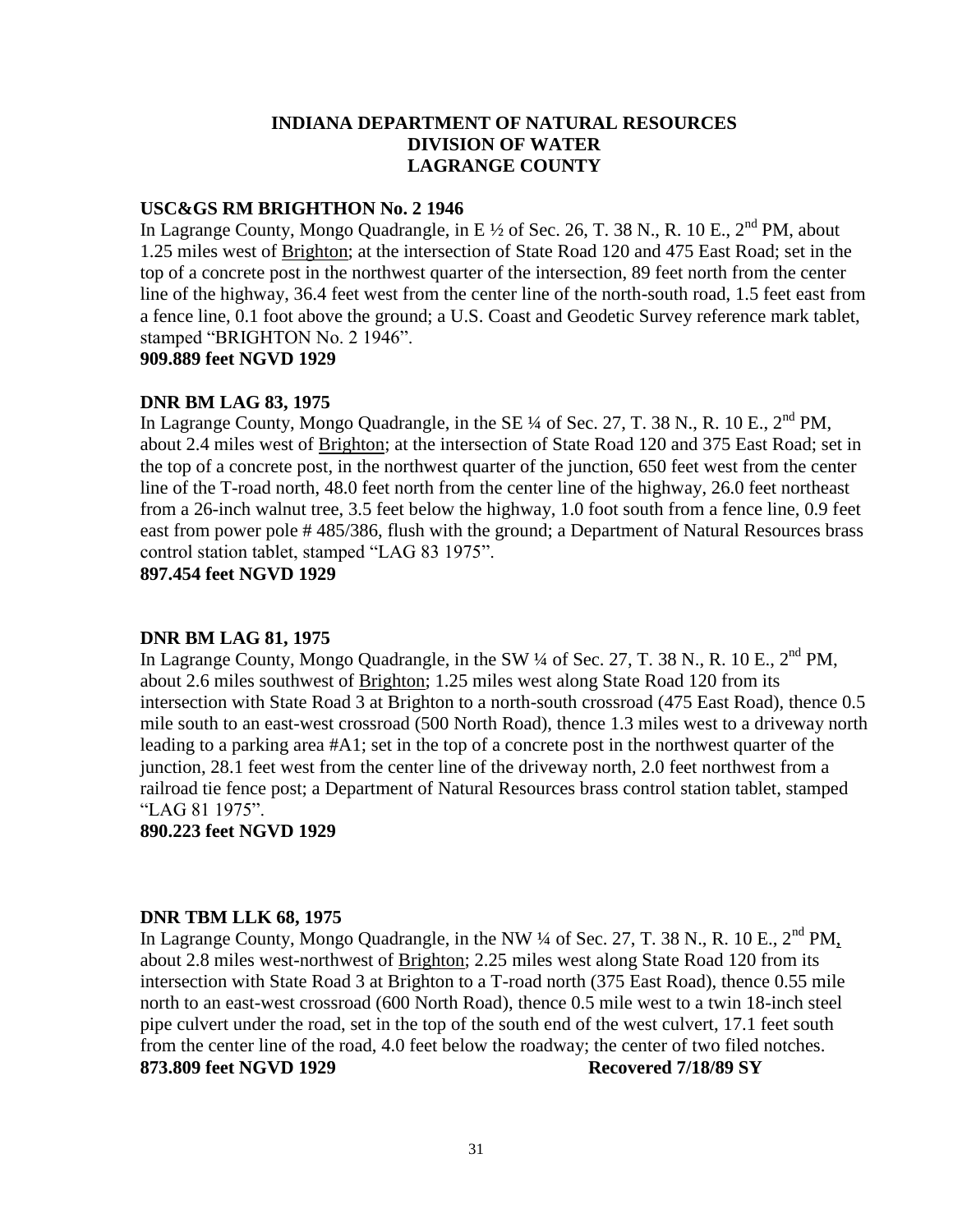# INDIANA DEPARTMENT OF NATURAL RESOURCES
# DIVISION OF WATER
# LAGRANGE COUNTY

**USC&GS RM BRIGHTHON No. 2 1946**

In Lagrange County, Mongo Quadrangle, in E ½ of Sec. 26, T. 38 N., R. 10 E., 2nd PM, about 1.25 miles west of Brighton; at the intersection of State Road 120 and 475 East Road; set in the top of a concrete post in the northwest quarter of the intersection, 89 feet north from the center line of the highway, 36.4 feet west from the center line of the north-south road, 1.5 feet east from a fence line, 0.1 foot above the ground; a U.S. Coast and Geodetic Survey reference mark tablet, stamped "BRIGHTON No. 2 1946".

**909.889 feet NGVD 1929**

**DNR BM LAG 83, 1975**

In Lagrange County, Mongo Quadrangle, in the SE ¼ of Sec. 27, T. 38 N., R. 10 E., 2nd PM, about 2.4 miles west of Brighton; at the intersection of State Road 120 and 375 East Road; set in the top of a concrete post, in the northwest quarter of the junction, 650 feet west from the center line of the T-road north, 48.0 feet north from the center line of the highway, 26.0 feet northeast from a 26-inch walnut tree, 3.5 feet below the highway, 1.0 foot south from a fence line, 0.9 feet east from power pole # 485/386, flush with the ground; a Department of Natural Resources brass control station tablet, stamped "LAG 83 1975".

**897.454 feet NGVD 1929**

**DNR BM LAG 81, 1975**

In Lagrange County, Mongo Quadrangle, in the SW ¼ of Sec. 27, T. 38 N., R. 10 E., 2nd PM, about 2.6 miles southwest of Brighton; 1.25 miles west along State Road 120 from its intersection with State Road 3 at Brighton to a north-south crossroad (475 East Road), thence 0.5 mile south to an east-west crossroad (500 North Road), thence 1.3 miles west to a driveway north leading to a parking area #A1; set in the top of a concrete post in the northwest quarter of the junction, 28.1 feet west from the center line of the driveway north, 2.0 feet northwest from a railroad tie fence post; a Department of Natural Resources brass control station tablet, stamped "LAG 81 1975".

**890.223 feet NGVD 1929**

**DNR TBM LLK 68, 1975**

In Lagrange County, Mongo Quadrangle, in the NW ¼ of Sec. 27, T. 38 N., R. 10 E., 2nd PM, about 2.8 miles west-northwest of Brighton; 2.25 miles west along State Road 120 from its intersection with State Road 3 at Brighton to a T-road north (375 East Road), thence 0.55 mile north to an east-west crossroad (600 North Road), thence 0.5 mile west to a twin 18-inch steel pipe culvert under the road, set in the top of the south end of the west culvert, 17.1 feet south from the center line of the road, 4.0 feet below the roadway; the center of two filed notches.

**873.809 feet NGVD 1929** **Recovered 7/18/89 SY**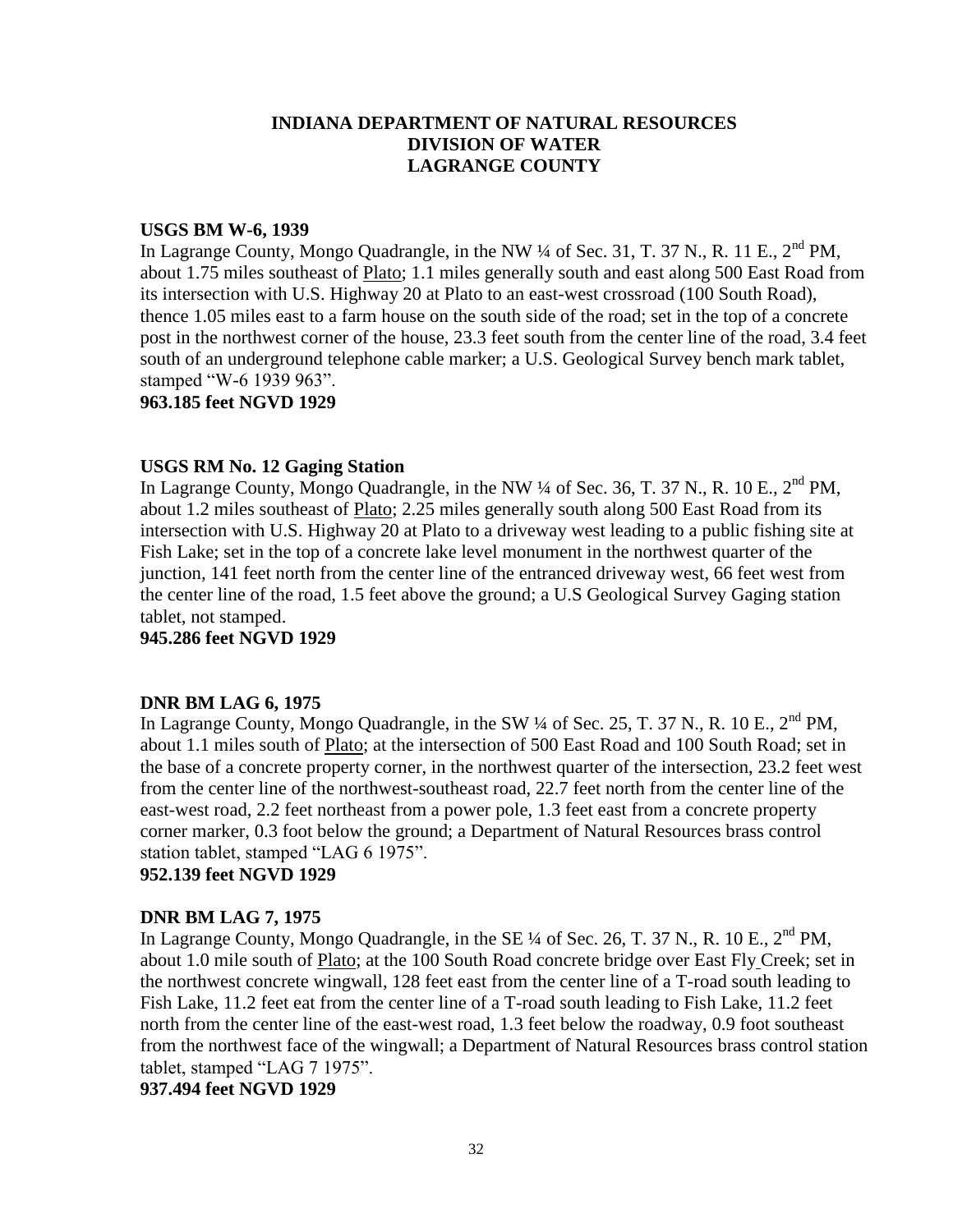**INDIANA DEPARTMENT OF NATURAL RESOURCES**
**DIVISION OF WATER**
**LAGRANGE COUNTY**

**USGS BM W-6, 1939**
In Lagrange County, Mongo Quadrangle, in the NW ¼ of Sec. 31, T. 37 N., R. 11 E., 2nd PM, about 1.75 miles southeast of Plato; 1.1 miles generally south and east along 500 East Road from its intersection with U.S. Highway 20 at Plato to an east-west crossroad (100 South Road), thence 1.05 miles east to a farm house on the south side of the road; set in the top of a concrete post in the northwest corner of the house, 23.3 feet south from the center line of the road, 3.4 feet south of an underground telephone cable marker; a U.S. Geological Survey bench mark tablet, stamped "W-6 1939 963".
**963.185 feet NGVD 1929**

**USGS RM No. 12 Gaging Station**
In Lagrange County, Mongo Quadrangle, in the NW ¼ of Sec. 36, T. 37 N., R. 10 E., 2nd PM, about 1.2 miles southeast of Plato; 2.25 miles generally south along 500 East Road from its intersection with U.S. Highway 20 at Plato to a driveway west leading to a public fishing site at Fish Lake; set in the top of a concrete lake level monument in the northwest quarter of the junction, 141 feet north from the center line of the entranced driveway west, 66 feet west from the center line of the road, 1.5 feet above the ground; a U.S Geological Survey Gaging station tablet, not stamped.
**945.286 feet NGVD 1929**

**DNR BM LAG 6, 1975**
In Lagrange County, Mongo Quadrangle, in the SW ¼ of Sec. 25, T. 37 N., R. 10 E., 2nd PM, about 1.1 miles south of Plato; at the intersection of 500 East Road and 100 South Road; set in the base of a concrete property corner, in the northwest quarter of the intersection, 23.2 feet west from the center line of the northwest-southeast road, 22.7 feet north from the center line of the east-west road, 2.2 feet northeast from a power pole, 1.3 feet east from a concrete property corner marker, 0.3 foot below the ground; a Department of Natural Resources brass control station tablet, stamped "LAG 6 1975".
**952.139 feet NGVD 1929**

**DNR BM LAG 7, 1975**
In Lagrange County, Mongo Quadrangle, in the SE ¼ of Sec. 26, T. 37 N., R. 10 E., 2nd PM, about 1.0 mile south of Plato; at the 100 South Road concrete bridge over East Fly Creek; set in the northwest concrete wingwall, 128 feet east from the center line of a T-road south leading to Fish Lake, 11.2 feet eat from the center line of a T-road south leading to Fish Lake, 11.2 feet north from the center line of the east-west road, 1.3 feet below the roadway, 0.9 foot southeast from the northwest face of the wingwall; a Department of Natural Resources brass control station tablet, stamped "LAG 7 1975".
**937.494 feet NGVD 1929**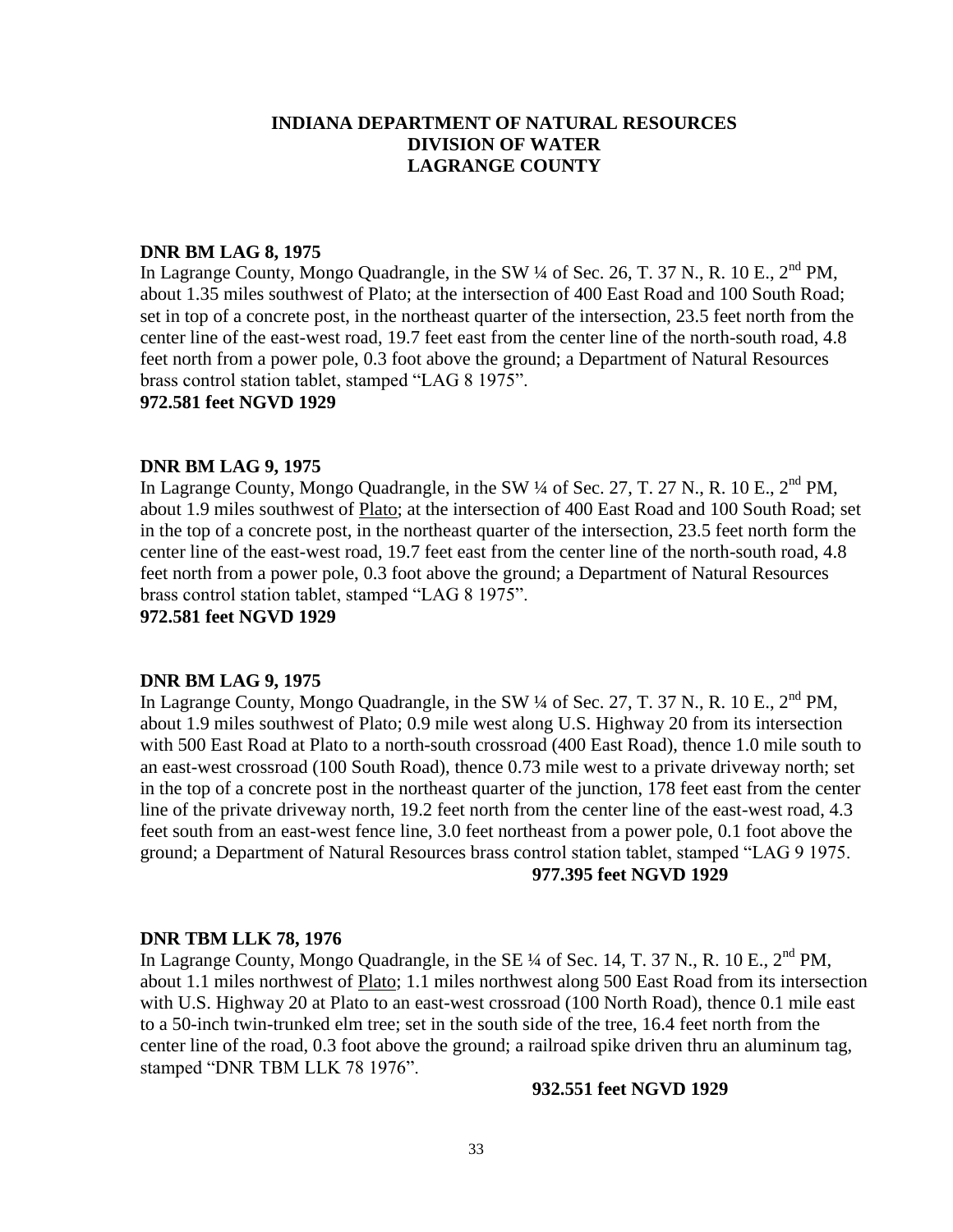**INDIANA DEPARTMENT OF NATURAL RESOURCES**
**DIVISION OF WATER**
**LAGRANGE COUNTY**

**DNR BM LAG 8, 1975**

In Lagrange County, Mongo Quadrangle, in the SW ¼ of Sec. 26, T. 37 N., R. 10 E., 2nd PM, about 1.35 miles southwest of Plato; at the intersection of 400 East Road and 100 South Road; set in top of a concrete post, in the northeast quarter of the intersection, 23.5 feet north from the center line of the east-west road, 19.7 feet east from the center line of the north-south road, 4.8 feet north from a power pole, 0.3 foot above the ground; a Department of Natural Resources brass control station tablet, stamped "LAG 8 1975".

**972.581 feet NGVD 1929**

**DNR BM LAG 9, 1975**

In Lagrange County, Mongo Quadrangle, in the SW ¼ of Sec. 27, T. 27 N., R. 10 E., 2nd PM, about 1.9 miles southwest of Plato; at the intersection of 400 East Road and 100 South Road; set in the top of a concrete post, in the northeast quarter of the intersection, 23.5 feet north form the center line of the east-west road, 19.7 feet east from the center line of the north-south road, 4.8 feet north from a power pole, 0.3 foot above the ground; a Department of Natural Resources brass control station tablet, stamped "LAG 8 1975".

**972.581 feet NGVD 1929**

**DNR BM LAG 9, 1975**

In Lagrange County, Mongo Quadrangle, in the SW ¼ of Sec. 27, T. 37 N., R. 10 E., 2nd PM, about 1.9 miles southwest of Plato; 0.9 mile west along U.S. Highway 20 from its intersection with 500 East Road at Plato to a north-south crossroad (400 East Road), thence 1.0 mile south to an east-west crossroad (100 South Road), thence 0.73 mile west to a private driveway north; set in the top of a concrete post in the northeast quarter of the junction, 178 feet east from the center line of the private driveway north, 19.2 feet north from the center line of the east-west road, 4.3 feet south from an east-west fence line, 3.0 feet northeast from a power pole, 0.1 foot above the ground; a Department of Natural Resources brass control station tablet, stamped "LAG 9 1975.

**977.395 feet NGVD 1929**

**DNR TBM LLK 78, 1976**

In Lagrange County, Mongo Quadrangle, in the SE ¼ of Sec. 14, T. 37 N., R. 10 E., 2nd PM, about 1.1 miles northwest of Plato; 1.1 miles northwest along 500 East Road from its intersection with U.S. Highway 20 at Plato to an east-west crossroad (100 North Road), thence 0.1 mile east to a 50-inch twin-trunked elm tree; set in the south side of the tree, 16.4 feet north from the center line of the road, 0.3 foot above the ground; a railroad spike driven thru an aluminum tag, stamped "DNR TBM LLK 78 1976".

**932.551 feet NGVD 1929**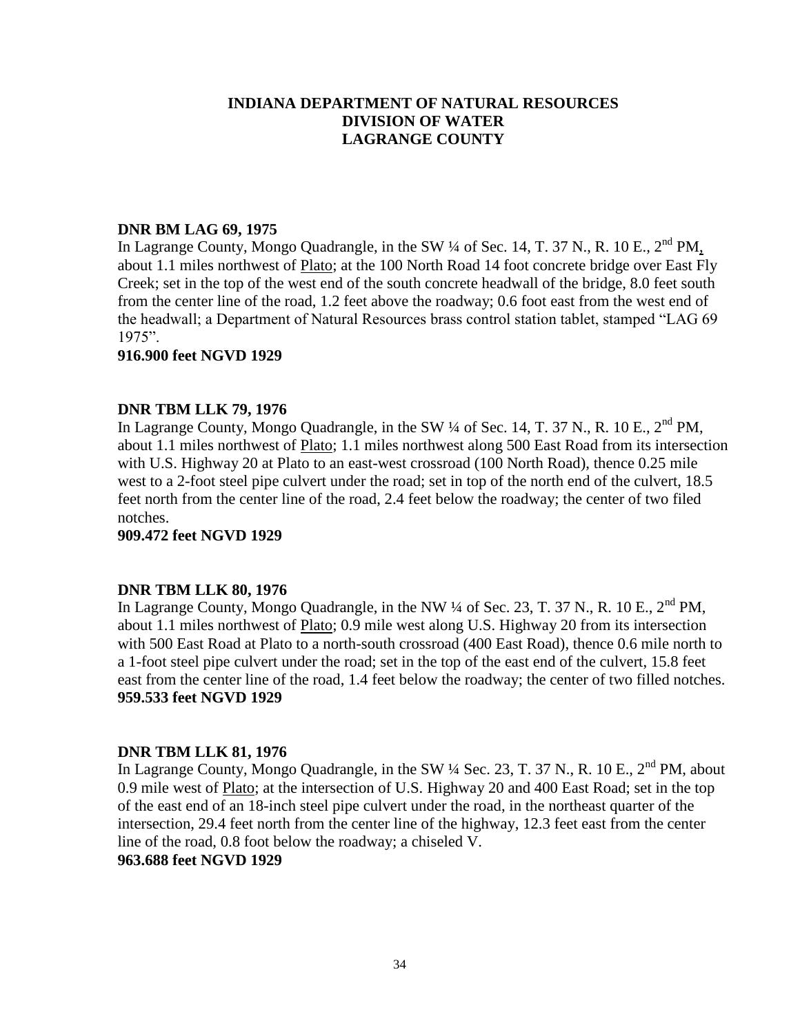**INDIANA DEPARTMENT OF NATURAL RESOURCES**
**DIVISION OF WATER**
**LAGRANGE COUNTY**

**DNR BM LAG 69, 1975**

In Lagrange County, Mongo Quadrangle, in the SW ¼ of Sec. 14, T. 37 N., R. 10 E., 2nd PM, about 1.1 miles northwest of Plato; at the 100 North Road 14 foot concrete bridge over East Fly Creek; set in the top of the west end of the south concrete headwall of the bridge, 8.0 feet south from the center line of the road, 1.2 feet above the roadway; 0.6 foot east from the west end of the headwall; a Department of Natural Resources brass control station tablet, stamped "LAG 69 1975".

**916.900 feet NGVD 1929**

**DNR TBM LLK 79, 1976**

In Lagrange County, Mongo Quadrangle, in the SW ¼ of Sec. 14, T. 37 N., R. 10 E., 2nd PM, about 1.1 miles northwest of Plato; 1.1 miles northwest along 500 East Road from its intersection with U.S. Highway 20 at Plato to an east-west crossroad (100 North Road), thence 0.25 mile west to a 2-foot steel pipe culvert under the road; set in top of the north end of the culvert, 18.5 feet north from the center line of the road, 2.4 feet below the roadway; the center of two filed notches.

**909.472 feet NGVD 1929**

**DNR TBM LLK 80, 1976**

In Lagrange County, Mongo Quadrangle, in the NW ¼ of Sec. 23, T. 37 N., R. 10 E., 2nd PM, about 1.1 miles northwest of Plato; 0.9 mile west along U.S. Highway 20 from its intersection with 500 East Road at Plato to a north-south crossroad (400 East Road), thence 0.6 mile north to a 1-foot steel pipe culvert under the road; set in the top of the east end of the culvert, 15.8 feet east from the center line of the road, 1.4 feet below the roadway; the center of two filled notches.

**959.533 feet NGVD 1929**

**DNR TBM LLK 81, 1976**

In Lagrange County, Mongo Quadrangle, in the SW ¼ Sec. 23, T. 37 N., R. 10 E., 2nd PM, about 0.9 mile west of Plato; at the intersection of U.S. Highway 20 and 400 East Road; set in the top of the east end of an 18-inch steel pipe culvert under the road, in the northeast quarter of the intersection, 29.4 feet north from the center line of the highway, 12.3 feet east from the center line of the road, 0.8 foot below the roadway; a chiseled V.

**963.688 feet NGVD 1929**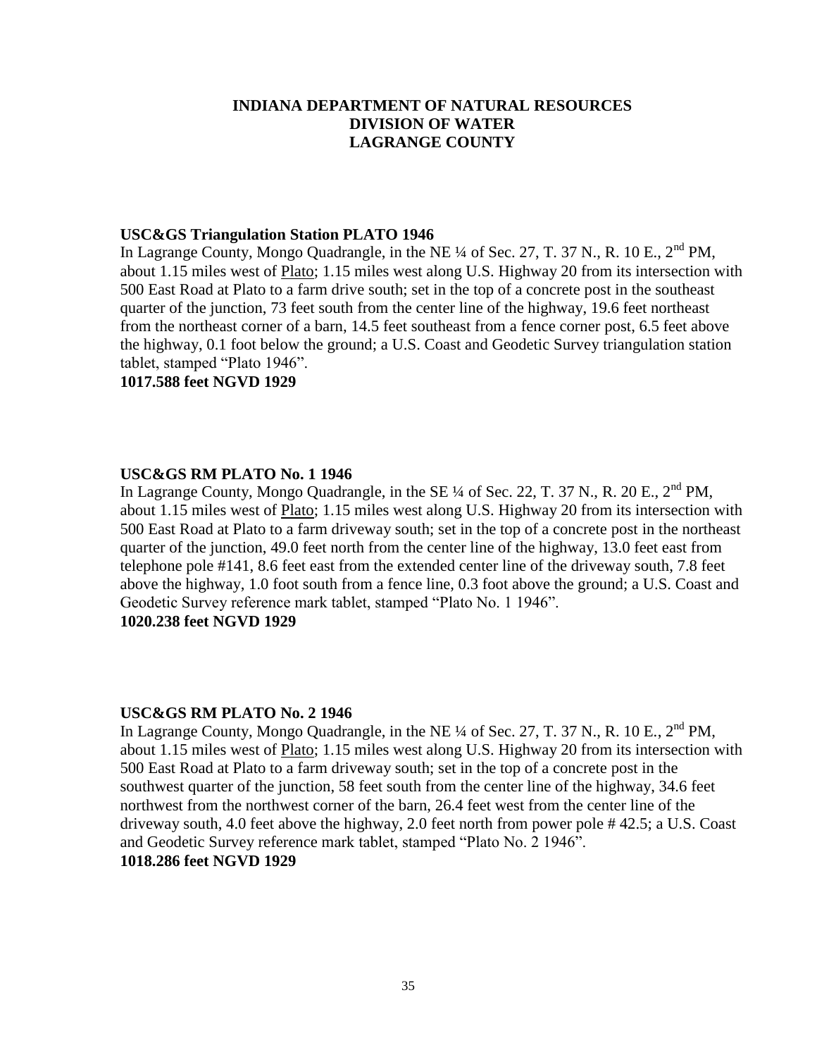**INDIANA DEPARTMENT OF NATURAL RESOURCES**
**DIVISION OF WATER**
**LAGRANGE COUNTY**

**USC&GS Triangulation Station PLATO 1946**

In Lagrange County, Mongo Quadrangle, in the NE ¼ of Sec. 27, T. 37 N., R. 10 E., 2nd PM, about 1.15 miles west of Plato; 1.15 miles west along U.S. Highway 20 from its intersection with 500 East Road at Plato to a farm drive south; set in the top of a concrete post in the southeast quarter of the junction, 73 feet south from the center line of the highway, 19.6 feet northeast from the northeast corner of a barn, 14.5 feet southeast from a fence corner post, 6.5 feet above the highway, 0.1 foot below the ground; a U.S. Coast and Geodetic Survey triangulation station tablet, stamped "Plato 1946".

**1017.588 feet NGVD 1929**

**USC&GS RM PLATO No. 1 1946**

In Lagrange County, Mongo Quadrangle, in the SE ¼ of Sec. 22, T. 37 N., R. 20 E., 2nd PM, about 1.15 miles west of Plato; 1.15 miles west along U.S. Highway 20 from its intersection with 500 East Road at Plato to a farm driveway south; set in the top of a concrete post in the northeast quarter of the junction, 49.0 feet north from the center line of the highway, 13.0 feet east from telephone pole #141, 8.6 feet east from the extended center line of the driveway south, 7.8 feet above the highway, 1.0 foot south from a fence line, 0.3 foot above the ground; a U.S. Coast and Geodetic Survey reference mark tablet, stamped "Plato No. 1 1946".

**1020.238 feet NGVD 1929**

**USC&GS RM PLATO No. 2 1946**

In Lagrange County, Mongo Quadrangle, in the NE ¼ of Sec. 27, T. 37 N., R. 10 E., 2nd PM, about 1.15 miles west of Plato; 1.15 miles west along U.S. Highway 20 from its intersection with 500 East Road at Plato to a farm driveway south; set in the top of a concrete post in the southwest quarter of the junction, 58 feet south from the center line of the highway, 34.6 feet northwest from the northwest corner of the barn, 26.4 feet west from the center line of the driveway south, 4.0 feet above the highway, 2.0 feet north from power pole # 42.5; a U.S. Coast and Geodetic Survey reference mark tablet, stamped "Plato No. 2 1946".

**1018.286 feet NGVD 1929**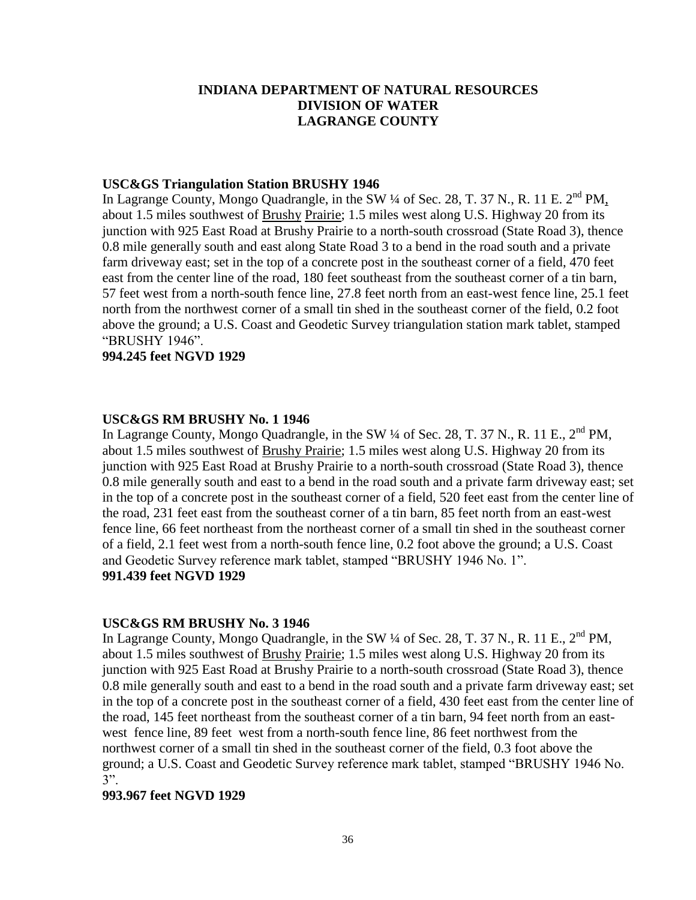# INDIANA DEPARTMENT OF NATURAL RESOURCES
# DIVISION OF WATER
# LAGRANGE COUNTY

**USC&GS Triangulation Station BRUSHY 1946**

In Lagrange County, Mongo Quadrangle, in the SW ¼ of Sec. 28, T. 37 N., R. 11 E. 2nd PM, about 1.5 miles southwest of Brushy Prairie; 1.5 miles west along U.S. Highway 20 from its junction with 925 East Road at Brushy Prairie to a north-south crossroad (State Road 3), thence 0.8 mile generally south and east along State Road 3 to a bend in the road south and a private farm driveway east; set in the top of a concrete post in the southeast corner of a field, 470 feet east from the center line of the road, 180 feet southeast from the southeast corner of a tin barn, 57 feet west from a north-south fence line, 27.8 feet north from an east-west fence line, 25.1 feet north from the northwest corner of a small tin shed in the southeast corner of the field, 0.2 foot above the ground; a U.S. Coast and Geodetic Survey triangulation station mark tablet, stamped "BRUSHY 1946".

**994.245 feet NGVD 1929**

**USC&GS RM BRUSHY No. 1 1946**

In Lagrange County, Mongo Quadrangle, in the SW ¼ of Sec. 28, T. 37 N., R. 11 E., 2nd PM, about 1.5 miles southwest of Brushy Prairie; 1.5 miles west along U.S. Highway 20 from its junction with 925 East Road at Brushy Prairie to a north-south crossroad (State Road 3), thence 0.8 mile generally south and east to a bend in the road south and a private farm driveway east; set in the top of a concrete post in the southeast corner of a field, 520 feet east from the center line of the road, 231 feet east from the southeast corner of a tin barn, 85 feet north from an east-west fence line, 66 feet northeast from the northeast corner of a small tin shed in the southeast corner of a field, 2.1 feet west from a north-south fence line, 0.2 foot above the ground; a U.S. Coast and Geodetic Survey reference mark tablet, stamped "BRUSHY 1946 No. 1".

**991.439 feet NGVD 1929**

**USC&GS RM BRUSHY No. 3 1946**

In Lagrange County, Mongo Quadrangle, in the SW ¼ of Sec. 28, T. 37 N., R. 11 E., 2nd PM, about 1.5 miles southwest of Brushy Prairie; 1.5 miles west along U.S. Highway 20 from its junction with 925 East Road at Brushy Prairie to a north-south crossroad (State Road 3), thence 0.8 mile generally south and east to a bend in the road south and a private farm driveway east; set in the top of a concrete post in the southeast corner of a field, 430 feet east from the center line of the road, 145 feet northeast from the southeast corner of a tin barn, 94 feet north from an east-west fence line, 89 feet west from a north-south fence line, 86 feet northwest from the northwest corner of a small tin shed in the southeast corner of the field, 0.3 foot above the ground; a U.S. Coast and Geodetic Survey reference mark tablet, stamped "BRUSHY 1946 No. 3".

**993.967 feet NGVD 1929**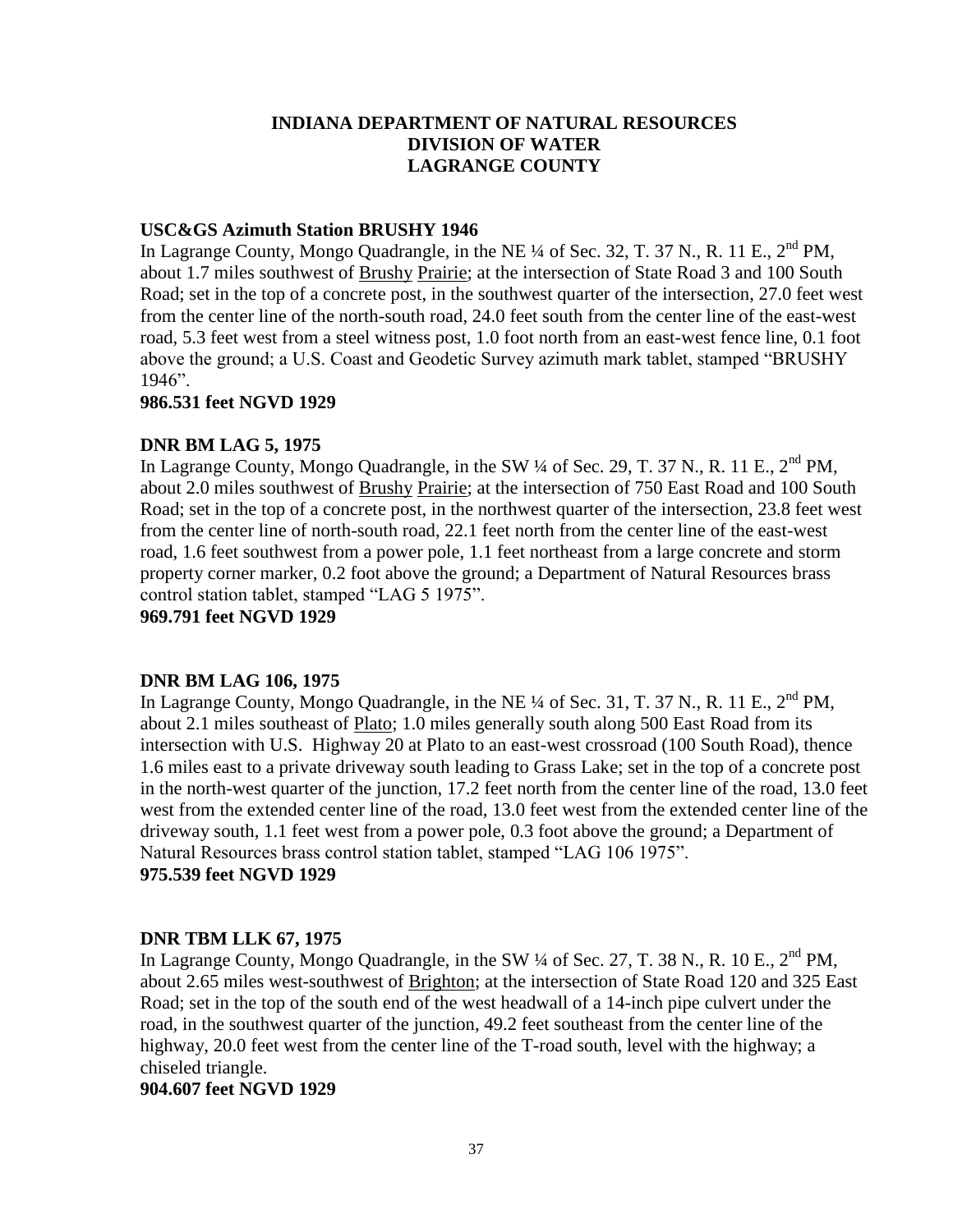**INDIANA DEPARTMENT OF NATURAL RESOURCES**
**DIVISION OF WATER**
**LAGRANGE COUNTY**

**USC&GS Azimuth Station BRUSHY 1946**
In Lagrange County, Mongo Quadrangle, in the NE ¼ of Sec. 32, T. 37 N., R. 11 E., 2nd PM, about 1.7 miles southwest of Brushy Prairie; at the intersection of State Road 3 and 100 South Road; set in the top of a concrete post, in the southwest quarter of the intersection, 27.0 feet west from the center line of the north-south road, 24.0 feet south from the center line of the east-west road, 5.3 feet west from a steel witness post, 1.0 foot north from an east-west fence line, 0.1 foot above the ground; a U.S. Coast and Geodetic Survey azimuth mark tablet, stamped "BRUSHY 1946".
**986.531 feet NGVD 1929**

**DNR BM LAG 5, 1975**
In Lagrange County, Mongo Quadrangle, in the SW ¼ of Sec. 29, T. 37 N., R. 11 E., 2nd PM, about 2.0 miles southwest of Brushy Prairie; at the intersection of 750 East Road and 100 South Road; set in the top of a concrete post, in the northwest quarter of the intersection, 23.8 feet west from the center line of north-south road, 22.1 feet north from the center line of the east-west road, 1.6 feet southwest from a power pole, 1.1 feet northeast from a large concrete and storm property corner marker, 0.2 foot above the ground; a Department of Natural Resources brass control station tablet, stamped "LAG 5 1975".
**969.791 feet NGVD 1929**

**DNR BM LAG 106, 1975**
In Lagrange County, Mongo Quadrangle, in the NE ¼ of Sec. 31, T. 37 N., R. 11 E., 2nd PM, about 2.1 miles southeast of Plato; 1.0 miles generally south along 500 East Road from its intersection with U.S. Highway 20 at Plato to an east-west crossroad (100 South Road), thence 1.6 miles east to a private driveway south leading to Grass Lake; set in the top of a concrete post in the north-west quarter of the junction, 17.2 feet north from the center line of the road, 13.0 feet west from the extended center line of the road, 13.0 feet west from the extended center line of the driveway south, 1.1 feet west from a power pole, 0.3 foot above the ground; a Department of Natural Resources brass control station tablet, stamped "LAG 106 1975".
**975.539 feet NGVD 1929**

**DNR TBM LLK 67, 1975**
In Lagrange County, Mongo Quadrangle, in the SW ¼ of Sec. 27, T. 38 N., R. 10 E., 2nd PM, about 2.65 miles west-southwest of Brighton; at the intersection of State Road 120 and 325 East Road; set in the top of the south end of the west headwall of a 14-inch pipe culvert under the road, in the southwest quarter of the junction, 49.2 feet southeast from the center line of the highway, 20.0 feet west from the center line of the T-road south, level with the highway; a chiseled triangle.
**904.607 feet NGVD 1929**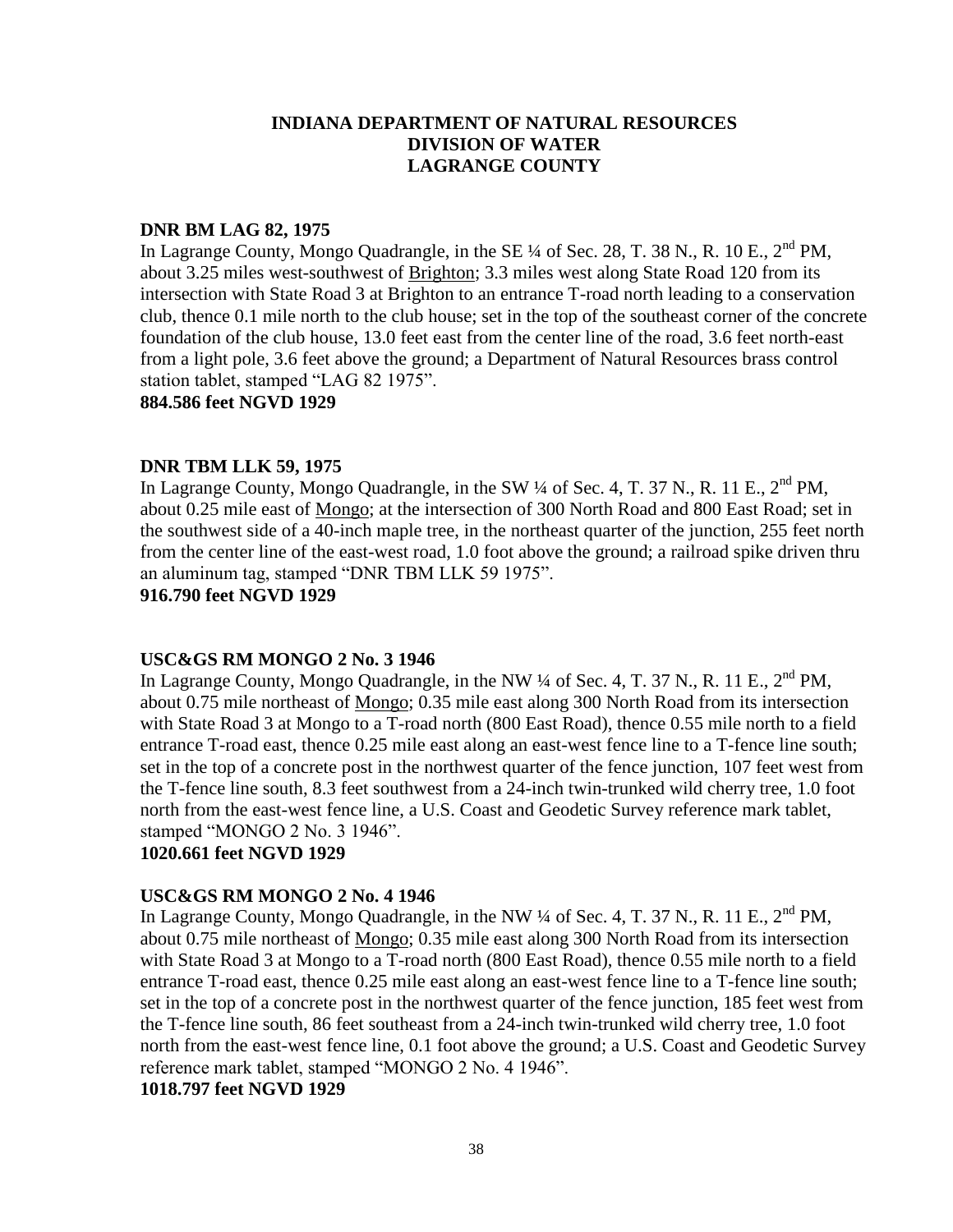**INDIANA DEPARTMENT OF NATURAL RESOURCES**
**DIVISION OF WATER**
**LAGRANGE COUNTY**

**DNR BM LAG 82, 1975**

In Lagrange County, Mongo Quadrangle, in the SE ¼ of Sec. 28, T. 38 N., R. 10 E., 2nd PM, about 3.25 miles west-southwest of Brighton; 3.3 miles west along State Road 120 from its intersection with State Road 3 at Brighton to an entrance T-road north leading to a conservation club, thence 0.1 mile north to the club house; set in the top of the southeast corner of the concrete foundation of the club house, 13.0 feet east from the center line of the road, 3.6 feet north-east from a light pole, 3.6 feet above the ground; a Department of Natural Resources brass control station tablet, stamped "LAG 82 1975".

**884.586 feet NGVD 1929**

**DNR TBM LLK 59, 1975**

In Lagrange County, Mongo Quadrangle, in the SW ¼ of Sec. 4, T. 37 N., R. 11 E., 2nd PM, about 0.25 mile east of Mongo; at the intersection of 300 North Road and 800 East Road; set in the southwest side of a 40-inch maple tree, in the northeast quarter of the junction, 255 feet north from the center line of the east-west road, 1.0 foot above the ground; a railroad spike driven thru an aluminum tag, stamped "DNR TBM LLK 59 1975".

**916.790 feet NGVD 1929**

**USC&GS RM MONGO 2 No. 3 1946**

In Lagrange County, Mongo Quadrangle, in the NW ¼ of Sec. 4, T. 37 N., R. 11 E., 2nd PM, about 0.75 mile northeast of Mongo; 0.35 mile east along 300 North Road from its intersection with State Road 3 at Mongo to a T-road north (800 East Road), thence 0.55 mile north to a field entrance T-road east, thence 0.25 mile east along an east-west fence line to a T-fence line south; set in the top of a concrete post in the northwest quarter of the fence junction, 107 feet west from the T-fence line south, 8.3 feet southwest from a 24-inch twin-trunked wild cherry tree, 1.0 foot north from the east-west fence line, a U.S. Coast and Geodetic Survey reference mark tablet, stamped "MONGO 2 No. 3 1946".

**1020.661 feet NGVD 1929**

**USC&GS RM MONGO 2 No. 4 1946**

In Lagrange County, Mongo Quadrangle, in the NW ¼ of Sec. 4, T. 37 N., R. 11 E., 2nd PM, about 0.75 mile northeast of Mongo; 0.35 mile east along 300 North Road from its intersection with State Road 3 at Mongo to a T-road north (800 East Road), thence 0.55 mile north to a field entrance T-road east, thence 0.25 mile east along an east-west fence line to a T-fence line south; set in the top of a concrete post in the northwest quarter of the fence junction, 185 feet west from the T-fence line south, 86 feet southeast from a 24-inch twin-trunked wild cherry tree, 1.0 foot north from the east-west fence line, 0.1 foot above the ground; a U.S. Coast and Geodetic Survey reference mark tablet, stamped "MONGO 2 No. 4 1946".

**1018.797 feet NGVD 1929**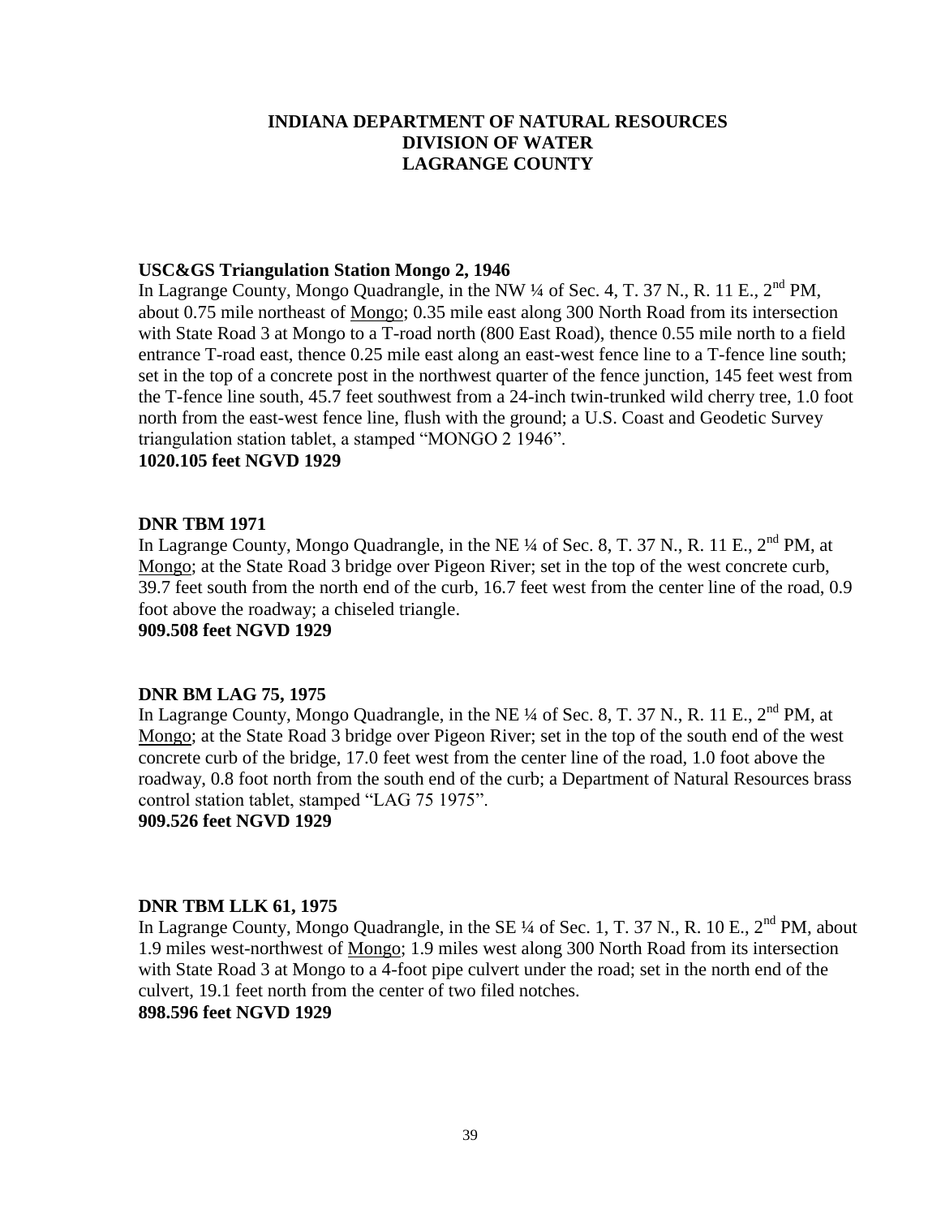**INDIANA DEPARTMENT OF NATURAL RESOURCES**
**DIVISION OF WATER**
**LAGRANGE COUNTY**

**USC&GS Triangulation Station Mongo 2, 1946**

In Lagrange County, Mongo Quadrangle, in the NW ¼ of Sec. 4, T. 37 N., R. 11 E., 2nd PM, about 0.75 mile northeast of Mongo; 0.35 mile east along 300 North Road from its intersection with State Road 3 at Mongo to a T-road north (800 East Road), thence 0.55 mile north to a field entrance T-road east, thence 0.25 mile east along an east-west fence line to a T-fence line south; set in the top of a concrete post in the northwest quarter of the fence junction, 145 feet west from the T-fence line south, 45.7 feet southwest from a 24-inch twin-trunked wild cherry tree, 1.0 foot north from the east-west fence line, flush with the ground; a U.S. Coast and Geodetic Survey triangulation station tablet, a stamped "MONGO 2 1946".

**1020.105 feet NGVD 1929**

**DNR TBM 1971**

In Lagrange County, Mongo Quadrangle, in the NE ¼ of Sec. 8, T. 37 N., R. 11 E., 2nd PM, at Mongo; at the State Road 3 bridge over Pigeon River; set in the top of the west concrete curb, 39.7 feet south from the north end of the curb, 16.7 feet west from the center line of the road, 0.9 foot above the roadway; a chiseled triangle.

**909.508 feet NGVD 1929**

**DNR BM LAG 75, 1975**

In Lagrange County, Mongo Quadrangle, in the NE ¼ of Sec. 8, T. 37 N., R. 11 E., 2nd PM, at Mongo; at the State Road 3 bridge over Pigeon River; set in the top of the south end of the west concrete curb of the bridge, 17.0 feet west from the center line of the road, 1.0 foot above the roadway, 0.8 foot north from the south end of the curb; a Department of Natural Resources brass control station tablet, stamped "LAG 75 1975".

**909.526 feet NGVD 1929**

**DNR TBM LLK 61, 1975**

In Lagrange County, Mongo Quadrangle, in the SE ¼ of Sec. 1, T. 37 N., R. 10 E., 2nd PM, about 1.9 miles west-northwest of Mongo; 1.9 miles west along 300 North Road from its intersection with State Road 3 at Mongo to a 4-foot pipe culvert under the road; set in the north end of the culvert, 19.1 feet north from the center of two filed notches.

**898.596 feet NGVD 1929**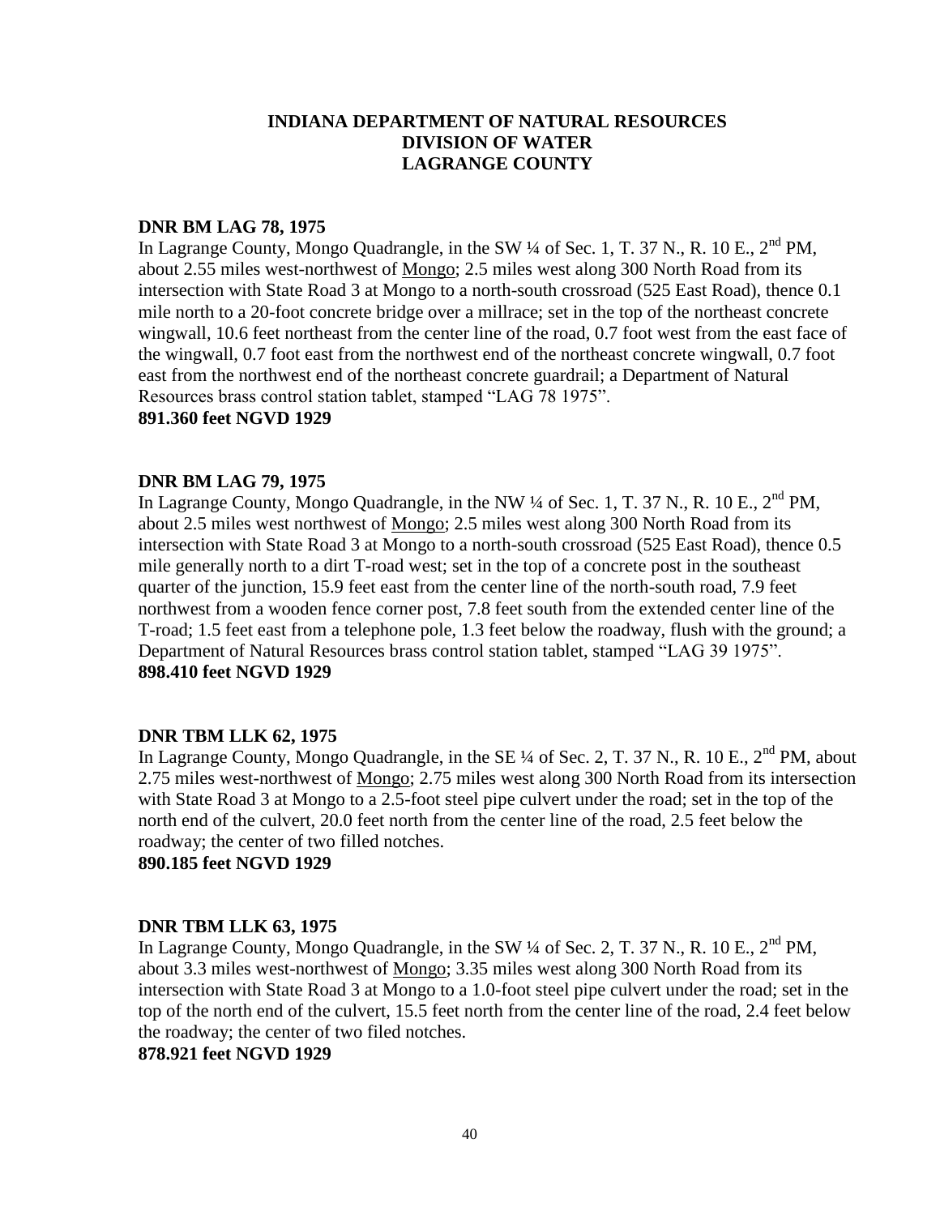# INDIANA DEPARTMENT OF NATURAL RESOURCES
# DIVISION OF WATER
# LAGRANGE COUNTY

**DNR BM LAG 78, 1975**

In Lagrange County, Mongo Quadrangle, in the SW ¼ of Sec. 1, T. 37 N., R. 10 E., 2nd PM, about 2.55 miles west-northwest of Mongo; 2.5 miles west along 300 North Road from its intersection with State Road 3 at Mongo to a north-south crossroad (525 East Road), thence 0.1 mile north to a 20-foot concrete bridge over a millrace; set in the top of the northeast concrete wingwall, 10.6 feet northeast from the center line of the road, 0.7 foot west from the east face of the wingwall, 0.7 foot east from the northwest end of the northeast concrete wingwall, 0.7 foot east from the northwest end of the northeast concrete guardrail; a Department of Natural Resources brass control station tablet, stamped "LAG 78 1975".

**891.360 feet NGVD 1929**

**DNR BM LAG 79, 1975**

In Lagrange County, Mongo Quadrangle, in the NW ¼ of Sec. 1, T. 37 N., R. 10 E., 2nd PM, about 2.5 miles west northwest of Mongo; 2.5 miles west along 300 North Road from its intersection with State Road 3 at Mongo to a north-south crossroad (525 East Road), thence 0.5 mile generally north to a dirt T-road west; set in the top of a concrete post in the southeast quarter of the junction, 15.9 feet east from the center line of the north-south road, 7.9 feet northwest from a wooden fence corner post, 7.8 feet south from the extended center line of the T-road; 1.5 feet east from a telephone pole, 1.3 feet below the roadway, flush with the ground; a Department of Natural Resources brass control station tablet, stamped "LAG 39 1975".

**898.410 feet NGVD 1929**

**DNR TBM LLK 62, 1975**

In Lagrange County, Mongo Quadrangle, in the SE ¼ of Sec. 2, T. 37 N., R. 10 E., 2nd PM, about 2.75 miles west-northwest of Mongo; 2.75 miles west along 300 North Road from its intersection with State Road 3 at Mongo to a 2.5-foot steel pipe culvert under the road; set in the top of the north end of the culvert, 20.0 feet north from the center line of the road, 2.5 feet below the roadway; the center of two filled notches.

**890.185 feet NGVD 1929**

**DNR TBM LLK 63, 1975**

In Lagrange County, Mongo Quadrangle, in the SW ¼ of Sec. 2, T. 37 N., R. 10 E., 2nd PM, about 3.3 miles west-northwest of Mongo; 3.35 miles west along 300 North Road from its intersection with State Road 3 at Mongo to a 1.0-foot steel pipe culvert under the road; set in the top of the north end of the culvert, 15.5 feet north from the center line of the road, 2.4 feet below the roadway; the center of two filed notches.

**878.921 feet NGVD 1929**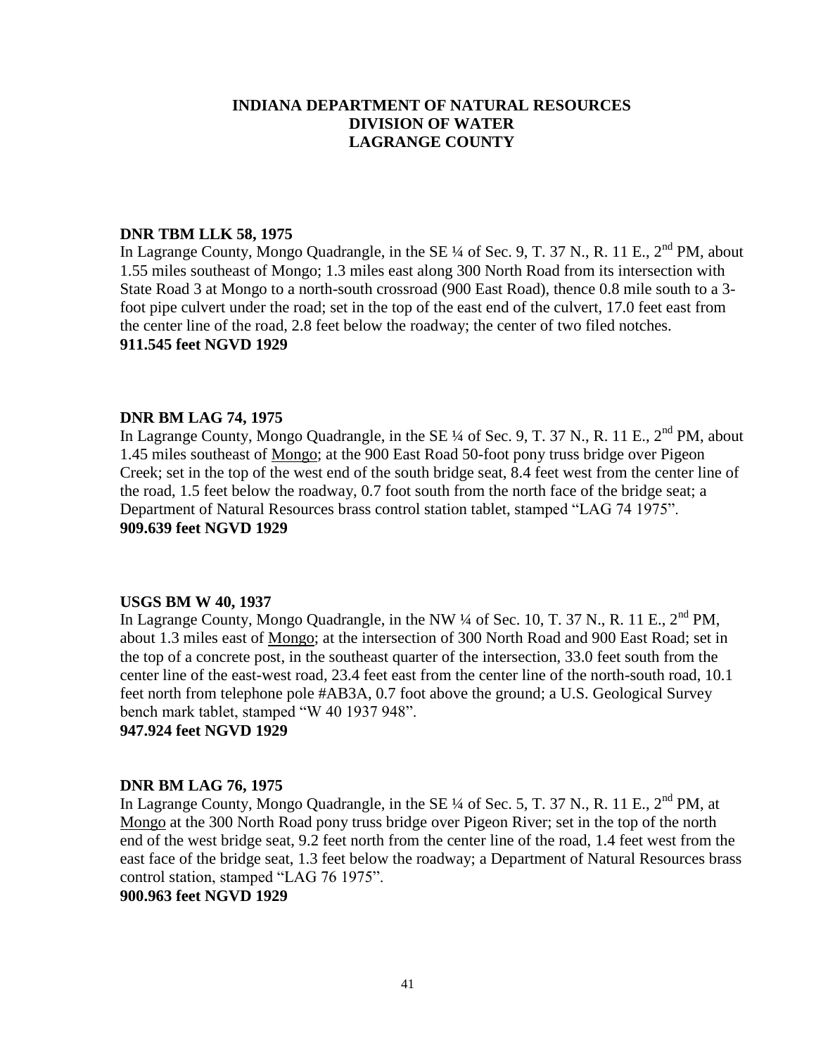**INDIANA DEPARTMENT OF NATURAL RESOURCES**
**DIVISION OF WATER**
**LAGRANGE COUNTY**

**DNR TBM LLK 58, 1975**
In Lagrange County, Mongo Quadrangle, in the SE ¼ of Sec. 9, T. 37 N., R. 11 E., 2nd PM, about 1.55 miles southeast of Mongo; 1.3 miles east along 300 North Road from its intersection with State Road 3 at Mongo to a north-south crossroad (900 East Road), thence 0.8 mile south to a 3-foot pipe culvert under the road; set in the top of the east end of the culvert, 17.0 feet east from the center line of the road, 2.8 feet below the roadway; the center of two filed notches.
**911.545 feet NGVD 1929**

**DNR BM LAG 74, 1975**
In Lagrange County, Mongo Quadrangle, in the SE ¼ of Sec. 9, T. 37 N., R. 11 E., 2nd PM, about 1.45 miles southeast of Mongo; at the 900 East Road 50-foot pony truss bridge over Pigeon Creek; set in the top of the west end of the south bridge seat, 8.4 feet west from the center line of the road, 1.5 feet below the roadway, 0.7 foot south from the north face of the bridge seat; a Department of Natural Resources brass control station tablet, stamped "LAG 74 1975".
**909.639 feet NGVD 1929**

**USGS BM W 40, 1937**
In Lagrange County, Mongo Quadrangle, in the NW ¼ of Sec. 10, T. 37 N., R. 11 E., 2nd PM, about 1.3 miles east of Mongo; at the intersection of 300 North Road and 900 East Road; set in the top of a concrete post, in the southeast quarter of the intersection, 33.0 feet south from the center line of the east-west road, 23.4 feet east from the center line of the north-south road, 10.1 feet north from telephone pole #AB3A, 0.7 foot above the ground; a U.S. Geological Survey bench mark tablet, stamped "W 40 1937 948".
**947.924 feet NGVD 1929**

**DNR BM LAG 76, 1975**
In Lagrange County, Mongo Quadrangle, in the SE ¼ of Sec. 5, T. 37 N., R. 11 E., 2nd PM, at Mongo at the 300 North Road pony truss bridge over Pigeon River; set in the top of the north end of the west bridge seat, 9.2 feet north from the center line of the road, 1.4 feet west from the east face of the bridge seat, 1.3 feet below the roadway; a Department of Natural Resources brass control station, stamped "LAG 76 1975".
**900.963 feet NGVD 1929**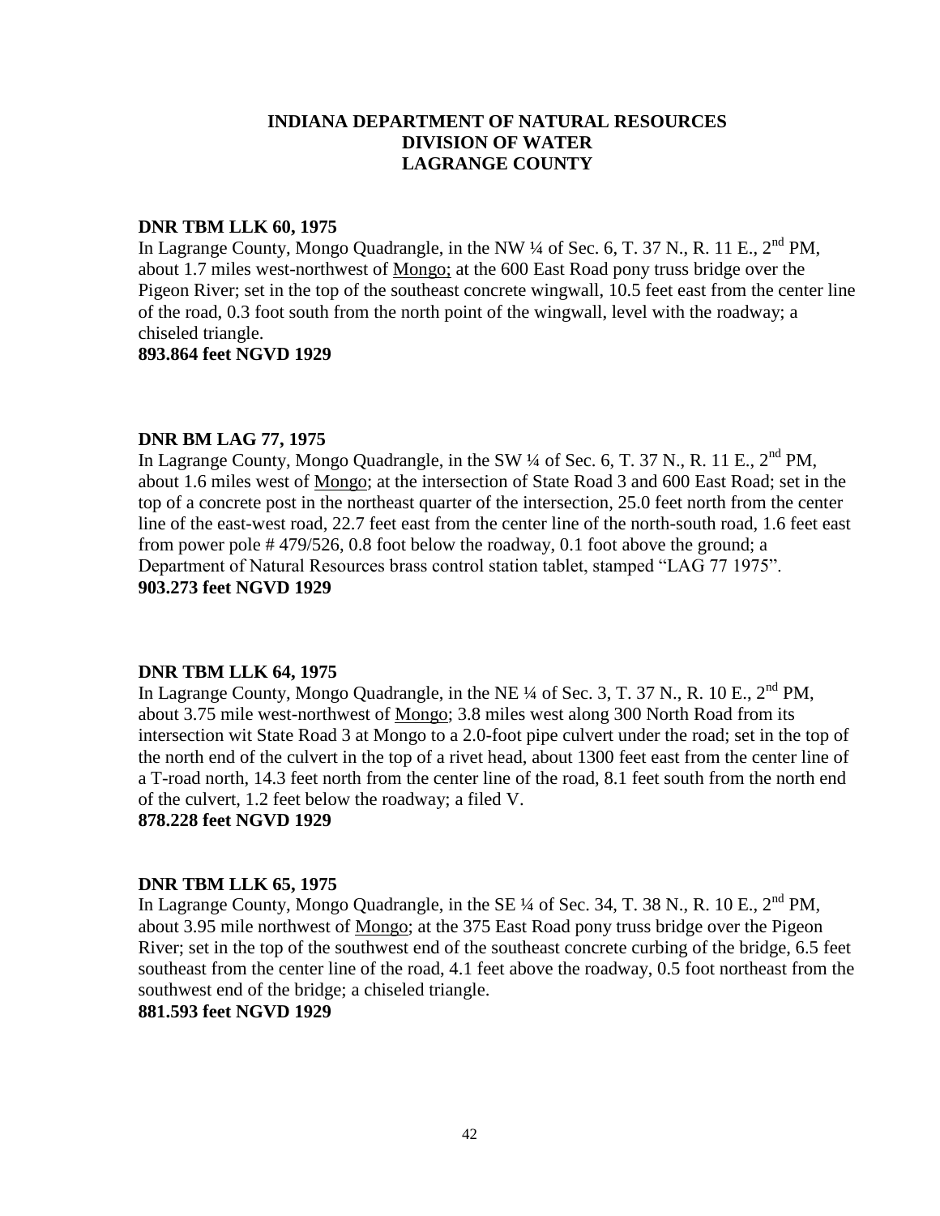# INDIANA DEPARTMENT OF NATURAL RESOURCES
# DIVISION OF WATER
# LAGRANGE COUNTY

**DNR TBM LLK 60, 1975**
In Lagrange County, Mongo Quadrangle, in the NW ¼ of Sec. 6, T. 37 N., R. 11 E., 2nd PM, about 1.7 miles west-northwest of Mongo; at the 600 East Road pony truss bridge over the Pigeon River; set in the top of the southeast concrete wingwall, 10.5 feet east from the center line of the road, 0.3 foot south from the north point of the wingwall, level with the roadway; a chiseled triangle.
**893.864 feet NGVD 1929**

**DNR BM LAG 77, 1975**
In Lagrange County, Mongo Quadrangle, in the SW ¼ of Sec. 6, T. 37 N., R. 11 E., 2nd PM, about 1.6 miles west of Mongo; at the intersection of State Road 3 and 600 East Road; set in the top of a concrete post in the northeast quarter of the intersection, 25.0 feet north from the center line of the east-west road, 22.7 feet east from the center line of the north-south road, 1.6 feet east from power pole # 479/526, 0.8 foot below the roadway, 0.1 foot above the ground; a Department of Natural Resources brass control station tablet, stamped "LAG 77 1975".
**903.273 feet NGVD 1929**

**DNR TBM LLK 64, 1975**
In Lagrange County, Mongo Quadrangle, in the NE ¼ of Sec. 3, T. 37 N., R. 10 E., 2nd PM, about 3.75 mile west-northwest of Mongo; 3.8 miles west along 300 North Road from its intersection wit State Road 3 at Mongo to a 2.0-foot pipe culvert under the road; set in the top of the north end of the culvert in the top of a rivet head, about 1300 feet east from the center line of a T-road north, 14.3 feet north from the center line of the road, 8.1 feet south from the north end of the culvert, 1.2 feet below the roadway; a filed V.
**878.228 feet NGVD 1929**

**DNR TBM LLK 65, 1975**
In Lagrange County, Mongo Quadrangle, in the SE ¼ of Sec. 34, T. 38 N., R. 10 E., 2nd PM, about 3.95 mile northwest of Mongo; at the 375 East Road pony truss bridge over the Pigeon River; set in the top of the southwest end of the southeast concrete curbing of the bridge, 6.5 feet southeast from the center line of the road, 4.1 feet above the roadway, 0.5 foot northeast from the southwest end of the bridge; a chiseled triangle.
**881.593 feet NGVD 1929**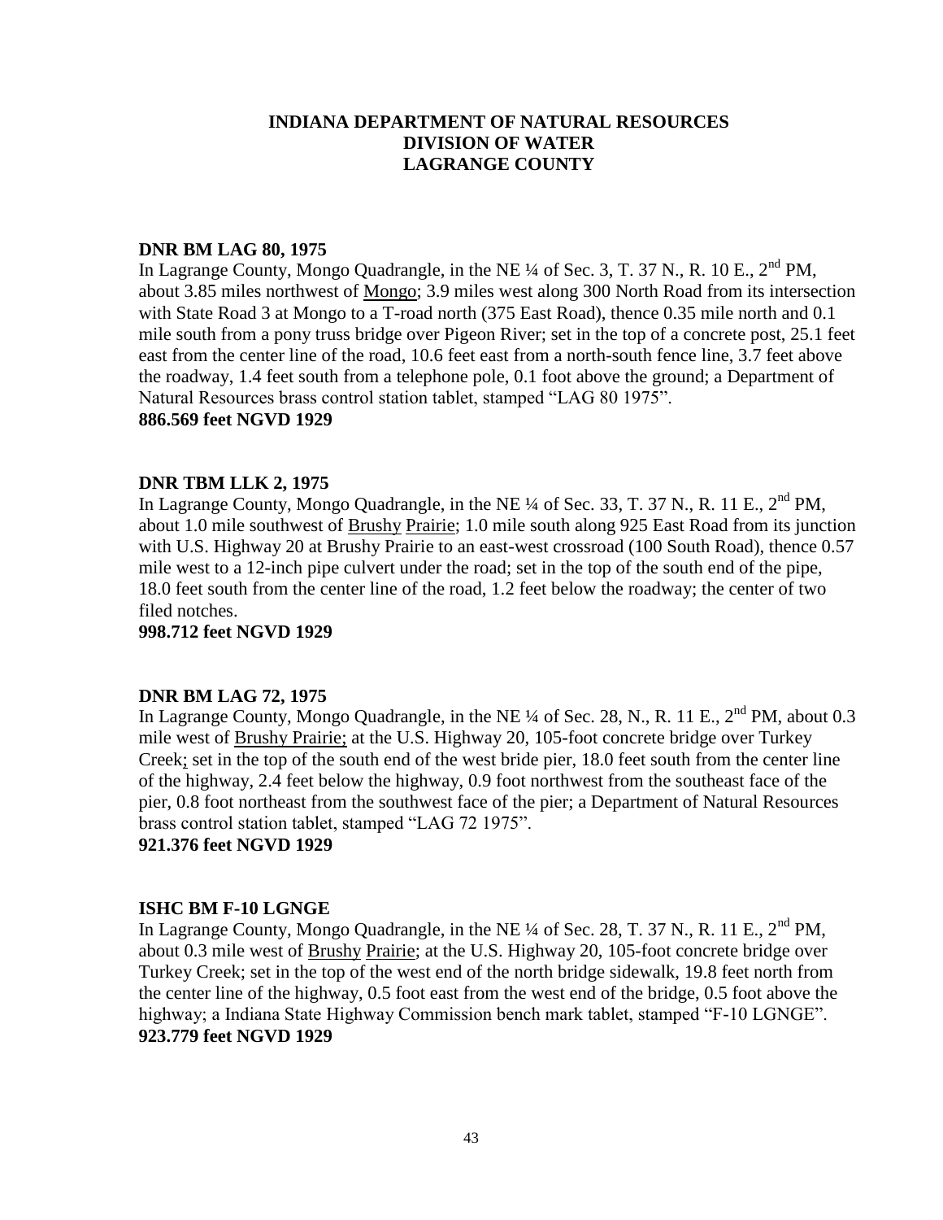**INDIANA DEPARTMENT OF NATURAL RESOURCES**
**DIVISION OF WATER**
**LAGRANGE COUNTY**

**DNR BM LAG 80, 1975**
In Lagrange County, Mongo Quadrangle, in the NE ¼ of Sec. 3, T. 37 N., R. 10 E., 2nd PM, about 3.85 miles northwest of Mongo; 3.9 miles west along 300 North Road from its intersection with State Road 3 at Mongo to a T-road north (375 East Road), thence 0.35 mile north and 0.1 mile south from a pony truss bridge over Pigeon River; set in the top of a concrete post, 25.1 feet east from the center line of the road, 10.6 feet east from a north-south fence line, 3.7 feet above the roadway, 1.4 feet south from a telephone pole, 0.1 foot above the ground; a Department of Natural Resources brass control station tablet, stamped "LAG 80 1975".
**886.569 feet NGVD 1929**

**DNR TBM LLK 2, 1975**
In Lagrange County, Mongo Quadrangle, in the NE ¼ of Sec. 33, T. 37 N., R. 11 E., 2nd PM, about 1.0 mile southwest of Brushy Prairie; 1.0 mile south along 925 East Road from its junction with U.S. Highway 20 at Brushy Prairie to an east-west crossroad (100 South Road), thence 0.57 mile west to a 12-inch pipe culvert under the road; set in the top of the south end of the pipe, 18.0 feet south from the center line of the road, 1.2 feet below the roadway; the center of two filed notches.
**998.712 feet NGVD 1929**

**DNR BM LAG 72, 1975**
In Lagrange County, Mongo Quadrangle, in the NE ¼ of Sec. 28, N., R. 11 E., 2nd PM, about 0.3 mile west of Brushy Prairie; at the U.S. Highway 20, 105-foot concrete bridge over Turkey Creek; set in the top of the south end of the west bride pier, 18.0 feet south from the center line of the highway, 2.4 feet below the highway, 0.9 foot northwest from the southeast face of the pier, 0.8 foot northeast from the southwest face of the pier; a Department of Natural Resources brass control station tablet, stamped "LAG 72 1975".
**921.376 feet NGVD 1929**

**ISHC BM F-10 LGNGE**
In Lagrange County, Mongo Quadrangle, in the NE ¼ of Sec. 28, T. 37 N., R. 11 E., 2nd PM, about 0.3 mile west of Brushy Prairie; at the U.S. Highway 20, 105-foot concrete bridge over Turkey Creek; set in the top of the west end of the north bridge sidewalk, 19.8 feet north from the center line of the highway, 0.5 foot east from the west end of the bridge, 0.5 foot above the highway; a Indiana State Highway Commission bench mark tablet, stamped "F-10 LGNGE".
**923.779 feet NGVD 1929**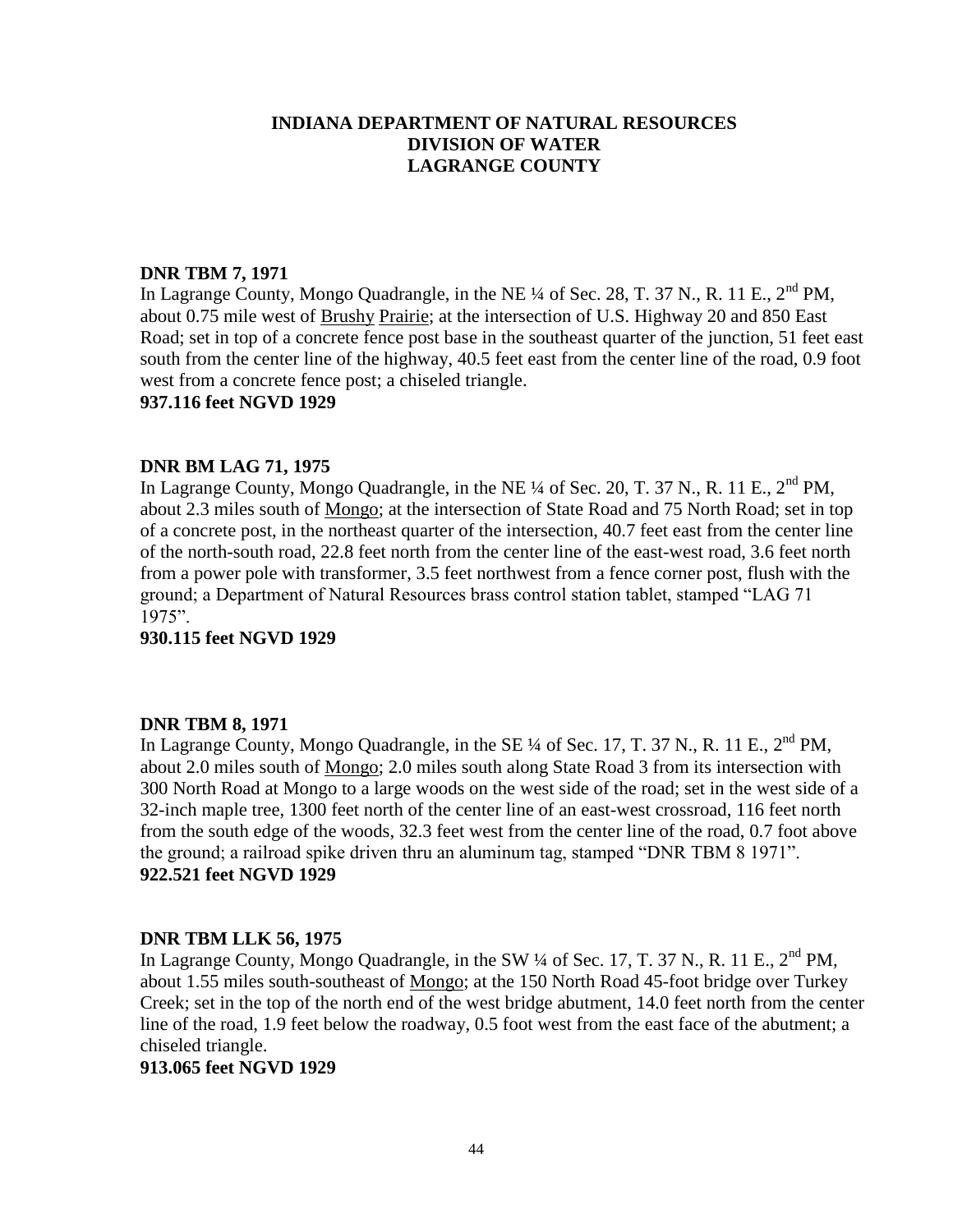**INDIANA DEPARTMENT OF NATURAL RESOURCES**
**DIVISION OF WATER**
**LAGRANGE COUNTY**

**DNR TBM 7, 1971**
In Lagrange County, Mongo Quadrangle, in the NE ¼ of Sec. 28, T. 37 N., R. 11 E., 2nd PM, about 0.75 mile west of Brushy Prairie; at the intersection of U.S. Highway 20 and 850 East Road; set in top of a concrete fence post base in the southeast quarter of the junction, 51 feet east south from the center line of the highway, 40.5 feet east from the center line of the road, 0.9 foot west from a concrete fence post; a chiseled triangle.
**937.116 feet NGVD 1929**

**DNR BM LAG 71, 1975**
In Lagrange County, Mongo Quadrangle, in the NE ¼ of Sec. 20, T. 37 N., R. 11 E., 2nd PM, about 2.3 miles south of Mongo; at the intersection of State Road and 75 North Road; set in top of a concrete post, in the northeast quarter of the intersection, 40.7 feet east from the center line of the north-south road, 22.8 feet north from the center line of the east-west road, 3.6 feet north from a power pole with transformer, 3.5 feet northwest from a fence corner post, flush with the ground; a Department of Natural Resources brass control station tablet, stamped "LAG 71 1975".
**930.115 feet NGVD 1929**

**DNR TBM 8, 1971**
In Lagrange County, Mongo Quadrangle, in the SE ¼ of Sec. 17, T. 37 N., R. 11 E., 2nd PM, about 2.0 miles south of Mongo; 2.0 miles south along State Road 3 from its intersection with 300 North Road at Mongo to a large woods on the west side of the road; set in the west side of a 32-inch maple tree, 1300 feet north of the center line of an east-west crossroad, 116 feet north from the south edge of the woods, 32.3 feet west from the center line of the road, 0.7 foot above the ground; a railroad spike driven thru an aluminum tag, stamped "DNR TBM 8 1971".
**922.521 feet NGVD 1929**

**DNR TBM LLK 56, 1975**
In Lagrange County, Mongo Quadrangle, in the SW ¼ of Sec. 17, T. 37 N., R. 11 E., 2nd PM, about 1.55 miles south-southeast of Mongo; at the 150 North Road 45-foot bridge over Turkey Creek; set in the top of the north end of the west bridge abutment, 14.0 feet north from the center line of the road, 1.9 feet below the roadway, 0.5 foot west from the east face of the abutment; a chiseled triangle.
**913.065 feet NGVD 1929**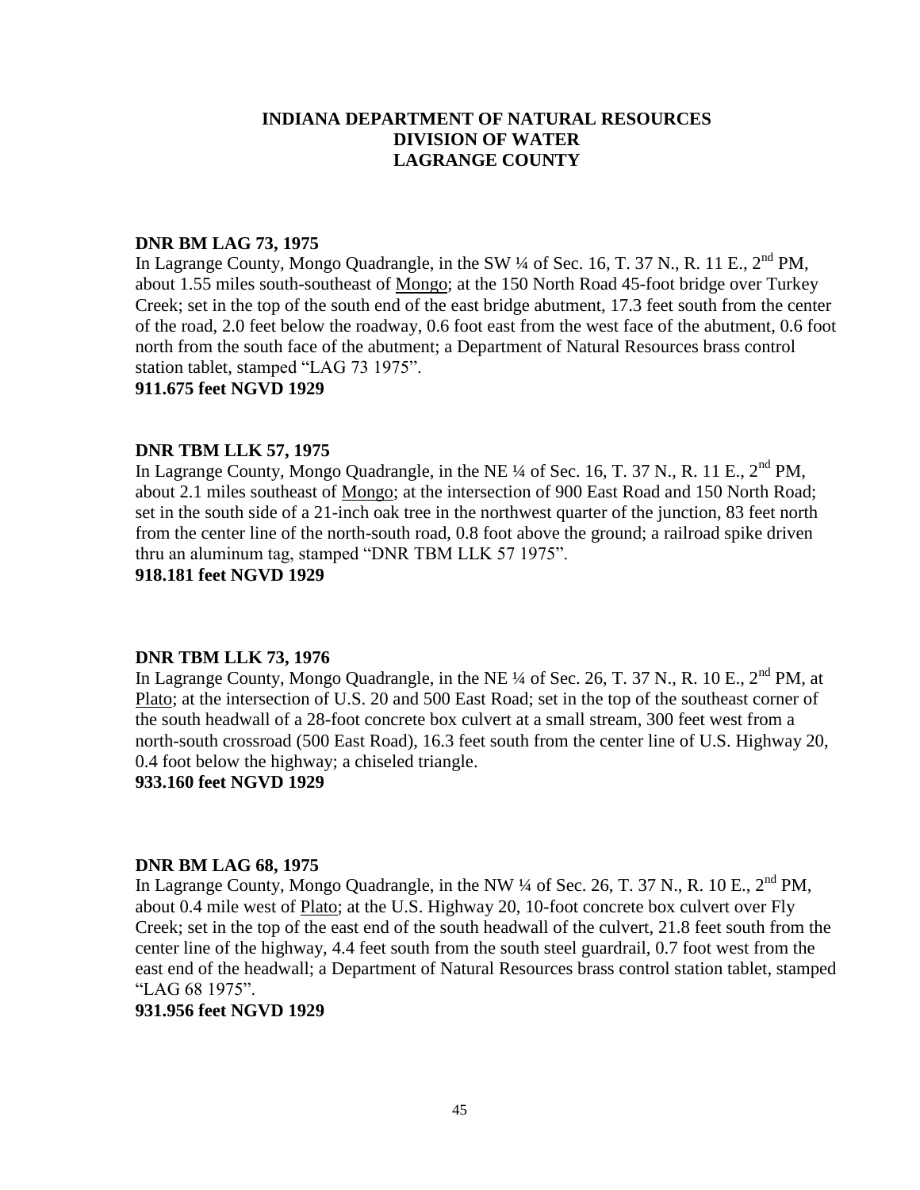# INDIANA DEPARTMENT OF NATURAL RESOURCES
# DIVISION OF WATER
# LAGRANGE COUNTY

**DNR BM LAG 73, 1975**

In Lagrange County, Mongo Quadrangle, in the SW ¼ of Sec. 16, T. 37 N., R. 11 E., 2nd PM, about 1.55 miles south-southeast of Mongo; at the 150 North Road 45-foot bridge over Turkey Creek; set in the top of the south end of the east bridge abutment, 17.3 feet south from the center of the road, 2.0 feet below the roadway, 0.6 foot east from the west face of the abutment, 0.6 foot north from the south face of the abutment; a Department of Natural Resources brass control station tablet, stamped "LAG 73 1975".

**911.675 feet NGVD 1929**

**DNR TBM LLK 57, 1975**

In Lagrange County, Mongo Quadrangle, in the NE ¼ of Sec. 16, T. 37 N., R. 11 E., 2nd PM, about 2.1 miles southeast of Mongo; at the intersection of 900 East Road and 150 North Road; set in the south side of a 21-inch oak tree in the northwest quarter of the junction, 83 feet north from the center line of the north-south road, 0.8 foot above the ground; a railroad spike driven thru an aluminum tag, stamped "DNR TBM LLK 57 1975".

**918.181 feet NGVD 1929**

**DNR TBM LLK 73, 1976**

In Lagrange County, Mongo Quadrangle, in the NE ¼ of Sec. 26, T. 37 N., R. 10 E., 2nd PM, at Plato; at the intersection of U.S. 20 and 500 East Road; set in the top of the southeast corner of the south headwall of a 28-foot concrete box culvert at a small stream, 300 feet west from a north-south crossroad (500 East Road), 16.3 feet south from the center line of U.S. Highway 20, 0.4 foot below the highway; a chiseled triangle.

**933.160 feet NGVD 1929**

**DNR BM LAG 68, 1975**

In Lagrange County, Mongo Quadrangle, in the NW ¼ of Sec. 26, T. 37 N., R. 10 E., 2nd PM, about 0.4 mile west of Plato; at the U.S. Highway 20, 10-foot concrete box culvert over Fly Creek; set in the top of the east end of the south headwall of the culvert, 21.8 feet south from the center line of the highway, 4.4 feet south from the south steel guardrail, 0.7 foot west from the east end of the headwall; a Department of Natural Resources brass control station tablet, stamped "LAG 68 1975".

**931.956 feet NGVD 1929**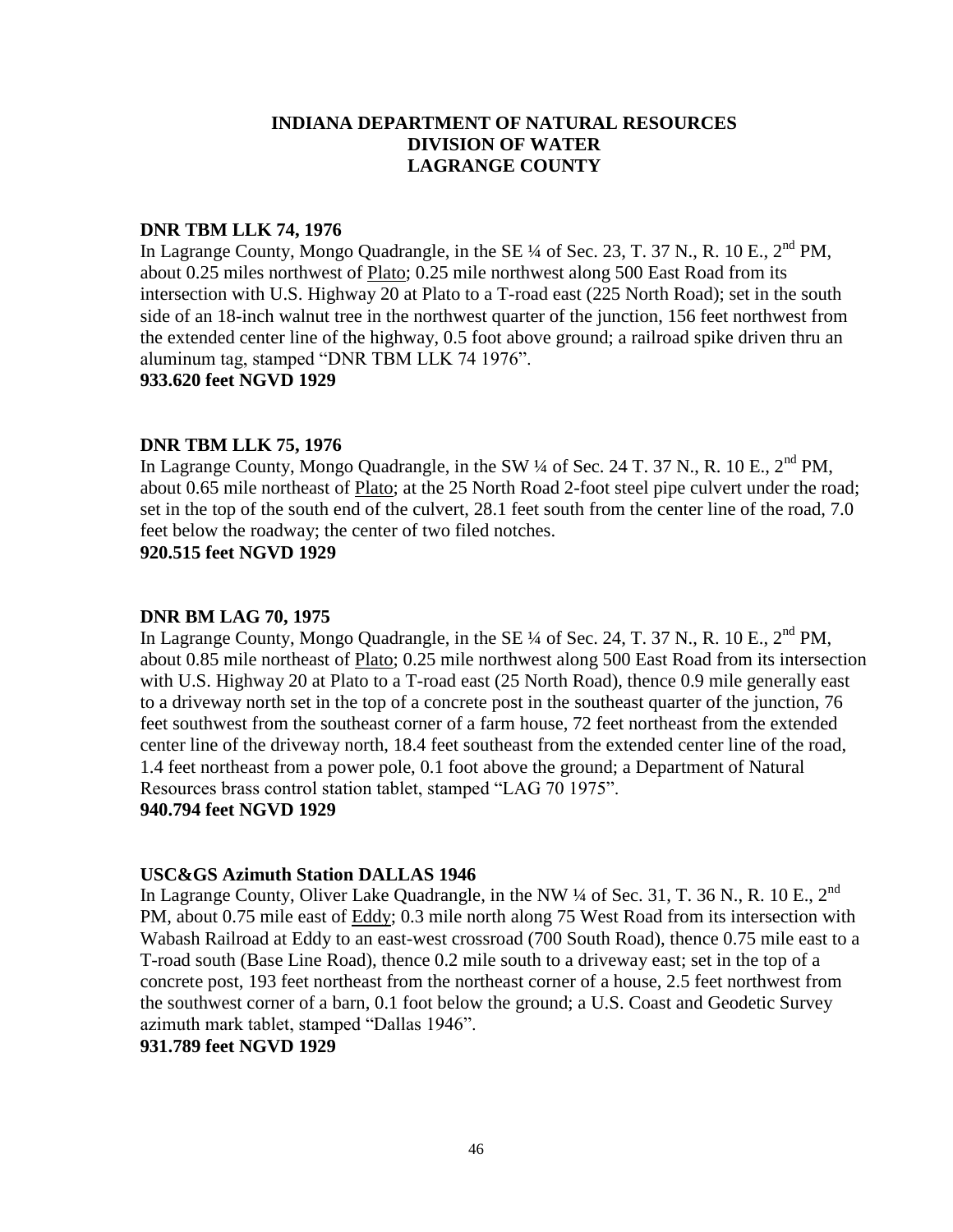# INDIANA DEPARTMENT OF NATURAL RESOURCES
# DIVISION OF WATER
# LAGRANGE COUNTY

**DNR TBM LLK 74, 1976**

In Lagrange County, Mongo Quadrangle, in the SE ¼ of Sec. 23, T. 37 N., R. 10 E., 2nd PM, about 0.25 miles northwest of Plato; 0.25 mile northwest along 500 East Road from its intersection with U.S. Highway 20 at Plato to a T-road east (225 North Road); set in the south side of an 18-inch walnut tree in the northwest quarter of the junction, 156 feet northwest from the extended center line of the highway, 0.5 foot above ground; a railroad spike driven thru an aluminum tag, stamped "DNR TBM LLK 74 1976".

**933.620 feet NGVD 1929**

**DNR TBM LLK 75, 1976**

In Lagrange County, Mongo Quadrangle, in the SW ¼ of Sec. 24 T. 37 N., R. 10 E., 2nd PM, about 0.65 mile northeast of Plato; at the 25 North Road 2-foot steel pipe culvert under the road; set in the top of the south end of the culvert, 28.1 feet south from the center line of the road, 7.0 feet below the roadway; the center of two filed notches.

**920.515 feet NGVD 1929**

**DNR BM LAG 70, 1975**

In Lagrange County, Mongo Quadrangle, in the SE ¼ of Sec. 24, T. 37 N., R. 10 E., 2nd PM, about 0.85 mile northeast of Plato; 0.25 mile northwest along 500 East Road from its intersection with U.S. Highway 20 at Plato to a T-road east (25 North Road), thence 0.9 mile generally east to a driveway north set in the top of a concrete post in the southeast quarter of the junction, 76 feet southwest from the southeast corner of a farm house, 72 feet northeast from the extended center line of the driveway north, 18.4 feet southeast from the extended center line of the road, 1.4 feet northeast from a power pole, 0.1 foot above the ground; a Department of Natural Resources brass control station tablet, stamped "LAG 70 1975".

**940.794 feet NGVD 1929**

**USC&GS Azimuth Station DALLAS 1946**

In Lagrange County, Oliver Lake Quadrangle, in the NW ¼ of Sec. 31, T. 36 N., R. 10 E., 2nd PM, about 0.75 mile east of Eddy; 0.3 mile north along 75 West Road from its intersection with Wabash Railroad at Eddy to an east-west crossroad (700 South Road), thence 0.75 mile east to a T-road south (Base Line Road), thence 0.2 mile south to a driveway east; set in the top of a concrete post, 193 feet northeast from the northeast corner of a house, 2.5 feet northwest from the southwest corner of a barn, 0.1 foot below the ground; a U.S. Coast and Geodetic Survey azimuth mark tablet, stamped "Dallas 1946".

**931.789 feet NGVD 1929**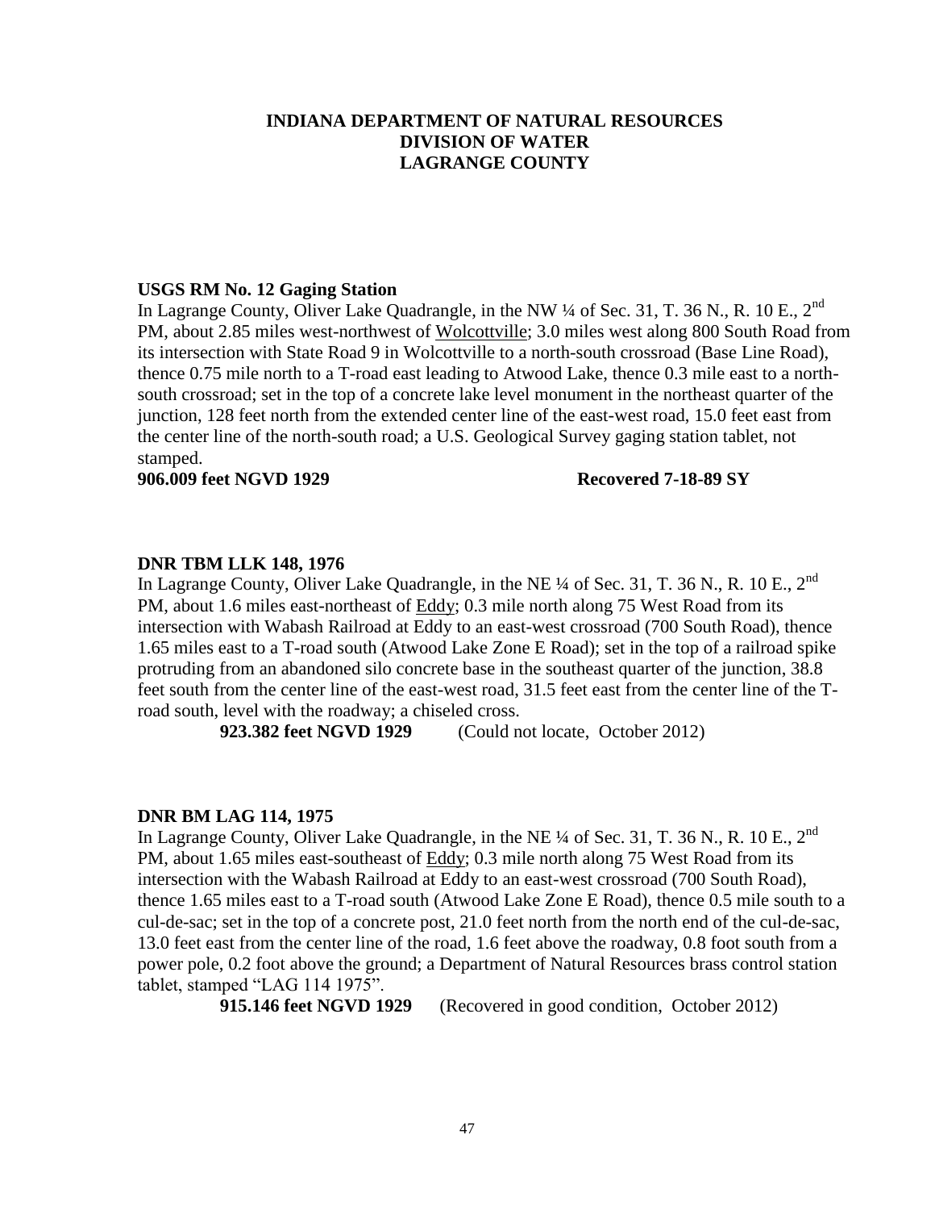**INDIANA DEPARTMENT OF NATURAL RESOURCES**
**DIVISION OF WATER**
**LAGRANGE COUNTY**

**USGS RM No. 12 Gaging Station**

In Lagrange County, Oliver Lake Quadrangle, in the NW ¼ of Sec. 31, T. 36 N., R. 10 E., 2nd PM, about 2.85 miles west-northwest of Wolcottville; 3.0 miles west along 800 South Road from its intersection with State Road 9 in Wolcottville to a north-south crossroad (Base Line Road), thence 0.75 mile north to a T-road east leading to Atwood Lake, thence 0.3 mile east to a north-south crossroad; set in the top of a concrete lake level monument in the northeast quarter of the junction, 128 feet north from the extended center line of the east-west road, 15.0 feet east from the center line of the north-south road; a U.S. Geological Survey gaging station tablet, not stamped.

**906.009 feet NGVD 1929** **Recovered 7-18-89 SY**

**DNR TBM LLK 148, 1976**

In Lagrange County, Oliver Lake Quadrangle, in the NE ¼ of Sec. 31, T. 36 N., R. 10 E., 2nd PM, about 1.6 miles east-northeast of Eddy; 0.3 mile north along 75 West Road from its intersection with Wabash Railroad at Eddy to an east-west crossroad (700 South Road), thence 1.65 miles east to a T-road south (Atwood Lake Zone E Road); set in the top of a railroad spike protruding from an abandoned silo concrete base in the southeast quarter of the junction, 38.8 feet south from the center line of the east-west road, 31.5 feet east from the center line of the T-road south, level with the roadway; a chiseled cross.

**923.382 feet NGVD 1929** (Could not locate, October 2012)

**DNR BM LAG 114, 1975**

In Lagrange County, Oliver Lake Quadrangle, in the NE ¼ of Sec. 31, T. 36 N., R. 10 E., 2nd PM, about 1.65 miles east-southeast of Eddy; 0.3 mile north along 75 West Road from its intersection with the Wabash Railroad at Eddy to an east-west crossroad (700 South Road), thence 1.65 miles east to a T-road south (Atwood Lake Zone E Road), thence 0.5 mile south to a cul-de-sac; set in the top of a concrete post, 21.0 feet north from the north end of the cul-de-sac, 13.0 feet east from the center line of the road, 1.6 feet above the roadway, 0.8 foot south from a power pole, 0.2 foot above the ground; a Department of Natural Resources brass control station tablet, stamped "LAG 114 1975".

**915.146 feet NGVD 1929** (Recovered in good condition, October 2012)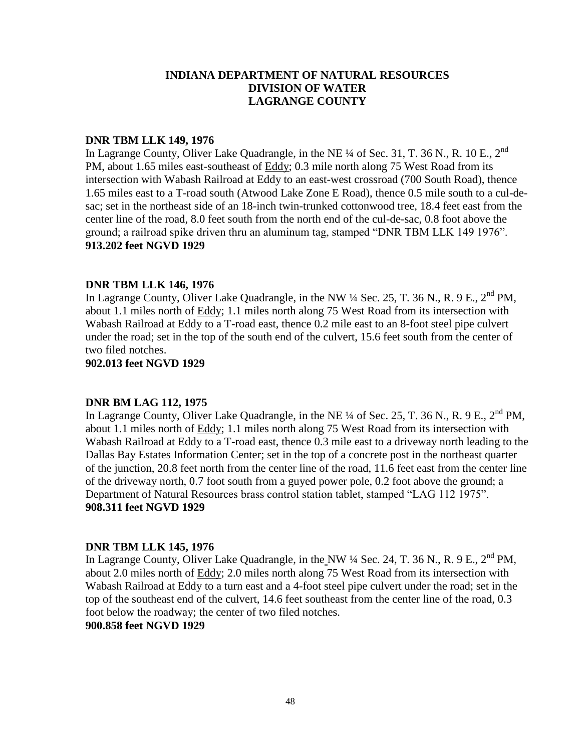# INDIANA DEPARTMENT OF NATURAL RESOURCES
# DIVISION OF WATER
# LAGRANGE COUNTY

**DNR TBM LLK 149, 1976**

In Lagrange County, Oliver Lake Quadrangle, in the NE ¼ of Sec. 31, T. 36 N., R. 10 E., 2nd PM, about 1.65 miles east-southeast of Eddy; 0.3 mile north along 75 West Road from its intersection with Wabash Railroad at Eddy to an east-west crossroad (700 South Road), thence 1.65 miles east to a T-road south (Atwood Lake Zone E Road), thence 0.5 mile south to a cul-de-sac; set in the northeast side of an 18-inch twin-trunked cottonwood tree, 18.4 feet east from the center line of the road, 8.0 feet south from the north end of the cul-de-sac, 0.8 foot above the ground; a railroad spike driven thru an aluminum tag, stamped "DNR TBM LLK 149 1976".

**913.202 feet NGVD 1929**

**DNR TBM LLK 146, 1976**

In Lagrange County, Oliver Lake Quadrangle, in the NW ¼ Sec. 25, T. 36 N., R. 9 E., 2nd PM, about 1.1 miles north of Eddy; 1.1 miles north along 75 West Road from its intersection with Wabash Railroad at Eddy to a T-road east, thence 0.2 mile east to an 8-foot steel pipe culvert under the road; set in the top of the south end of the culvert, 15.6 feet south from the center of two filed notches.

**902.013 feet NGVD 1929**

**DNR BM LAG 112, 1975**

In Lagrange County, Oliver Lake Quadrangle, in the NE ¼ of Sec. 25, T. 36 N., R. 9 E., 2nd PM, about 1.1 miles north of Eddy; 1.1 miles north along 75 West Road from its intersection with Wabash Railroad at Eddy to a T-road east, thence 0.3 mile east to a driveway north leading to the Dallas Bay Estates Information Center; set in the top of a concrete post in the northeast quarter of the junction, 20.8 feet north from the center line of the road, 11.6 feet east from the center line of the driveway north, 0.7 foot south from a guyed power pole, 0.2 foot above the ground; a Department of Natural Resources brass control station tablet, stamped "LAG 112 1975".

**908.311 feet NGVD 1929**

**DNR TBM LLK 145, 1976**

In Lagrange County, Oliver Lake Quadrangle, in the NW ¼ Sec. 24, T. 36 N., R. 9 E., 2nd PM, about 2.0 miles north of Eddy; 2.0 miles north along 75 West Road from its intersection with Wabash Railroad at Eddy to a turn east and a 4-foot steel pipe culvert under the road; set in the top of the southeast end of the culvert, 14.6 feet southeast from the center line of the road, 0.3 foot below the roadway; the center of two filed notches.

**900.858 feet NGVD 1929**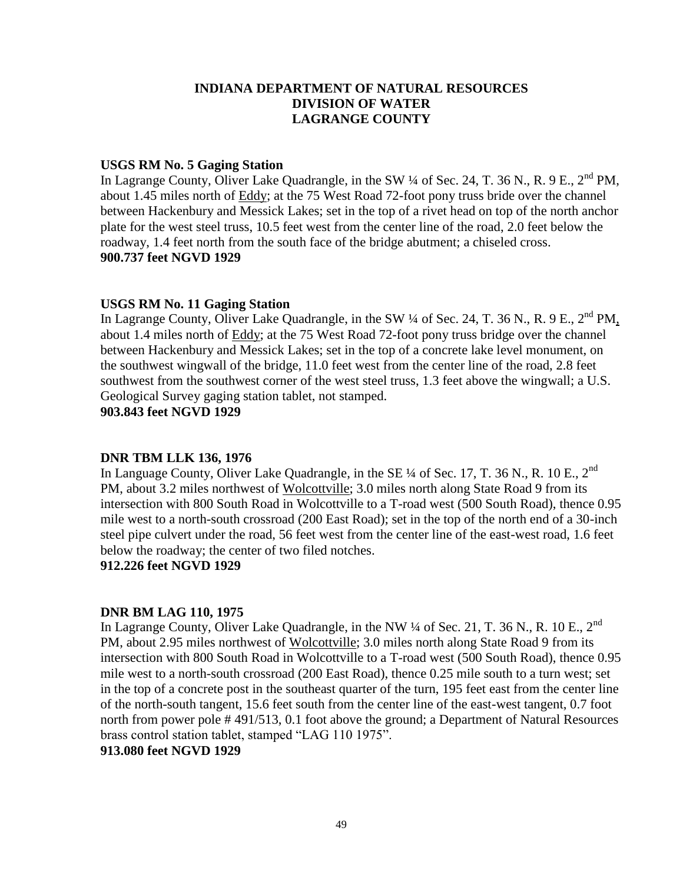# INDIANA DEPARTMENT OF NATURAL RESOURCES
# DIVISION OF WATER
# LAGRANGE COUNTY

**USGS RM No. 5 Gaging Station**
In Lagrange County, Oliver Lake Quadrangle, in the SW ¼ of Sec. 24, T. 36 N., R. 9 E., 2nd PM, about 1.45 miles north of Eddy; at the 75 West Road 72-foot pony truss bride over the channel between Hackenbury and Messick Lakes; set in the top of a rivet head on top of the north anchor plate for the west steel truss, 10.5 feet west from the center line of the road, 2.0 feet below the roadway, 1.4 feet north from the south face of the bridge abutment; a chiseled cross.
**900.737 feet NGVD 1929**

**USGS RM No. 11 Gaging Station**
In Lagrange County, Oliver Lake Quadrangle, in the SW ¼ of Sec. 24, T. 36 N., R. 9 E., 2nd PM, about 1.4 miles north of Eddy; at the 75 West Road 72-foot pony truss bridge over the channel between Hackenbury and Messick Lakes; set in the top of a concrete lake level monument, on the southwest wingwall of the bridge, 11.0 feet west from the center line of the road, 2.8 feet southwest from the southwest corner of the west steel truss, 1.3 feet above the wingwall; a U.S. Geological Survey gaging station tablet, not stamped.
**903.843 feet NGVD 1929**

**DNR TBM LLK 136, 1976**
In Language County, Oliver Lake Quadrangle, in the SE ¼ of Sec. 17, T. 36 N., R. 10 E., 2nd PM, about 3.2 miles northwest of Wolcottville; 3.0 miles north along State Road 9 from its intersection with 800 South Road in Wolcottville to a T-road west (500 South Road), thence 0.95 mile west to a north-south crossroad (200 East Road); set in the top of the north end of a 30-inch steel pipe culvert under the road, 56 feet west from the center line of the east-west road, 1.6 feet below the roadway; the center of two filed notches.
**912.226 feet NGVD 1929**

**DNR BM LAG 110, 1975**
In Lagrange County, Oliver Lake Quadrangle, in the NW ¼ of Sec. 21, T. 36 N., R. 10 E., 2nd PM, about 2.95 miles northwest of Wolcottville; 3.0 miles north along State Road 9 from its intersection with 800 South Road in Wolcottville to a T-road west (500 South Road), thence 0.95 mile west to a north-south crossroad (200 East Road), thence 0.25 mile south to a turn west; set in the top of a concrete post in the southeast quarter of the turn, 195 feet east from the center line of the north-south tangent, 15.6 feet south from the center line of the east-west tangent, 0.7 foot north from power pole # 491/513, 0.1 foot above the ground; a Department of Natural Resources brass control station tablet, stamped "LAG 110 1975".
**913.080 feet NGVD 1929**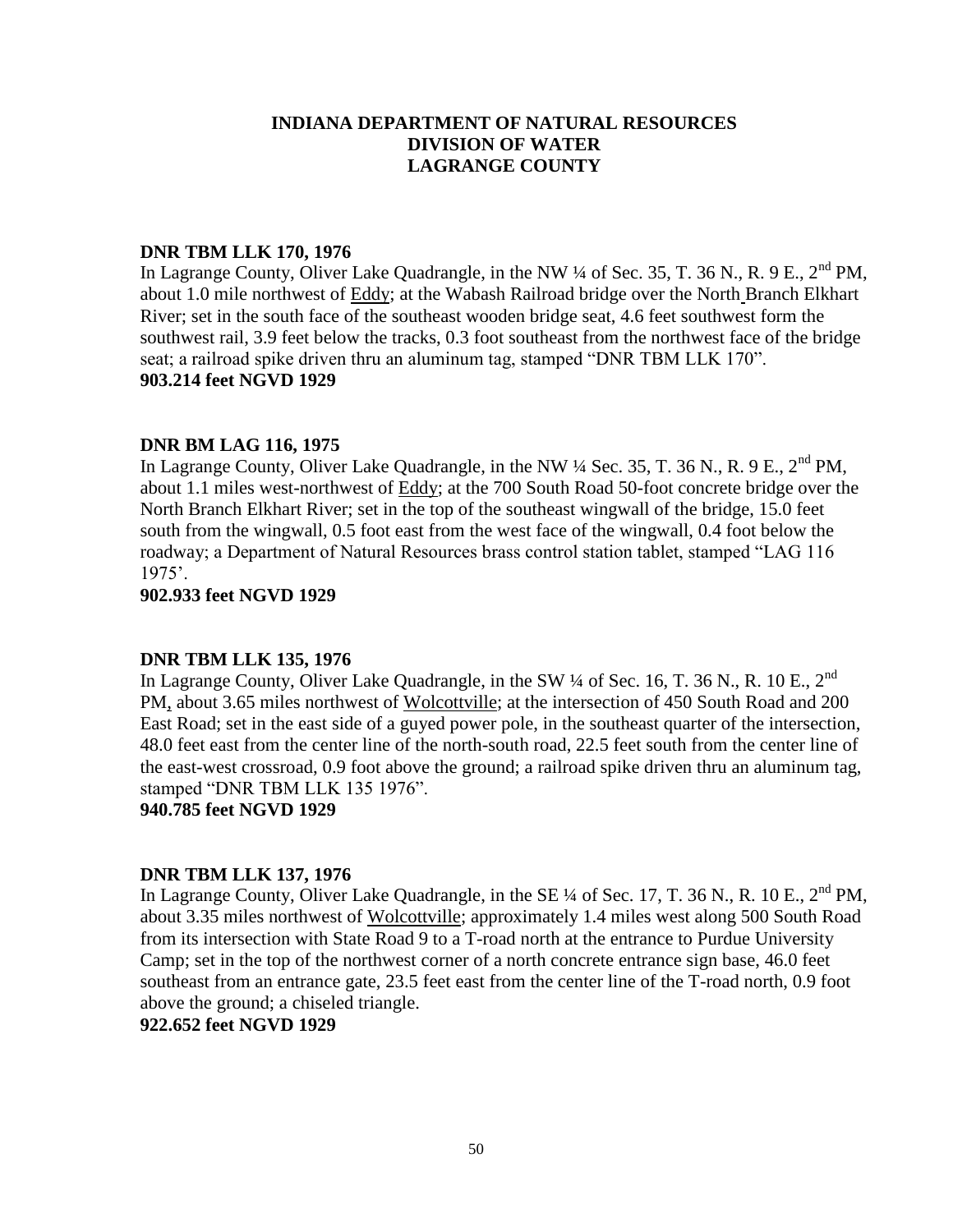# INDIANA DEPARTMENT OF NATURAL RESOURCES
# DIVISION OF WATER
# LAGRANGE COUNTY

**DNR TBM LLK 170, 1976**

In Lagrange County, Oliver Lake Quadrangle, in the NW ¼ of Sec. 35, T. 36 N., R. 9 E., 2nd PM, about 1.0 mile northwest of Eddy; at the Wabash Railroad bridge over the North Branch Elkhart River; set in the south face of the southeast wooden bridge seat, 4.6 feet southwest form the southwest rail, 3.9 feet below the tracks, 0.3 foot southeast from the northwest face of the bridge seat; a railroad spike driven thru an aluminum tag, stamped "DNR TBM LLK 170".

**903.214 feet NGVD 1929**

**DNR BM LAG 116, 1975**

In Lagrange County, Oliver Lake Quadrangle, in the NW ¼ Sec. 35, T. 36 N., R. 9 E., 2nd PM, about 1.1 miles west-northwest of Eddy; at the 700 South Road 50-foot concrete bridge over the North Branch Elkhart River; set in the top of the southeast wingwall of the bridge, 15.0 feet south from the wingwall, 0.5 foot east from the west face of the wingwall, 0.4 foot below the roadway; a Department of Natural Resources brass control station tablet, stamped "LAG 116 1975'.

**902.933 feet NGVD 1929**

**DNR TBM LLK 135, 1976**

In Lagrange County, Oliver Lake Quadrangle, in the SW ¼ of Sec. 16, T. 36 N., R. 10 E., 2nd PM, about 3.65 miles northwest of Wolcottville; at the intersection of 450 South Road and 200 East Road; set in the east side of a guyed power pole, in the southeast quarter of the intersection, 48.0 feet east from the center line of the north-south road, 22.5 feet south from the center line of the east-west crossroad, 0.9 foot above the ground; a railroad spike driven thru an aluminum tag, stamped "DNR TBM LLK 135 1976".

**940.785 feet NGVD 1929**

**DNR TBM LLK 137, 1976**

In Lagrange County, Oliver Lake Quadrangle, in the SE ¼ of Sec. 17, T. 36 N., R. 10 E., 2nd PM, about 3.35 miles northwest of Wolcottville; approximately 1.4 miles west along 500 South Road from its intersection with State Road 9 to a T-road north at the entrance to Purdue University Camp; set in the top of the northwest corner of a north concrete entrance sign base, 46.0 feet southeast from an entrance gate, 23.5 feet east from the center line of the T-road north, 0.9 foot above the ground; a chiseled triangle.

**922.652 feet NGVD 1929**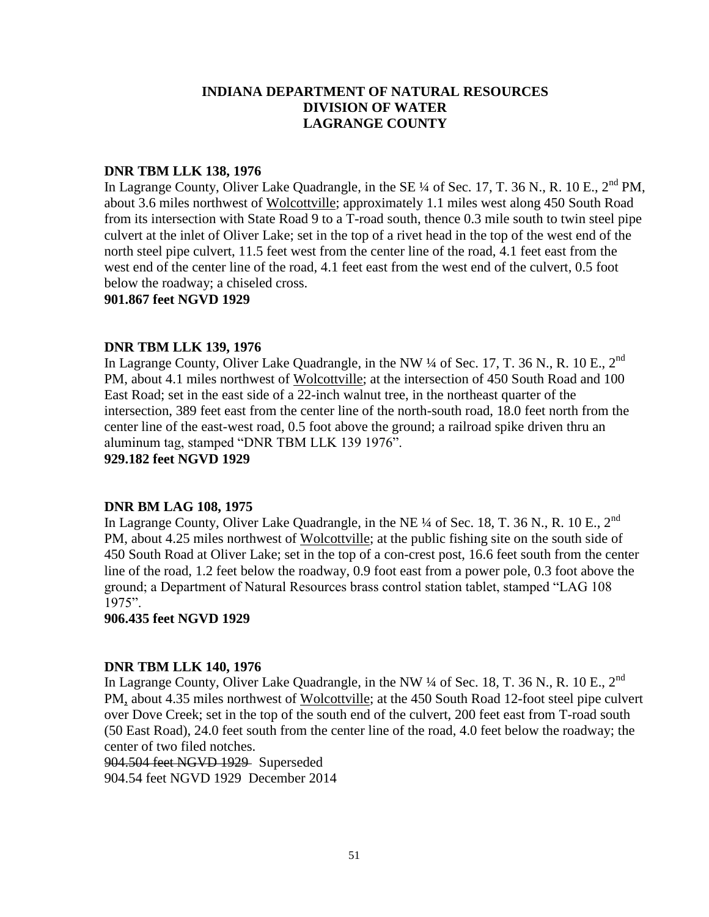**INDIANA DEPARTMENT OF NATURAL RESOURCES**
**DIVISION OF WATER**
**LAGRANGE COUNTY**

**DNR TBM LLK 138, 1976**

In Lagrange County, Oliver Lake Quadrangle, in the SE ¼ of Sec. 17, T. 36 N., R. 10 E., 2nd PM, about 3.6 miles northwest of Wolcottville; approximately 1.1 miles west along 450 South Road from its intersection with State Road 9 to a T-road south, thence 0.3 mile south to twin steel pipe culvert at the inlet of Oliver Lake; set in the top of a rivet head in the top of the west end of the north steel pipe culvert, 11.5 feet west from the center line of the road, 4.1 feet east from the west end of the center line of the road, 4.1 feet east from the west end of the culvert, 0.5 foot below the roadway; a chiseled cross.

**901.867 feet NGVD 1929**

**DNR TBM LLK 139, 1976**

In Lagrange County, Oliver Lake Quadrangle, in the NW ¼ of Sec. 17, T. 36 N., R. 10 E., 2nd PM, about 4.1 miles northwest of Wolcottville; at the intersection of 450 South Road and 100 East Road; set in the east side of a 22-inch walnut tree, in the northeast quarter of the intersection, 389 feet east from the center line of the north-south road, 18.0 feet north from the center line of the east-west road, 0.5 foot above the ground; a railroad spike driven thru an aluminum tag, stamped "DNR TBM LLK 139 1976".

**929.182 feet NGVD 1929**

**DNR BM LAG 108, 1975**

In Lagrange County, Oliver Lake Quadrangle, in the NE ¼ of Sec. 18, T. 36 N., R. 10 E., 2nd PM, about 4.25 miles northwest of Wolcottville; at the public fishing site on the south side of 450 South Road at Oliver Lake; set in the top of a con-crest post, 16.6 feet south from the center line of the road, 1.2 feet below the roadway, 0.9 foot east from a power pole, 0.3 foot above the ground; a Department of Natural Resources brass control station tablet, stamped "LAG 108 1975".

**906.435 feet NGVD 1929**

**DNR TBM LLK 140, 1976**

In Lagrange County, Oliver Lake Quadrangle, in the NW ¼ of Sec. 18, T. 36 N., R. 10 E., 2nd PM, about 4.35 miles northwest of Wolcottville; at the 450 South Road 12-foot steel pipe culvert over Dove Creek; set in the top of the south end of the culvert, 200 feet east from T-road south (50 East Road), 24.0 feet south from the center line of the road, 4.0 feet below the roadway; the center of two filed notches.

~~904.504 feet NGVD 1929~~ Superseded
904.54 feet NGVD 1929 December 2014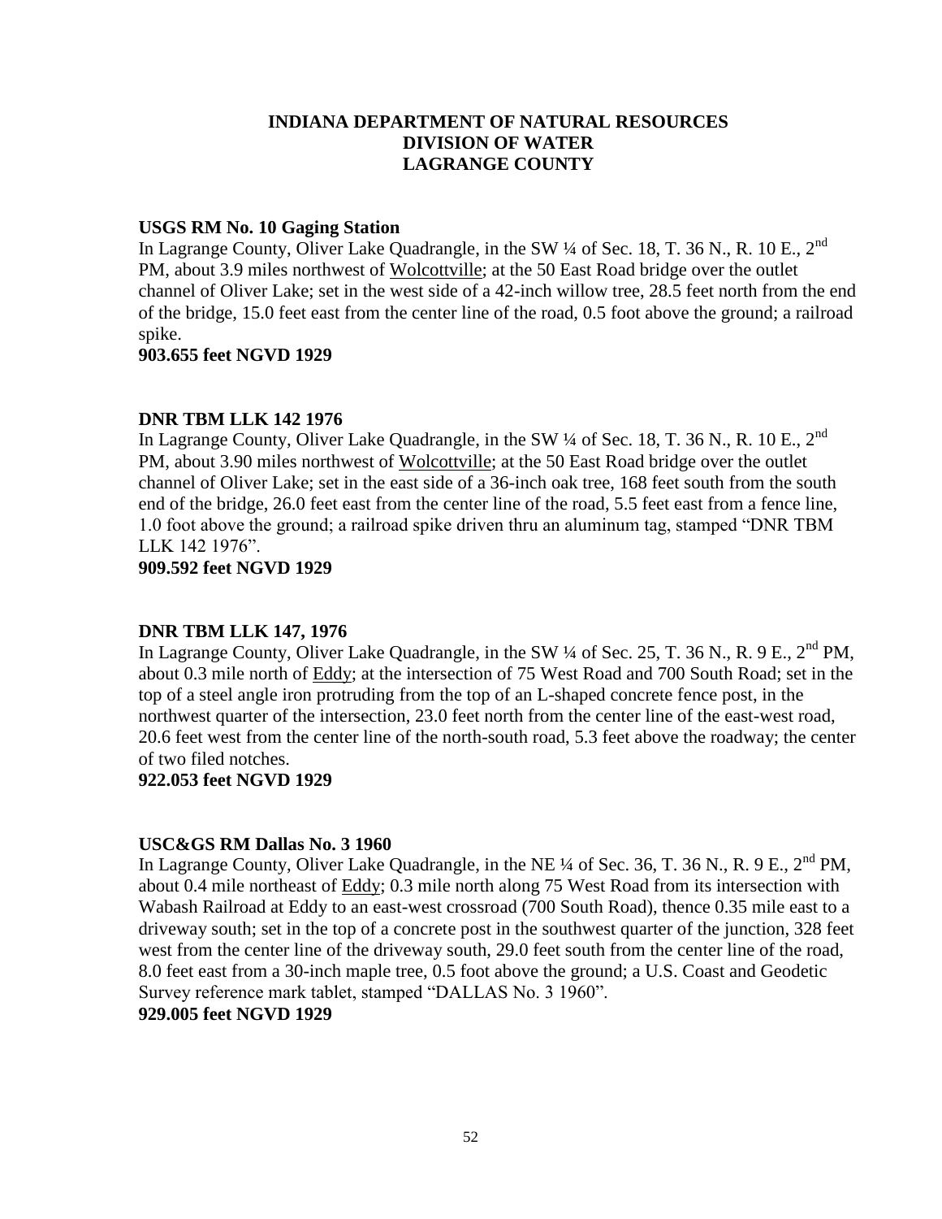# INDIANA DEPARTMENT OF NATURAL RESOURCES
# DIVISION OF WATER
# LAGRANGE COUNTY

**USGS RM No. 10 Gaging Station**
In Lagrange County, Oliver Lake Quadrangle, in the SW ¼ of Sec. 18, T. 36 N., R. 10 E., 2nd PM, about 3.9 miles northwest of Wolcottville; at the 50 East Road bridge over the outlet channel of Oliver Lake; set in the west side of a 42-inch willow tree, 28.5 feet north from the end of the bridge, 15.0 feet east from the center line of the road, 0.5 foot above the ground; a railroad spike.
**903.655 feet NGVD 1929**

**DNR TBM LLK 142 1976**
In Lagrange County, Oliver Lake Quadrangle, in the SW ¼ of Sec. 18, T. 36 N., R. 10 E., 2nd PM, about 3.90 miles northwest of Wolcottville; at the 50 East Road bridge over the outlet channel of Oliver Lake; set in the east side of a 36-inch oak tree, 168 feet south from the south end of the bridge, 26.0 feet east from the center line of the road, 5.5 feet east from a fence line, 1.0 foot above the ground; a railroad spike driven thru an aluminum tag, stamped "DNR TBM LLK 142 1976".
**909.592 feet NGVD 1929**

**DNR TBM LLK 147, 1976**
In Lagrange County, Oliver Lake Quadrangle, in the SW ¼ of Sec. 25, T. 36 N., R. 9 E., 2nd PM, about 0.3 mile north of Eddy; at the intersection of 75 West Road and 700 South Road; set in the top of a steel angle iron protruding from the top of an L-shaped concrete fence post, in the northwest quarter of the intersection, 23.0 feet north from the center line of the east-west road, 20.6 feet west from the center line of the north-south road, 5.3 feet above the roadway; the center of two filed notches.
**922.053 feet NGVD 1929**

**USC&GS RM Dallas No. 3 1960**
In Lagrange County, Oliver Lake Quadrangle, in the NE ¼ of Sec. 36, T. 36 N., R. 9 E., 2nd PM, about 0.4 mile northeast of Eddy; 0.3 mile north along 75 West Road from its intersection with Wabash Railroad at Eddy to an east-west crossroad (700 South Road), thence 0.35 mile east to a driveway south; set in the top of a concrete post in the southwest quarter of the junction, 328 feet west from the center line of the driveway south, 29.0 feet south from the center line of the road, 8.0 feet east from a 30-inch maple tree, 0.5 foot above the ground; a U.S. Coast and Geodetic Survey reference mark tablet, stamped "DALLAS No. 3 1960".
**929.005 feet NGVD 1929**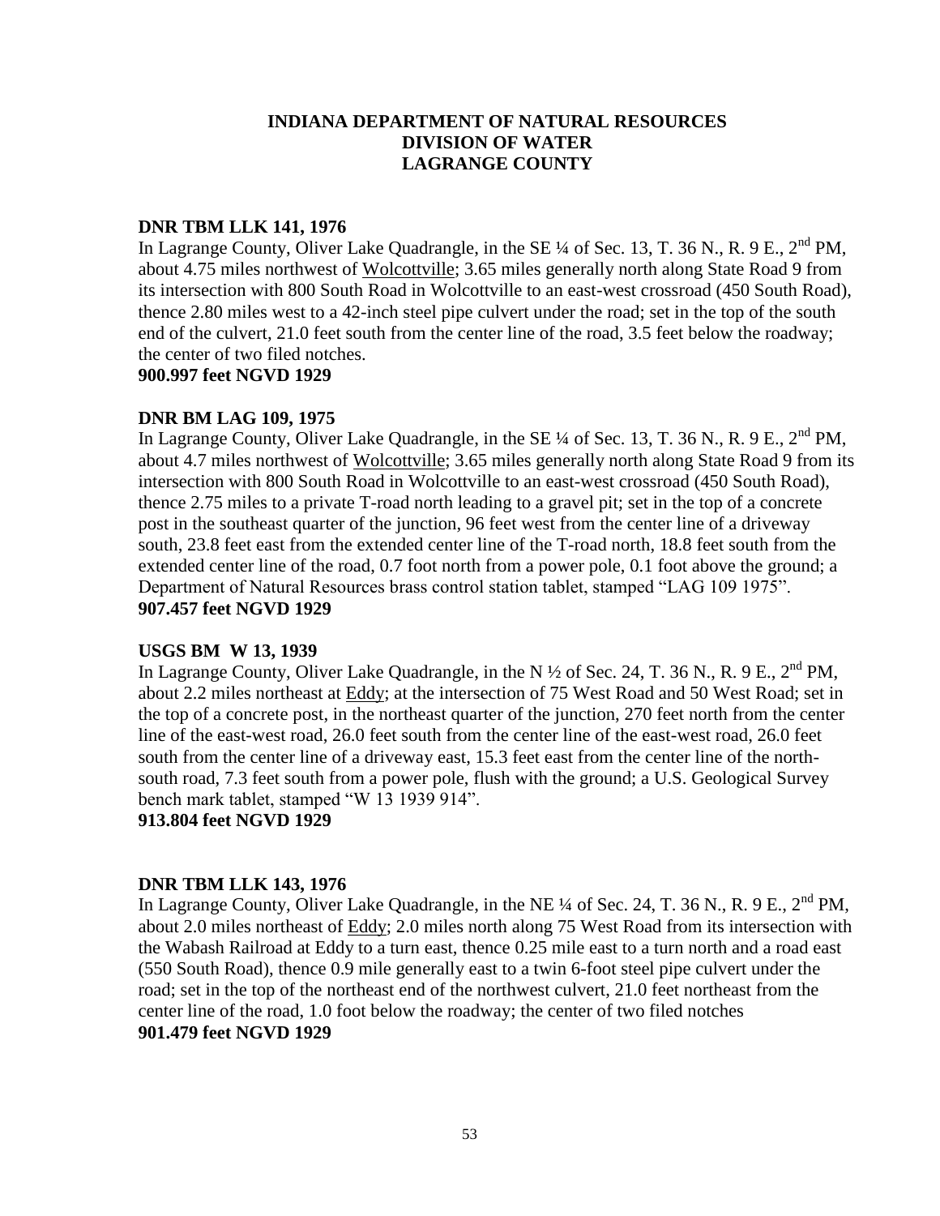# INDIANA DEPARTMENT OF NATURAL RESOURCES
# DIVISION OF WATER
# LAGRANGE COUNTY

**DNR TBM LLK 141, 1976**

In Lagrange County, Oliver Lake Quadrangle, in the SE ¼ of Sec. 13, T. 36 N., R. 9 E., 2nd PM, about 4.75 miles northwest of Wolcottville; 3.65 miles generally north along State Road 9 from its intersection with 800 South Road in Wolcottville to an east-west crossroad (450 South Road), thence 2.80 miles west to a 42-inch steel pipe culvert under the road; set in the top of the south end of the culvert, 21.0 feet south from the center line of the road, 3.5 feet below the roadway; the center of two filed notches.

**900.997 feet NGVD 1929**

**DNR BM LAG 109, 1975**

In Lagrange County, Oliver Lake Quadrangle, in the SE ¼ of Sec. 13, T. 36 N., R. 9 E., 2nd PM, about 4.7 miles northwest of Wolcottville; 3.65 miles generally north along State Road 9 from its intersection with 800 South Road in Wolcottville to an east-west crossroad (450 South Road), thence 2.75 miles to a private T-road north leading to a gravel pit; set in the top of a concrete post in the southeast quarter of the junction, 96 feet west from the center line of a driveway south, 23.8 feet east from the extended center line of the T-road north, 18.8 feet south from the extended center line of the road, 0.7 foot north from a power pole, 0.1 foot above the ground; a Department of Natural Resources brass control station tablet, stamped "LAG 109 1975".

**907.457 feet NGVD 1929**

**USGS BM W 13, 1939**

In Lagrange County, Oliver Lake Quadrangle, in the N ½ of Sec. 24, T. 36 N., R. 9 E., 2nd PM, about 2.2 miles northeast at Eddy; at the intersection of 75 West Road and 50 West Road; set in the top of a concrete post, in the northeast quarter of the junction, 270 feet north from the center line of the east-west road, 26.0 feet south from the center line of the east-west road, 26.0 feet south from the center line of a driveway east, 15.3 feet east from the center line of the north-south road, 7.3 feet south from a power pole, flush with the ground; a U.S. Geological Survey bench mark tablet, stamped "W 13 1939 914".

**913.804 feet NGVD 1929**

**DNR TBM LLK 143, 1976**

In Lagrange County, Oliver Lake Quadrangle, in the NE ¼ of Sec. 24, T. 36 N., R. 9 E., 2nd PM, about 2.0 miles northeast of Eddy; 2.0 miles north along 75 West Road from its intersection with the Wabash Railroad at Eddy to a turn east, thence 0.25 mile east to a turn north and a road east (550 South Road), thence 0.9 mile generally east to a twin 6-foot steel pipe culvert under the road; set in the top of the northeast end of the northwest culvert, 21.0 feet northeast from the center line of the road, 1.0 foot below the roadway; the center of two filed notches

**901.479 feet NGVD 1929**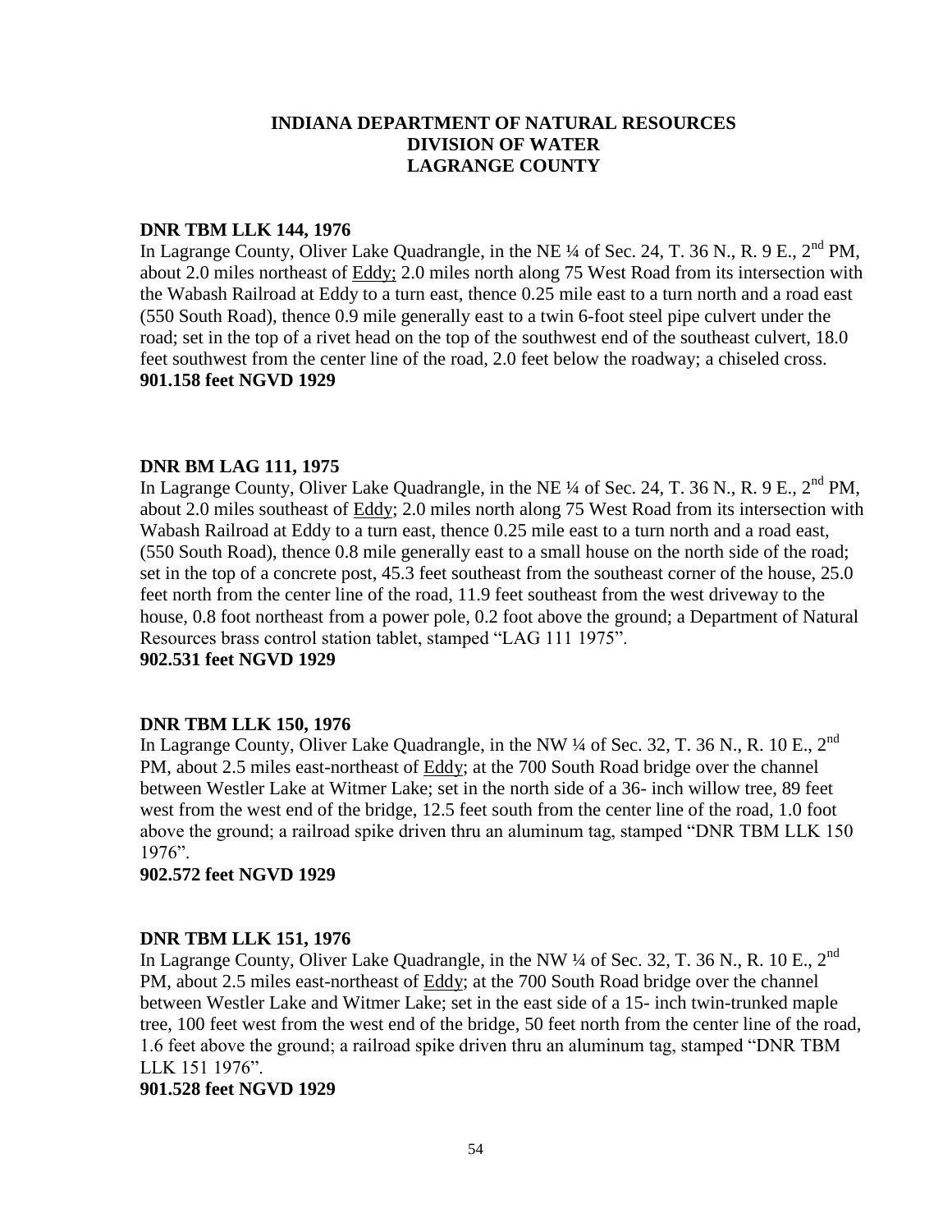# INDIANA DEPARTMENT OF NATURAL RESOURCES
# DIVISION OF WATER
# LAGRANGE COUNTY

**DNR TBM LLK 144, 1976**
In Lagrange County, Oliver Lake Quadrangle, in the NE ¼ of Sec. 24, T. 36 N., R. 9 E., 2nd PM, about 2.0 miles northeast of Eddy; 2.0 miles north along 75 West Road from its intersection with the Wabash Railroad at Eddy to a turn east, thence 0.25 mile east to a turn north and a road east (550 South Road), thence 0.9 mile generally east to a twin 6-foot steel pipe culvert under the road; set in the top of a rivet head on the top of the southwest end of the southeast culvert, 18.0 feet southwest from the center line of the road, 2.0 feet below the roadway; a chiseled cross.
**901.158 feet NGVD 1929**

**DNR BM LAG 111, 1975**
In Lagrange County, Oliver Lake Quadrangle, in the NE ¼ of Sec. 24, T. 36 N., R. 9 E., 2nd PM, about 2.0 miles southeast of Eddy; 2.0 miles north along 75 West Road from its intersection with Wabash Railroad at Eddy to a turn east, thence 0.25 mile east to a turn north and a road east, (550 South Road), thence 0.8 mile generally east to a small house on the north side of the road; set in the top of a concrete post, 45.3 feet southeast from the southeast corner of the house, 25.0 feet north from the center line of the road, 11.9 feet southeast from the west driveway to the house, 0.8 foot northeast from a power pole, 0.2 foot above the ground; a Department of Natural Resources brass control station tablet, stamped "LAG 111 1975".
**902.531 feet NGVD 1929**

**DNR TBM LLK 150, 1976**
In Lagrange County, Oliver Lake Quadrangle, in the NW ¼ of Sec. 32, T. 36 N., R. 10 E., 2nd PM, about 2.5 miles east-northeast of Eddy; at the 700 South Road bridge over the channel between Westler Lake at Witmer Lake; set in the north side of a 36- inch willow tree, 89 feet west from the west end of the bridge, 12.5 feet south from the center line of the road, 1.0 foot above the ground; a railroad spike driven thru an aluminum tag, stamped "DNR TBM LLK 150 1976".
**902.572 feet NGVD 1929**

**DNR TBM LLK 151, 1976**
In Lagrange County, Oliver Lake Quadrangle, in the NW ¼ of Sec. 32, T. 36 N., R. 10 E., 2nd PM, about 2.5 miles east-northeast of Eddy; at the 700 South Road bridge over the channel between Westler Lake and Witmer Lake; set in the east side of a 15- inch twin-trunked maple tree, 100 feet west from the west end of the bridge, 50 feet north from the center line of the road, 1.6 feet above the ground; a railroad spike driven thru an aluminum tag, stamped "DNR TBM LLK 151 1976".
**901.528 feet NGVD 1929**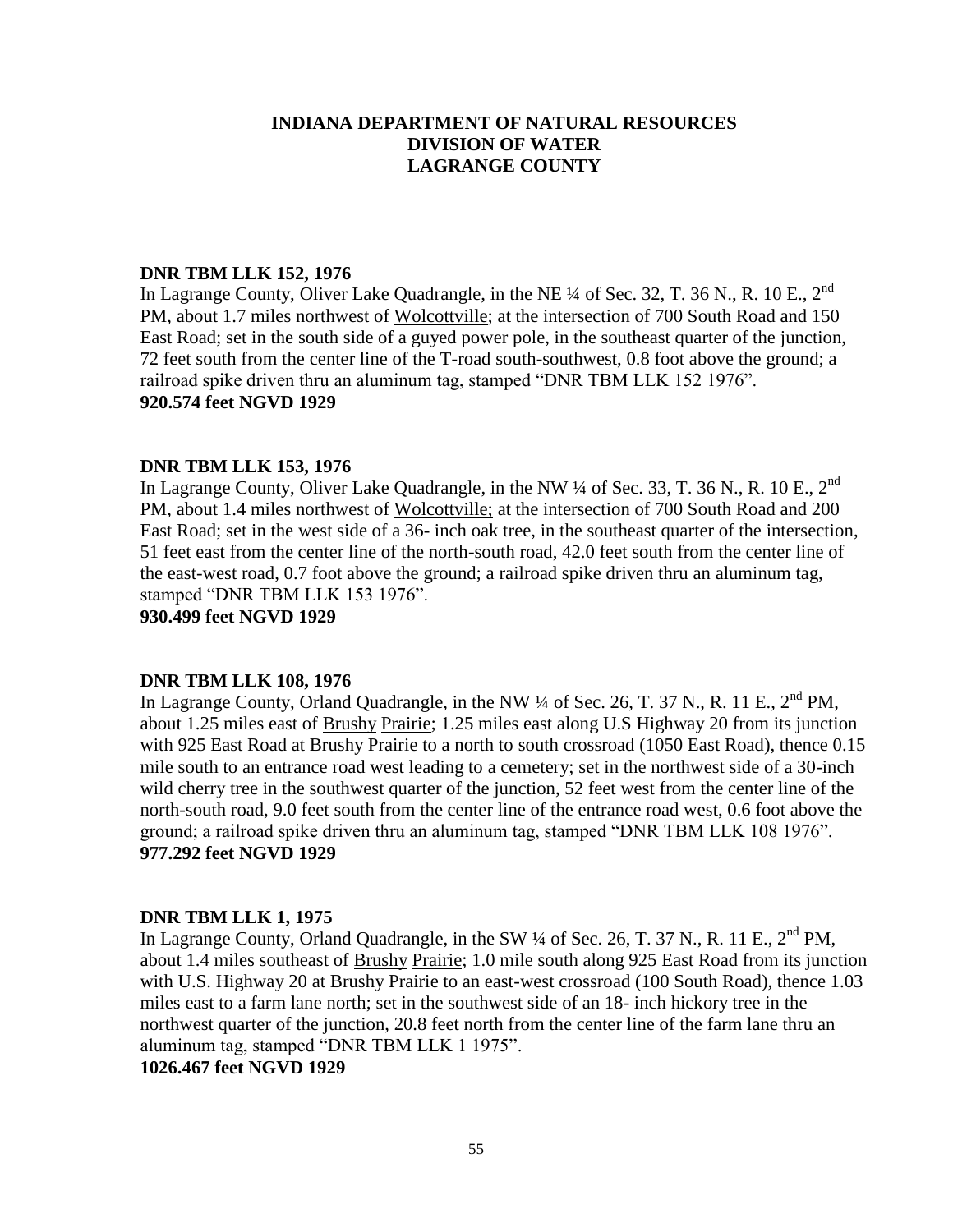**INDIANA DEPARTMENT OF NATURAL RESOURCES**
**DIVISION OF WATER**
**LAGRANGE COUNTY**

**DNR TBM LLK 152, 1976**
In Lagrange County, Oliver Lake Quadrangle, in the NE ¼ of Sec. 32, T. 36 N., R. 10 E., 2nd PM, about 1.7 miles northwest of Wolcottville; at the intersection of 700 South Road and 150 East Road; set in the south side of a guyed power pole, in the southeast quarter of the junction, 72 feet south from the center line of the T-road south-southwest, 0.8 foot above the ground; a railroad spike driven thru an aluminum tag, stamped "DNR TBM LLK 152 1976".
**920.574 feet NGVD 1929**

**DNR TBM LLK 153, 1976**
In Lagrange County, Oliver Lake Quadrangle, in the NW ¼ of Sec. 33, T. 36 N., R. 10 E., 2nd PM, about 1.4 miles northwest of Wolcottville; at the intersection of 700 South Road and 200 East Road; set in the west side of a 36- inch oak tree, in the southeast quarter of the intersection, 51 feet east from the center line of the north-south road, 42.0 feet south from the center line of the east-west road, 0.7 foot above the ground; a railroad spike driven thru an aluminum tag, stamped "DNR TBM LLK 153 1976".
**930.499 feet NGVD 1929**

**DNR TBM LLK 108, 1976**
In Lagrange County, Orland Quadrangle, in the NW ¼ of Sec. 26, T. 37 N., R. 11 E., 2nd PM, about 1.25 miles east of Brushy Prairie; 1.25 miles east along U.S Highway 20 from its junction with 925 East Road at Brushy Prairie to a north to south crossroad (1050 East Road), thence 0.15 mile south to an entrance road west leading to a cemetery; set in the northwest side of a 30-inch wild cherry tree in the southwest quarter of the junction, 52 feet west from the center line of the north-south road, 9.0 feet south from the center line of the entrance road west, 0.6 foot above the ground; a railroad spike driven thru an aluminum tag, stamped "DNR TBM LLK 108 1976".
**977.292 feet NGVD 1929**

**DNR TBM LLK 1, 1975**
In Lagrange County, Orland Quadrangle, in the SW ¼ of Sec. 26, T. 37 N., R. 11 E., 2nd PM, about 1.4 miles southeast of Brushy Prairie; 1.0 mile south along 925 East Road from its junction with U.S. Highway 20 at Brushy Prairie to an east-west crossroad (100 South Road), thence 1.03 miles east to a farm lane north; set in the southwest side of an 18- inch hickory tree in the northwest quarter of the junction, 20.8 feet north from the center line of the farm lane thru an aluminum tag, stamped "DNR TBM LLK 1 1975".
**1026.467 feet NGVD 1929**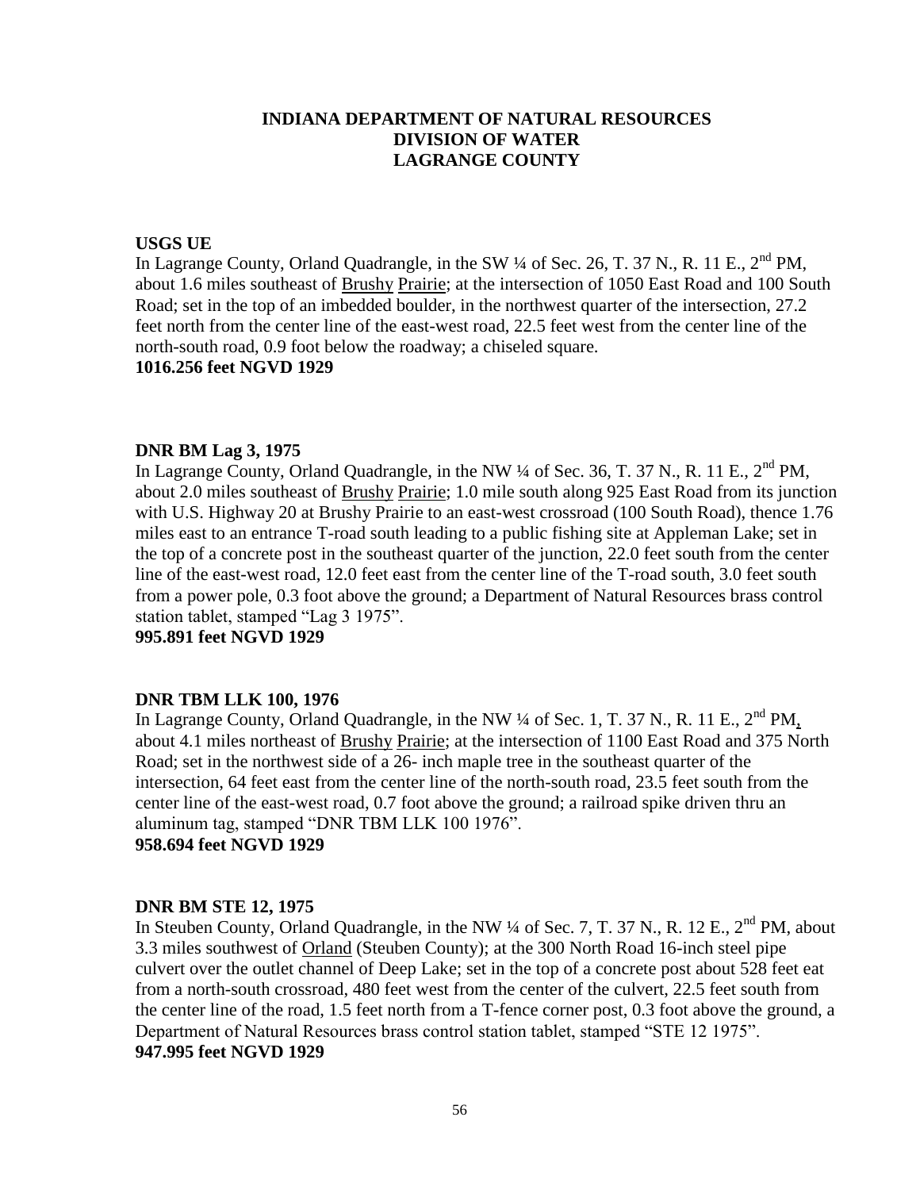**INDIANA DEPARTMENT OF NATURAL RESOURCES**
**DIVISION OF WATER**
**LAGRANGE COUNTY**

**USGS UE**
In Lagrange County, Orland Quadrangle, in the SW ¼ of Sec. 26, T. 37 N., R. 11 E., 2nd PM, about 1.6 miles southeast of Brushy Prairie; at the intersection of 1050 East Road and 100 South Road; set in the top of an imbedded boulder, in the northwest quarter of the intersection, 27.2 feet north from the center line of the east-west road, 22.5 feet west from the center line of the north-south road, 0.9 foot below the roadway; a chiseled square.
**1016.256 feet NGVD 1929**

**DNR BM Lag 3, 1975**
In Lagrange County, Orland Quadrangle, in the NW ¼ of Sec. 36, T. 37 N., R. 11 E., 2nd PM, about 2.0 miles southeast of Brushy Prairie; 1.0 mile south along 925 East Road from its junction with U.S. Highway 20 at Brushy Prairie to an east-west crossroad (100 South Road), thence 1.76 miles east to an entrance T-road south leading to a public fishing site at Appleman Lake; set in the top of a concrete post in the southeast quarter of the junction, 22.0 feet south from the center line of the east-west road, 12.0 feet east from the center line of the T-road south, 3.0 feet south from a power pole, 0.3 foot above the ground; a Department of Natural Resources brass control station tablet, stamped "Lag 3 1975".
**995.891 feet NGVD 1929**

**DNR TBM LLK 100, 1976**
In Lagrange County, Orland Quadrangle, in the NW ¼ of Sec. 1, T. 37 N., R. 11 E., 2nd PM, about 4.1 miles northeast of Brushy Prairie; at the intersection of 1100 East Road and 375 North Road; set in the northwest side of a 26- inch maple tree in the southeast quarter of the intersection, 64 feet east from the center line of the north-south road, 23.5 feet south from the center line of the east-west road, 0.7 foot above the ground; a railroad spike driven thru an aluminum tag, stamped "DNR TBM LLK 100 1976".
**958.694 feet NGVD 1929**

**DNR BM STE 12, 1975**
In Steuben County, Orland Quadrangle, in the NW ¼ of Sec. 7, T. 37 N., R. 12 E., 2nd PM, about 3.3 miles southwest of Orland (Steuben County); at the 300 North Road 16-inch steel pipe culvert over the outlet channel of Deep Lake; set in the top of a concrete post about 528 feet eat from a north-south crossroad, 480 feet west from the center of the culvert, 22.5 feet south from the center line of the road, 1.5 feet north from a T-fence corner post, 0.3 foot above the ground, a Department of Natural Resources brass control station tablet, stamped "STE 12 1975".
**947.995 feet NGVD 1929**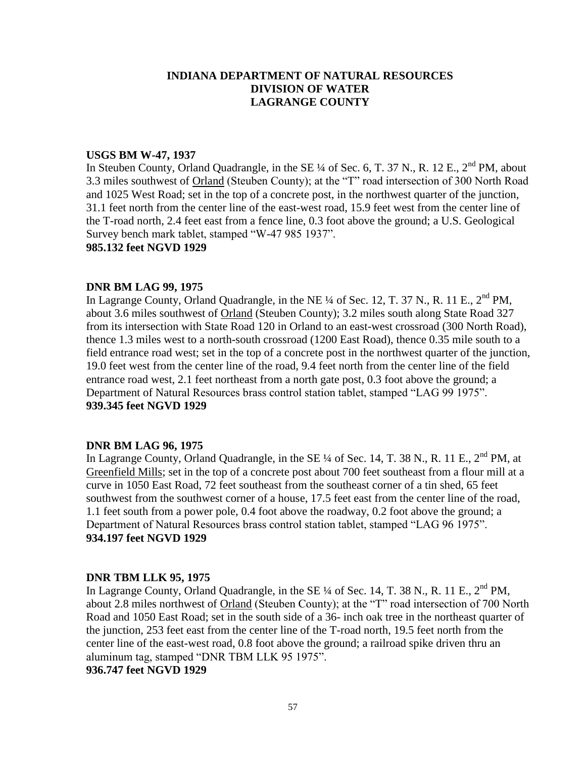# INDIANA DEPARTMENT OF NATURAL RESOURCES
# DIVISION OF WATER
# LAGRANGE COUNTY

**USGS BM W-47, 1937**

In Steuben County, Orland Quadrangle, in the SE ¼ of Sec. 6, T. 37 N., R. 12 E., 2nd PM, about 3.3 miles southwest of Orland (Steuben County); at the "T" road intersection of 300 North Road and 1025 West Road; set in the top of a concrete post, in the northwest quarter of the junction, 31.1 feet north from the center line of the east-west road, 15.9 feet west from the center line of the T-road north, 2.4 feet east from a fence line, 0.3 foot above the ground; a U.S. Geological Survey bench mark tablet, stamped "W-47 985 1937".

**985.132 feet NGVD 1929**

**DNR BM LAG 99, 1975**

In Lagrange County, Orland Quadrangle, in the NE ¼ of Sec. 12, T. 37 N., R. 11 E., 2nd PM, about 3.6 miles southwest of Orland (Steuben County); 3.2 miles south along State Road 327 from its intersection with State Road 120 in Orland to an east-west crossroad (300 North Road), thence 1.3 miles west to a north-south crossroad (1200 East Road), thence 0.35 mile south to a field entrance road west; set in the top of a concrete post in the northwest quarter of the junction, 19.0 feet west from the center line of the road, 9.4 feet north from the center line of the field entrance road west, 2.1 feet northeast from a north gate post, 0.3 foot above the ground; a Department of Natural Resources brass control station tablet, stamped "LAG 99 1975".

**939.345 feet NGVD 1929**

**DNR BM LAG 96, 1975**

In Lagrange County, Orland Quadrangle, in the SE ¼ of Sec. 14, T. 38 N., R. 11 E., 2nd PM, at Greenfield Mills; set in the top of a concrete post about 700 feet southeast from a flour mill at a curve in 1050 East Road, 72 feet southeast from the southeast corner of a tin shed, 65 feet southwest from the southwest corner of a house, 17.5 feet east from the center line of the road, 1.1 feet south from a power pole, 0.4 foot above the roadway, 0.2 foot above the ground; a Department of Natural Resources brass control station tablet, stamped "LAG 96 1975".

**934.197 feet NGVD 1929**

**DNR TBM LLK 95, 1975**

In Lagrange County, Orland Quadrangle, in the SE ¼ of Sec. 14, T. 38 N., R. 11 E., 2nd PM, about 2.8 miles northwest of Orland (Steuben County); at the "T" road intersection of 700 North Road and 1050 East Road; set in the south side of a 36- inch oak tree in the northeast quarter of the junction, 253 feet east from the center line of the T-road north, 19.5 feet north from the center line of the east-west road, 0.8 foot above the ground; a railroad spike driven thru an aluminum tag, stamped "DNR TBM LLK 95 1975".

**936.747 feet NGVD 1929**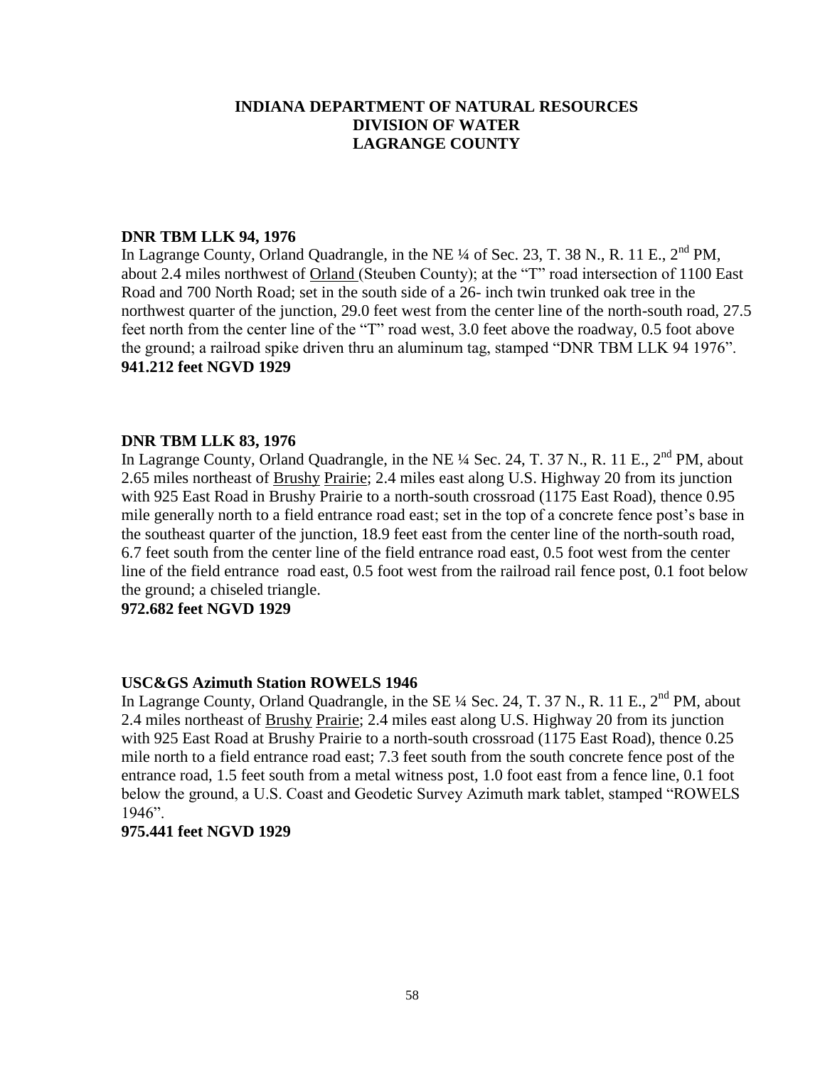**INDIANA DEPARTMENT OF NATURAL RESOURCES**
**DIVISION OF WATER**
**LAGRANGE COUNTY**

**DNR TBM LLK 94, 1976**
In Lagrange County, Orland Quadrangle, in the NE ¼ of Sec. 23, T. 38 N., R. 11 E., 2nd PM, about 2.4 miles northwest of Orland (Steuben County); at the "T" road intersection of 1100 East Road and 700 North Road; set in the south side of a 26- inch twin trunked oak tree in the northwest quarter of the junction, 29.0 feet west from the center line of the north-south road, 27.5 feet north from the center line of the "T" road west, 3.0 feet above the roadway, 0.5 foot above the ground; a railroad spike driven thru an aluminum tag, stamped "DNR TBM LLK 94 1976".
**941.212 feet NGVD 1929**

**DNR TBM LLK 83, 1976**
In Lagrange County, Orland Quadrangle, in the NE ¼ Sec. 24, T. 37 N., R. 11 E., 2nd PM, about 2.65 miles northeast of Brushy Prairie; 2.4 miles east along U.S. Highway 20 from its junction with 925 East Road in Brushy Prairie to a north-south crossroad (1175 East Road), thence 0.95 mile generally north to a field entrance road east; set in the top of a concrete fence post's base in the southeast quarter of the junction, 18.9 feet east from the center line of the north-south road, 6.7 feet south from the center line of the field entrance road east, 0.5 foot west from the center line of the field entrance road east, 0.5 foot west from the railroad rail fence post, 0.1 foot below the ground; a chiseled triangle.
**972.682 feet NGVD 1929**

**USC&GS Azimuth Station ROWELS 1946**
In Lagrange County, Orland Quadrangle, in the SE ¼ Sec. 24, T. 37 N., R. 11 E., 2nd PM, about 2.4 miles northeast of Brushy Prairie; 2.4 miles east along U.S. Highway 20 from its junction with 925 East Road at Brushy Prairie to a north-south crossroad (1175 East Road), thence 0.25 mile north to a field entrance road east; 7.3 feet south from the south concrete fence post of the entrance road, 1.5 feet south from a metal witness post, 1.0 foot east from a fence line, 0.1 foot below the ground, a U.S. Coast and Geodetic Survey Azimuth mark tablet, stamped "ROWELS 1946".
**975.441 feet NGVD 1929**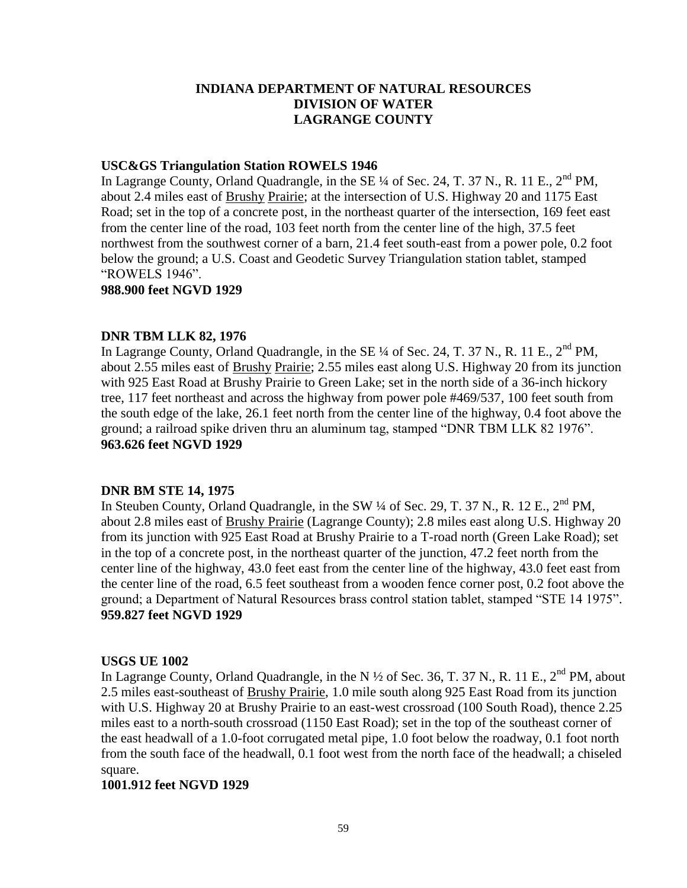**INDIANA DEPARTMENT OF NATURAL RESOURCES**
**DIVISION OF WATER**
**LAGRANGE COUNTY**

**USC&GS Triangulation Station ROWELS 1946**

In Lagrange County, Orland Quadrangle, in the SE ¼ of Sec. 24, T. 37 N., R. 11 E., 2nd PM, about 2.4 miles east of Brushy Prairie; at the intersection of U.S. Highway 20 and 1175 East Road; set in the top of a concrete post, in the northeast quarter of the intersection, 169 feet east from the center line of the road, 103 feet north from the center line of the high, 37.5 feet northwest from the southwest corner of a barn, 21.4 feet south-east from a power pole, 0.2 foot below the ground; a U.S. Coast and Geodetic Survey Triangulation station tablet, stamped "ROWELS 1946".

**988.900 feet NGVD 1929**

**DNR TBM LLK 82, 1976**

In Lagrange County, Orland Quadrangle, in the SE ¼ of Sec. 24, T. 37 N., R. 11 E., 2nd PM, about 2.55 miles east of Brushy Prairie; 2.55 miles east along U.S. Highway 20 from its junction with 925 East Road at Brushy Prairie to Green Lake; set in the north side of a 36-inch hickory tree, 117 feet northeast and across the highway from power pole #469/537, 100 feet south from the south edge of the lake, 26.1 feet north from the center line of the highway, 0.4 foot above the ground; a railroad spike driven thru an aluminum tag, stamped "DNR TBM LLK 82 1976".

**963.626 feet NGVD 1929**

**DNR BM STE 14, 1975**

In Steuben County, Orland Quadrangle, in the SW ¼ of Sec. 29, T. 37 N., R. 12 E., 2nd PM, about 2.8 miles east of Brushy Prairie (Lagrange County); 2.8 miles east along U.S. Highway 20 from its junction with 925 East Road at Brushy Prairie to a T-road north (Green Lake Road); set in the top of a concrete post, in the northeast quarter of the junction, 47.2 feet north from the center line of the highway, 43.0 feet east from the center line of the highway, 43.0 feet east from the center line of the road, 6.5 feet southeast from a wooden fence corner post, 0.2 foot above the ground; a Department of Natural Resources brass control station tablet, stamped "STE 14 1975".

**959.827 feet NGVD 1929**

**USGS UE 1002**

In Lagrange County, Orland Quadrangle, in the N ½ of Sec. 36, T. 37 N., R. 11 E., 2nd PM, about 2.5 miles east-southeast of Brushy Prairie, 1.0 mile south along 925 East Road from its junction with U.S. Highway 20 at Brushy Prairie to an east-west crossroad (100 South Road), thence 2.25 miles east to a north-south crossroad (1150 East Road); set in the top of the southeast corner of the east headwall of a 1.0-foot corrugated metal pipe, 1.0 foot below the roadway, 0.1 foot north from the south face of the headwall, 0.1 foot west from the north face of the headwall; a chiseled square.

**1001.912 feet NGVD 1929**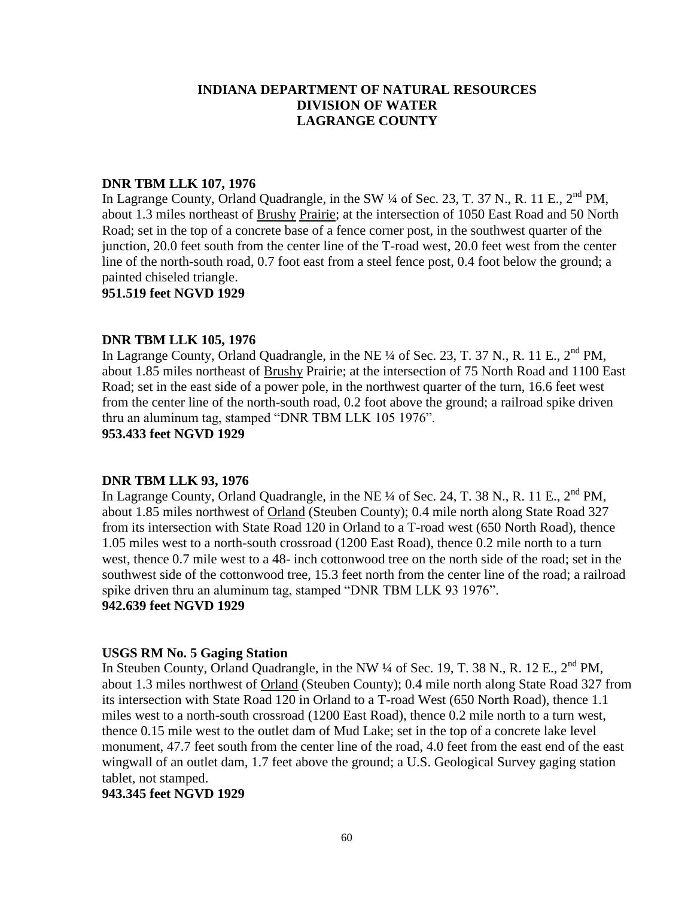**INDIANA DEPARTMENT OF NATURAL RESOURCES**
**DIVISION OF WATER**
**LAGRANGE COUNTY**

**DNR TBM LLK 107, 1976**
In Lagrange County, Orland Quadrangle, in the SW ¼ of Sec. 23, T. 37 N., R. 11 E., 2nd PM, about 1.3 miles northeast of Brushy Prairie; at the intersection of 1050 East Road and 50 North Road; set in the top of a concrete base of a fence corner post, in the southwest quarter of the junction, 20.0 feet south from the center line of the T-road west, 20.0 feet west from the center line of the north-south road, 0.7 foot east from a steel fence post, 0.4 foot below the ground; a painted chiseled triangle.
**951.519 feet NGVD 1929**

**DNR TBM LLK 105, 1976**
In Lagrange County, Orland Quadrangle, in the NE ¼ of Sec. 23, T. 37 N., R. 11 E., 2nd PM, about 1.85 miles northeast of Brushy Prairie; at the intersection of 75 North Road and 1100 East Road; set in the east side of a power pole, in the northwest quarter of the turn, 16.6 feet west from the center line of the north-south road, 0.2 foot above the ground; a railroad spike driven thru an aluminum tag, stamped "DNR TBM LLK 105 1976".
**953.433 feet NGVD 1929**

**DNR TBM LLK 93, 1976**
In Lagrange County, Orland Quadrangle, in the NE ¼ of Sec. 24, T. 38 N., R. 11 E., 2nd PM, about 1.85 miles northwest of Orland (Steuben County); 0.4 mile north along State Road 327 from its intersection with State Road 120 in Orland to a T-road west (650 North Road), thence 1.05 miles west to a north-south crossroad (1200 East Road), thence 0.2 mile north to a turn west, thence 0.7 mile west to a 48- inch cottonwood tree on the north side of the road; set in the southwest side of the cottonwood tree, 15.3 feet north from the center line of the road; a railroad spike driven thru an aluminum tag, stamped "DNR TBM LLK 93 1976".
**942.639 feet NGVD 1929**

**USGS RM No. 5 Gaging Station**
In Steuben County, Orland Quadrangle, in the NW ¼ of Sec. 19, T. 38 N., R. 12 E., 2nd PM, about 1.3 miles northwest of Orland (Steuben County); 0.4 mile north along State Road 327 from its intersection with State Road 120 in Orland to a T-road West (650 North Road), thence 1.1 miles west to a north-south crossroad (1200 East Road), thence 0.2 mile north to a turn west, thence 0.15 mile west to the outlet dam of Mud Lake; set in the top of a concrete lake level monument, 47.7 feet south from the center line of the road, 4.0 feet from the east end of the east wingwall of an outlet dam, 1.7 feet above the ground; a U.S. Geological Survey gaging station tablet, not stamped.
**943.345 feet NGVD 1929**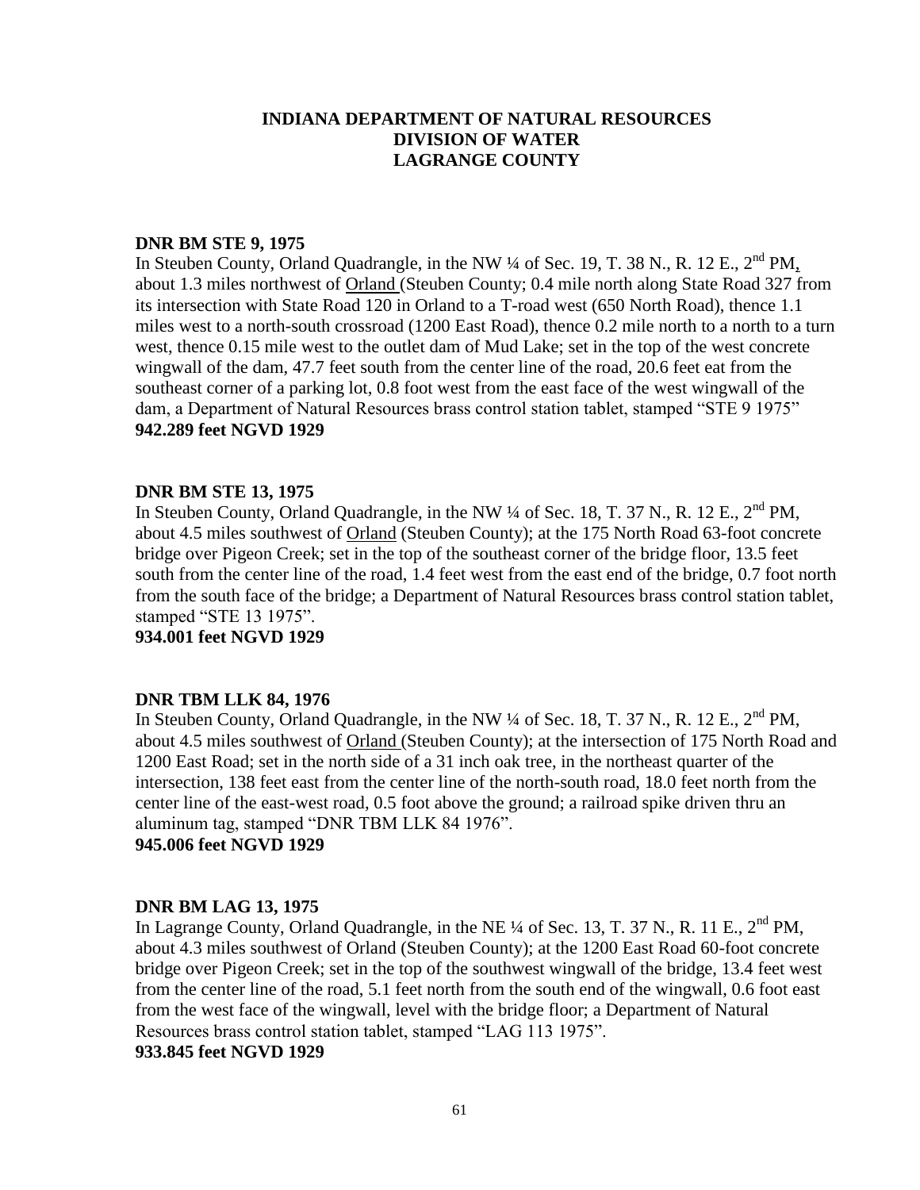# INDIANA DEPARTMENT OF NATURAL RESOURCES
# DIVISION OF WATER
# LAGRANGE COUNTY

**DNR BM STE 9, 1975**
In Steuben County, Orland Quadrangle, in the NW ¼ of Sec. 19, T. 38 N., R. 12 E., 2nd PM, about 1.3 miles northwest of Orland (Steuben County; 0.4 mile north along State Road 327 from its intersection with State Road 120 in Orland to a T-road west (650 North Road), thence 1.1 miles west to a north-south crossroad (1200 East Road), thence 0.2 mile north to a north to a turn west, thence 0.15 mile west to the outlet dam of Mud Lake; set in the top of the west concrete wingwall of the dam, 47.7 feet south from the center line of the road, 20.6 feet eat from the southeast corner of a parking lot, 0.8 foot west from the east face of the west wingwall of the dam, a Department of Natural Resources brass control station tablet, stamped "STE 9 1975"
**942.289 feet NGVD 1929**

**DNR BM STE 13, 1975**
In Steuben County, Orland Quadrangle, in the NW ¼ of Sec. 18, T. 37 N., R. 12 E., 2nd PM, about 4.5 miles southwest of Orland (Steuben County); at the 175 North Road 63-foot concrete bridge over Pigeon Creek; set in the top of the southeast corner of the bridge floor, 13.5 feet south from the center line of the road, 1.4 feet west from the east end of the bridge, 0.7 foot north from the south face of the bridge; a Department of Natural Resources brass control station tablet, stamped "STE 13 1975".
**934.001 feet NGVD 1929**

**DNR TBM LLK 84, 1976**
In Steuben County, Orland Quadrangle, in the NW ¼ of Sec. 18, T. 37 N., R. 12 E., 2nd PM, about 4.5 miles southwest of Orland (Steuben County); at the intersection of 175 North Road and 1200 East Road; set in the north side of a 31 inch oak tree, in the northeast quarter of the intersection, 138 feet east from the center line of the north-south road, 18.0 feet north from the center line of the east-west road, 0.5 foot above the ground; a railroad spike driven thru an aluminum tag, stamped "DNR TBM LLK 84 1976".
**945.006 feet NGVD 1929**

**DNR BM LAG 13, 1975**
In Lagrange County, Orland Quadrangle, in the NE ¼ of Sec. 13, T. 37 N., R. 11 E., 2nd PM, about 4.3 miles southwest of Orland (Steuben County); at the 1200 East Road 60-foot concrete bridge over Pigeon Creek; set in the top of the southwest wingwall of the bridge, 13.4 feet west from the center line of the road, 5.1 feet north from the south end of the wingwall, 0.6 foot east from the west face of the wingwall, level with the bridge floor; a Department of Natural Resources brass control station tablet, stamped "LAG 113 1975".
**933.845 feet NGVD 1929**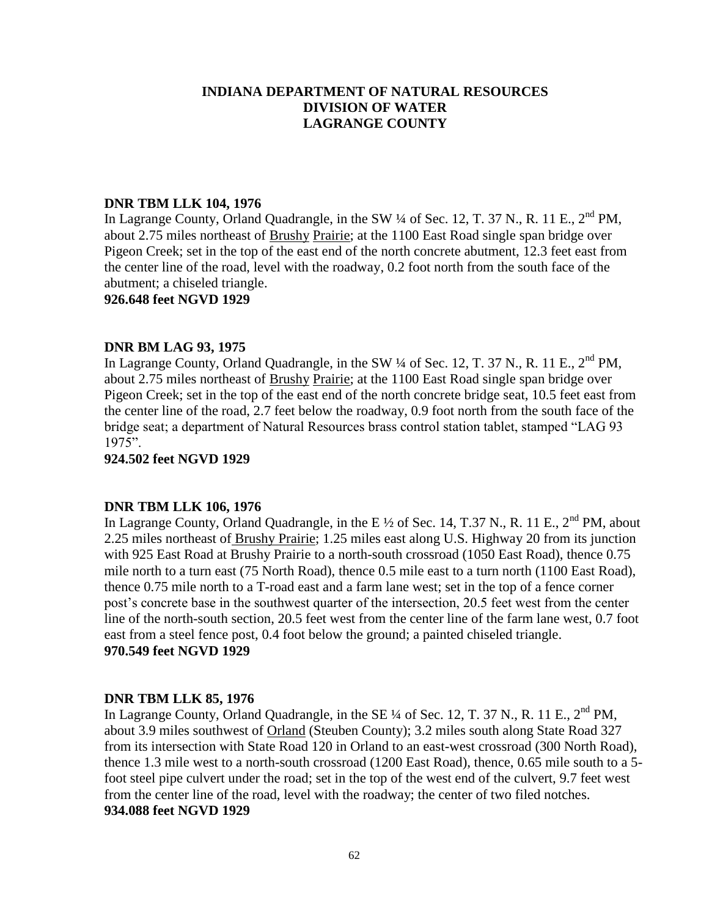**INDIANA DEPARTMENT OF NATURAL RESOURCES**
**DIVISION OF WATER**
**LAGRANGE COUNTY**

**DNR TBM LLK 104, 1976**
In Lagrange County, Orland Quadrangle, in the SW ¼ of Sec. 12, T. 37 N., R. 11 E., 2nd PM, about 2.75 miles northeast of Brushy Prairie; at the 1100 East Road single span bridge over Pigeon Creek; set in the top of the east end of the north concrete abutment, 12.3 feet east from the center line of the road, level with the roadway, 0.2 foot north from the south face of the abutment; a chiseled triangle.
**926.648 feet NGVD 1929**

**DNR BM LAG 93, 1975**
In Lagrange County, Orland Quadrangle, in the SW ¼ of Sec. 12, T. 37 N., R. 11 E., 2nd PM, about 2.75 miles northeast of Brushy Prairie; at the 1100 East Road single span bridge over Pigeon Creek; set in the top of the east end of the north concrete bridge seat, 10.5 feet east from the center line of the road, 2.7 feet below the roadway, 0.9 foot north from the south face of the bridge seat; a department of Natural Resources brass control station tablet, stamped "LAG 93 1975".
**924.502 feet NGVD 1929**

**DNR TBM LLK 106, 1976**
In Lagrange County, Orland Quadrangle, in the E ½ of Sec. 14, T.37 N., R. 11 E., 2nd PM, about 2.25 miles northeast of Brushy Prairie; 1.25 miles east along U.S. Highway 20 from its junction with 925 East Road at Brushy Prairie to a north-south crossroad (1050 East Road), thence 0.75 mile north to a turn east (75 North Road), thence 0.5 mile east to a turn north (1100 East Road), thence 0.75 mile north to a T-road east and a farm lane west; set in the top of a fence corner post's concrete base in the southwest quarter of the intersection, 20.5 feet west from the center line of the north-south section, 20.5 feet west from the center line of the farm lane west, 0.7 foot east from a steel fence post, 0.4 foot below the ground; a painted chiseled triangle.
**970.549 feet NGVD 1929**

**DNR TBM LLK 85, 1976**
In Lagrange County, Orland Quadrangle, in the SE ¼ of Sec. 12, T. 37 N., R. 11 E., 2nd PM, about 3.9 miles southwest of Orland (Steuben County); 3.2 miles south along State Road 327 from its intersection with State Road 120 in Orland to an east-west crossroad (300 North Road), thence 1.3 mile west to a north-south crossroad (1200 East Road), thence, 0.65 mile south to a 5-foot steel pipe culvert under the road; set in the top of the west end of the culvert, 9.7 feet west from the center line of the road, level with the roadway; the center of two filed notches.
**934.088 feet NGVD 1929**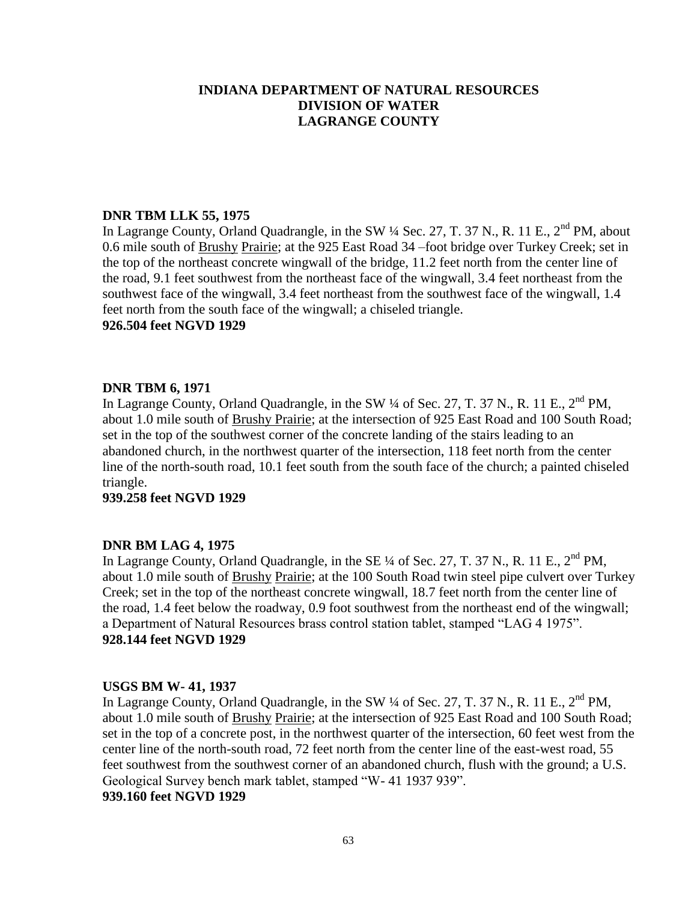**INDIANA DEPARTMENT OF NATURAL RESOURCES**
**DIVISION OF WATER**
**LAGRANGE COUNTY**

**DNR TBM LLK 55, 1975**

In Lagrange County, Orland Quadrangle, in the SW ¼ Sec. 27, T. 37 N., R. 11 E., 2nd PM, about 0.6 mile south of Brushy Prairie; at the 925 East Road 34 –foot bridge over Turkey Creek; set in the top of the northeast concrete wingwall of the bridge, 11.2 feet north from the center line of the road, 9.1 feet southwest from the northeast face of the wingwall, 3.4 feet northeast from the southwest face of the wingwall, 3.4 feet northeast from the southwest face of the wingwall, 1.4 feet north from the south face of the wingwall; a chiseled triangle.

**926.504 feet NGVD 1929**

**DNR TBM 6, 1971**

In Lagrange County, Orland Quadrangle, in the SW ¼ of Sec. 27, T. 37 N., R. 11 E., 2nd PM, about 1.0 mile south of Brushy Prairie; at the intersection of 925 East Road and 100 South Road; set in the top of the southwest corner of the concrete landing of the stairs leading to an abandoned church, in the northwest quarter of the intersection, 118 feet north from the center line of the north-south road, 10.1 feet south from the south face of the church; a painted chiseled triangle.

**939.258 feet NGVD 1929**

**DNR BM LAG 4, 1975**

In Lagrange County, Orland Quadrangle, in the SE ¼ of Sec. 27, T. 37 N., R. 11 E., 2nd PM, about 1.0 mile south of Brushy Prairie; at the 100 South Road twin steel pipe culvert over Turkey Creek; set in the top of the northeast concrete wingwall, 18.7 feet north from the center line of the road, 1.4 feet below the roadway, 0.9 foot southwest from the northeast end of the wingwall; a Department of Natural Resources brass control station tablet, stamped "LAG 4 1975".

**928.144 feet NGVD 1929**

**USGS BM W- 41, 1937**

In Lagrange County, Orland Quadrangle, in the SW ¼ of Sec. 27, T. 37 N., R. 11 E., 2nd PM, about 1.0 mile south of Brushy Prairie; at the intersection of 925 East Road and 100 South Road; set in the top of a concrete post, in the northwest quarter of the intersection, 60 feet west from the center line of the north-south road, 72 feet north from the center line of the east-west road, 55 feet southwest from the southwest corner of an abandoned church, flush with the ground; a U.S. Geological Survey bench mark tablet, stamped "W- 41 1937 939".

**939.160 feet NGVD 1929**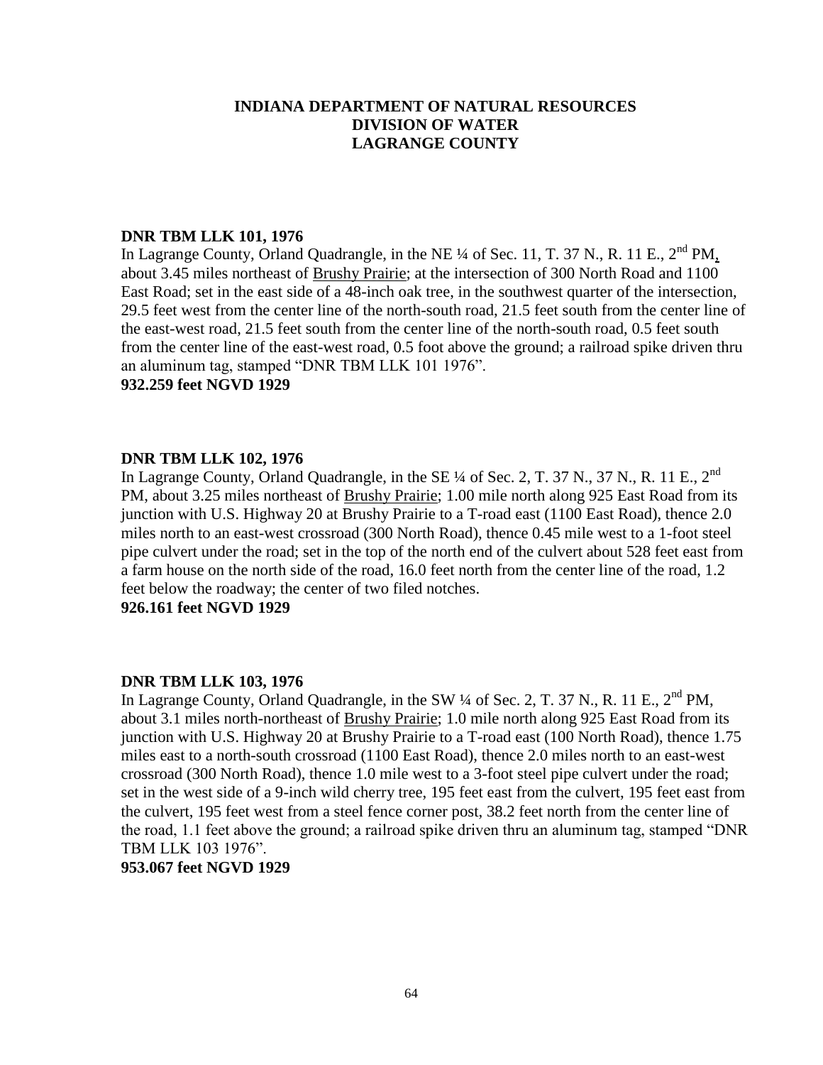**INDIANA DEPARTMENT OF NATURAL RESOURCES**
**DIVISION OF WATER**
**LAGRANGE COUNTY**

**DNR TBM LLK 101, 1976**

In Lagrange County, Orland Quadrangle, in the NE ¼ of Sec. 11, T. 37 N., R. 11 E., 2nd PM, about 3.45 miles northeast of Brushy Prairie; at the intersection of 300 North Road and 1100 East Road; set in the east side of a 48-inch oak tree, in the southwest quarter of the intersection, 29.5 feet west from the center line of the north-south road, 21.5 feet south from the center line of the east-west road, 21.5 feet south from the center line of the north-south road, 0.5 feet south from the center line of the east-west road, 0.5 foot above the ground; a railroad spike driven thru an aluminum tag, stamped "DNR TBM LLK 101 1976".

**932.259 feet NGVD 1929**

**DNR TBM LLK 102, 1976**

In Lagrange County, Orland Quadrangle, in the SE ¼ of Sec. 2, T. 37 N., 37 N., R. 11 E., 2nd PM, about 3.25 miles northeast of Brushy Prairie; 1.00 mile north along 925 East Road from its junction with U.S. Highway 20 at Brushy Prairie to a T-road east (1100 East Road), thence 2.0 miles north to an east-west crossroad (300 North Road), thence 0.45 mile west to a 1-foot steel pipe culvert under the road; set in the top of the north end of the culvert about 528 feet east from a farm house on the north side of the road, 16.0 feet north from the center line of the road, 1.2 feet below the roadway; the center of two filed notches.

**926.161 feet NGVD 1929**

**DNR TBM LLK 103, 1976**

In Lagrange County, Orland Quadrangle, in the SW ¼ of Sec. 2, T. 37 N., R. 11 E., 2nd PM, about 3.1 miles north-northeast of Brushy Prairie; 1.0 mile north along 925 East Road from its junction with U.S. Highway 20 at Brushy Prairie to a T-road east (100 North Road), thence 1.75 miles east to a north-south crossroad (1100 East Road), thence 2.0 miles north to an east-west crossroad (300 North Road), thence 1.0 mile west to a 3-foot steel pipe culvert under the road; set in the west side of a 9-inch wild cherry tree, 195 feet east from the culvert, 195 feet east from the culvert, 195 feet west from a steel fence corner post, 38.2 feet north from the center line of the road, 1.1 feet above the ground; a railroad spike driven thru an aluminum tag, stamped "DNR TBM LLK 103 1976".

**953.067 feet NGVD 1929**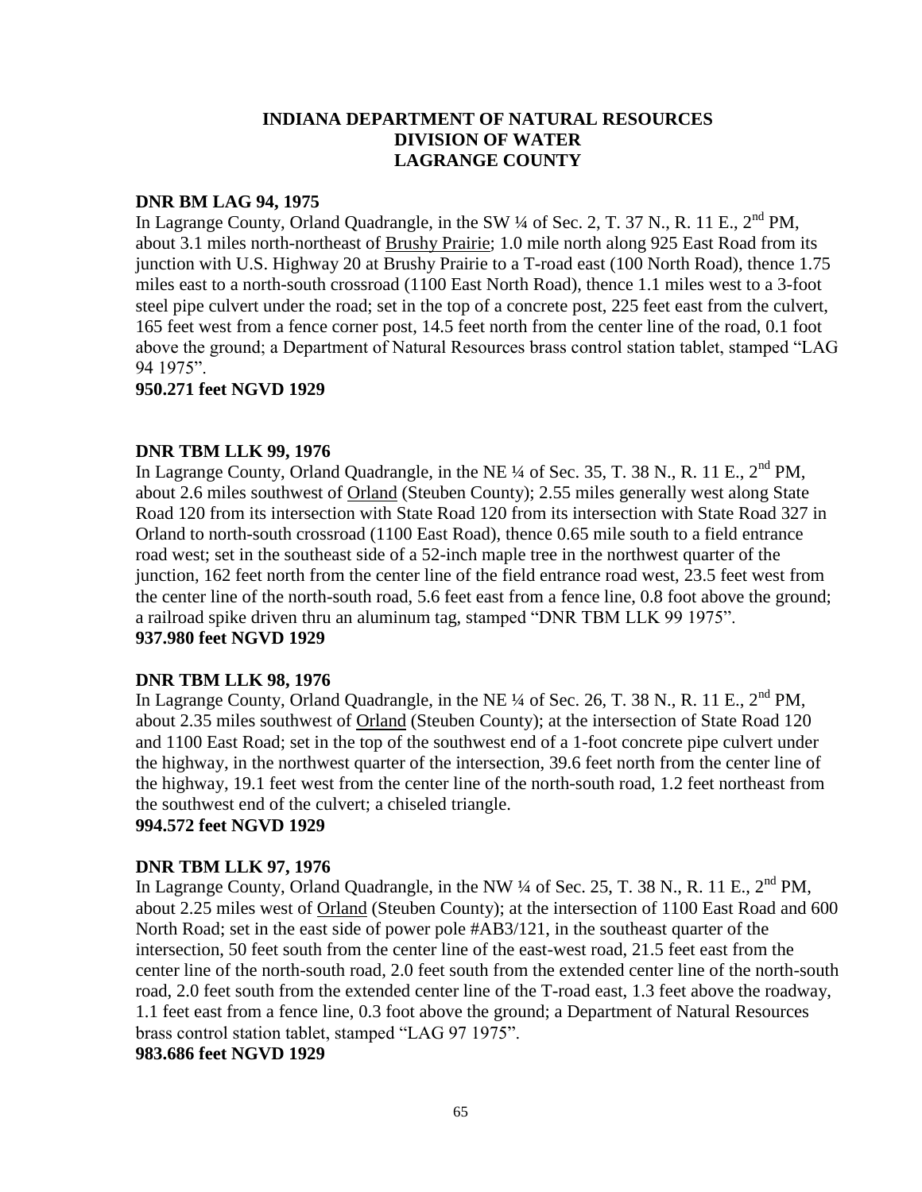**INDIANA DEPARTMENT OF NATURAL RESOURCES**
**DIVISION OF WATER**
**LAGRANGE COUNTY**

**DNR BM LAG 94, 1975**

In Lagrange County, Orland Quadrangle, in the SW ¼ of Sec. 2, T. 37 N., R. 11 E., 2nd PM, about 3.1 miles north-northeast of Brushy Prairie; 1.0 mile north along 925 East Road from its junction with U.S. Highway 20 at Brushy Prairie to a T-road east (100 North Road), thence 1.75 miles east to a north-south crossroad (1100 East North Road), thence 1.1 miles west to a 3-foot steel pipe culvert under the road; set in the top of a concrete post, 225 feet east from the culvert, 165 feet west from a fence corner post, 14.5 feet north from the center line of the road, 0.1 foot above the ground; a Department of Natural Resources brass control station tablet, stamped "LAG 94 1975".

**950.271 feet NGVD 1929**

**DNR TBM LLK 99, 1976**

In Lagrange County, Orland Quadrangle, in the NE ¼ of Sec. 35, T. 38 N., R. 11 E., 2nd PM, about 2.6 miles southwest of Orland (Steuben County); 2.55 miles generally west along State Road 120 from its intersection with State Road 120 from its intersection with State Road 327 in Orland to north-south crossroad (1100 East Road), thence 0.65 mile south to a field entrance road west; set in the southeast side of a 52-inch maple tree in the northwest quarter of the junction, 162 feet north from the center line of the field entrance road west, 23.5 feet west from the center line of the north-south road, 5.6 feet east from a fence line, 0.8 foot above the ground; a railroad spike driven thru an aluminum tag, stamped "DNR TBM LLK 99 1975".

**937.980 feet NGVD 1929**

**DNR TBM LLK 98, 1976**

In Lagrange County, Orland Quadrangle, in the NE ¼ of Sec. 26, T. 38 N., R. 11 E., 2nd PM, about 2.35 miles southwest of Orland (Steuben County); at the intersection of State Road 120 and 1100 East Road; set in the top of the southwest end of a 1-foot concrete pipe culvert under the highway, in the northwest quarter of the intersection, 39.6 feet north from the center line of the highway, 19.1 feet west from the center line of the north-south road, 1.2 feet northeast from the southwest end of the culvert; a chiseled triangle.

**994.572 feet NGVD 1929**

**DNR TBM LLK 97, 1976**

In Lagrange County, Orland Quadrangle, in the NW ¼ of Sec. 25, T. 38 N., R. 11 E., 2nd PM, about 2.25 miles west of Orland (Steuben County); at the intersection of 1100 East Road and 600 North Road; set in the east side of power pole #AB3/121, in the southeast quarter of the intersection, 50 feet south from the center line of the east-west road, 21.5 feet east from the center line of the north-south road, 2.0 feet south from the extended center line of the north-south road, 2.0 feet south from the extended center line of the T-road east, 1.3 feet above the roadway, 1.1 feet east from a fence line, 0.3 foot above the ground; a Department of Natural Resources brass control station tablet, stamped "LAG 97 1975".

**983.686 feet NGVD 1929**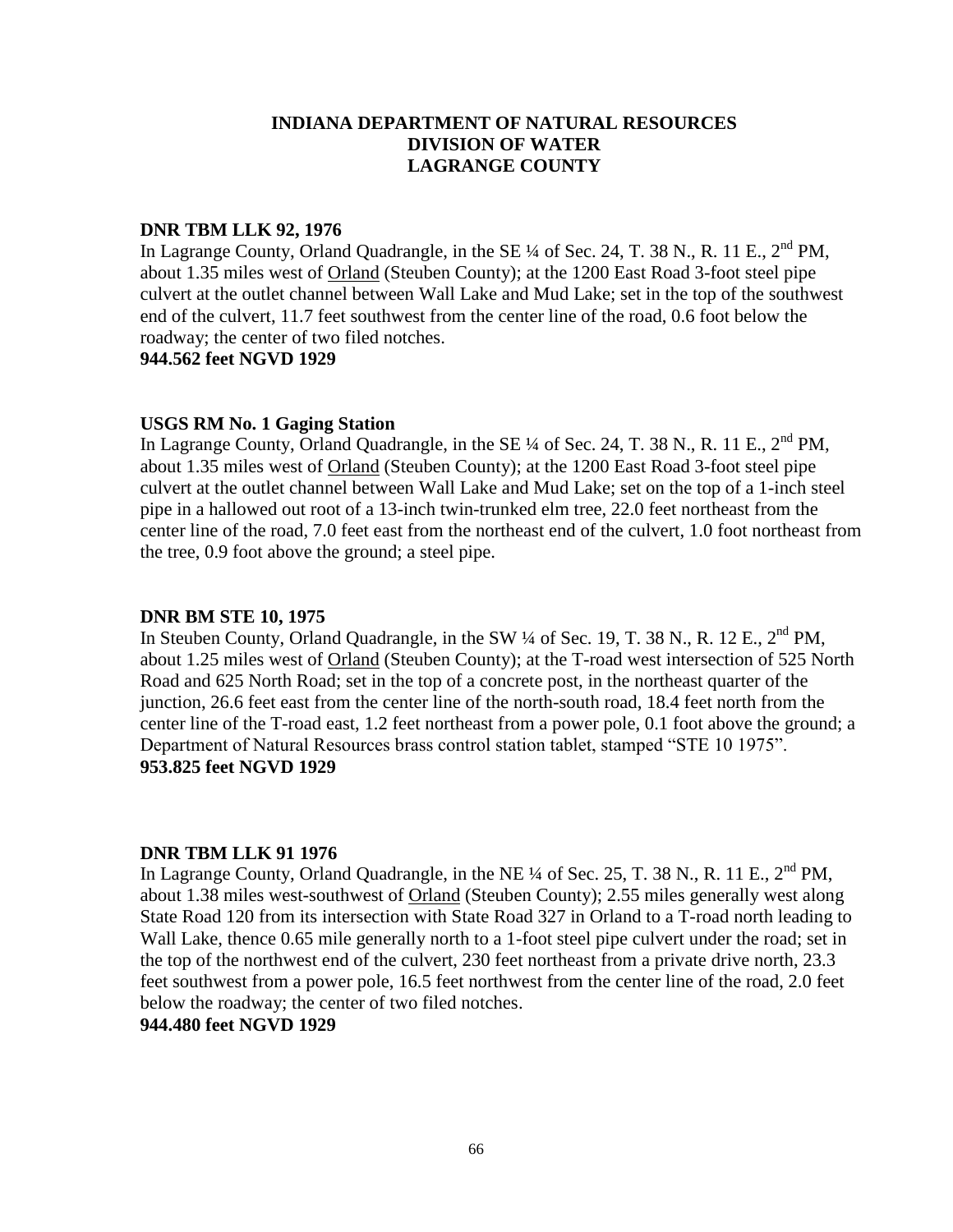**INDIANA DEPARTMENT OF NATURAL RESOURCES**
**DIVISION OF WATER**
**LAGRANGE COUNTY**

**DNR TBM LLK 92, 1976**

In Lagrange County, Orland Quadrangle, in the SE ¼ of Sec. 24, T. 38 N., R. 11 E., 2nd PM, about 1.35 miles west of Orland (Steuben County); at the 1200 East Road 3-foot steel pipe culvert at the outlet channel between Wall Lake and Mud Lake; set in the top of the southwest end of the culvert, 11.7 feet southwest from the center line of the road, 0.6 foot below the roadway; the center of two filed notches.

**944.562 feet NGVD 1929**

**USGS RM No. 1 Gaging Station**

In Lagrange County, Orland Quadrangle, in the SE ¼ of Sec. 24, T. 38 N., R. 11 E., 2nd PM, about 1.35 miles west of Orland (Steuben County); at the 1200 East Road 3-foot steel pipe culvert at the outlet channel between Wall Lake and Mud Lake; set on the top of a 1-inch steel pipe in a hallowed out root of a 13-inch twin-trunked elm tree, 22.0 feet northeast from the center line of the road, 7.0 feet east from the northeast end of the culvert, 1.0 foot northeast from the tree, 0.9 foot above the ground; a steel pipe.

**DNR BM STE 10, 1975**

In Steuben County, Orland Quadrangle, in the SW ¼ of Sec. 19, T. 38 N., R. 12 E., 2nd PM, about 1.25 miles west of Orland (Steuben County); at the T-road west intersection of 525 North Road and 625 North Road; set in the top of a concrete post, in the northeast quarter of the junction, 26.6 feet east from the center line of the north-south road, 18.4 feet north from the center line of the T-road east, 1.2 feet northeast from a power pole, 0.1 foot above the ground; a Department of Natural Resources brass control station tablet, stamped "STE 10 1975".

**953.825 feet NGVD 1929**

**DNR TBM LLK 91 1976**

In Lagrange County, Orland Quadrangle, in the NE ¼ of Sec. 25, T. 38 N., R. 11 E., 2nd PM, about 1.38 miles west-southwest of Orland (Steuben County); 2.55 miles generally west along State Road 120 from its intersection with State Road 327 in Orland to a T-road north leading to Wall Lake, thence 0.65 mile generally north to a 1-foot steel pipe culvert under the road; set in the top of the northwest end of the culvert, 230 feet northeast from a private drive north, 23.3 feet southwest from a power pole, 16.5 feet northwest from the center line of the road, 2.0 feet below the roadway; the center of two filed notches.

**944.480 feet NGVD 1929**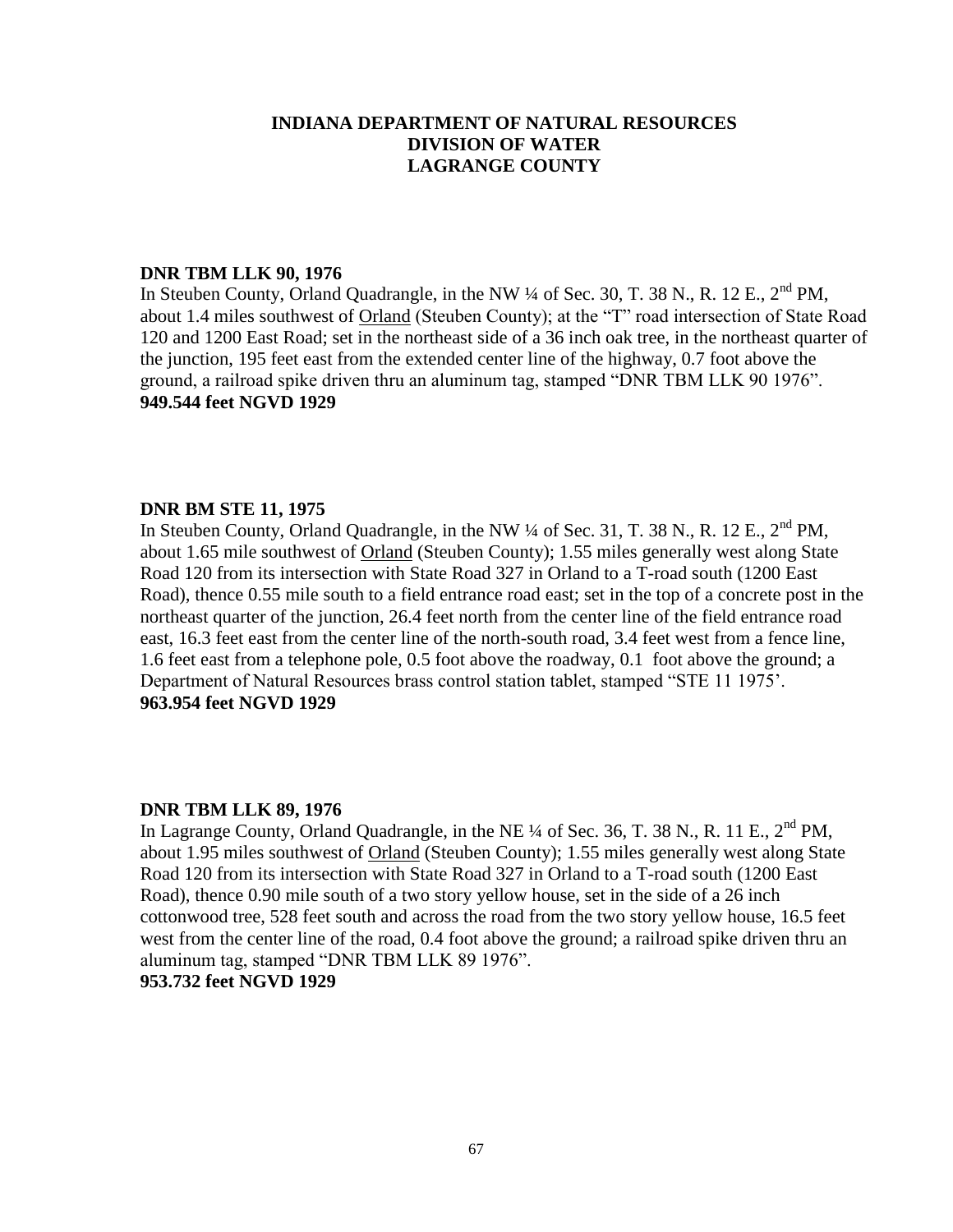**INDIANA DEPARTMENT OF NATURAL RESOURCES**
**DIVISION OF WATER**
**LAGRANGE COUNTY**

**DNR TBM LLK 90, 1976**
In Steuben County, Orland Quadrangle, in the NW ¼ of Sec. 30, T. 38 N., R. 12 E., 2nd PM, about 1.4 miles southwest of Orland (Steuben County); at the "T" road intersection of State Road 120 and 1200 East Road; set in the northeast side of a 36 inch oak tree, in the northeast quarter of the junction, 195 feet east from the extended center line of the highway, 0.7 foot above the ground, a railroad spike driven thru an aluminum tag, stamped "DNR TBM LLK 90 1976".
**949.544 feet NGVD 1929**

**DNR BM STE 11, 1975**
In Steuben County, Orland Quadrangle, in the NW ¼ of Sec. 31, T. 38 N., R. 12 E., 2nd PM, about 1.65 mile southwest of Orland (Steuben County); 1.55 miles generally west along State Road 120 from its intersection with State Road 327 in Orland to a T-road south (1200 East Road), thence 0.55 mile south to a field entrance road east; set in the top of a concrete post in the northeast quarter of the junction, 26.4 feet north from the center line of the field entrance road east, 16.3 feet east from the center line of the north-south road, 3.4 feet west from a fence line, 1.6 feet east from a telephone pole, 0.5 foot above the roadway, 0.1 foot above the ground; a Department of Natural Resources brass control station tablet, stamped "STE 11 1975'.
**963.954 feet NGVD 1929**

**DNR TBM LLK 89, 1976**
In Lagrange County, Orland Quadrangle, in the NE ¼ of Sec. 36, T. 38 N., R. 11 E., 2nd PM, about 1.95 miles southwest of Orland (Steuben County); 1.55 miles generally west along State Road 120 from its intersection with State Road 327 in Orland to a T-road south (1200 East Road), thence 0.90 mile south of a two story yellow house, set in the side of a 26 inch cottonwood tree, 528 feet south and across the road from the two story yellow house, 16.5 feet west from the center line of the road, 0.4 foot above the ground; a railroad spike driven thru an aluminum tag, stamped "DNR TBM LLK 89 1976".
**953.732 feet NGVD 1929**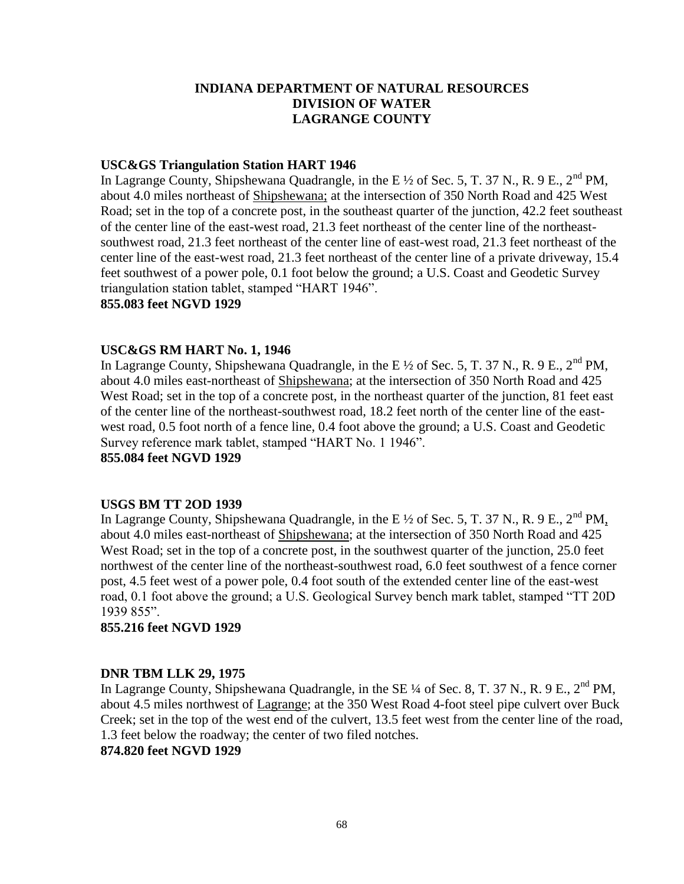**INDIANA DEPARTMENT OF NATURAL RESOURCES**
**DIVISION OF WATER**
**LAGRANGE COUNTY**

**USC&GS Triangulation Station HART 1946**

In Lagrange County, Shipshewana Quadrangle, in the E ½ of Sec. 5, T. 37 N., R. 9 E., 2nd PM, about 4.0 miles northeast of Shipshewana; at the intersection of 350 North Road and 425 West Road; set in the top of a concrete post, in the southeast quarter of the junction, 42.2 feet southeast of the center line of the east-west road, 21.3 feet northeast of the center line of the northeast-southwest road, 21.3 feet northeast of the center line of east-west road, 21.3 feet northeast of the center line of the east-west road, 21.3 feet northeast of the center line of a private driveway, 15.4 feet southwest of a power pole, 0.1 foot below the ground; a U.S. Coast and Geodetic Survey triangulation station tablet, stamped "HART 1946".

**855.083 feet NGVD 1929**

**USC&GS RM HART No. 1, 1946**

In Lagrange County, Shipshewana Quadrangle, in the E ½ of Sec. 5, T. 37 N., R. 9 E., 2nd PM, about 4.0 miles east-northeast of Shipshewana; at the intersection of 350 North Road and 425 West Road; set in the top of a concrete post, in the northeast quarter of the junction, 81 feet east of the center line of the northeast-southwest road, 18.2 feet north of the center line of the east-west road, 0.5 foot north of a fence line, 0.4 foot above the ground; a U.S. Coast and Geodetic Survey reference mark tablet, stamped "HART No. 1 1946".

**855.084 feet NGVD 1929**

**USGS BM TT 2OD 1939**

In Lagrange County, Shipshewana Quadrangle, in the E ½ of Sec. 5, T. 37 N., R. 9 E., 2nd PM, about 4.0 miles east-northeast of Shipshewana; at the intersection of 350 North Road and 425 West Road; set in the top of a concrete post, in the southwest quarter of the junction, 25.0 feet northwest of the center line of the northeast-southwest road, 6.0 feet southwest of a fence corner post, 4.5 feet west of a power pole, 0.4 foot south of the extended center line of the east-west road, 0.1 foot above the ground; a U.S. Geological Survey bench mark tablet, stamped "TT 20D 1939 855".

**855.216 feet NGVD 1929**

**DNR TBM LLK 29, 1975**

In Lagrange County, Shipshewana Quadrangle, in the SE ¼ of Sec. 8, T. 37 N., R. 9 E., 2nd PM, about 4.5 miles northwest of Lagrange; at the 350 West Road 4-foot steel pipe culvert over Buck Creek; set in the top of the west end of the culvert, 13.5 feet west from the center line of the road, 1.3 feet below the roadway; the center of two filed notches.

**874.820 feet NGVD 1929**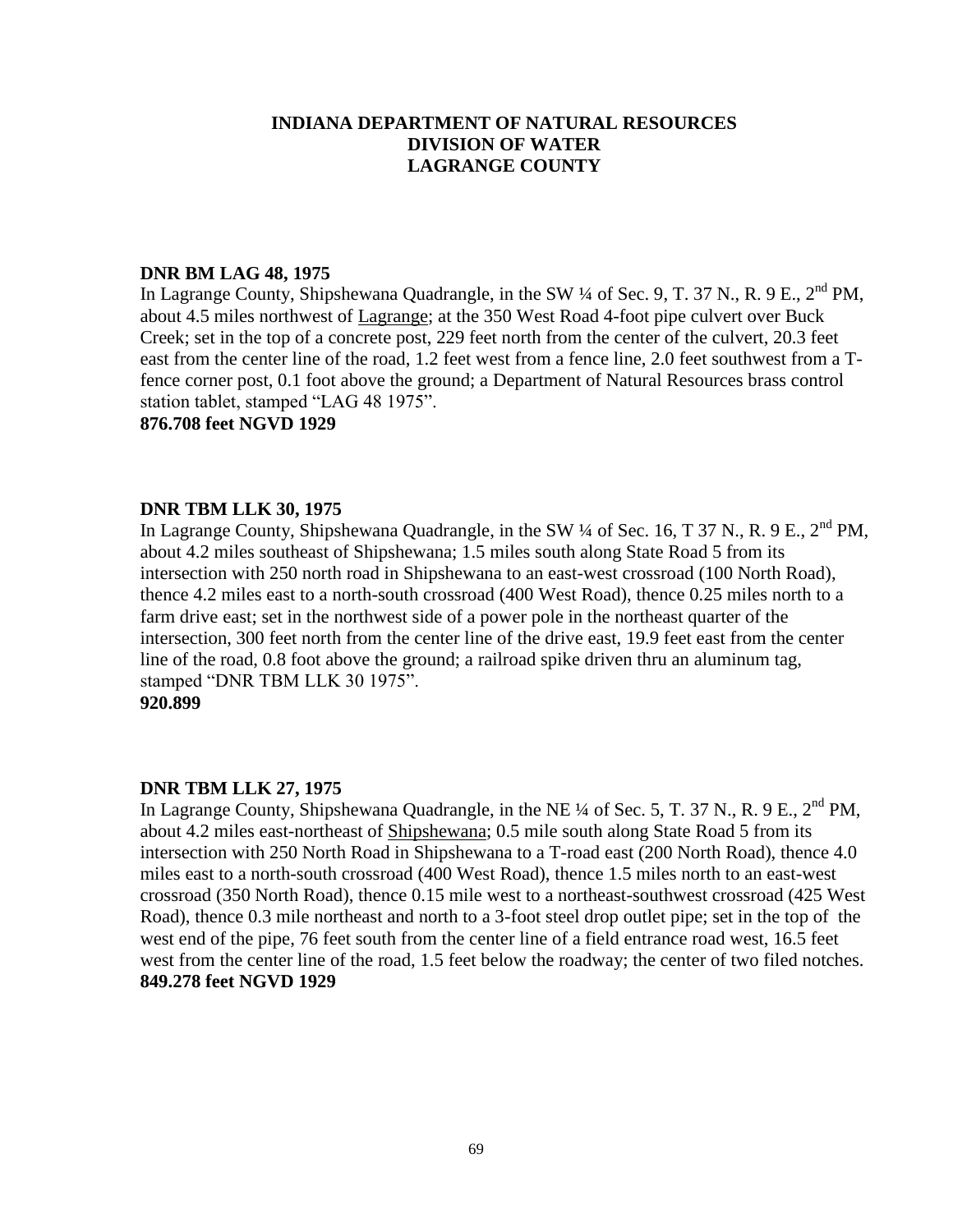**INDIANA DEPARTMENT OF NATURAL RESOURCES**
**DIVISION OF WATER**
**LAGRANGE COUNTY**

**DNR BM LAG 48, 1975**
In Lagrange County, Shipshewana Quadrangle, in the SW ¼ of Sec. 9, T. 37 N., R. 9 E., 2nd PM, about 4.5 miles northwest of Lagrange; at the 350 West Road 4-foot pipe culvert over Buck Creek; set in the top of a concrete post, 229 feet north from the center of the culvert, 20.3 feet east from the center line of the road, 1.2 feet west from a fence line, 2.0 feet southwest from a T-fence corner post, 0.1 foot above the ground; a Department of Natural Resources brass control station tablet, stamped "LAG 48 1975".
**876.708 feet NGVD 1929**

**DNR TBM LLK 30, 1975**
In Lagrange County, Shipshewana Quadrangle, in the SW ¼ of Sec. 16, T 37 N., R. 9 E., 2nd PM, about 4.2 miles southeast of Shipshewana; 1.5 miles south along State Road 5 from its intersection with 250 north road in Shipshewana to an east-west crossroad (100 North Road), thence 4.2 miles east to a north-south crossroad (400 West Road), thence 0.25 miles north to a farm drive east; set in the northwest side of a power pole in the northeast quarter of the intersection, 300 feet north from the center line of the drive east, 19.9 feet east from the center line of the road, 0.8 foot above the ground; a railroad spike driven thru an aluminum tag, stamped "DNR TBM LLK 30 1975".
**920.899**

**DNR TBM LLK 27, 1975**
In Lagrange County, Shipshewana Quadrangle, in the NE ¼ of Sec. 5, T. 37 N., R. 9 E., 2nd PM, about 4.2 miles east-northeast of Shipshewana; 0.5 mile south along State Road 5 from its intersection with 250 North Road in Shipshewana to a T-road east (200 North Road), thence 4.0 miles east to a north-south crossroad (400 West Road), thence 1.5 miles north to an east-west crossroad (350 North Road), thence 0.15 mile west to a northeast-southwest crossroad (425 West Road), thence 0.3 mile northeast and north to a 3-foot steel drop outlet pipe; set in the top of the west end of the pipe, 76 feet south from the center line of a field entrance road west, 16.5 feet west from the center line of the road, 1.5 feet below the roadway; the center of two filed notches.
**849.278 feet NGVD 1929**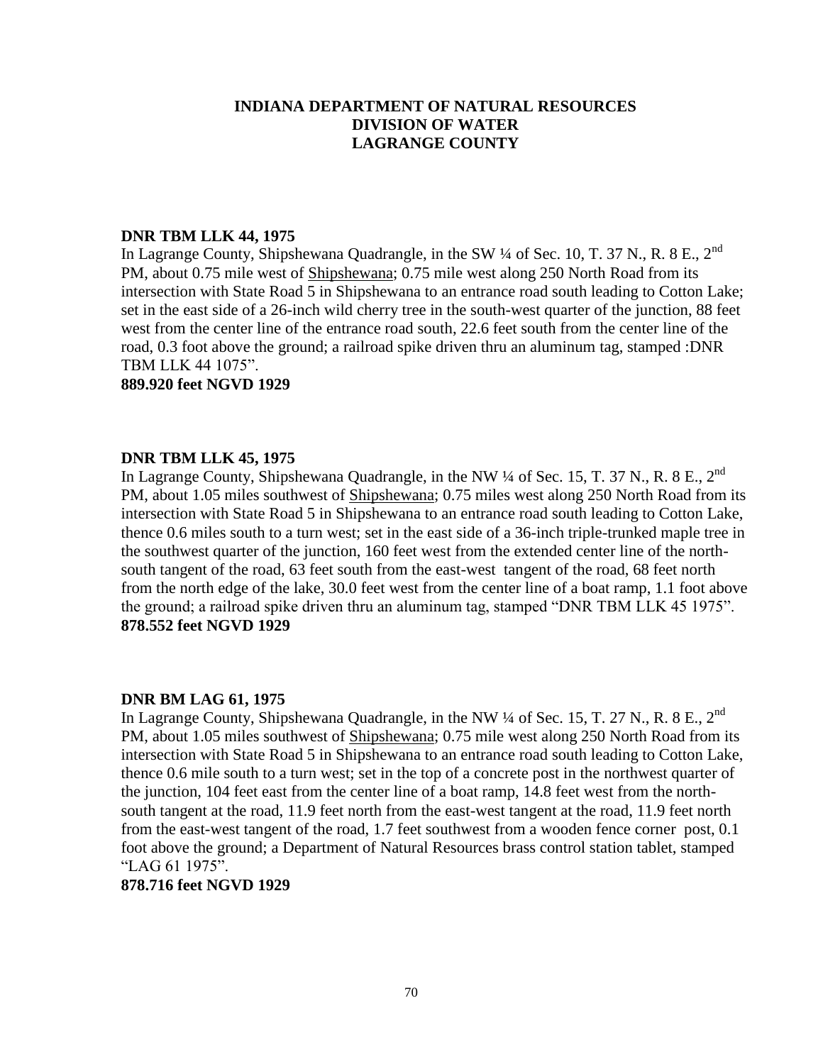**INDIANA DEPARTMENT OF NATURAL RESOURCES**
**DIVISION OF WATER**
**LAGRANGE COUNTY**

**DNR TBM LLK 44, 1975**
In Lagrange County, Shipshewana Quadrangle, in the SW ¼ of Sec. 10, T. 37 N., R. 8 E., 2nd PM, about 0.75 mile west of Shipshewana; 0.75 mile west along 250 North Road from its intersection with State Road 5 in Shipshewana to an entrance road south leading to Cotton Lake; set in the east side of a 26-inch wild cherry tree in the south-west quarter of the junction, 88 feet west from the center line of the entrance road south, 22.6 feet south from the center line of the road, 0.3 foot above the ground; a railroad spike driven thru an aluminum tag, stamped :DNR TBM LLK 44 1075".
**889.920 feet NGVD 1929**

**DNR TBM LLK 45, 1975**
In Lagrange County, Shipshewana Quadrangle, in the NW ¼ of Sec. 15, T. 37 N., R. 8 E., 2nd PM, about 1.05 miles southwest of Shipshewana; 0.75 miles west along 250 North Road from its intersection with State Road 5 in Shipshewana to an entrance road south leading to Cotton Lake, thence 0.6 miles south to a turn west; set in the east side of a 36-inch triple-trunked maple tree in the southwest quarter of the junction, 160 feet west from the extended center line of the north-south tangent of the road, 63 feet south from the east-west tangent of the road, 68 feet north from the north edge of the lake, 30.0 feet west from the center line of a boat ramp, 1.1 foot above the ground; a railroad spike driven thru an aluminum tag, stamped "DNR TBM LLK 45 1975".
**878.552 feet NGVD 1929**

**DNR BM LAG 61, 1975**
In Lagrange County, Shipshewana Quadrangle, in the NW ¼ of Sec. 15, T. 27 N., R. 8 E., 2nd PM, about 1.05 miles southwest of Shipshewana; 0.75 mile west along 250 North Road from its intersection with State Road 5 in Shipshewana to an entrance road south leading to Cotton Lake, thence 0.6 mile south to a turn west; set in the top of a concrete post in the northwest quarter of the junction, 104 feet east from the center line of a boat ramp, 14.8 feet west from the north-south tangent at the road, 11.9 feet north from the east-west tangent at the road, 11.9 feet north from the east-west tangent of the road, 1.7 feet southwest from a wooden fence corner post, 0.1 foot above the ground; a Department of Natural Resources brass control station tablet, stamped "LAG 61 1975".
**878.716 feet NGVD 1929**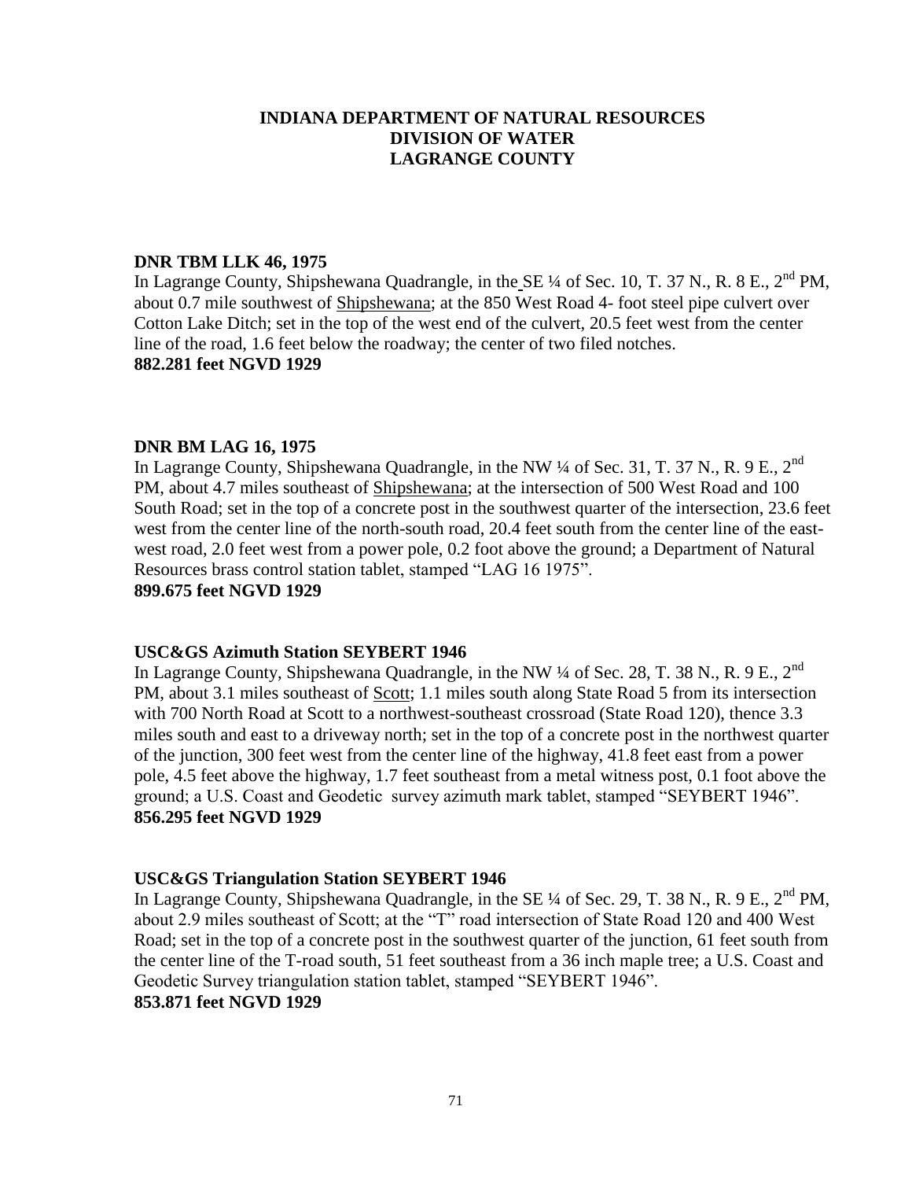# INDIANA DEPARTMENT OF NATURAL RESOURCES
# DIVISION OF WATER
# LAGRANGE COUNTY

**DNR TBM LLK 46, 1975**
In Lagrange County, Shipshewana Quadrangle, in the SE ¼ of Sec. 10, T. 37 N., R. 8 E., 2nd PM, about 0.7 mile southwest of Shipshewana; at the 850 West Road 4- foot steel pipe culvert over Cotton Lake Ditch; set in the top of the west end of the culvert, 20.5 feet west from the center line of the road, 1.6 feet below the roadway; the center of two filed notches.
**882.281 feet NGVD 1929**

**DNR BM LAG 16, 1975**
In Lagrange County, Shipshewana Quadrangle, in the NW ¼ of Sec. 31, T. 37 N., R. 9 E., 2nd PM, about 4.7 miles southeast of Shipshewana; at the intersection of 500 West Road and 100 South Road; set in the top of a concrete post in the southwest quarter of the intersection, 23.6 feet west from the center line of the north-south road, 20.4 feet south from the center line of the east-west road, 2.0 feet west from a power pole, 0.2 foot above the ground; a Department of Natural Resources brass control station tablet, stamped "LAG 16 1975".
**899.675 feet NGVD 1929**

**USC&GS Azimuth Station SEYBERT 1946**
In Lagrange County, Shipshewana Quadrangle, in the NW ¼ of Sec. 28, T. 38 N., R. 9 E., 2nd PM, about 3.1 miles southeast of Scott; 1.1 miles south along State Road 5 from its intersection with 700 North Road at Scott to a northwest-southeast crossroad (State Road 120), thence 3.3 miles south and east to a driveway north; set in the top of a concrete post in the northwest quarter of the junction, 300 feet west from the center line of the highway, 41.8 feet east from a power pole, 4.5 feet above the highway, 1.7 feet southeast from a metal witness post, 0.1 foot above the ground; a U.S. Coast and Geodetic survey azimuth mark tablet, stamped "SEYBERT 1946".
**856.295 feet NGVD 1929**

**USC&GS Triangulation Station SEYBERT 1946**
In Lagrange County, Shipshewana Quadrangle, in the SE ¼ of Sec. 29, T. 38 N., R. 9 E., 2nd PM, about 2.9 miles southeast of Scott; at the "T" road intersection of State Road 120 and 400 West Road; set in the top of a concrete post in the southwest quarter of the junction, 61 feet south from the center line of the T-road south, 51 feet southeast from a 36 inch maple tree; a U.S. Coast and Geodetic Survey triangulation station tablet, stamped "SEYBERT 1946".
**853.871 feet NGVD 1929**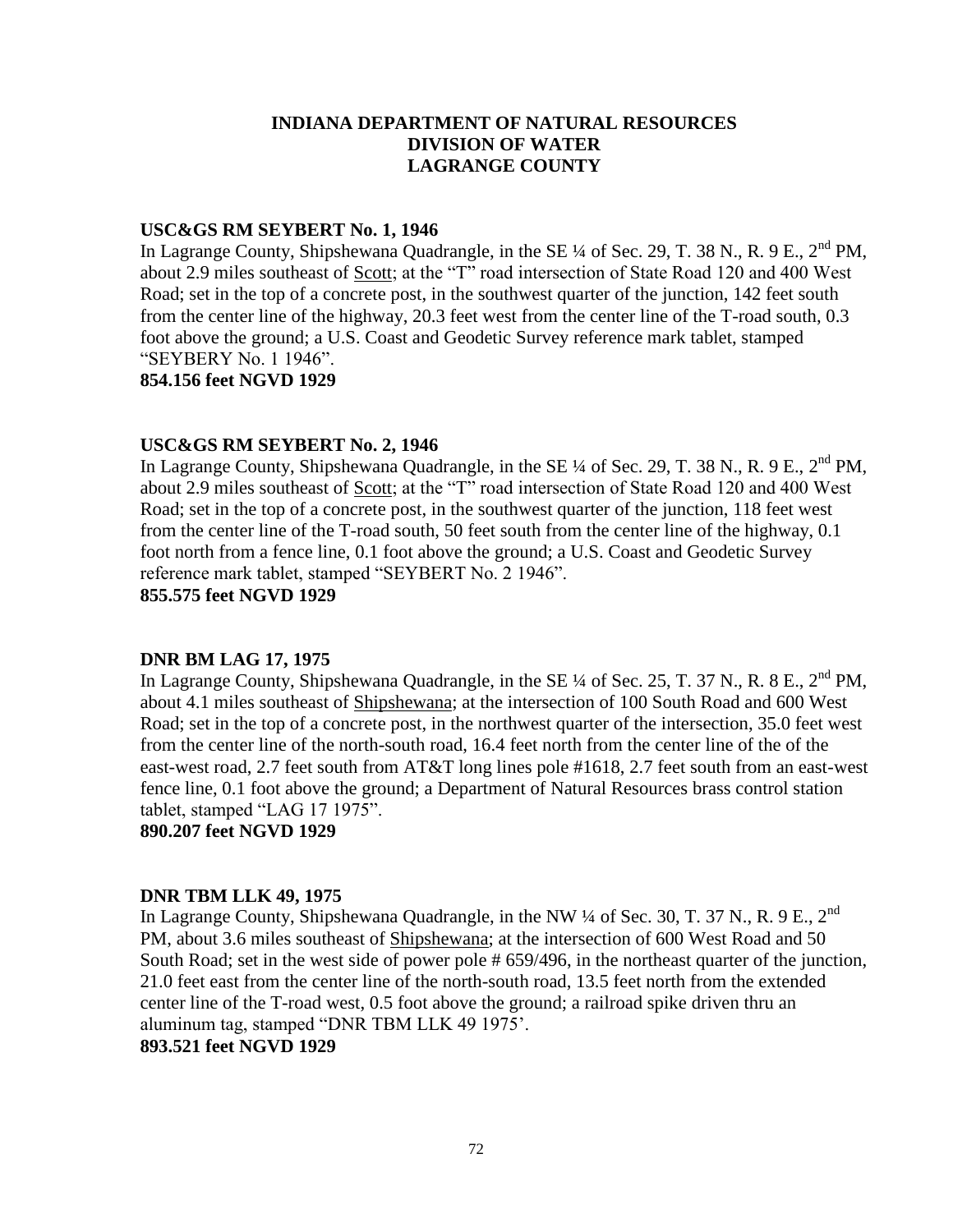# INDIANA DEPARTMENT OF NATURAL RESOURCES
# DIVISION OF WATER
# LAGRANGE COUNTY

**USC&GS RM SEYBERT No. 1, 1946**

In Lagrange County, Shipshewana Quadrangle, in the SE ¼ of Sec. 29, T. 38 N., R. 9 E., 2nd PM, about 2.9 miles southeast of Scott; at the "T" road intersection of State Road 120 and 400 West Road; set in the top of a concrete post, in the southwest quarter of the junction, 142 feet south from the center line of the highway, 20.3 feet west from the center line of the T-road south, 0.3 foot above the ground; a U.S. Coast and Geodetic Survey reference mark tablet, stamped "SEYBERY No. 1 1946".

**854.156 feet NGVD 1929**

**USC&GS RM SEYBERT No. 2, 1946**

In Lagrange County, Shipshewana Quadrangle, in the SE ¼ of Sec. 29, T. 38 N., R. 9 E., 2nd PM, about 2.9 miles southeast of Scott; at the "T" road intersection of State Road 120 and 400 West Road; set in the top of a concrete post, in the southwest quarter of the junction, 118 feet west from the center line of the T-road south, 50 feet south from the center line of the highway, 0.1 foot north from a fence line, 0.1 foot above the ground; a U.S. Coast and Geodetic Survey reference mark tablet, stamped "SEYBERT No. 2 1946".

**855.575 feet NGVD 1929**

**DNR BM LAG 17, 1975**

In Lagrange County, Shipshewana Quadrangle, in the SE ¼ of Sec. 25, T. 37 N., R. 8 E., 2nd PM, about 4.1 miles southeast of Shipshewana; at the intersection of 100 South Road and 600 West Road; set in the top of a concrete post, in the northwest quarter of the intersection, 35.0 feet west from the center line of the north-south road, 16.4 feet north from the center line of the of the east-west road, 2.7 feet south from AT&T long lines pole #1618, 2.7 feet south from an east-west fence line, 0.1 foot above the ground; a Department of Natural Resources brass control station tablet, stamped "LAG 17 1975".

**890.207 feet NGVD 1929**

**DNR TBM LLK 49, 1975**

In Lagrange County, Shipshewana Quadrangle, in the NW ¼ of Sec. 30, T. 37 N., R. 9 E., 2nd PM, about 3.6 miles southeast of Shipshewana; at the intersection of 600 West Road and 50 South Road; set in the west side of power pole # 659/496, in the northeast quarter of the junction, 21.0 feet east from the center line of the north-south road, 13.5 feet north from the extended center line of the T-road west, 0.5 foot above the ground; a railroad spike driven thru an aluminum tag, stamped "DNR TBM LLK 49 1975'.

**893.521 feet NGVD 1929**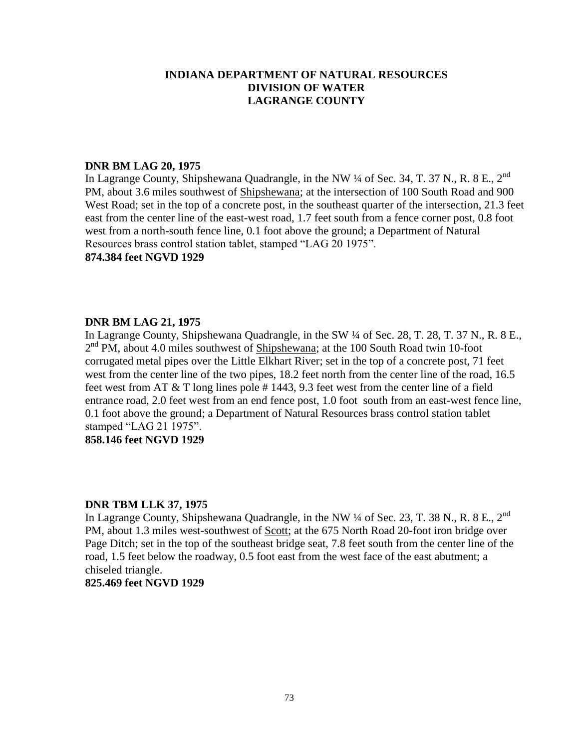**INDIANA DEPARTMENT OF NATURAL RESOURCES**
**DIVISION OF WATER**
**LAGRANGE COUNTY**

**DNR BM LAG 20, 1975**
In Lagrange County, Shipshewana Quadrangle, in the NW ¼ of Sec. 34, T. 37 N., R. 8 E., 2nd PM, about 3.6 miles southwest of Shipshewana; at the intersection of 100 South Road and 900 West Road; set in the top of a concrete post, in the southeast quarter of the intersection, 21.3 feet east from the center line of the east-west road, 1.7 feet south from a fence corner post, 0.8 foot west from a north-south fence line, 0.1 foot above the ground; a Department of Natural Resources brass control station tablet, stamped "LAG 20 1975".
**874.384 feet NGVD 1929**

**DNR BM LAG 21, 1975**
In Lagrange County, Shipshewana Quadrangle, in the SW ¼ of Sec. 28, T. 28, T. 37 N., R. 8 E., 2nd PM, about 4.0 miles southwest of Shipshewana; at the 100 South Road twin 10-foot corrugated metal pipes over the Little Elkhart River; set in the top of a concrete post, 71 feet west from the center line of the two pipes, 18.2 feet north from the center line of the road, 16.5 feet west from AT & T long lines pole # 1443, 9.3 feet west from the center line of a field entrance road, 2.0 feet west from an end fence post, 1.0 foot south from an east-west fence line, 0.1 foot above the ground; a Department of Natural Resources brass control station tablet stamped "LAG 21 1975".
**858.146 feet NGVD 1929**

**DNR TBM LLK 37, 1975**
In Lagrange County, Shipshewana Quadrangle, in the NW ¼ of Sec. 23, T. 38 N., R. 8 E., 2nd PM, about 1.3 miles west-southwest of Scott; at the 675 North Road 20-foot iron bridge over Page Ditch; set in the top of the southeast bridge seat, 7.8 feet south from the center line of the road, 1.5 feet below the roadway, 0.5 foot east from the west face of the east abutment; a chiseled triangle.
**825.469 feet NGVD 1929**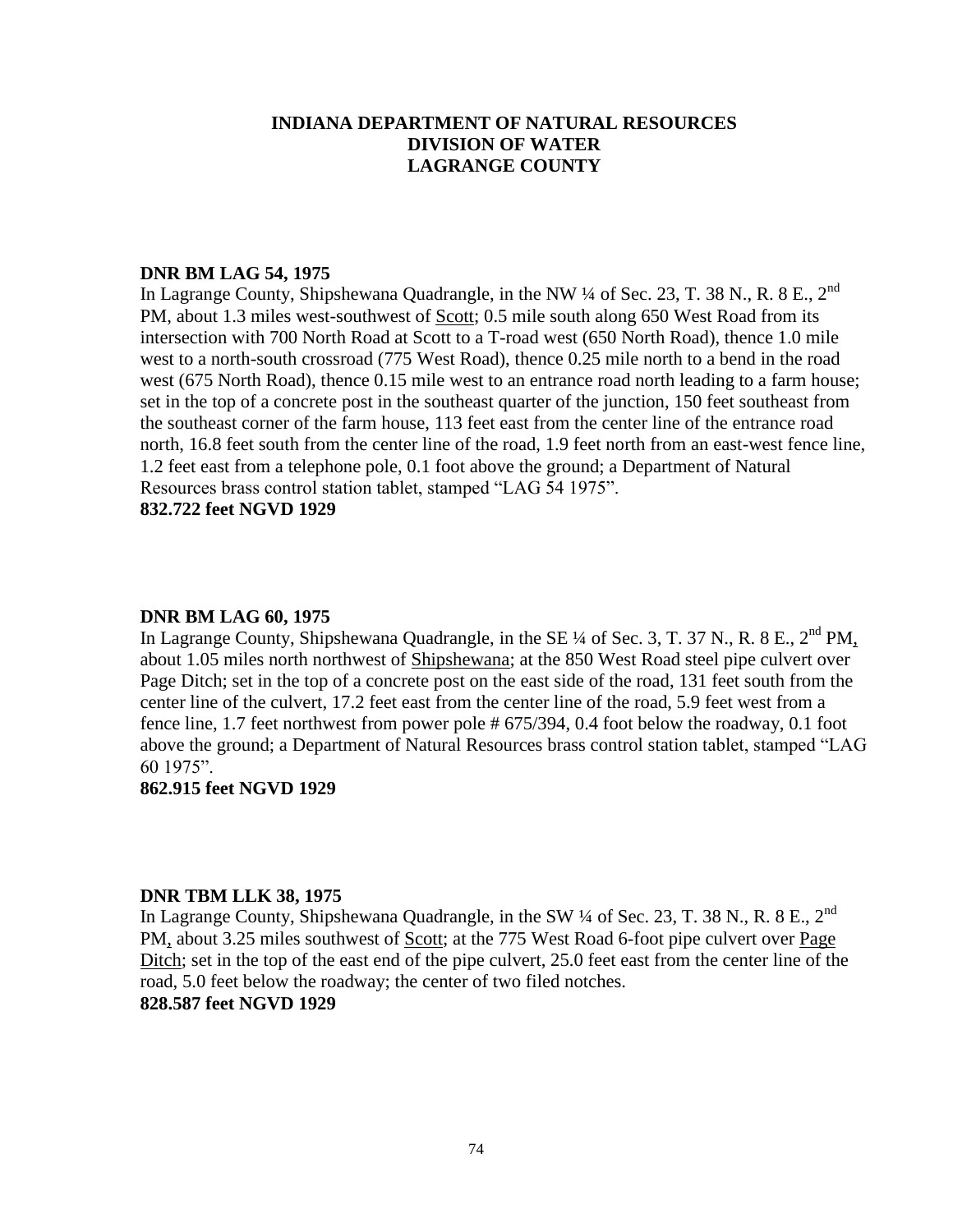**INDIANA DEPARTMENT OF NATURAL RESOURCES**
**DIVISION OF WATER**
**LAGRANGE COUNTY**

**DNR BM LAG 54, 1975**

In Lagrange County, Shipshewana Quadrangle, in the NW ¼ of Sec. 23, T. 38 N., R. 8 E., 2nd PM, about 1.3 miles west-southwest of Scott; 0.5 mile south along 650 West Road from its intersection with 700 North Road at Scott to a T-road west (650 North Road), thence 1.0 mile west to a north-south crossroad (775 West Road), thence 0.25 mile north to a bend in the road west (675 North Road), thence 0.15 mile west to an entrance road north leading to a farm house; set in the top of a concrete post in the southeast quarter of the junction, 150 feet southeast from the southeast corner of the farm house, 113 feet east from the center line of the entrance road north, 16.8 feet south from the center line of the road, 1.9 feet north from an east-west fence line, 1.2 feet east from a telephone pole, 0.1 foot above the ground; a Department of Natural Resources brass control station tablet, stamped "LAG 54 1975".

**832.722 feet NGVD 1929**

**DNR BM LAG 60, 1975**

In Lagrange County, Shipshewana Quadrangle, in the SE ¼ of Sec. 3, T. 37 N., R. 8 E., 2nd PM, about 1.05 miles north northwest of Shipshewana; at the 850 West Road steel pipe culvert over Page Ditch; set in the top of a concrete post on the east side of the road, 131 feet south from the center line of the culvert, 17.2 feet east from the center line of the road, 5.9 feet west from a fence line, 1.7 feet northwest from power pole # 675/394, 0.4 foot below the roadway, 0.1 foot above the ground; a Department of Natural Resources brass control station tablet, stamped "LAG 60 1975".

**862.915 feet NGVD 1929**

**DNR TBM LLK 38, 1975**

In Lagrange County, Shipshewana Quadrangle, in the SW ¼ of Sec. 23, T. 38 N., R. 8 E., 2nd PM, about 3.25 miles southwest of Scott; at the 775 West Road 6-foot pipe culvert over Page Ditch; set in the top of the east end of the pipe culvert, 25.0 feet east from the center line of the road, 5.0 feet below the roadway; the center of two filed notches.

**828.587 feet NGVD 1929**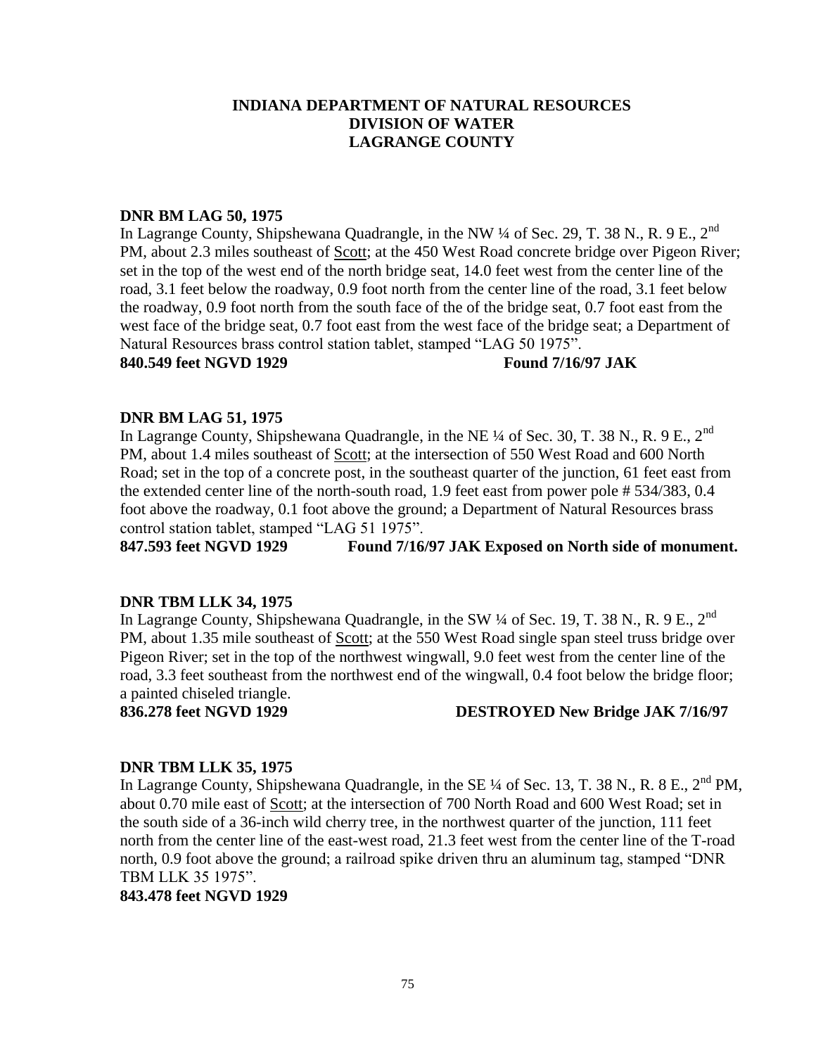**INDIANA DEPARTMENT OF NATURAL RESOURCES**
**DIVISION OF WATER**
**LAGRANGE COUNTY**

**DNR BM LAG 50, 1975**

In Lagrange County, Shipshewana Quadrangle, in the NW ¼ of Sec. 29, T. 38 N., R. 9 E., 2nd PM, about 2.3 miles southeast of Scott; at the 450 West Road concrete bridge over Pigeon River; set in the top of the west end of the north bridge seat, 14.0 feet west from the center line of the road, 3.1 feet below the roadway, 0.9 foot north from the center line of the road, 3.1 feet below the roadway, 0.9 foot north from the south face of the of the bridge seat, 0.7 foot east from the west face of the bridge seat, 0.7 foot east from the west face of the bridge seat; a Department of Natural Resources brass control station tablet, stamped "LAG 50 1975".

**840.549 feet NGVD 1929 Found 7/16/97 JAK**

**DNR BM LAG 51, 1975**

In Lagrange County, Shipshewana Quadrangle, in the NE ¼ of Sec. 30, T. 38 N., R. 9 E., 2nd PM, about 1.4 miles southeast of Scott; at the intersection of 550 West Road and 600 North Road; set in the top of a concrete post, in the southeast quarter of the junction, 61 feet east from the extended center line of the north-south road, 1.9 feet east from power pole # 534/383, 0.4 foot above the roadway, 0.1 foot above the ground; a Department of Natural Resources brass control station tablet, stamped "LAG 51 1975".

**847.593 feet NGVD 1929 Found 7/16/97 JAK Exposed on North side of monument.**

**DNR TBM LLK 34, 1975**

In Lagrange County, Shipshewana Quadrangle, in the SW ¼ of Sec. 19, T. 38 N., R. 9 E., 2nd PM, about 1.35 mile southeast of Scott; at the 550 West Road single span steel truss bridge over Pigeon River; set in the top of the northwest wingwall, 9.0 feet west from the center line of the road, 3.3 feet southeast from the northwest end of the wingwall, 0.4 foot below the bridge floor; a painted chiseled triangle.

**836.278 feet NGVD 1929 DESTROYED New Bridge JAK 7/16/97**

**DNR TBM LLK 35, 1975**

In Lagrange County, Shipshewana Quadrangle, in the SE ¼ of Sec. 13, T. 38 N., R. 8 E., 2nd PM, about 0.70 mile east of Scott; at the intersection of 700 North Road and 600 West Road; set in the south side of a 36-inch wild cherry tree, in the northwest quarter of the junction, 111 feet north from the center line of the east-west road, 21.3 feet west from the center line of the T-road north, 0.9 foot above the ground; a railroad spike driven thru an aluminum tag, stamped "DNR TBM LLK 35 1975".

**843.478 feet NGVD 1929**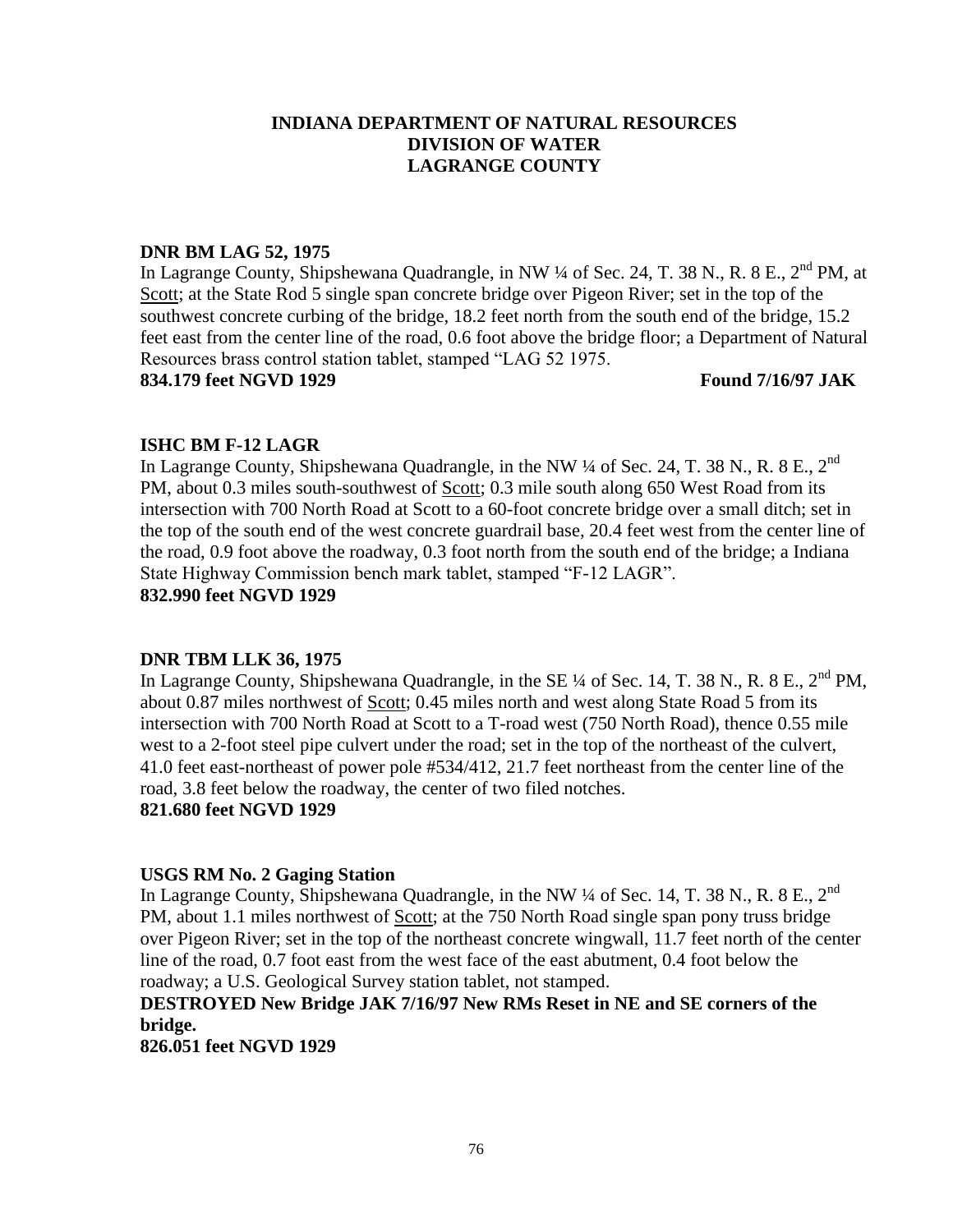# INDIANA DEPARTMENT OF NATURAL RESOURCES
# DIVISION OF WATER
# LAGRANGE COUNTY

**DNR BM LAG 52, 1975**

In Lagrange County, Shipshewana Quadrangle, in NW ¼ of Sec. 24, T. 38 N., R. 8 E., 2nd PM, at Scott; at the State Rod 5 single span concrete bridge over Pigeon River; set in the top of the southwest concrete curbing of the bridge, 18.2 feet north from the south end of the bridge, 15.2 feet east from the center line of the road, 0.6 foot above the bridge floor; a Department of Natural Resources brass control station tablet, stamped "LAG 52 1975.

**834.179 feet NGVD 1929** **Found 7/16/97 JAK**

**ISHC BM F-12 LAGR**

In Lagrange County, Shipshewana Quadrangle, in the NW ¼ of Sec. 24, T. 38 N., R. 8 E., 2nd PM, about 0.3 miles south-southwest of Scott; 0.3 mile south along 650 West Road from its intersection with 700 North Road at Scott to a 60-foot concrete bridge over a small ditch; set in the top of the south end of the west concrete guardrail base, 20.4 feet west from the center line of the road, 0.9 foot above the roadway, 0.3 foot north from the south end of the bridge; a Indiana State Highway Commission bench mark tablet, stamped "F-12 LAGR".

**832.990 feet NGVD 1929**

**DNR TBM LLK 36, 1975**

In Lagrange County, Shipshewana Quadrangle, in the SE ¼ of Sec. 14, T. 38 N., R. 8 E., 2nd PM, about 0.87 miles northwest of Scott; 0.45 miles north and west along State Road 5 from its intersection with 700 North Road at Scott to a T-road west (750 North Road), thence 0.55 mile west to a 2-foot steel pipe culvert under the road; set in the top of the northeast of the culvert, 41.0 feet east-northeast of power pole #534/412, 21.7 feet northeast from the center line of the road, 3.8 feet below the roadway, the center of two filed notches.

**821.680 feet NGVD 1929**

**USGS RM No. 2 Gaging Station**

In Lagrange County, Shipshewana Quadrangle, in the NW ¼ of Sec. 14, T. 38 N., R. 8 E., 2nd PM, about 1.1 miles northwest of Scott; at the 750 North Road single span pony truss bridge over Pigeon River; set in the top of the northeast concrete wingwall, 11.7 feet north of the center line of the road, 0.7 foot east from the west face of the east abutment, 0.4 foot below the roadway; a U.S. Geological Survey station tablet, not stamped.

**DESTROYED New Bridge JAK 7/16/97 New RMs Reset in NE and SE corners of the bridge.**

**826.051 feet NGVD 1929**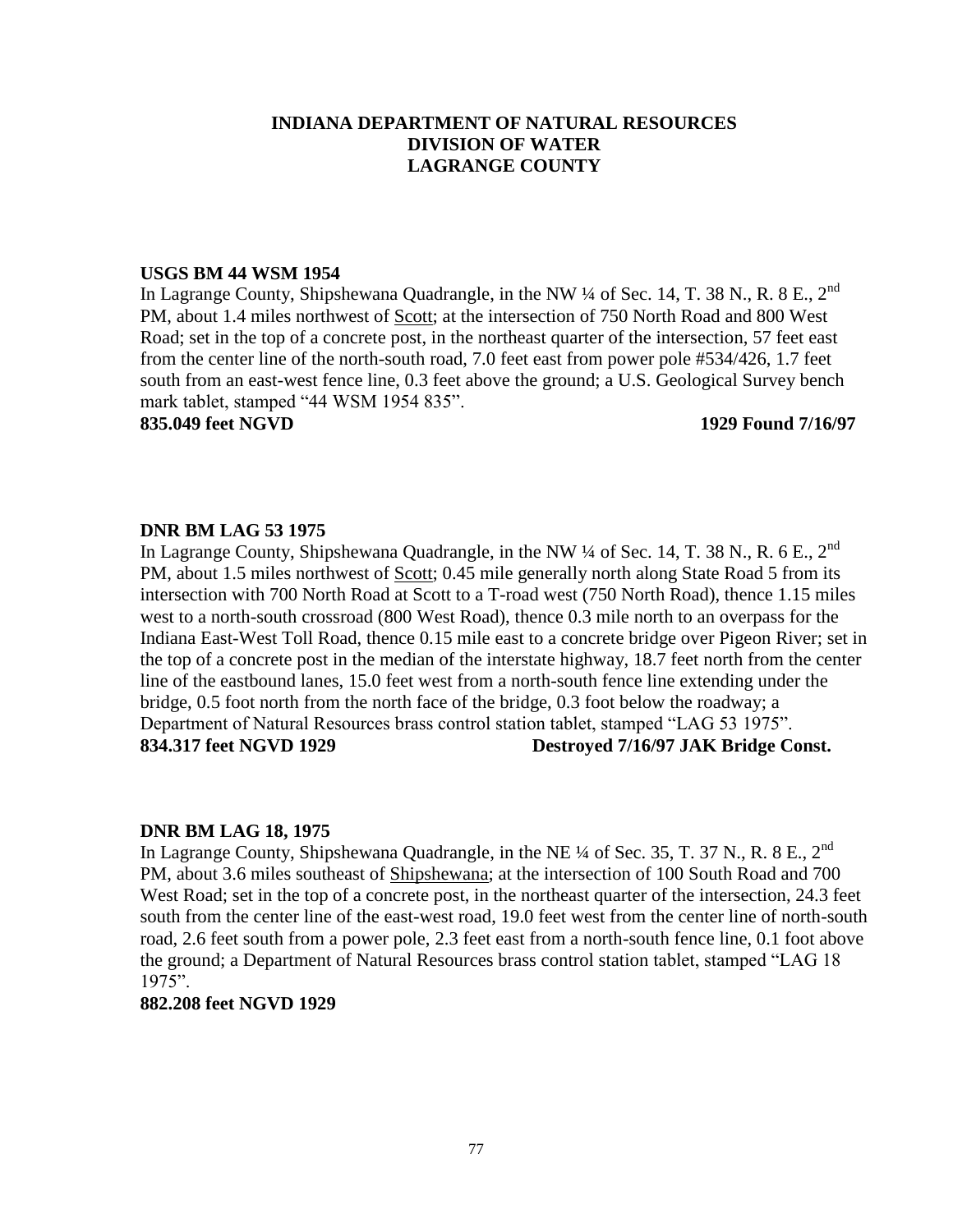**INDIANA DEPARTMENT OF NATURAL RESOURCES**
**DIVISION OF WATER**
**LAGRANGE COUNTY**

**USGS BM 44 WSM 1954**

In Lagrange County, Shipshewana Quadrangle, in the NW ¼ of Sec. 14, T. 38 N., R. 8 E., 2nd PM, about 1.4 miles northwest of Scott; at the intersection of 750 North Road and 800 West Road; set in the top of a concrete post, in the northeast quarter of the intersection, 57 feet east from the center line of the north-south road, 7.0 feet east from power pole #534/426, 1.7 feet south from an east-west fence line, 0.3 feet above the ground; a U.S. Geological Survey bench mark tablet, stamped "44 WSM 1954 835".

**835.049 feet NGVD 1929 Found 7/16/97**

**DNR BM LAG 53 1975**

In Lagrange County, Shipshewana Quadrangle, in the NW ¼ of Sec. 14, T. 38 N., R. 6 E., 2nd PM, about 1.5 miles northwest of Scott; 0.45 mile generally north along State Road 5 from its intersection with 700 North Road at Scott to a T-road west (750 North Road), thence 1.15 miles west to a north-south crossroad (800 West Road), thence 0.3 mile north to an overpass for the Indiana East-West Toll Road, thence 0.15 mile east to a concrete bridge over Pigeon River; set in the top of a concrete post in the median of the interstate highway, 18.7 feet north from the center line of the eastbound lanes, 15.0 feet west from a north-south fence line extending under the bridge, 0.5 foot north from the north face of the bridge, 0.3 foot below the roadway; a Department of Natural Resources brass control station tablet, stamped "LAG 53 1975".

**834.317 feet NGVD 1929 Destroyed 7/16/97 JAK Bridge Const.**

**DNR BM LAG 18, 1975**

In Lagrange County, Shipshewana Quadrangle, in the NE ¼ of Sec. 35, T. 37 N., R. 8 E., 2nd PM, about 3.6 miles southeast of Shipshewana; at the intersection of 100 South Road and 700 West Road; set in the top of a concrete post, in the northeast quarter of the intersection, 24.3 feet south from the center line of the east-west road, 19.0 feet west from the center line of north-south road, 2.6 feet south from a power pole, 2.3 feet east from a north-south fence line, 0.1 foot above the ground; a Department of Natural Resources brass control station tablet, stamped "LAG 18 1975".

**882.208 feet NGVD 1929**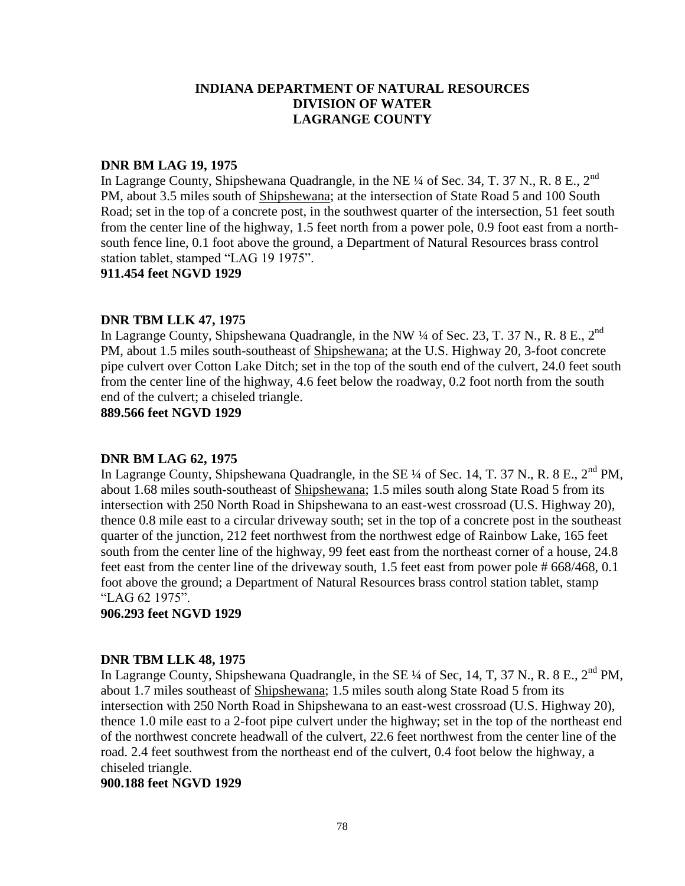# INDIANA DEPARTMENT OF NATURAL RESOURCES
# DIVISION OF WATER
# LAGRANGE COUNTY

**DNR BM LAG 19, 1975**

In Lagrange County, Shipshewana Quadrangle, in the NE ¼ of Sec. 34, T. 37 N., R. 8 E., 2nd PM, about 3.5 miles south of Shipshewana; at the intersection of State Road 5 and 100 South Road; set in the top of a concrete post, in the southwest quarter of the intersection, 51 feet south from the center line of the highway, 1.5 feet north from a power pole, 0.9 foot east from a north-south fence line, 0.1 foot above the ground, a Department of Natural Resources brass control station tablet, stamped "LAG 19 1975".

**911.454 feet NGVD 1929**

**DNR TBM LLK 47, 1975**

In Lagrange County, Shipshewana Quadrangle, in the NW ¼ of Sec. 23, T. 37 N., R. 8 E., 2nd PM, about 1.5 miles south-southeast of Shipshewana; at the U.S. Highway 20, 3-foot concrete pipe culvert over Cotton Lake Ditch; set in the top of the south end of the culvert, 24.0 feet south from the center line of the highway, 4.6 feet below the roadway, 0.2 foot north from the south end of the culvert; a chiseled triangle.

**889.566 feet NGVD 1929**

**DNR BM LAG 62, 1975**

In Lagrange County, Shipshewana Quadrangle, in the SE ¼ of Sec. 14, T. 37 N., R. 8 E., 2nd PM, about 1.68 miles south-southeast of Shipshewana; 1.5 miles south along State Road 5 from its intersection with 250 North Road in Shipshewana to an east-west crossroad (U.S. Highway 20), thence 0.8 mile east to a circular driveway south; set in the top of a concrete post in the southeast quarter of the junction, 212 feet northwest from the northwest edge of Rainbow Lake, 165 feet south from the center line of the highway, 99 feet east from the northeast corner of a house, 24.8 feet east from the center line of the driveway south, 1.5 feet east from power pole # 668/468, 0.1 foot above the ground; a Department of Natural Resources brass control station tablet, stamp "LAG 62 1975".

**906.293 feet NGVD 1929**

**DNR TBM LLK 48, 1975**

In Lagrange County, Shipshewana Quadrangle, in the SE ¼ of Sec, 14, T, 37 N., R. 8 E., 2nd PM, about 1.7 miles southeast of Shipshewana; 1.5 miles south along State Road 5 from its intersection with 250 North Road in Shipshewana to an east-west crossroad (U.S. Highway 20), thence 1.0 mile east to a 2-foot pipe culvert under the highway; set in the top of the northeast end of the northwest concrete headwall of the culvert, 22.6 feet northwest from the center line of the road. 2.4 feet southwest from the northeast end of the culvert, 0.4 foot below the highway, a chiseled triangle.

**900.188 feet NGVD 1929**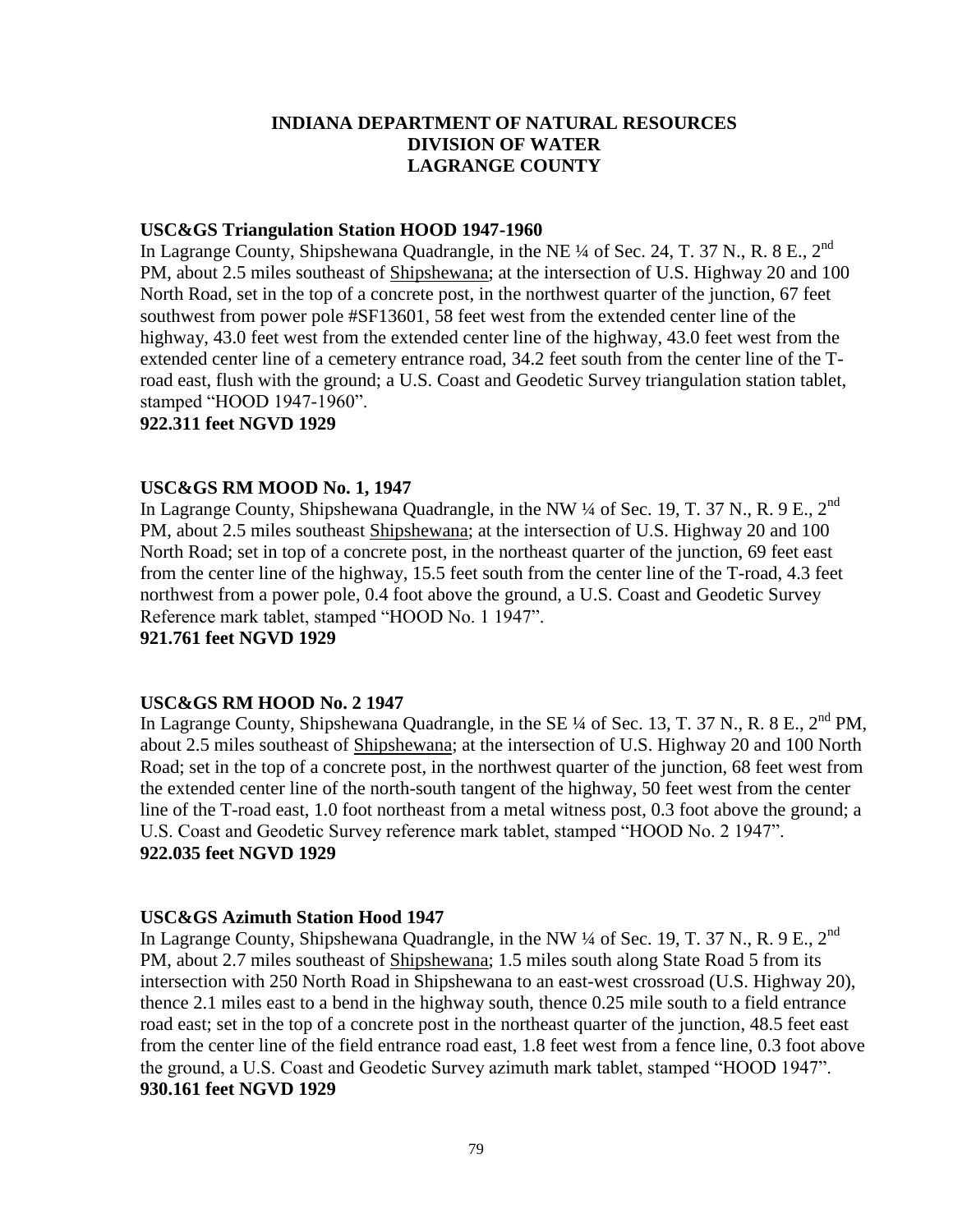# INDIANA DEPARTMENT OF NATURAL RESOURCES
# DIVISION OF WATER
# LAGRANGE COUNTY

**USC&GS Triangulation Station HOOD 1947-1960**
In Lagrange County, Shipshewana Quadrangle, in the NE ¼ of Sec. 24, T. 37 N., R. 8 E., 2nd PM, about 2.5 miles southeast of Shipshewana; at the intersection of U.S. Highway 20 and 100 North Road, set in the top of a concrete post, in the northwest quarter of the junction, 67 feet southwest from power pole #SF13601, 58 feet west from the extended center line of the highway, 43.0 feet west from the extended center line of the highway, 43.0 feet west from the extended center line of a cemetery entrance road, 34.2 feet south from the center line of the T-road east, flush with the ground; a U.S. Coast and Geodetic Survey triangulation station tablet, stamped "HOOD 1947-1960".
**922.311 feet NGVD 1929**

**USC&GS RM MOOD No. 1, 1947**
In Lagrange County, Shipshewana Quadrangle, in the NW ¼ of Sec. 19, T. 37 N., R. 9 E., 2nd PM, about 2.5 miles southeast Shipshewana; at the intersection of U.S. Highway 20 and 100 North Road; set in top of a concrete post, in the northeast quarter of the junction, 69 feet east from the center line of the highway, 15.5 feet south from the center line of the T-road, 4.3 feet northwest from a power pole, 0.4 foot above the ground, a U.S. Coast and Geodetic Survey Reference mark tablet, stamped "HOOD No. 1 1947".
**921.761 feet NGVD 1929**

**USC&GS RM HOOD No. 2 1947**
In Lagrange County, Shipshewana Quadrangle, in the SE ¼ of Sec. 13, T. 37 N., R. 8 E., 2nd PM, about 2.5 miles southeast of Shipshewana; at the intersection of U.S. Highway 20 and 100 North Road; set in the top of a concrete post, in the northwest quarter of the junction, 68 feet west from the extended center line of the north-south tangent of the highway, 50 feet west from the center line of the T-road east, 1.0 foot northeast from a metal witness post, 0.3 foot above the ground; a U.S. Coast and Geodetic Survey reference mark tablet, stamped "HOOD No. 2 1947".
**922.035 feet NGVD 1929**

**USC&GS Azimuth Station Hood 1947**
In Lagrange County, Shipshewana Quadrangle, in the NW ¼ of Sec. 19, T. 37 N., R. 9 E., 2nd PM, about 2.7 miles southeast of Shipshewana; 1.5 miles south along State Road 5 from its intersection with 250 North Road in Shipshewana to an east-west crossroad (U.S. Highway 20), thence 2.1 miles east to a bend in the highway south, thence 0.25 mile south to a field entrance road east; set in the top of a concrete post in the northeast quarter of the junction, 48.5 feet east from the center line of the field entrance road east, 1.8 feet west from a fence line, 0.3 foot above the ground, a U.S. Coast and Geodetic Survey azimuth mark tablet, stamped "HOOD 1947".
**930.161 feet NGVD 1929**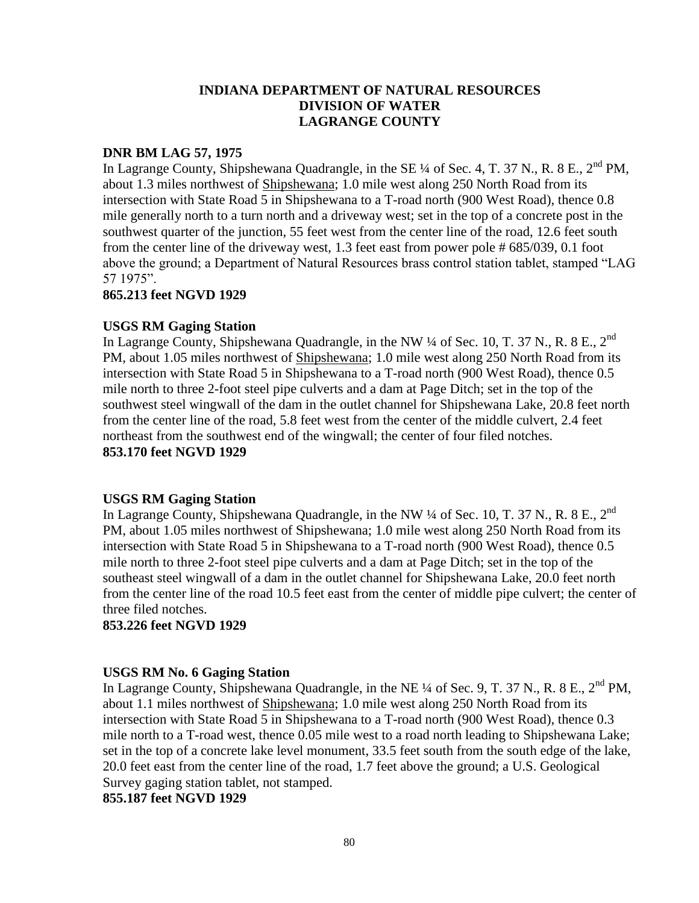**INDIANA DEPARTMENT OF NATURAL RESOURCES**
**DIVISION OF WATER**
**LAGRANGE COUNTY**

**DNR BM LAG 57, 1975**

In Lagrange County, Shipshewana Quadrangle, in the SE ¼ of Sec. 4, T. 37 N., R. 8 E., 2nd PM, about 1.3 miles northwest of Shipshewana; 1.0 mile west along 250 North Road from its intersection with State Road 5 in Shipshewana to a T-road north (900 West Road), thence 0.8 mile generally north to a turn north and a driveway west; set in the top of a concrete post in the southwest quarter of the junction, 55 feet west from the center line of the road, 12.6 feet south from the center line of the driveway west, 1.3 feet east from power pole # 685/039, 0.1 foot above the ground; a Department of Natural Resources brass control station tablet, stamped "LAG 57 1975".

**865.213 feet NGVD 1929**

**USGS RM Gaging Station**

In Lagrange County, Shipshewana Quadrangle, in the NW ¼ of Sec. 10, T. 37 N., R. 8 E., 2nd PM, about 1.05 miles northwest of Shipshewana; 1.0 mile west along 250 North Road from its intersection with State Road 5 in Shipshewana to a T-road north (900 West Road), thence 0.5 mile north to three 2-foot steel pipe culverts and a dam at Page Ditch; set in the top of the southwest steel wingwall of the dam in the outlet channel for Shipshewana Lake, 20.8 feet north from the center line of the road, 5.8 feet west from the center of the middle culvert, 2.4 feet northeast from the southwest end of the wingwall; the center of four filed notches.

**853.170 feet NGVD 1929**

**USGS RM Gaging Station**

In Lagrange County, Shipshewana Quadrangle, in the NW ¼ of Sec. 10, T. 37 N., R. 8 E., 2nd PM, about 1.05 miles northwest of Shipshewana; 1.0 mile west along 250 North Road from its intersection with State Road 5 in Shipshewana to a T-road north (900 West Road), thence 0.5 mile north to three 2-foot steel pipe culverts and a dam at Page Ditch; set in the top of the southeast steel wingwall of a dam in the outlet channel for Shipshewana Lake, 20.0 feet north from the center line of the road 10.5 feet east from the center of middle pipe culvert; the center of three filed notches.

**853.226 feet NGVD 1929**

**USGS RM No. 6 Gaging Station**

In Lagrange County, Shipshewana Quadrangle, in the NE ¼ of Sec. 9, T. 37 N., R. 8 E., 2nd PM, about 1.1 miles northwest of Shipshewana; 1.0 mile west along 250 North Road from its intersection with State Road 5 in Shipshewana to a T-road north (900 West Road), thence 0.3 mile north to a T-road west, thence 0.05 mile west to a road north leading to Shipshewana Lake; set in the top of a concrete lake level monument, 33.5 feet south from the south edge of the lake, 20.0 feet east from the center line of the road, 1.7 feet above the ground; a U.S. Geological Survey gaging station tablet, not stamped.

**855.187 feet NGVD 1929**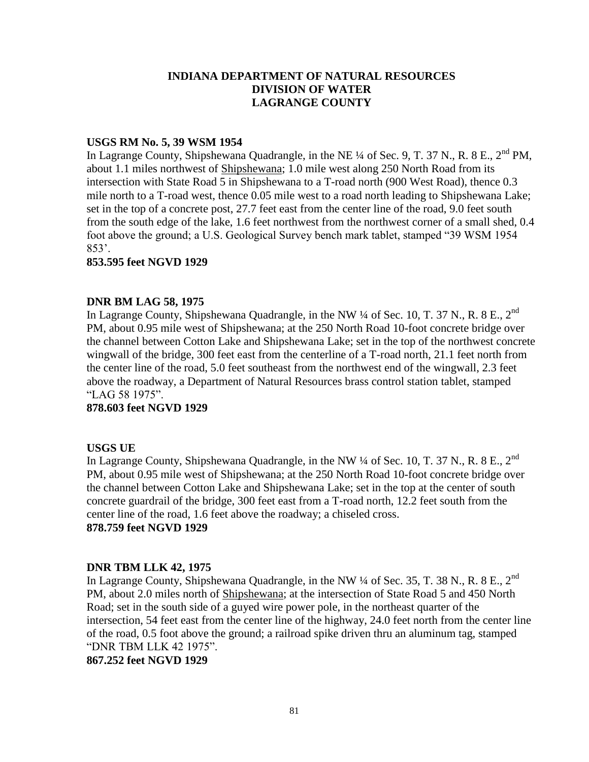**INDIANA DEPARTMENT OF NATURAL RESOURCES**
**DIVISION OF WATER**
**LAGRANGE COUNTY**

**USGS RM No. 5, 39 WSM 1954**

In Lagrange County, Shipshewana Quadrangle, in the NE ¼ of Sec. 9, T. 37 N., R. 8 E., 2nd PM, about 1.1 miles northwest of Shipshewana; 1.0 mile west along 250 North Road from its intersection with State Road 5 in Shipshewana to a T-road north (900 West Road), thence 0.3 mile north to a T-road west, thence 0.05 mile west to a road north leading to Shipshewana Lake; set in the top of a concrete post, 27.7 feet east from the center line of the road, 9.0 feet south from the south edge of the lake, 1.6 feet northwest from the northwest corner of a small shed, 0.4 foot above the ground; a U.S. Geological Survey bench mark tablet, stamped "39 WSM 1954 853'.

**853.595 feet NGVD 1929**

**DNR BM LAG 58, 1975**

In Lagrange County, Shipshewana Quadrangle, in the NW ¼ of Sec. 10, T. 37 N., R. 8 E., 2nd PM, about 0.95 mile west of Shipshewana; at the 250 North Road 10-foot concrete bridge over the channel between Cotton Lake and Shipshewana Lake; set in the top of the northwest concrete wingwall of the bridge, 300 feet east from the centerline of a T-road north, 21.1 feet north from the center line of the road, 5.0 feet southeast from the northwest end of the wingwall, 2.3 feet above the roadway, a Department of Natural Resources brass control station tablet, stamped "LAG 58 1975".

**878.603 feet NGVD 1929**

**USGS UE**

In Lagrange County, Shipshewana Quadrangle, in the NW ¼ of Sec. 10, T. 37 N., R. 8 E., 2nd PM, about 0.95 mile west of Shipshewana; at the 250 North Road 10-foot concrete bridge over the channel between Cotton Lake and Shipshewana Lake; set in the top at the center of south concrete guardrail of the bridge, 300 feet east from a T-road north, 12.2 feet south from the center line of the road, 1.6 feet above the roadway; a chiseled cross.

**878.759 feet NGVD 1929**

**DNR TBM LLK 42, 1975**

In Lagrange County, Shipshewana Quadrangle, in the NW ¼ of Sec. 35, T. 38 N., R. 8 E., 2nd PM, about 2.0 miles north of Shipshewana; at the intersection of State Road 5 and 450 North Road; set in the south side of a guyed wire power pole, in the northeast quarter of the intersection, 54 feet east from the center line of the highway, 24.0 feet north from the center line of the road, 0.5 foot above the ground; a railroad spike driven thru an aluminum tag, stamped "DNR TBM LLK 42 1975".

**867.252 feet NGVD 1929**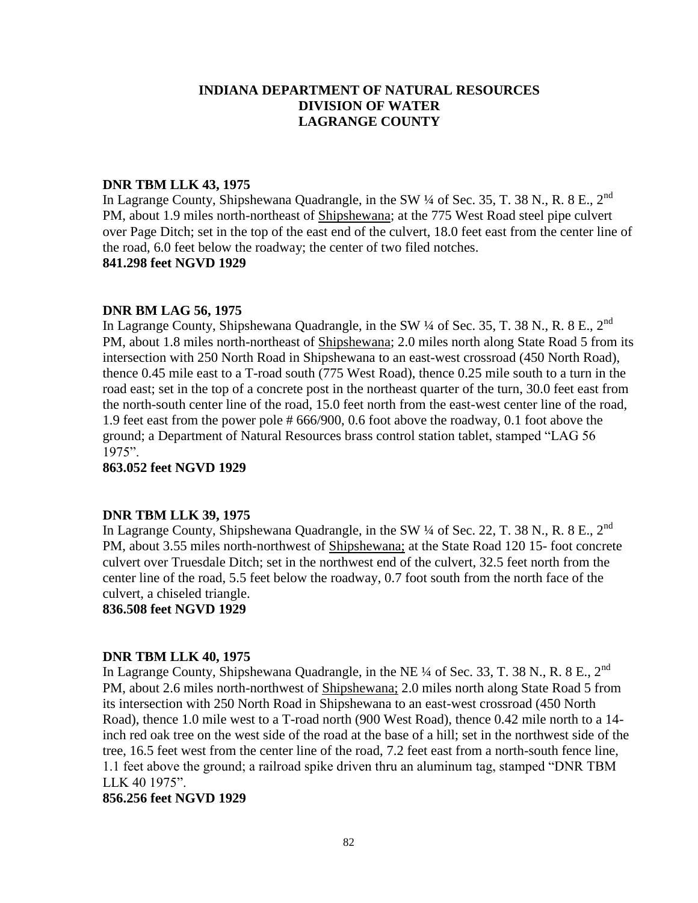**INDIANA DEPARTMENT OF NATURAL RESOURCES**
**DIVISION OF WATER**
**LAGRANGE COUNTY**

**DNR TBM LLK 43, 1975**
In Lagrange County, Shipshewana Quadrangle, in the SW ¼ of Sec. 35, T. 38 N., R. 8 E., 2nd PM, about 1.9 miles north-northeast of Shipshewana; at the 775 West Road steel pipe culvert over Page Ditch; set in the top of the east end of the culvert, 18.0 feet east from the center line of the road, 6.0 feet below the roadway; the center of two filed notches.
**841.298 feet NGVD 1929**

**DNR BM LAG 56, 1975**
In Lagrange County, Shipshewana Quadrangle, in the SW ¼ of Sec. 35, T. 38 N., R. 8 E., 2nd PM, about 1.8 miles north-northeast of Shipshewana; 2.0 miles north along State Road 5 from its intersection with 250 North Road in Shipshewana to an east-west crossroad (450 North Road), thence 0.45 mile east to a T-road south (775 West Road), thence 0.25 mile south to a turn in the road east; set in the top of a concrete post in the northeast quarter of the turn, 30.0 feet east from the north-south center line of the road, 15.0 feet north from the east-west center line of the road, 1.9 feet east from the power pole # 666/900, 0.6 foot above the roadway, 0.1 foot above the ground; a Department of Natural Resources brass control station tablet, stamped "LAG 56 1975".
**863.052 feet NGVD 1929**

**DNR TBM LLK 39, 1975**
In Lagrange County, Shipshewana Quadrangle, in the SW ¼ of Sec. 22, T. 38 N., R. 8 E., 2nd PM, about 3.55 miles north-northwest of Shipshewana; at the State Road 120 15- foot concrete culvert over Truesdale Ditch; set in the northwest end of the culvert, 32.5 feet north from the center line of the road, 5.5 feet below the roadway, 0.7 foot south from the north face of the culvert, a chiseled triangle.
**836.508 feet NGVD 1929**

**DNR TBM LLK 40, 1975**
In Lagrange County, Shipshewana Quadrangle, in the NE ¼ of Sec. 33, T. 38 N., R. 8 E., 2nd PM, about 2.6 miles north-northwest of Shipshewana; 2.0 miles north along State Road 5 from its intersection with 250 North Road in Shipshewana to an east-west crossroad (450 North Road), thence 1.0 mile west to a T-road north (900 West Road), thence 0.42 mile north to a 14-inch red oak tree on the west side of the road at the base of a hill; set in the northwest side of the tree, 16.5 feet west from the center line of the road, 7.2 feet east from a north-south fence line, 1.1 feet above the ground; a railroad spike driven thru an aluminum tag, stamped "DNR TBM LLK 40 1975".
**856.256 feet NGVD 1929**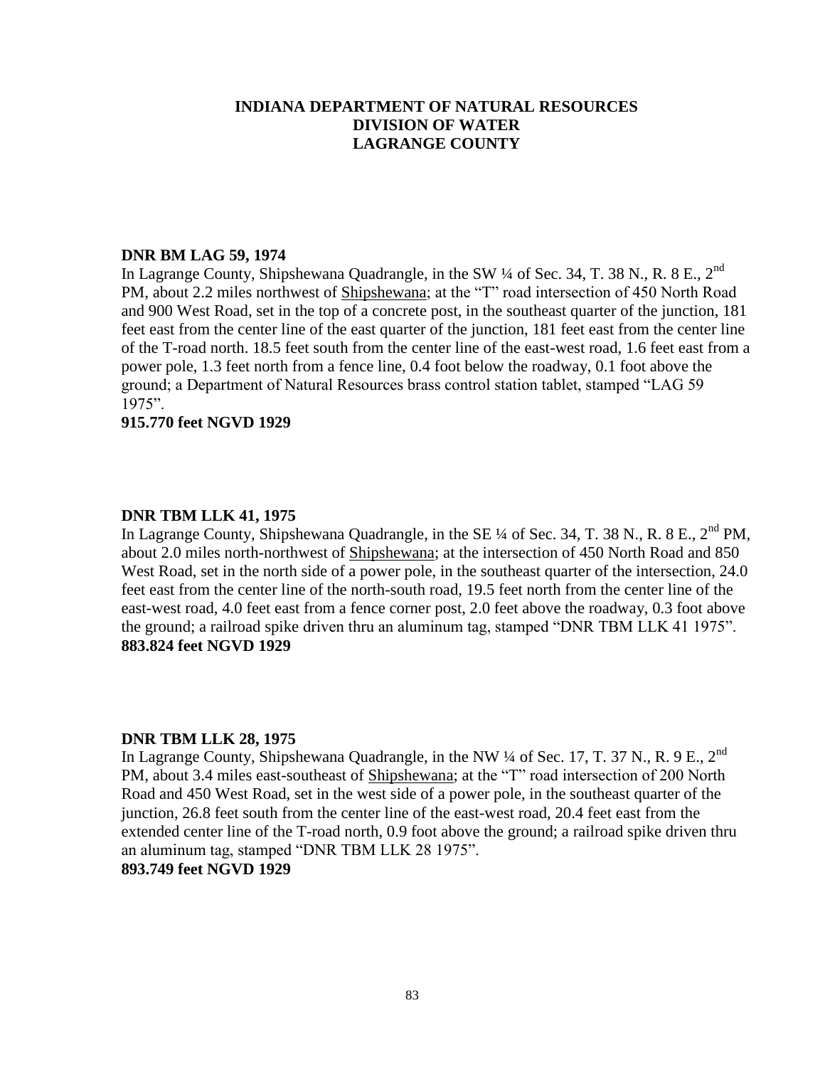**INDIANA DEPARTMENT OF NATURAL RESOURCES**
**DIVISION OF WATER**
**LAGRANGE COUNTY**

**DNR BM LAG 59, 1974**
In Lagrange County, Shipshewana Quadrangle, in the SW ¼ of Sec. 34, T. 38 N., R. 8 E., 2nd PM, about 2.2 miles northwest of Shipshewana; at the "T" road intersection of 450 North Road and 900 West Road, set in the top of a concrete post, in the southeast quarter of the junction, 181 feet east from the center line of the east quarter of the junction, 181 feet east from the center line of the T-road north. 18.5 feet south from the center line of the east-west road, 1.6 feet east from a power pole, 1.3 feet north from a fence line, 0.4 foot below the roadway, 0.1 foot above the ground; a Department of Natural Resources brass control station tablet, stamped "LAG 59 1975".
**915.770 feet NGVD 1929**

**DNR TBM LLK 41, 1975**
In Lagrange County, Shipshewana Quadrangle, in the SE ¼ of Sec. 34, T. 38 N., R. 8 E., 2nd PM, about 2.0 miles north-northwest of Shipshewana; at the intersection of 450 North Road and 850 West Road, set in the north side of a power pole, in the southeast quarter of the intersection, 24.0 feet east from the center line of the north-south road, 19.5 feet north from the center line of the east-west road, 4.0 feet east from a fence corner post, 2.0 feet above the roadway, 0.3 foot above the ground; a railroad spike driven thru an aluminum tag, stamped "DNR TBM LLK 41 1975".
**883.824 feet NGVD 1929**

**DNR TBM LLK 28, 1975**
In Lagrange County, Shipshewana Quadrangle, in the NW ¼ of Sec. 17, T. 37 N., R. 9 E., 2nd PM, about 3.4 miles east-southeast of Shipshewana; at the "T" road intersection of 200 North Road and 450 West Road, set in the west side of a power pole, in the southeast quarter of the junction, 26.8 feet south from the center line of the east-west road, 20.4 feet east from the extended center line of the T-road north, 0.9 foot above the ground; a railroad spike driven thru an aluminum tag, stamped "DNR TBM LLK 28 1975".
**893.749 feet NGVD 1929**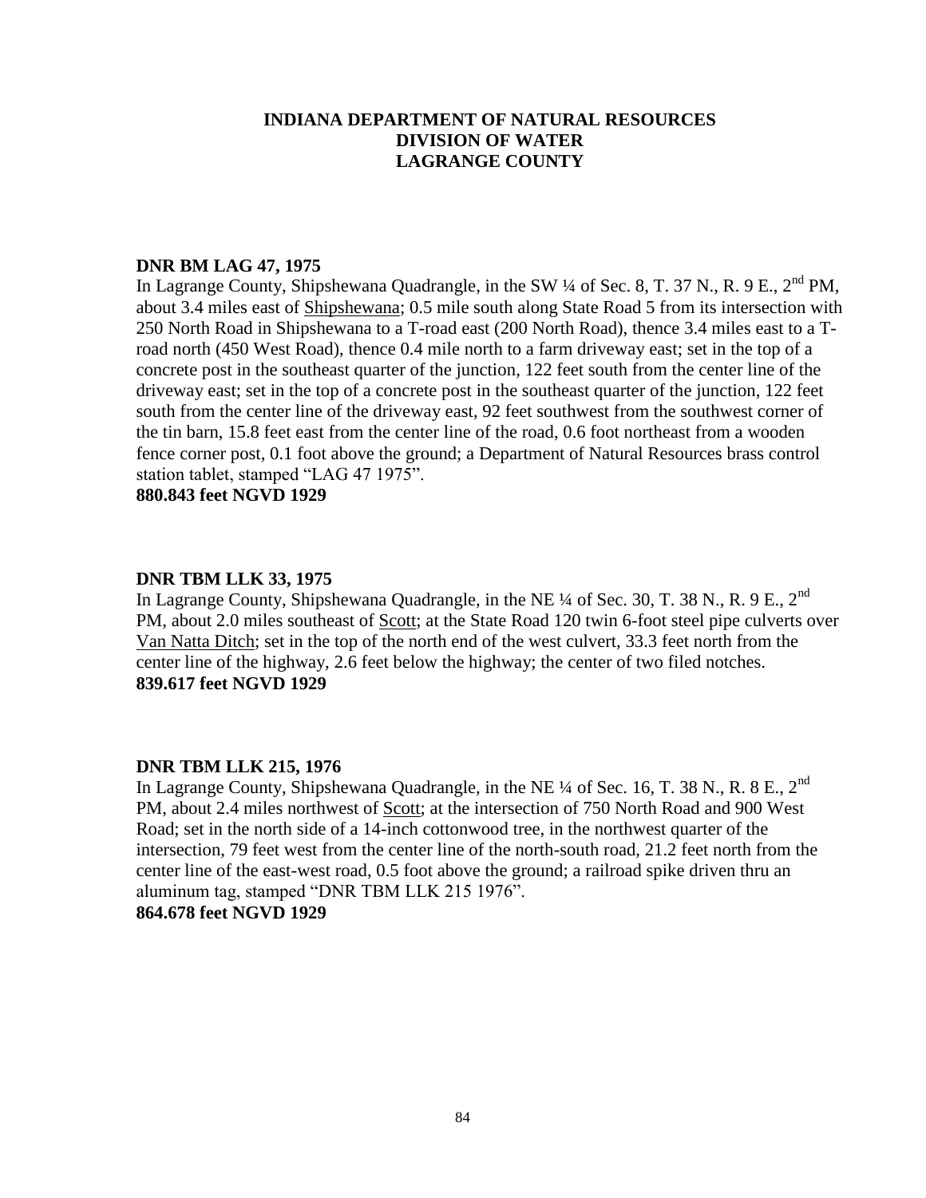**INDIANA DEPARTMENT OF NATURAL RESOURCES**
**DIVISION OF WATER**
**LAGRANGE COUNTY**

**DNR BM LAG 47, 1975**

In Lagrange County, Shipshewana Quadrangle, in the SW ¼ of Sec. 8, T. 37 N., R. 9 E., 2nd PM, about 3.4 miles east of Shipshewana; 0.5 mile south along State Road 5 from its intersection with 250 North Road in Shipshewana to a T-road east (200 North Road), thence 3.4 miles east to a T-road north (450 West Road), thence 0.4 mile north to a farm driveway east; set in the top of a concrete post in the southeast quarter of the junction, 122 feet south from the center line of the driveway east; set in the top of a concrete post in the southeast quarter of the junction, 122 feet south from the center line of the driveway east, 92 feet southwest from the southwest corner of the tin barn, 15.8 feet east from the center line of the road, 0.6 foot northeast from a wooden fence corner post, 0.1 foot above the ground; a Department of Natural Resources brass control station tablet, stamped "LAG 47 1975".

**880.843 feet NGVD 1929**

**DNR TBM LLK 33, 1975**

In Lagrange County, Shipshewana Quadrangle, in the NE ¼ of Sec. 30, T. 38 N., R. 9 E., 2nd PM, about 2.0 miles southeast of Scott; at the State Road 120 twin 6-foot steel pipe culverts over Van Natta Ditch; set in the top of the north end of the west culvert, 33.3 feet north from the center line of the highway, 2.6 feet below the highway; the center of two filed notches.

**839.617 feet NGVD 1929**

**DNR TBM LLK 215, 1976**

In Lagrange County, Shipshewana Quadrangle, in the NE ¼ of Sec. 16, T. 38 N., R. 8 E., 2nd PM, about 2.4 miles northwest of Scott; at the intersection of 750 North Road and 900 West Road; set in the north side of a 14-inch cottonwood tree, in the northwest quarter of the intersection, 79 feet west from the center line of the north-south road, 21.2 feet north from the center line of the east-west road, 0.5 foot above the ground; a railroad spike driven thru an aluminum tag, stamped "DNR TBM LLK 215 1976".

**864.678 feet NGVD 1929**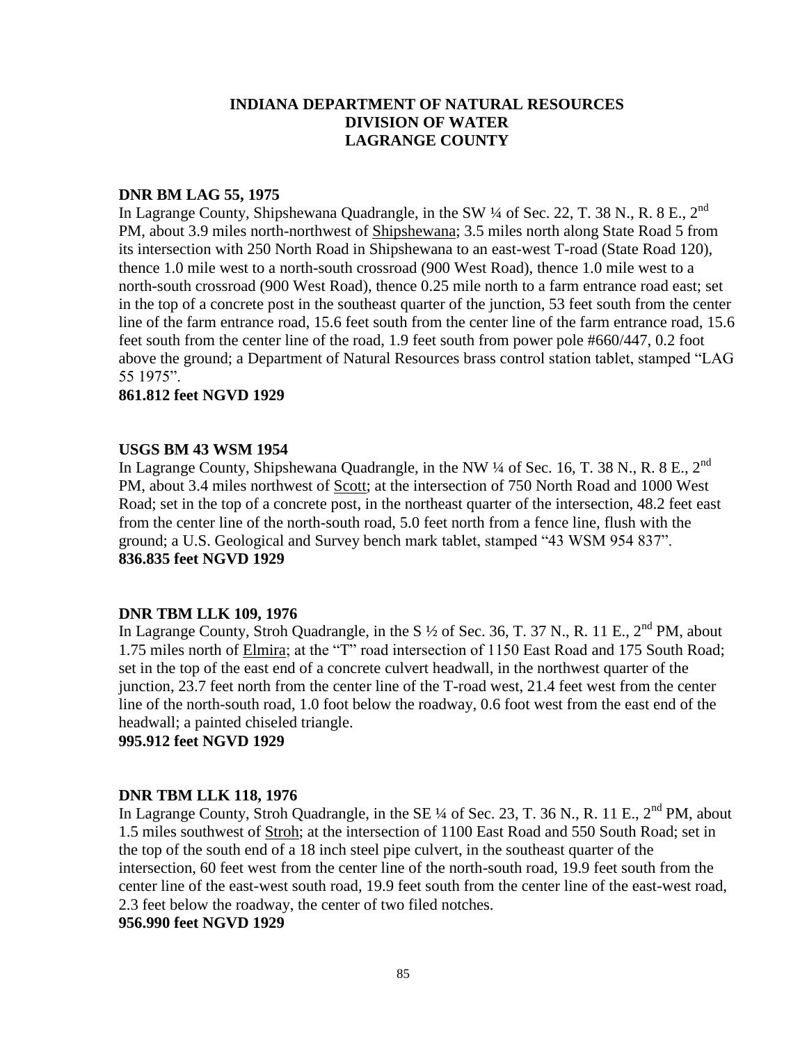**INDIANA DEPARTMENT OF NATURAL RESOURCES**
**DIVISION OF WATER**
**LAGRANGE COUNTY**

**DNR BM LAG 55, 1975**

In Lagrange County, Shipshewana Quadrangle, in the SW ¼ of Sec. 22, T. 38 N., R. 8 E., 2nd PM, about 3.9 miles north-northwest of Shipshewana; 3.5 miles north along State Road 5 from its intersection with 250 North Road in Shipshewana to an east-west T-road (State Road 120), thence 1.0 mile west to a north-south crossroad (900 West Road), thence 1.0 mile west to a north-south crossroad (900 West Road), thence 0.25 mile north to a farm entrance road east; set in the top of a concrete post in the southeast quarter of the junction, 53 feet south from the center line of the farm entrance road, 15.6 feet south from the center line of the farm entrance road, 15.6 feet south from the center line of the road, 1.9 feet south from power pole #660/447, 0.2 foot above the ground; a Department of Natural Resources brass control station tablet, stamped "LAG 55 1975".

**861.812 feet NGVD 1929**

**USGS BM 43 WSM 1954**

In Lagrange County, Shipshewana Quadrangle, in the NW ¼ of Sec. 16, T. 38 N., R. 8 E., 2nd PM, about 3.4 miles northwest of Scott; at the intersection of 750 North Road and 1000 West Road; set in the top of a concrete post, in the northeast quarter of the intersection, 48.2 feet east from the center line of the north-south road, 5.0 feet north from a fence line, flush with the ground; a U.S. Geological and Survey bench mark tablet, stamped "43 WSM 954 837".

**836.835 feet NGVD 1929**

**DNR TBM LLK 109, 1976**

In Lagrange County, Stroh Quadrangle, in the S ½ of Sec. 36, T. 37 N., R. 11 E., 2nd PM, about 1.75 miles north of Elmira; at the "T" road intersection of 1150 East Road and 175 South Road; set in the top of the east end of a concrete culvert headwall, in the northwest quarter of the junction, 23.7 feet north from the center line of the T-road west, 21.4 feet west from the center line of the north-south road, 1.0 foot below the roadway, 0.6 foot west from the east end of the headwall; a painted chiseled triangle.

**995.912 feet NGVD 1929**

**DNR TBM LLK 118, 1976**

In Lagrange County, Stroh Quadrangle, in the SE ¼ of Sec. 23, T. 36 N., R. 11 E., 2nd PM, about 1.5 miles southwest of Stroh; at the intersection of 1100 East Road and 550 South Road; set in the top of the south end of a 18 inch steel pipe culvert, in the southeast quarter of the intersection, 60 feet west from the center line of the north-south road, 19.9 feet south from the center line of the east-west south road, 19.9 feet south from the center line of the east-west road, 2.3 feet below the roadway, the center of two filed notches.

**956.990 feet NGVD 1929**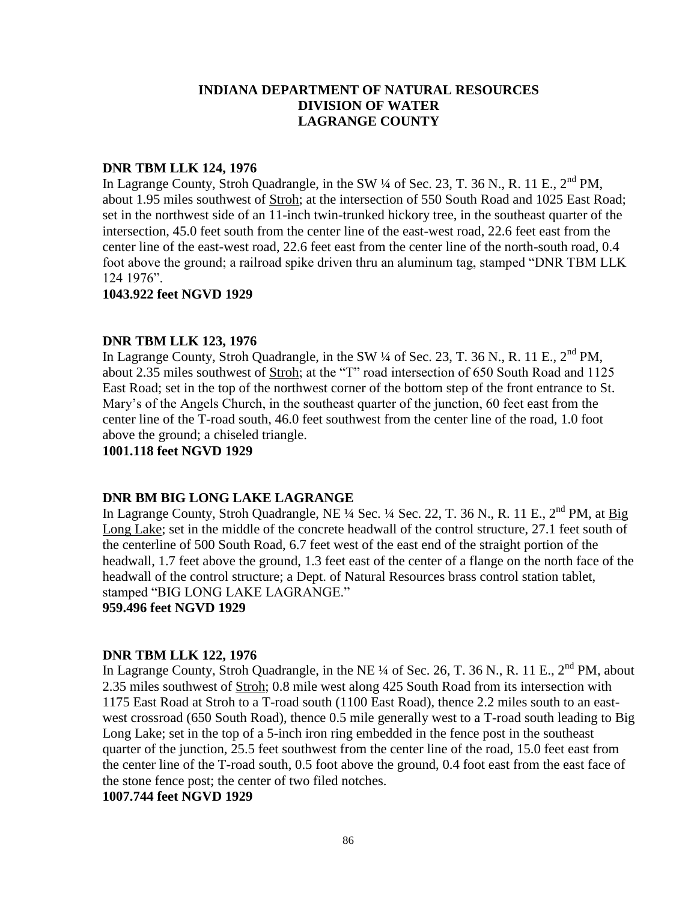**INDIANA DEPARTMENT OF NATURAL RESOURCES**
**DIVISION OF WATER**
**LAGRANGE COUNTY**

**DNR TBM LLK 124, 1976**

In Lagrange County, Stroh Quadrangle, in the SW ¼ of Sec. 23, T. 36 N., R. 11 E., 2nd PM, about 1.95 miles southwest of Stroh; at the intersection of 550 South Road and 1025 East Road; set in the northwest side of an 11-inch twin-trunked hickory tree, in the southeast quarter of the intersection, 45.0 feet south from the center line of the east-west road, 22.6 feet east from the center line of the east-west road, 22.6 feet east from the center line of the north-south road, 0.4 foot above the ground; a railroad spike driven thru an aluminum tag, stamped "DNR TBM LLK 124 1976".

**1043.922 feet NGVD 1929**

**DNR TBM LLK 123, 1976**

In Lagrange County, Stroh Quadrangle, in the SW ¼ of Sec. 23, T. 36 N., R. 11 E., 2nd PM, about 2.35 miles southwest of Stroh; at the "T" road intersection of 650 South Road and 1125 East Road; set in the top of the northwest corner of the bottom step of the front entrance to St. Mary's of the Angels Church, in the southeast quarter of the junction, 60 feet east from the center line of the T-road south, 46.0 feet southwest from the center line of the road, 1.0 foot above the ground; a chiseled triangle.

**1001.118 feet NGVD 1929**

**DNR BM BIG LONG LAKE LAGRANGE**

In Lagrange County, Stroh Quadrangle, NE ¼ Sec. ¼ Sec. 22, T. 36 N., R. 11 E., 2nd PM, at Big Long Lake; set in the middle of the concrete headwall of the control structure, 27.1 feet south of the centerline of 500 South Road, 6.7 feet west of the east end of the straight portion of the headwall, 1.7 feet above the ground, 1.3 feet east of the center of a flange on the north face of the headwall of the control structure; a Dept. of Natural Resources brass control station tablet, stamped "BIG LONG LAKE LAGRANGE."

**959.496 feet NGVD 1929**

**DNR TBM LLK 122, 1976**

In Lagrange County, Stroh Quadrangle, in the NE ¼ of Sec. 26, T. 36 N., R. 11 E., 2nd PM, about 2.35 miles southwest of Stroh; 0.8 mile west along 425 South Road from its intersection with 1175 East Road at Stroh to a T-road south (1100 East Road), thence 2.2 miles south to an east-west crossroad (650 South Road), thence 0.5 mile generally west to a T-road south leading to Big Long Lake; set in the top of a 5-inch iron ring embedded in the fence post in the southeast quarter of the junction, 25.5 feet southwest from the center line of the road, 15.0 feet east from the center line of the T-road south, 0.5 foot above the ground, 0.4 foot east from the east face of the stone fence post; the center of two filed notches.

**1007.744 feet NGVD 1929**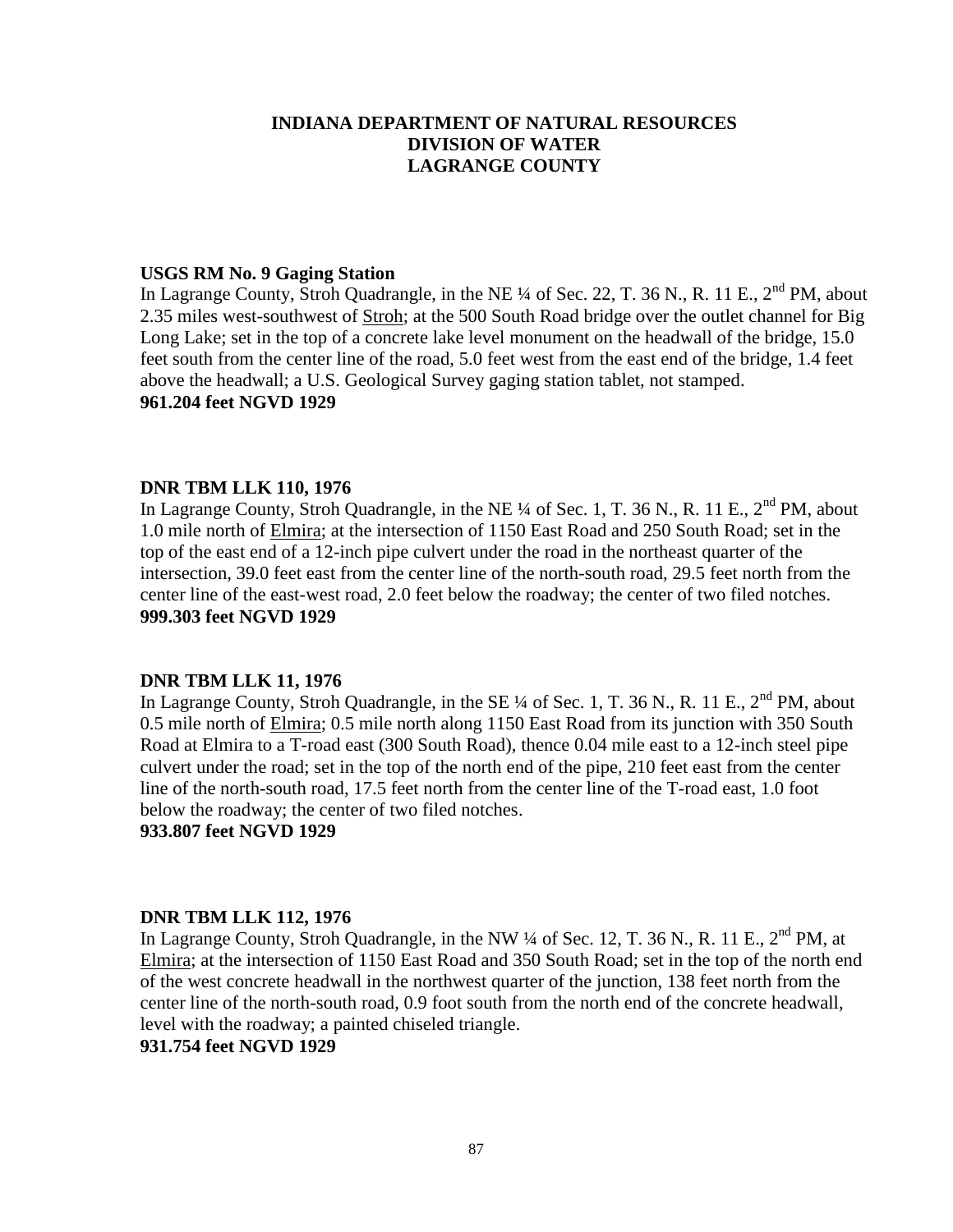# INDIANA DEPARTMENT OF NATURAL RESOURCES
# DIVISION OF WATER
# LAGRANGE COUNTY

**USGS RM No. 9 Gaging Station**
In Lagrange County, Stroh Quadrangle, in the NE ¼ of Sec. 22, T. 36 N., R. 11 E., 2nd PM, about 2.35 miles west-southwest of Stroh; at the 500 South Road bridge over the outlet channel for Big Long Lake; set in the top of a concrete lake level monument on the headwall of the bridge, 15.0 feet south from the center line of the road, 5.0 feet west from the east end of the bridge, 1.4 feet above the headwall; a U.S. Geological Survey gaging station tablet, not stamped.
**961.204 feet NGVD 1929**

**DNR TBM LLK 110, 1976**
In Lagrange County, Stroh Quadrangle, in the NE ¼ of Sec. 1, T. 36 N., R. 11 E., 2nd PM, about 1.0 mile north of Elmira; at the intersection of 1150 East Road and 250 South Road; set in the top of the east end of a 12-inch pipe culvert under the road in the northeast quarter of the intersection, 39.0 feet east from the center line of the north-south road, 29.5 feet north from the center line of the east-west road, 2.0 feet below the roadway; the center of two filed notches.
**999.303 feet NGVD 1929**

**DNR TBM LLK 11, 1976**
In Lagrange County, Stroh Quadrangle, in the SE ¼ of Sec. 1, T. 36 N., R. 11 E., 2nd PM, about 0.5 mile north of Elmira; 0.5 mile north along 1150 East Road from its junction with 350 South Road at Elmira to a T-road east (300 South Road), thence 0.04 mile east to a 12-inch steel pipe culvert under the road; set in the top of the north end of the pipe, 210 feet east from the center line of the north-south road, 17.5 feet north from the center line of the T-road east, 1.0 foot below the roadway; the center of two filed notches.
**933.807 feet NGVD 1929**

**DNR TBM LLK 112, 1976**
In Lagrange County, Stroh Quadrangle, in the NW ¼ of Sec. 12, T. 36 N., R. 11 E., 2nd PM, at Elmira; at the intersection of 1150 East Road and 350 South Road; set in the top of the north end of the west concrete headwall in the northwest quarter of the junction, 138 feet north from the center line of the north-south road, 0.9 foot south from the north end of the concrete headwall, level with the roadway; a painted chiseled triangle.
**931.754 feet NGVD 1929**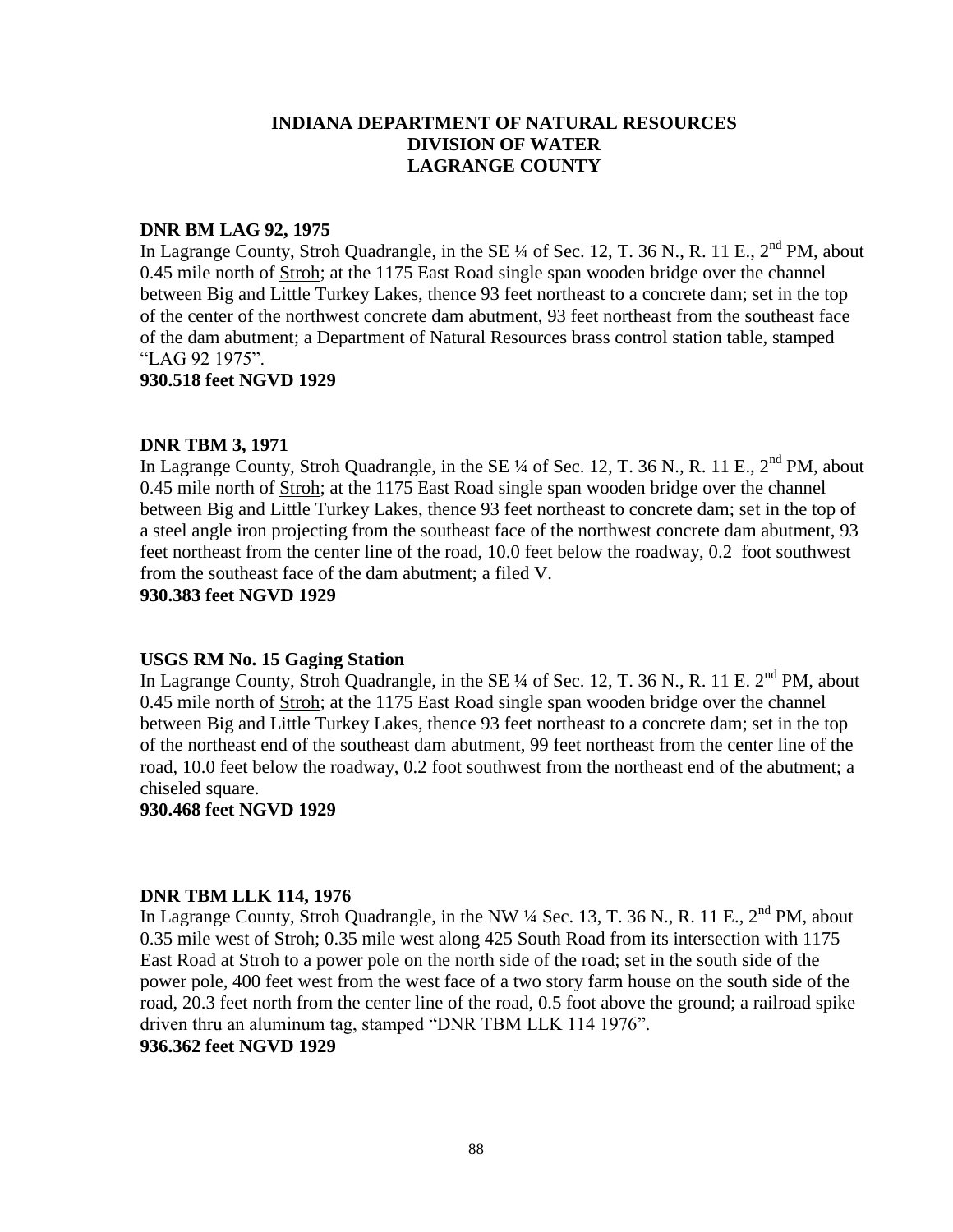## INDIANA DEPARTMENT OF NATURAL RESOURCES
## DIVISION OF WATER
## LAGRANGE COUNTY

**DNR BM LAG 92, 1975**

In Lagrange County, Stroh Quadrangle, in the SE ¼ of Sec. 12, T. 36 N., R. 11 E., 2nd PM, about 0.45 mile north of Stroh; at the 1175 East Road single span wooden bridge over the channel between Big and Little Turkey Lakes, thence 93 feet northeast to a concrete dam; set in the top of the center of the northwest concrete dam abutment, 93 feet northeast from the southeast face of the dam abutment; a Department of Natural Resources brass control station table, stamped "LAG 92 1975".

**930.518 feet NGVD 1929**

**DNR TBM 3, 1971**

In Lagrange County, Stroh Quadrangle, in the SE ¼ of Sec. 12, T. 36 N., R. 11 E., 2nd PM, about 0.45 mile north of Stroh; at the 1175 East Road single span wooden bridge over the channel between Big and Little Turkey Lakes, thence 93 feet northeast to concrete dam; set in the top of a steel angle iron projecting from the southeast face of the northwest concrete dam abutment, 93 feet northeast from the center line of the road, 10.0 feet below the roadway, 0.2 foot southwest from the southeast face of the dam abutment; a filed V.

**930.383 feet NGVD 1929**

**USGS RM No. 15 Gaging Station**

In Lagrange County, Stroh Quadrangle, in the SE ¼ of Sec. 12, T. 36 N., R. 11 E. 2nd PM, about 0.45 mile north of Stroh; at the 1175 East Road single span wooden bridge over the channel between Big and Little Turkey Lakes, thence 93 feet northeast to a concrete dam; set in the top of the northeast end of the southeast dam abutment, 99 feet northeast from the center line of the road, 10.0 feet below the roadway, 0.2 foot southwest from the northeast end of the abutment; a chiseled square.

**930.468 feet NGVD 1929**

**DNR TBM LLK 114, 1976**

In Lagrange County, Stroh Quadrangle, in the NW ¼ Sec. 13, T. 36 N., R. 11 E., 2nd PM, about 0.35 mile west of Stroh; 0.35 mile west along 425 South Road from its intersection with 1175 East Road at Stroh to a power pole on the north side of the road; set in the south side of the power pole, 400 feet west from the west face of a two story farm house on the south side of the road, 20.3 feet north from the center line of the road, 0.5 foot above the ground; a railroad spike driven thru an aluminum tag, stamped "DNR TBM LLK 114 1976".

**936.362 feet NGVD 1929**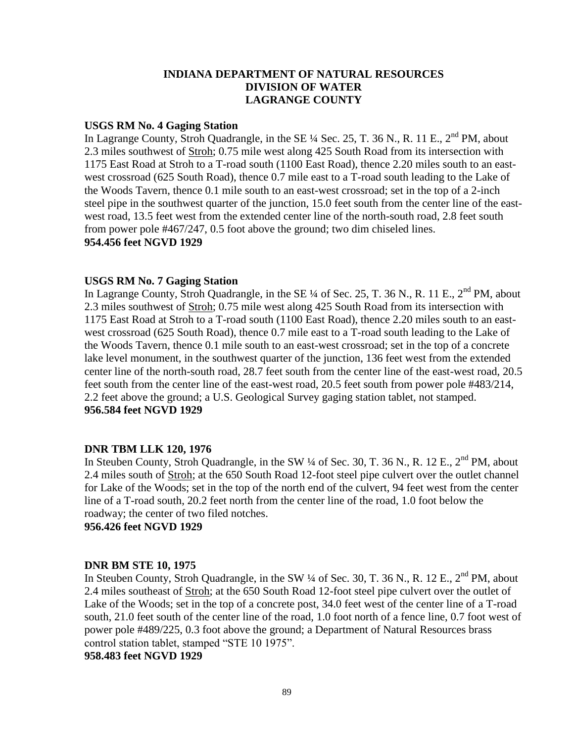# INDIANA DEPARTMENT OF NATURAL RESOURCES
# DIVISION OF WATER
# LAGRANGE COUNTY

**USGS RM No. 4 Gaging Station**

In Lagrange County, Stroh Quadrangle, in the SE ¼ Sec. 25, T. 36 N., R. 11 E., 2nd PM, about 2.3 miles southwest of Stroh; 0.75 mile west along 425 South Road from its intersection with 1175 East Road at Stroh to a T-road south (1100 East Road), thence 2.20 miles south to an east-west crossroad (625 South Road), thence 0.7 mile east to a T-road south leading to the Lake of the Woods Tavern, thence 0.1 mile south to an east-west crossroad; set in the top of a 2-inch steel pipe in the southwest quarter of the junction, 15.0 feet south from the center line of the east-west road, 13.5 feet west from the extended center line of the north-south road, 2.8 feet south from power pole #467/247, 0.5 foot above the ground; two dim chiseled lines.

**954.456 feet NGVD 1929**

**USGS RM No. 7 Gaging Station**

In Lagrange County, Stroh Quadrangle, in the SE ¼ of Sec. 25, T. 36 N., R. 11 E., 2nd PM, about 2.3 miles southwest of Stroh; 0.75 mile west along 425 South Road from its intersection with 1175 East Road at Stroh to a T-road south (1100 East Road), thence 2.20 miles south to an east-west crossroad (625 South Road), thence 0.7 mile east to a T-road south leading to the Lake of the Woods Tavern, thence 0.1 mile south to an east-west crossroad; set in the top of a concrete lake level monument, in the southwest quarter of the junction, 136 feet west from the extended center line of the north-south road, 28.7 feet south from the center line of the east-west road, 20.5 feet south from the center line of the east-west road, 20.5 feet south from power pole #483/214, 2.2 feet above the ground; a U.S. Geological Survey gaging station tablet, not stamped.

**956.584 feet NGVD 1929**

**DNR TBM LLK 120, 1976**

In Steuben County, Stroh Quadrangle, in the SW ¼ of Sec. 30, T. 36 N., R. 12 E., 2nd PM, about 2.4 miles south of Stroh; at the 650 South Road 12-foot steel pipe culvert over the outlet channel for Lake of the Woods; set in the top of the north end of the culvert, 94 feet west from the center line of a T-road south, 20.2 feet north from the center line of the road, 1.0 foot below the roadway; the center of two filed notches.

**956.426 feet NGVD 1929**

**DNR BM STE 10, 1975**

In Steuben County, Stroh Quadrangle, in the SW ¼ of Sec. 30, T. 36 N., R. 12 E., 2nd PM, about 2.4 miles southeast of Stroh; at the 650 South Road 12-foot steel pipe culvert over the outlet of Lake of the Woods; set in the top of a concrete post, 34.0 feet west of the center line of a T-road south, 21.0 feet south of the center line of the road, 1.0 foot north of a fence line, 0.7 foot west of power pole #489/225, 0.3 foot above the ground; a Department of Natural Resources brass control station tablet, stamped "STE 10 1975".

**958.483 feet NGVD 1929**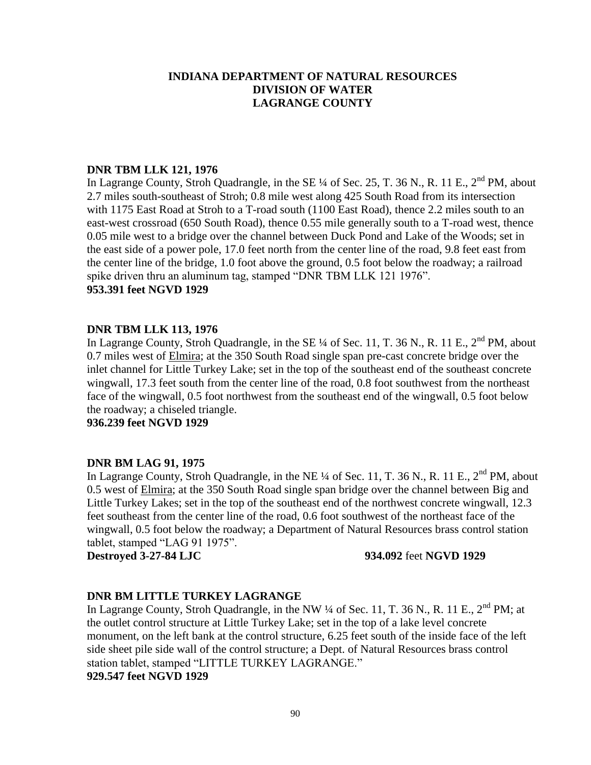# INDIANA DEPARTMENT OF NATURAL RESOURCES
# DIVISION OF WATER
# LAGRANGE COUNTY

**DNR TBM LLK 121, 1976**

In Lagrange County, Stroh Quadrangle, in the SE ¼ of Sec. 25, T. 36 N., R. 11 E., 2nd PM, about 2.7 miles south-southeast of Stroh; 0.8 mile west along 425 South Road from its intersection with 1175 East Road at Stroh to a T-road south (1100 East Road), thence 2.2 miles south to an east-west crossroad (650 South Road), thence 0.55 mile generally south to a T-road west, thence 0.05 mile west to a bridge over the channel between Duck Pond and Lake of the Woods; set in the east side of a power pole, 17.0 feet north from the center line of the road, 9.8 feet east from the center line of the bridge, 1.0 foot above the ground, 0.5 foot below the roadway; a railroad spike driven thru an aluminum tag, stamped "DNR TBM LLK 121 1976".

**953.391 feet NGVD 1929**

**DNR TBM LLK 113, 1976**

In Lagrange County, Stroh Quadrangle, in the SE ¼ of Sec. 11, T. 36 N., R. 11 E., 2nd PM, about 0.7 miles west of Elmira; at the 350 South Road single span pre-cast concrete bridge over the inlet channel for Little Turkey Lake; set in the top of the southeast end of the southeast concrete wingwall, 17.3 feet south from the center line of the road, 0.8 foot southwest from the northeast face of the wingwall, 0.5 foot northwest from the southeast end of the wingwall, 0.5 foot below the roadway; a chiseled triangle.

**936.239 feet NGVD 1929**

**DNR BM LAG 91, 1975**

In Lagrange County, Stroh Quadrangle, in the NE ¼ of Sec. 11, T. 36 N., R. 11 E., 2nd PM, about 0.5 west of Elmira; at the 350 South Road single span bridge over the channel between Big and Little Turkey Lakes; set in the top of the southeast end of the northwest concrete wingwall, 12.3 feet southeast from the center line of the road, 0.6 foot southwest of the northeast face of the wingwall, 0.5 foot below the roadway; a Department of Natural Resources brass control station tablet, stamped "LAG 91 1975".

**Destroyed 3-27-84 LJC** **934.092** feet **NGVD 1929**

**DNR BM LITTLE TURKEY LAGRANGE**

In Lagrange County, Stroh Quadrangle, in the NW ¼ of Sec. 11, T. 36 N., R. 11 E., 2nd PM; at the outlet control structure at Little Turkey Lake; set in the top of a lake level concrete monument, on the left bank at the control structure, 6.25 feet south of the inside face of the left side sheet pile side wall of the control structure; a Dept. of Natural Resources brass control station tablet, stamped "LITTLE TURKEY LAGRANGE."

**929.547 feet NGVD 1929**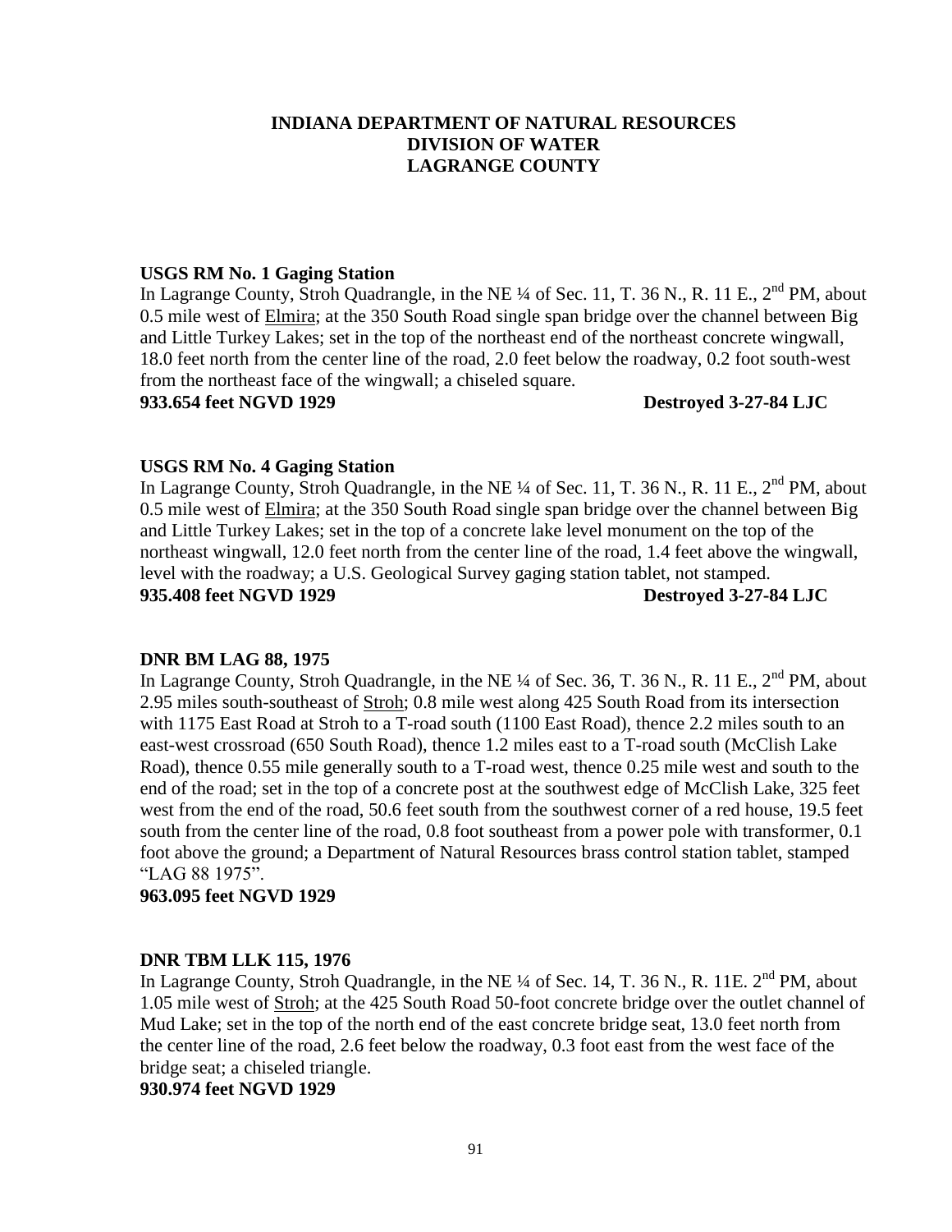# INDIANA DEPARTMENT OF NATURAL RESOURCES
# DIVISION OF WATER
# LAGRANGE COUNTY

**USGS RM No. 1 Gaging Station**
In Lagrange County, Stroh Quadrangle, in the NE ¼ of Sec. 11, T. 36 N., R. 11 E., 2nd PM, about 0.5 mile west of Elmira; at the 350 South Road single span bridge over the channel between Big and Little Turkey Lakes; set in the top of the northeast end of the northeast concrete wingwall, 18.0 feet north from the center line of the road, 2.0 feet below the roadway, 0.2 foot south-west from the northeast face of the wingwall; a chiseled square.
**933.654 feet NGVD 1929** **Destroyed 3-27-84 LJC**

**USGS RM No. 4 Gaging Station**
In Lagrange County, Stroh Quadrangle, in the NE ¼ of Sec. 11, T. 36 N., R. 11 E., 2nd PM, about 0.5 mile west of Elmira; at the 350 South Road single span bridge over the channel between Big and Little Turkey Lakes; set in the top of a concrete lake level monument on the top of the northeast wingwall, 12.0 feet north from the center line of the road, 1.4 feet above the wingwall, level with the roadway; a U.S. Geological Survey gaging station tablet, not stamped.
**935.408 feet NGVD 1929** **Destroyed 3-27-84 LJC**

**DNR BM LAG 88, 1975**
In Lagrange County, Stroh Quadrangle, in the NE ¼ of Sec. 36, T. 36 N., R. 11 E., 2nd PM, about 2.95 miles south-southeast of Stroh; 0.8 mile west along 425 South Road from its intersection with 1175 East Road at Stroh to a T-road south (1100 East Road), thence 2.2 miles south to an east-west crossroad (650 South Road), thence 1.2 miles east to a T-road south (McClish Lake Road), thence 0.55 mile generally south to a T-road west, thence 0.25 mile west and south to the end of the road; set in the top of a concrete post at the southwest edge of McClish Lake, 325 feet west from the end of the road, 50.6 feet south from the southwest corner of a red house, 19.5 feet south from the center line of the road, 0.8 foot southeast from a power pole with transformer, 0.1 foot above the ground; a Department of Natural Resources brass control station tablet, stamped "LAG 88 1975".
**963.095 feet NGVD 1929**

**DNR TBM LLK 115, 1976**
In Lagrange County, Stroh Quadrangle, in the NE ¼ of Sec. 14, T. 36 N., R. 11E. 2nd PM, about 1.05 mile west of Stroh; at the 425 South Road 50-foot concrete bridge over the outlet channel of Mud Lake; set in the top of the north end of the east concrete bridge seat, 13.0 feet north from the center line of the road, 2.6 feet below the roadway, 0.3 foot east from the west face of the bridge seat; a chiseled triangle.
**930.974 feet NGVD 1929**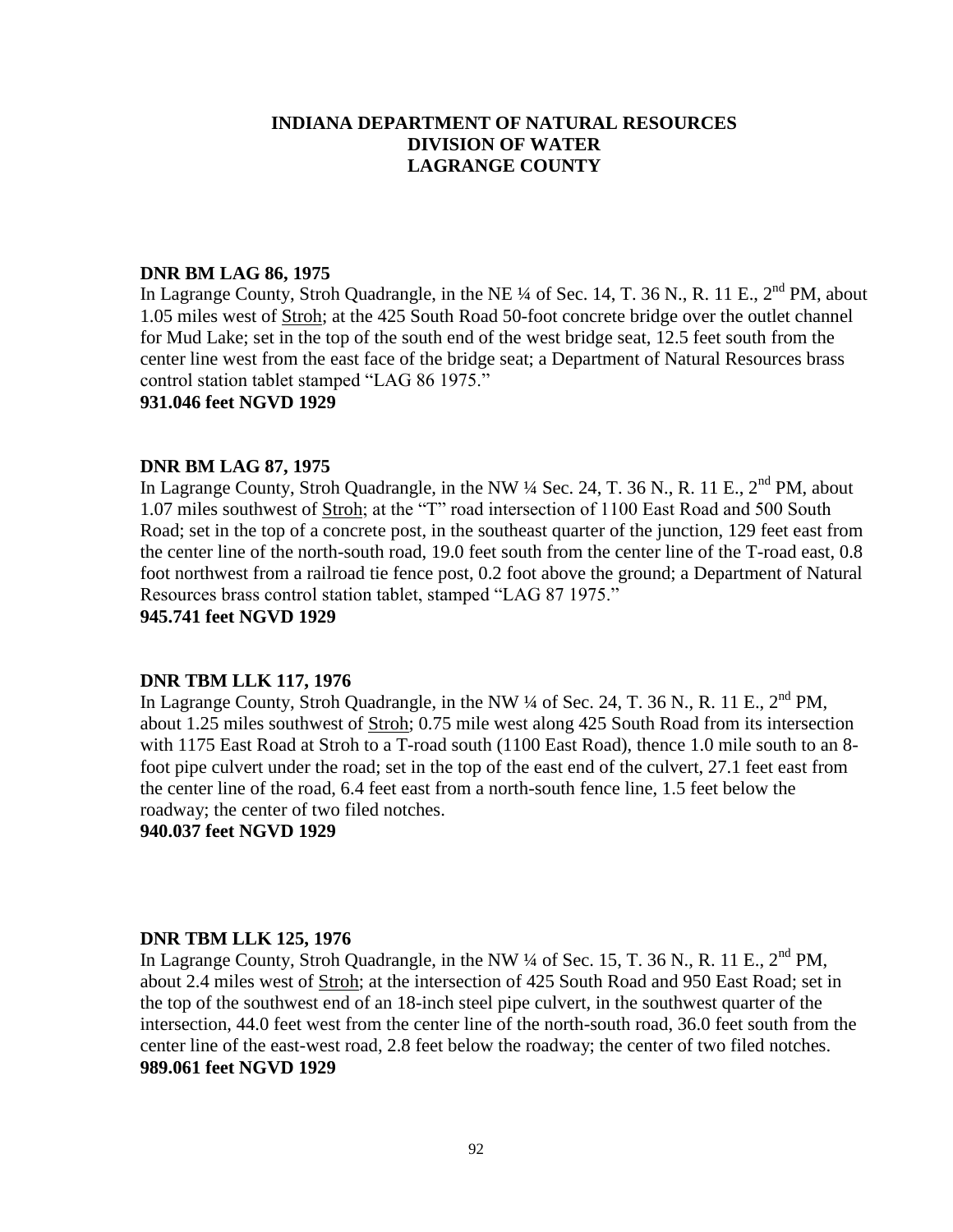# INDIANA DEPARTMENT OF NATURAL RESOURCES
# DIVISION OF WATER
# LAGRANGE COUNTY

**DNR BM LAG 86, 1975**
In Lagrange County, Stroh Quadrangle, in the NE ¼ of Sec. 14, T. 36 N., R. 11 E., 2nd PM, about 1.05 miles west of Stroh; at the 425 South Road 50-foot concrete bridge over the outlet channel for Mud Lake; set in the top of the south end of the west bridge seat, 12.5 feet south from the center line west from the east face of the bridge seat; a Department of Natural Resources brass control station tablet stamped "LAG 86 1975."
**931.046 feet NGVD 1929**

**DNR BM LAG 87, 1975**
In Lagrange County, Stroh Quadrangle, in the NW ¼ Sec. 24, T. 36 N., R. 11 E., 2nd PM, about 1.07 miles southwest of Stroh; at the "T" road intersection of 1100 East Road and 500 South Road; set in the top of a concrete post, in the southeast quarter of the junction, 129 feet east from the center line of the north-south road, 19.0 feet south from the center line of the T-road east, 0.8 foot northwest from a railroad tie fence post, 0.2 foot above the ground; a Department of Natural Resources brass control station tablet, stamped "LAG 87 1975."
**945.741 feet NGVD 1929**

**DNR TBM LLK 117, 1976**
In Lagrange County, Stroh Quadrangle, in the NW ¼ of Sec. 24, T. 36 N., R. 11 E., 2nd PM, about 1.25 miles southwest of Stroh; 0.75 mile west along 425 South Road from its intersection with 1175 East Road at Stroh to a T-road south (1100 East Road), thence 1.0 mile south to an 8-foot pipe culvert under the road; set in the top of the east end of the culvert, 27.1 feet east from the center line of the road, 6.4 feet east from a north-south fence line, 1.5 feet below the roadway; the center of two filed notches.
**940.037 feet NGVD 1929**

**DNR TBM LLK 125, 1976**
In Lagrange County, Stroh Quadrangle, in the NW ¼ of Sec. 15, T. 36 N., R. 11 E., 2nd PM, about 2.4 miles west of Stroh; at the intersection of 425 South Road and 950 East Road; set in the top of the southwest end of an 18-inch steel pipe culvert, in the southwest quarter of the intersection, 44.0 feet west from the center line of the north-south road, 36.0 feet south from the center line of the east-west road, 2.8 feet below the roadway; the center of two filed notches.
**989.061 feet NGVD 1929**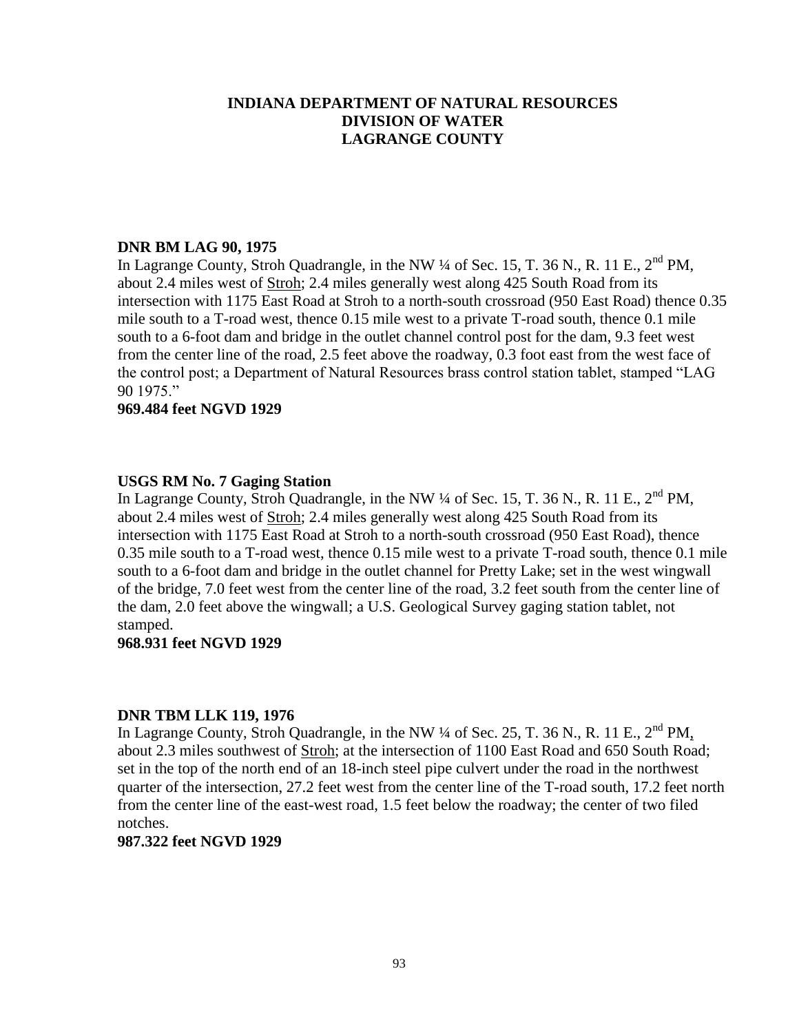**INDIANA DEPARTMENT OF NATURAL RESOURCES**
**DIVISION OF WATER**
**LAGRANGE COUNTY**

**DNR BM LAG 90, 1975**

In Lagrange County, Stroh Quadrangle, in the NW ¼ of Sec. 15, T. 36 N., R. 11 E., 2nd PM, about 2.4 miles west of Stroh; 2.4 miles generally west along 425 South Road from its intersection with 1175 East Road at Stroh to a north-south crossroad (950 East Road) thence 0.35 mile south to a T-road west, thence 0.15 mile west to a private T-road south, thence 0.1 mile south to a 6-foot dam and bridge in the outlet channel control post for the dam, 9.3 feet west from the center line of the road, 2.5 feet above the roadway, 0.3 foot east from the west face of the control post; a Department of Natural Resources brass control station tablet, stamped "LAG 90 1975."

**969.484 feet NGVD 1929**

**USGS RM No. 7 Gaging Station**

In Lagrange County, Stroh Quadrangle, in the NW ¼ of Sec. 15, T. 36 N., R. 11 E., 2nd PM, about 2.4 miles west of Stroh; 2.4 miles generally west along 425 South Road from its intersection with 1175 East Road at Stroh to a north-south crossroad (950 East Road), thence 0.35 mile south to a T-road west, thence 0.15 mile west to a private T-road south, thence 0.1 mile south to a 6-foot dam and bridge in the outlet channel for Pretty Lake; set in the west wingwall of the bridge, 7.0 feet west from the center line of the road, 3.2 feet south from the center line of the dam, 2.0 feet above the wingwall; a U.S. Geological Survey gaging station tablet, not stamped.

**968.931 feet NGVD 1929**

**DNR TBM LLK 119, 1976**

In Lagrange County, Stroh Quadrangle, in the NW ¼ of Sec. 25, T. 36 N., R. 11 E., 2nd PM, about 2.3 miles southwest of Stroh; at the intersection of 1100 East Road and 650 South Road; set in the top of the north end of an 18-inch steel pipe culvert under the road in the northwest quarter of the intersection, 27.2 feet west from the center line of the T-road south, 17.2 feet north from the center line of the east-west road, 1.5 feet below the roadway; the center of two filed notches.

**987.322 feet NGVD 1929**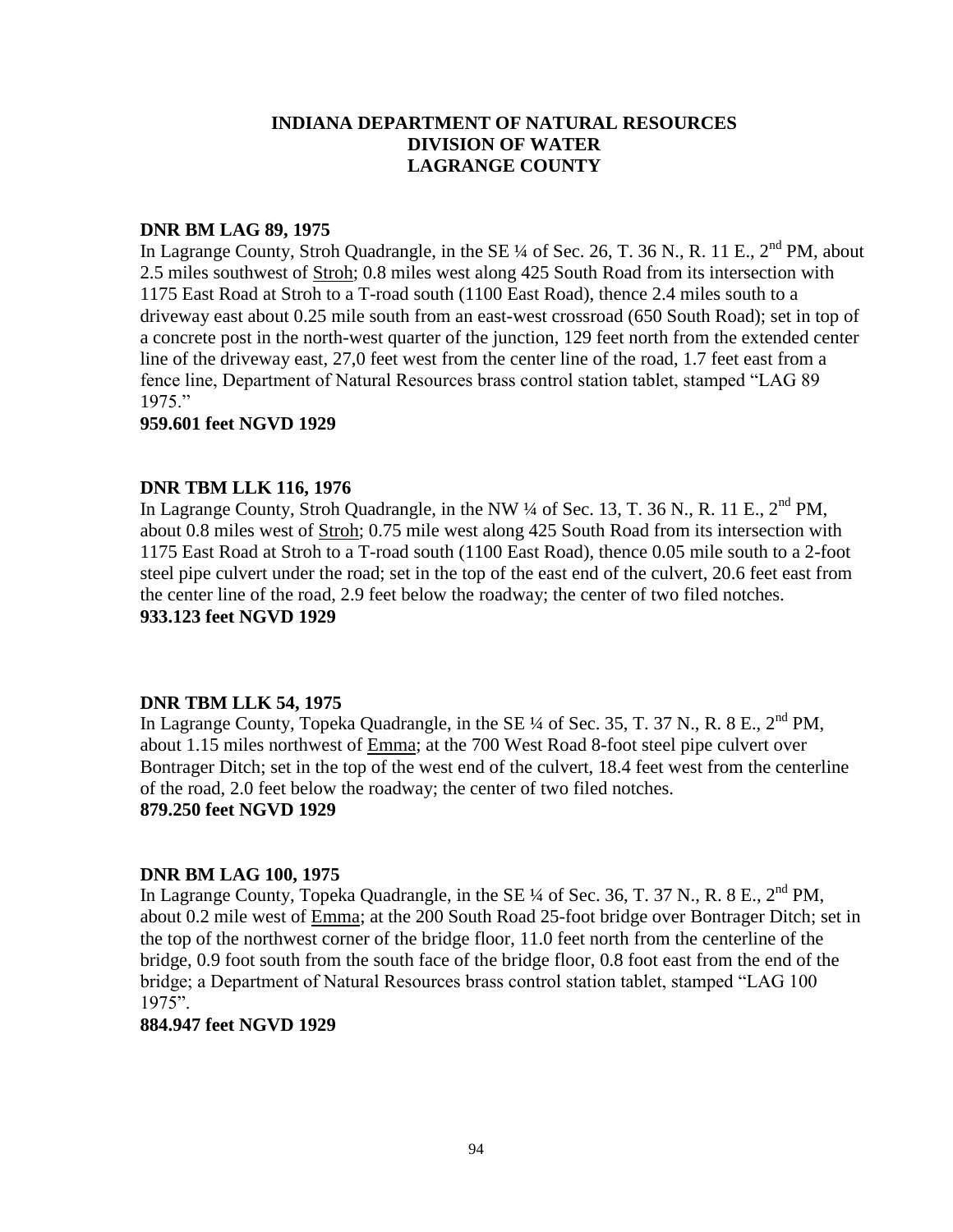**INDIANA DEPARTMENT OF NATURAL RESOURCES**
**DIVISION OF WATER**
**LAGRANGE COUNTY**

**DNR BM LAG 89, 1975**

In Lagrange County, Stroh Quadrangle, in the SE ¼ of Sec. 26, T. 36 N., R. 11 E., 2nd PM, about 2.5 miles southwest of Stroh; 0.8 miles west along 425 South Road from its intersection with 1175 East Road at Stroh to a T-road south (1100 East Road), thence 2.4 miles south to a driveway east about 0.25 mile south from an east-west crossroad (650 South Road); set in top of a concrete post in the north-west quarter of the junction, 129 feet north from the extended center line of the driveway east, 27,0 feet west from the center line of the road, 1.7 feet east from a fence line, Department of Natural Resources brass control station tablet, stamped "LAG 89 1975."

**959.601 feet NGVD 1929**

**DNR TBM LLK 116, 1976**

In Lagrange County, Stroh Quadrangle, in the NW ¼ of Sec. 13, T. 36 N., R. 11 E., 2nd PM, about 0.8 miles west of Stroh; 0.75 mile west along 425 South Road from its intersection with 1175 East Road at Stroh to a T-road south (1100 East Road), thence 0.05 mile south to a 2-foot steel pipe culvert under the road; set in the top of the east end of the culvert, 20.6 feet east from the center line of the road, 2.9 feet below the roadway; the center of two filed notches.

**933.123 feet NGVD 1929**

**DNR TBM LLK 54, 1975**

In Lagrange County, Topeka Quadrangle, in the SE ¼ of Sec. 35, T. 37 N., R. 8 E., 2nd PM, about 1.15 miles northwest of Emma; at the 700 West Road 8-foot steel pipe culvert over Bontrager Ditch; set in the top of the west end of the culvert, 18.4 feet west from the centerline of the road, 2.0 feet below the roadway; the center of two filed notches.

**879.250 feet NGVD 1929**

**DNR BM LAG 100, 1975**

In Lagrange County, Topeka Quadrangle, in the SE ¼ of Sec. 36, T. 37 N., R. 8 E., 2nd PM, about 0.2 mile west of Emma; at the 200 South Road 25-foot bridge over Bontrager Ditch; set in the top of the northwest corner of the bridge floor, 11.0 feet north from the centerline of the bridge, 0.9 foot south from the south face of the bridge floor, 0.8 foot east from the end of the bridge; a Department of Natural Resources brass control station tablet, stamped "LAG 100 1975".

**884.947 feet NGVD 1929**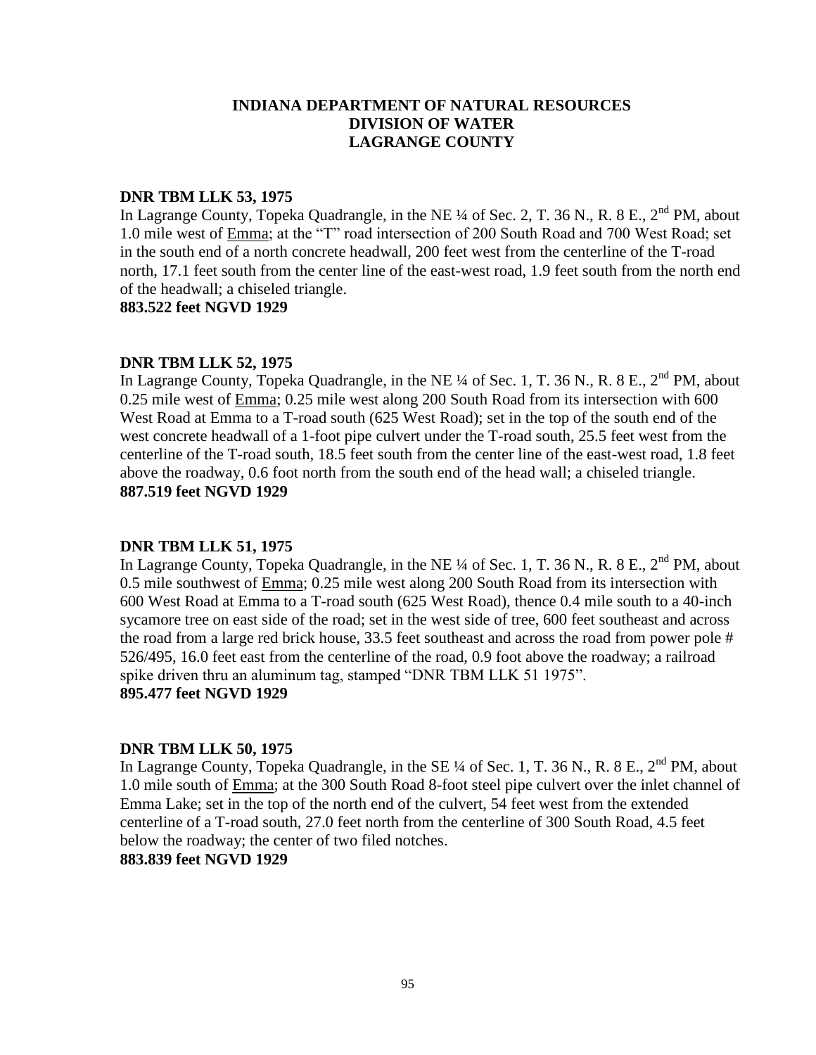# INDIANA DEPARTMENT OF NATURAL RESOURCES
# DIVISION OF WATER
# LAGRANGE COUNTY

**DNR TBM LLK 53, 1975**

In Lagrange County, Topeka Quadrangle, in the NE ¼ of Sec. 2, T. 36 N., R. 8 E., 2nd PM, about 1.0 mile west of Emma; at the "T" road intersection of 200 South Road and 700 West Road; set in the south end of a north concrete headwall, 200 feet west from the centerline of the T-road north, 17.1 feet south from the center line of the east-west road, 1.9 feet south from the north end of the headwall; a chiseled triangle.

**883.522 feet NGVD 1929**

**DNR TBM LLK 52, 1975**

In Lagrange County, Topeka Quadrangle, in the NE ¼ of Sec. 1, T. 36 N., R. 8 E., 2nd PM, about 0.25 mile west of Emma; 0.25 mile west along 200 South Road from its intersection with 600 West Road at Emma to a T-road south (625 West Road); set in the top of the south end of the west concrete headwall of a 1-foot pipe culvert under the T-road south, 25.5 feet west from the centerline of the T-road south, 18.5 feet south from the center line of the east-west road, 1.8 feet above the roadway, 0.6 foot north from the south end of the head wall; a chiseled triangle.

**887.519 feet NGVD 1929**

**DNR TBM LLK 51, 1975**

In Lagrange County, Topeka Quadrangle, in the NE ¼ of Sec. 1, T. 36 N., R. 8 E., 2nd PM, about 0.5 mile southwest of Emma; 0.25 mile west along 200 South Road from its intersection with 600 West Road at Emma to a T-road south (625 West Road), thence 0.4 mile south to a 40-inch sycamore tree on east side of the road; set in the west side of tree, 600 feet southeast and across the road from a large red brick house, 33.5 feet southeast and across the road from power pole # 526/495, 16.0 feet east from the centerline of the road, 0.9 foot above the roadway; a railroad spike driven thru an aluminum tag, stamped "DNR TBM LLK 51 1975".

**895.477 feet NGVD 1929**

**DNR TBM LLK 50, 1975**

In Lagrange County, Topeka Quadrangle, in the SE ¼ of Sec. 1, T. 36 N., R. 8 E., 2nd PM, about 1.0 mile south of Emma; at the 300 South Road 8-foot steel pipe culvert over the inlet channel of Emma Lake; set in the top of the north end of the culvert, 54 feet west from the extended centerline of a T-road south, 27.0 feet north from the centerline of 300 South Road, 4.5 feet below the roadway; the center of two filed notches.

**883.839 feet NGVD 1929**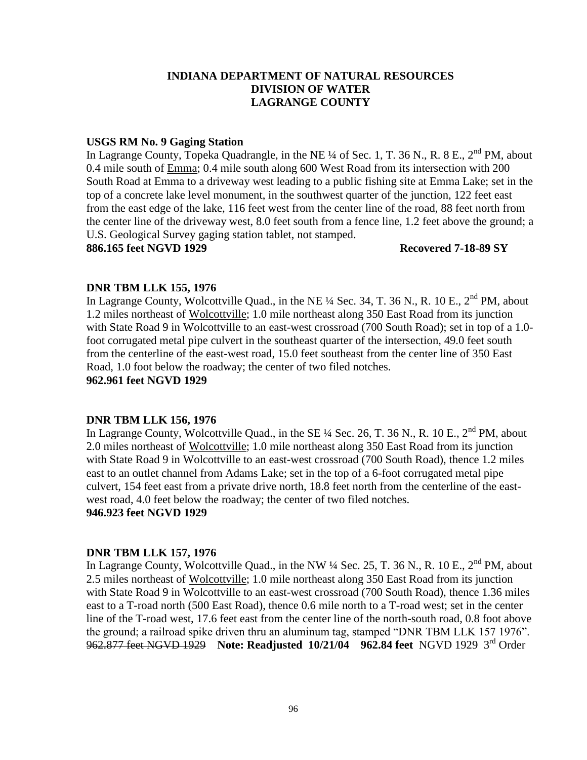# INDIANA DEPARTMENT OF NATURAL RESOURCES
# DIVISION OF WATER
# LAGRANGE COUNTY

**USGS RM No. 9 Gaging Station**
In Lagrange County, Topeka Quadrangle, in the NE ¼ of Sec. 1, T. 36 N., R. 8 E., 2nd PM, about 0.4 mile south of Emma; 0.4 mile south along 600 West Road from its intersection with 200 South Road at Emma to a driveway west leading to a public fishing site at Emma Lake; set in the top of a concrete lake level monument, in the southwest quarter of the junction, 122 feet east from the east edge of the lake, 116 feet west from the center line of the road, 88 feet north from the center line of the driveway west, 8.0 feet south from a fence line, 1.2 feet above the ground; a U.S. Geological Survey gaging station tablet, not stamped.
**886.165 feet NGVD 1929** **Recovered 7-18-89 SY**

**DNR TBM LLK 155, 1976**
In Lagrange County, Wolcottville Quad., in the NE ¼ Sec. 34, T. 36 N., R. 10 E., 2nd PM, about 1.2 miles northeast of Wolcottville; 1.0 mile northeast along 350 East Road from its junction with State Road 9 in Wolcottville to an east-west crossroad (700 South Road); set in top of a 1.0-foot corrugated metal pipe culvert in the southeast quarter of the intersection, 49.0 feet south from the centerline of the east-west road, 15.0 feet southeast from the center line of 350 East Road, 1.0 foot below the roadway; the center of two filed notches.
**962.961 feet NGVD 1929**

**DNR TBM LLK 156, 1976**
In Lagrange County, Wolcottville Quad., in the SE ¼ Sec. 26, T. 36 N., R. 10 E., 2nd PM, about 2.0 miles northeast of Wolcottville; 1.0 mile northeast along 350 East Road from its junction with State Road 9 in Wolcottville to an east-west crossroad (700 South Road), thence 1.2 miles east to an outlet channel from Adams Lake; set in the top of a 6-foot corrugated metal pipe culvert, 154 feet east from a private drive north, 18.8 feet north from the centerline of the east-west road, 4.0 feet below the roadway; the center of two filed notches.
**946.923 feet NGVD 1929**

**DNR TBM LLK 157, 1976**
In Lagrange County, Wolcottville Quad., in the NW ¼ Sec. 25, T. 36 N., R. 10 E., 2nd PM, about 2.5 miles northeast of Wolcottville; 1.0 mile northeast along 350 East Road from its junction with State Road 9 in Wolcottville to an east-west crossroad (700 South Road), thence 1.36 miles east to a T-road north (500 East Road), thence 0.6 mile north to a T-road west; set in the center line of the T-road west, 17.6 feet east from the center line of the north-south road, 0.8 foot above the ground; a railroad spike driven thru an aluminum tag, stamped "DNR TBM LLK 157 1976".
~~962.877 feet NGVD 1929~~ **Note: Readjusted 10/21/04 962.84 feet** NGVD 1929 3rd Order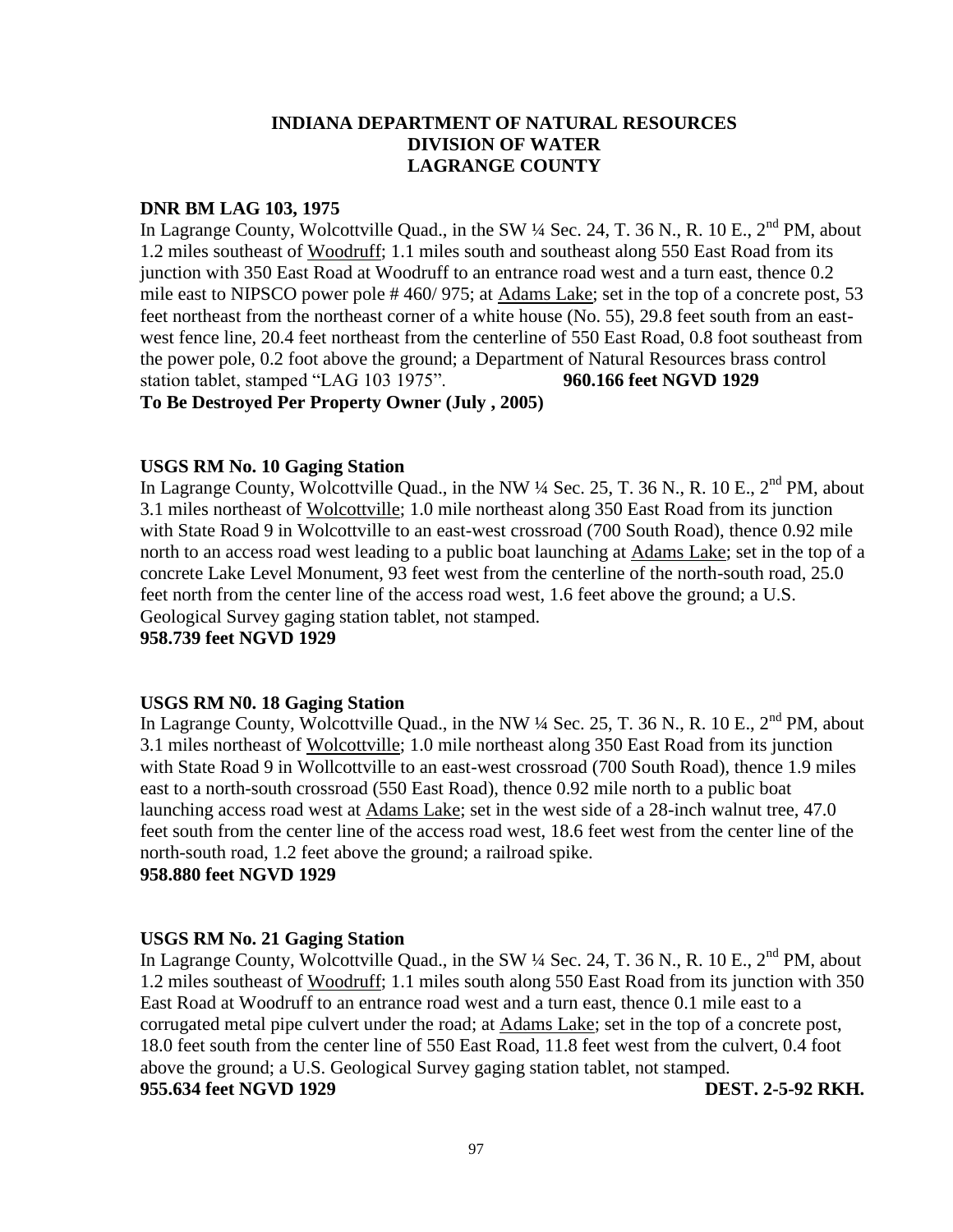# INDIANA DEPARTMENT OF NATURAL RESOURCES
# DIVISION OF WATER
# LAGRANGE COUNTY

**DNR BM LAG 103, 1975**

In Lagrange County, Wolcottville Quad., in the SW ¼ Sec. 24, T. 36 N., R. 10 E., 2nd PM, about 1.2 miles southeast of Woodruff; 1.1 miles south and southeast along 550 East Road from its junction with 350 East Road at Woodruff to an entrance road west and a turn east, thence 0.2 mile east to NIPSCO power pole # 460/ 975; at Adams Lake; set in the top of a concrete post, 53 feet northeast from the northeast corner of a white house (No. 55), 29.8 feet south from an east-west fence line, 20.4 feet northeast from the centerline of 550 East Road, 0.8 foot southeast from the power pole, 0.2 foot above the ground; a Department of Natural Resources brass control station tablet, stamped "LAG 103 1975". **960.166 feet NGVD 1929**

**To Be Destroyed Per Property Owner (July , 2005)**

**USGS RM No. 10 Gaging Station**

In Lagrange County, Wolcottville Quad., in the NW ¼ Sec. 25, T. 36 N., R. 10 E., 2nd PM, about 3.1 miles northeast of Wolcottville; 1.0 mile northeast along 350 East Road from its junction with State Road 9 in Wolcottville to an east-west crossroad (700 South Road), thence 0.92 mile north to an access road west leading to a public boat launching at Adams Lake; set in the top of a concrete Lake Level Monument, 93 feet west from the centerline of the north-south road, 25.0 feet north from the center line of the access road west, 1.6 feet above the ground; a U.S. Geological Survey gaging station tablet, not stamped.

**958.739 feet NGVD 1929**

**USGS RM N0. 18 Gaging Station**

In Lagrange County, Wolcottville Quad., in the NW ¼ Sec. 25, T. 36 N., R. 10 E., 2nd PM, about 3.1 miles northeast of Wolcottville; 1.0 mile northeast along 350 East Road from its junction with State Road 9 in Wollcottville to an east-west crossroad (700 South Road), thence 1.9 miles east to a north-south crossroad (550 East Road), thence 0.92 mile north to a public boat launching access road west at Adams Lake; set in the west side of a 28-inch walnut tree, 47.0 feet south from the center line of the access road west, 18.6 feet west from the center line of the north-south road, 1.2 feet above the ground; a railroad spike.

**958.880 feet NGVD 1929**

**USGS RM No. 21 Gaging Station**

In Lagrange County, Wolcottville Quad., in the SW ¼ Sec. 24, T. 36 N., R. 10 E., 2nd PM, about 1.2 miles southeast of Woodruff; 1.1 miles south along 550 East Road from its junction with 350 East Road at Woodruff to an entrance road west and a turn east, thence 0.1 mile east to a corrugated metal pipe culvert under the road; at Adams Lake; set in the top of a concrete post, 18.0 feet south from the center line of 550 East Road, 11.8 feet west from the culvert, 0.4 foot above the ground; a U.S. Geological Survey gaging station tablet, not stamped.

**955.634 feet NGVD 1929** **DEST. 2-5-92 RKH.**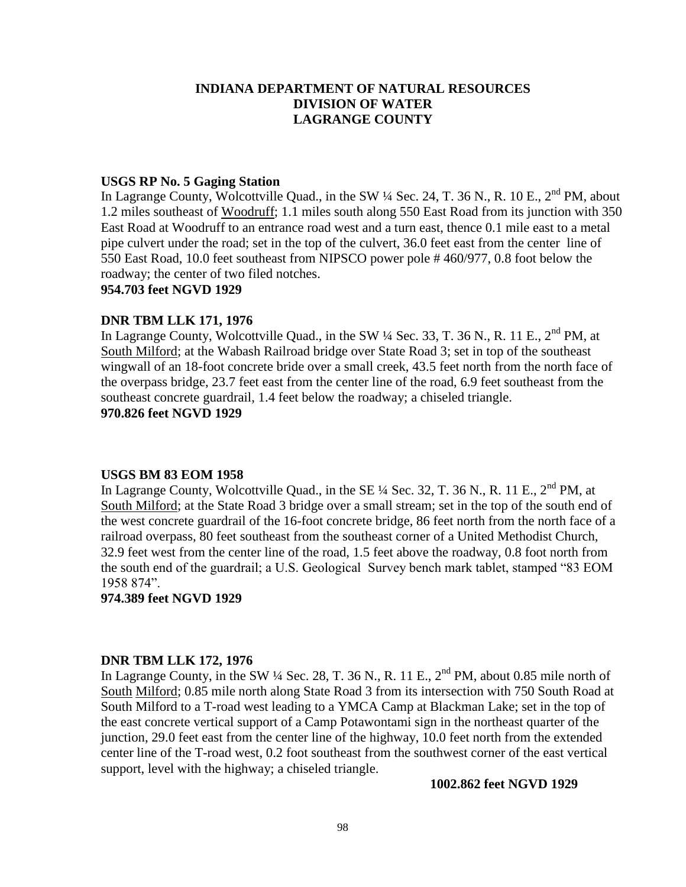**INDIANA DEPARTMENT OF NATURAL RESOURCES**
**DIVISION OF WATER**
**LAGRANGE COUNTY**

**USGS RP No. 5 Gaging Station**
In Lagrange County, Wolcottville Quad., in the SW ¼ Sec. 24, T. 36 N., R. 10 E., 2nd PM, about 1.2 miles southeast of Woodruff; 1.1 miles south along 550 East Road from its junction with 350 East Road at Woodruff to an entrance road west and a turn east, thence 0.1 mile east to a metal pipe culvert under the road; set in the top of the culvert, 36.0 feet east from the center line of 550 East Road, 10.0 feet southeast from NIPSCO power pole # 460/977, 0.8 foot below the roadway; the center of two filed notches.
**954.703 feet NGVD 1929**

**DNR TBM LLK 171, 1976**
In Lagrange County, Wolcottville Quad., in the SW ¼ Sec. 33, T. 36 N., R. 11 E., 2nd PM, at South Milford; at the Wabash Railroad bridge over State Road 3; set in top of the southeast wingwall of an 18-foot concrete bride over a small creek, 43.5 feet north from the north face of the overpass bridge, 23.7 feet east from the center line of the road, 6.9 feet southeast from the southeast concrete guardrail, 1.4 feet below the roadway; a chiseled triangle.
**970.826 feet NGVD 1929**

**USGS BM 83 EOM 1958**
In Lagrange County, Wolcottville Quad., in the SE ¼ Sec. 32, T. 36 N., R. 11 E., 2nd PM, at South Milford; at the State Road 3 bridge over a small stream; set in the top of the south end of the west concrete guardrail of the 16-foot concrete bridge, 86 feet north from the north face of a railroad overpass, 80 feet southeast from the southeast corner of a United Methodist Church, 32.9 feet west from the center line of the road, 1.5 feet above the roadway, 0.8 foot north from the south end of the guardrail; a U.S. Geological Survey bench mark tablet, stamped "83 EOM 1958 874".
**974.389 feet NGVD 1929**

**DNR TBM LLK 172, 1976**
In Lagrange County, in the SW ¼ Sec. 28, T. 36 N., R. 11 E., 2nd PM, about 0.85 mile north of South Milford; 0.85 mile north along State Road 3 from its intersection with 750 South Road at South Milford to a T-road west leading to a YMCA Camp at Blackman Lake; set in the top of the east concrete vertical support of a Camp Potawontami sign in the northeast quarter of the junction, 29.0 feet east from the center line of the highway, 10.0 feet north from the extended center line of the T-road west, 0.2 foot southeast from the southwest corner of the east vertical support, level with the highway; a chiseled triangle.
**1002.862 feet NGVD 1929**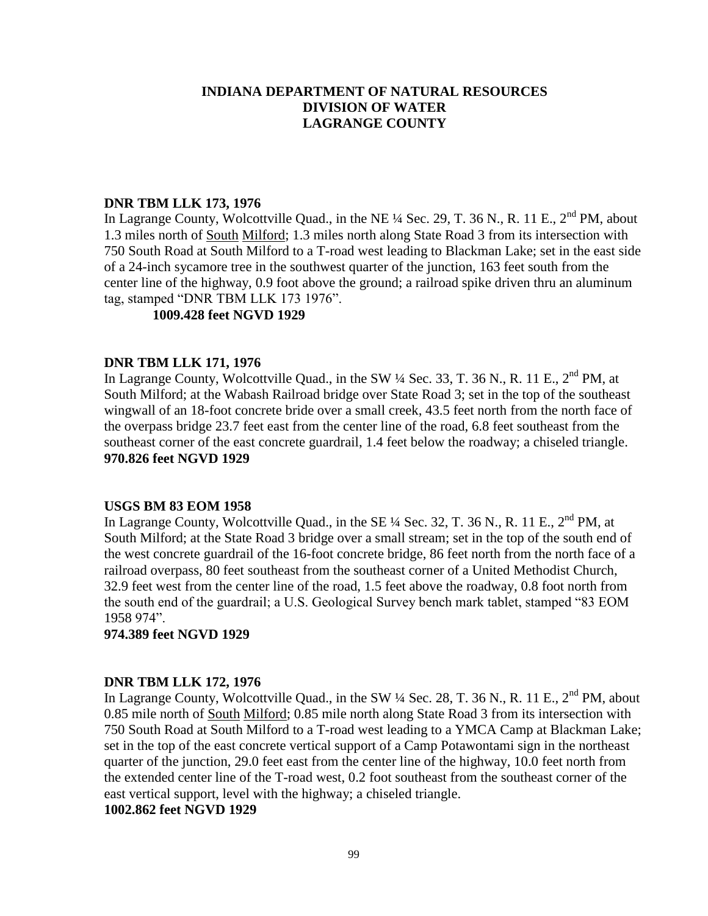**INDIANA DEPARTMENT OF NATURAL RESOURCES**
**DIVISION OF WATER**
**LAGRANGE COUNTY**

**DNR TBM LLK 173, 1976**

In Lagrange County, Wolcottville Quad., in the NE ¼ Sec. 29, T. 36 N., R. 11 E., 2nd PM, about 1.3 miles north of South Milford; 1.3 miles north along State Road 3 from its intersection with 750 South Road at South Milford to a T-road west leading to Blackman Lake; set in the east side of a 24-inch sycamore tree in the southwest quarter of the junction, 163 feet south from the center line of the highway, 0.9 foot above the ground; a railroad spike driven thru an aluminum tag, stamped "DNR TBM LLK 173 1976".

**1009.428 feet NGVD 1929**

**DNR TBM LLK 171, 1976**

In Lagrange County, Wolcottville Quad., in the SW ¼ Sec. 33, T. 36 N., R. 11 E., 2nd PM, at South Milford; at the Wabash Railroad bridge over State Road 3; set in the top of the southeast wingwall of an 18-foot concrete bride over a small creek, 43.5 feet north from the north face of the overpass bridge 23.7 feet east from the center line of the road, 6.8 feet southeast from the southeast corner of the east concrete guardrail, 1.4 feet below the roadway; a chiseled triangle.

**970.826 feet NGVD 1929**

**USGS BM 83 EOM 1958**

In Lagrange County, Wolcottville Quad., in the SE ¼ Sec. 32, T. 36 N., R. 11 E., 2nd PM, at South Milford; at the State Road 3 bridge over a small stream; set in the top of the south end of the west concrete guardrail of the 16-foot concrete bridge, 86 feet north from the north face of a railroad overpass, 80 feet southeast from the southeast corner of a United Methodist Church, 32.9 feet west from the center line of the road, 1.5 feet above the roadway, 0.8 foot north from the south end of the guardrail; a U.S. Geological Survey bench mark tablet, stamped "83 EOM 1958 974".

**974.389 feet NGVD 1929**

**DNR TBM LLK 172, 1976**

In Lagrange County, Wolcottville Quad., in the SW ¼ Sec. 28, T. 36 N., R. 11 E., 2nd PM, about 0.85 mile north of South Milford; 0.85 mile north along State Road 3 from its intersection with 750 South Road at South Milford to a T-road west leading to a YMCA Camp at Blackman Lake; set in the top of the east concrete vertical support of a Camp Potawontami sign in the northeast quarter of the junction, 29.0 feet east from the center line of the highway, 10.0 feet north from the extended center line of the T-road west, 0.2 foot southeast from the southeast corner of the east vertical support, level with the highway; a chiseled triangle.

**1002.862 feet NGVD 1929**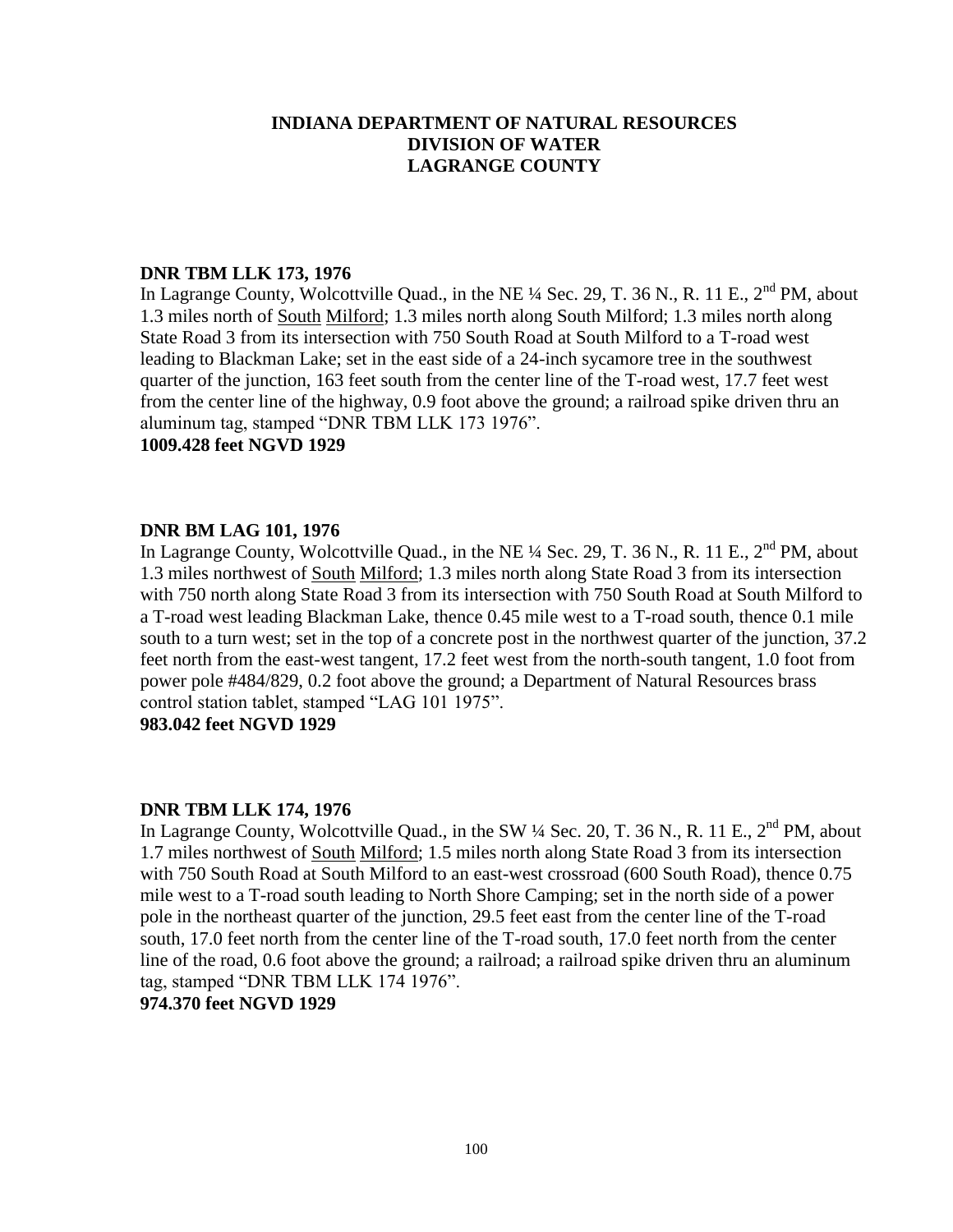**INDIANA DEPARTMENT OF NATURAL RESOURCES**
**DIVISION OF WATER**
**LAGRANGE COUNTY**

**DNR TBM LLK 173, 1976**

In Lagrange County, Wolcottville Quad., in the NE ¼ Sec. 29, T. 36 N., R. 11 E., 2nd PM, about 1.3 miles north of South Milford; 1.3 miles north along South Milford; 1.3 miles north along State Road 3 from its intersection with 750 South Road at South Milford to a T-road west leading to Blackman Lake; set in the east side of a 24-inch sycamore tree in the southwest quarter of the junction, 163 feet south from the center line of the T-road west, 17.7 feet west from the center line of the highway, 0.9 foot above the ground; a railroad spike driven thru an aluminum tag, stamped "DNR TBM LLK 173 1976".

**1009.428 feet NGVD 1929**

**DNR BM LAG 101, 1976**

In Lagrange County, Wolcottville Quad., in the NE ¼ Sec. 29, T. 36 N., R. 11 E., 2nd PM, about 1.3 miles northwest of South Milford; 1.3 miles north along State Road 3 from its intersection with 750 north along State Road 3 from its intersection with 750 South Road at South Milford to a T-road west leading Blackman Lake, thence 0.45 mile west to a T-road south, thence 0.1 mile south to a turn west; set in the top of a concrete post in the northwest quarter of the junction, 37.2 feet north from the east-west tangent, 17.2 feet west from the north-south tangent, 1.0 foot from power pole #484/829, 0.2 foot above the ground; a Department of Natural Resources brass control station tablet, stamped "LAG 101 1975".

**983.042 feet NGVD 1929**

**DNR TBM LLK 174, 1976**

In Lagrange County, Wolcottville Quad., in the SW ¼ Sec. 20, T. 36 N., R. 11 E., 2nd PM, about 1.7 miles northwest of South Milford; 1.5 miles north along State Road 3 from its intersection with 750 South Road at South Milford to an east-west crossroad (600 South Road), thence 0.75 mile west to a T-road south leading to North Shore Camping; set in the north side of a power pole in the northeast quarter of the junction, 29.5 feet east from the center line of the T-road south, 17.0 feet north from the center line of the T-road south, 17.0 feet north from the center line of the road, 0.6 foot above the ground; a railroad; a railroad spike driven thru an aluminum tag, stamped "DNR TBM LLK 174 1976".

**974.370 feet NGVD 1929**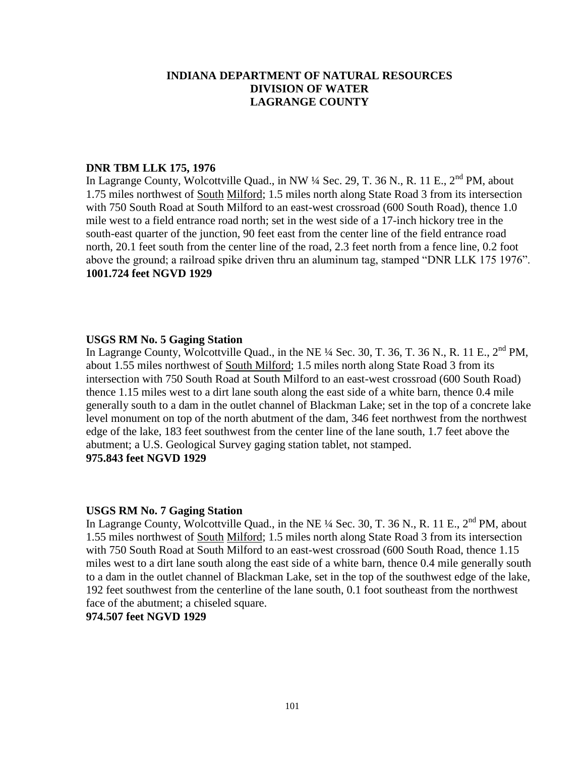**INDIANA DEPARTMENT OF NATURAL RESOURCES**
**DIVISION OF WATER**
**LAGRANGE COUNTY**

**DNR TBM LLK 175, 1976**
In Lagrange County, Wolcottville Quad., in NW ¼ Sec. 29, T. 36 N., R. 11 E., 2nd PM, about 1.75 miles northwest of South Milford; 1.5 miles north along State Road 3 from its intersection with 750 South Road at South Milford to an east-west crossroad (600 South Road), thence 1.0 mile west to a field entrance road north; set in the west side of a 17-inch hickory tree in the south-east quarter of the junction, 90 feet east from the center line of the field entrance road north, 20.1 feet south from the center line of the road, 2.3 feet north from a fence line, 0.2 foot above the ground; a railroad spike driven thru an aluminum tag, stamped "DNR LLK 175 1976".
**1001.724 feet NGVD 1929**

**USGS RM No. 5 Gaging Station**
In Lagrange County, Wolcottville Quad., in the NE ¼ Sec. 30, T. 36, T. 36 N., R. 11 E., 2nd PM, about 1.55 miles northwest of South Milford; 1.5 miles north along State Road 3 from its intersection with 750 South Road at South Milford to an east-west crossroad (600 South Road) thence 1.15 miles west to a dirt lane south along the east side of a white barn, thence 0.4 mile generally south to a dam in the outlet channel of Blackman Lake; set in the top of a concrete lake level monument on top of the north abutment of the dam, 346 feet northwest from the northwest edge of the lake, 183 feet southwest from the center line of the lane south, 1.7 feet above the abutment; a U.S. Geological Survey gaging station tablet, not stamped.
**975.843 feet NGVD 1929**

**USGS RM No. 7 Gaging Station**
In Lagrange County, Wolcottville Quad., in the NE ¼ Sec. 30, T. 36 N., R. 11 E., 2nd PM, about 1.55 miles northwest of South Milford; 1.5 miles north along State Road 3 from its intersection with 750 South Road at South Milford to an east-west crossroad (600 South Road, thence 1.15 miles west to a dirt lane south along the east side of a white barn, thence 0.4 mile generally south to a dam in the outlet channel of Blackman Lake, set in the top of the southwest edge of the lake, 192 feet southwest from the centerline of the lane south, 0.1 foot southeast from the northwest face of the abutment; a chiseled square.
**974.507 feet NGVD 1929**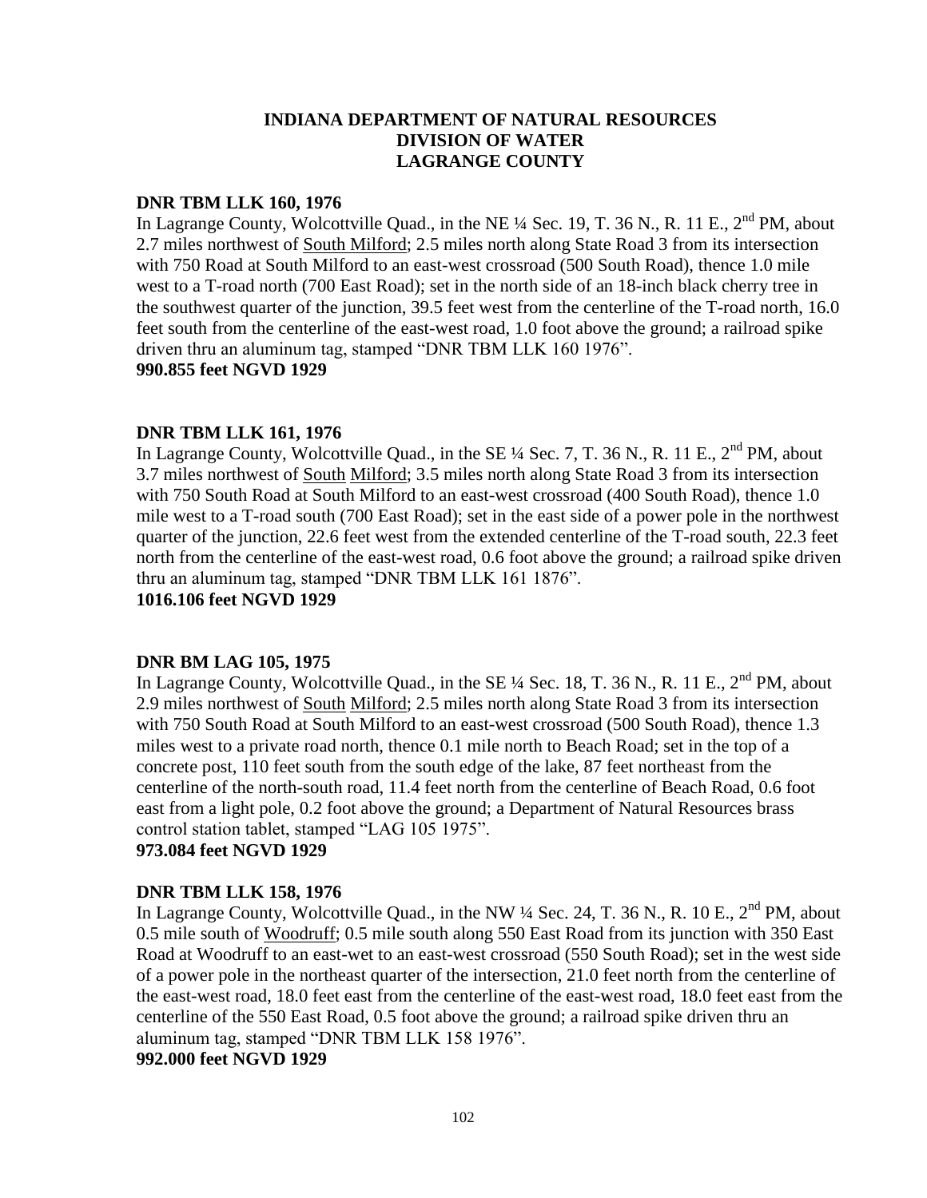**INDIANA DEPARTMENT OF NATURAL RESOURCES**
**DIVISION OF WATER**
**LAGRANGE COUNTY**

**DNR TBM LLK 160, 1976**
In Lagrange County, Wolcottville Quad., in the NE ¼ Sec. 19, T. 36 N., R. 11 E., 2nd PM, about 2.7 miles northwest of South Milford; 2.5 miles north along State Road 3 from its intersection with 750 Road at South Milford to an east-west crossroad (500 South Road), thence 1.0 mile west to a T-road north (700 East Road); set in the north side of an 18-inch black cherry tree in the southwest quarter of the junction, 39.5 feet west from the centerline of the T-road north, 16.0 feet south from the centerline of the east-west road, 1.0 foot above the ground; a railroad spike driven thru an aluminum tag, stamped "DNR TBM LLK 160 1976".
**990.855 feet NGVD 1929**

**DNR TBM LLK 161, 1976**
In Lagrange County, Wolcottville Quad., in the SE ¼ Sec. 7, T. 36 N., R. 11 E., 2nd PM, about 3.7 miles northwest of South Milford; 3.5 miles north along State Road 3 from its intersection with 750 South Road at South Milford to an east-west crossroad (400 South Road), thence 1.0 mile west to a T-road south (700 East Road); set in the east side of a power pole in the northwest quarter of the junction, 22.6 feet west from the extended centerline of the T-road south, 22.3 feet north from the centerline of the east-west road, 0.6 foot above the ground; a railroad spike driven thru an aluminum tag, stamped "DNR TBM LLK 161 1876".
**1016.106 feet NGVD 1929**

**DNR BM LAG 105, 1975**
In Lagrange County, Wolcottville Quad., in the SE ¼ Sec. 18, T. 36 N., R. 11 E., 2nd PM, about 2.9 miles northwest of South Milford; 2.5 miles north along State Road 3 from its intersection with 750 South Road at South Milford to an east-west crossroad (500 South Road), thence 1.3 miles west to a private road north, thence 0.1 mile north to Beach Road; set in the top of a concrete post, 110 feet south from the south edge of the lake, 87 feet northeast from the centerline of the north-south road, 11.4 feet north from the centerline of Beach Road, 0.6 foot east from a light pole, 0.2 foot above the ground; a Department of Natural Resources brass control station tablet, stamped "LAG 105 1975".
**973.084 feet NGVD 1929**

**DNR TBM LLK 158, 1976**
In Lagrange County, Wolcottville Quad., in the NW ¼ Sec. 24, T. 36 N., R. 10 E., 2nd PM, about 0.5 mile south of Woodruff; 0.5 mile south along 550 East Road from its junction with 350 East Road at Woodruff to an east-wet to an east-west crossroad (550 South Road); set in the west side of a power pole in the northeast quarter of the intersection, 21.0 feet north from the centerline of the east-west road, 18.0 feet east from the centerline of the east-west road, 18.0 feet east from the centerline of the 550 East Road, 0.5 foot above the ground; a railroad spike driven thru an aluminum tag, stamped "DNR TBM LLK 158 1976".
**992.000 feet NGVD 1929**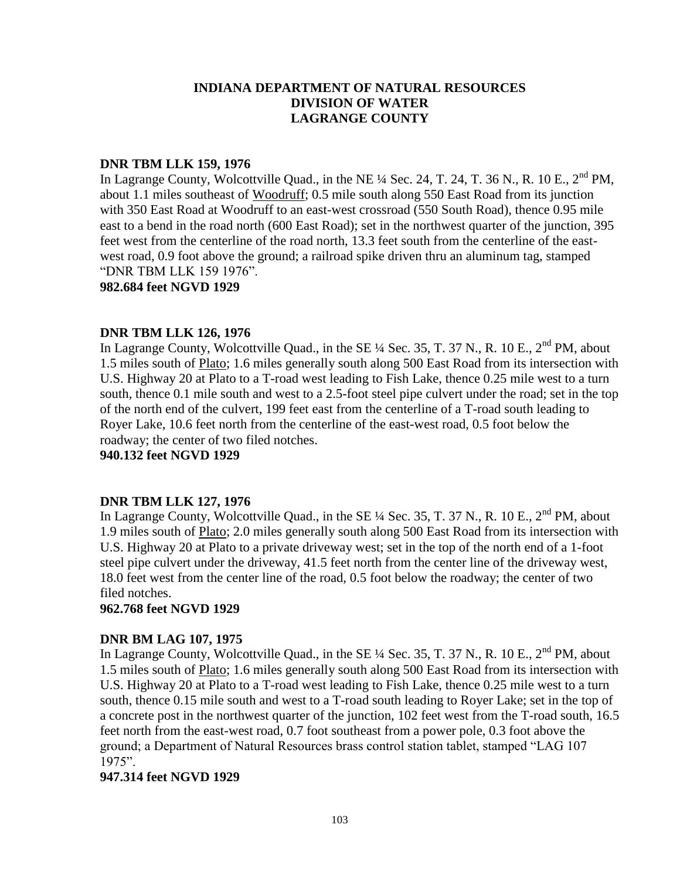# INDIANA DEPARTMENT OF NATURAL RESOURCES
# DIVISION OF WATER
# LAGRANGE COUNTY

**DNR TBM LLK 159, 1976**

In Lagrange County, Wolcottville Quad., in the NE ¼ Sec. 24, T. 24, T. 36 N., R. 10 E., 2nd PM, about 1.1 miles southeast of Woodruff; 0.5 mile south along 550 East Road from its junction with 350 East Road at Woodruff to an east-west crossroad (550 South Road), thence 0.95 mile east to a bend in the road north (600 East Road); set in the northwest quarter of the junction, 395 feet west from the centerline of the road north, 13.3 feet south from the centerline of the east-west road, 0.9 foot above the ground; a railroad spike driven thru an aluminum tag, stamped "DNR TBM LLK 159 1976".

**982.684 feet NGVD 1929**

**DNR TBM LLK 126, 1976**

In Lagrange County, Wolcottville Quad., in the SE ¼ Sec. 35, T. 37 N., R. 10 E., 2nd PM, about 1.5 miles south of Plato; 1.6 miles generally south along 500 East Road from its intersection with U.S. Highway 20 at Plato to a T-road west leading to Fish Lake, thence 0.25 mile west to a turn south, thence 0.1 mile south and west to a 2.5-foot steel pipe culvert under the road; set in the top of the north end of the culvert, 199 feet east from the centerline of a T-road south leading to Royer Lake, 10.6 feet north from the centerline of the east-west road, 0.5 foot below the roadway; the center of two filed notches.

**940.132 feet NGVD 1929**

**DNR TBM LLK 127, 1976**

In Lagrange County, Wolcottville Quad., in the SE ¼ Sec. 35, T. 37 N., R. 10 E., 2nd PM, about 1.9 miles south of Plato; 2.0 miles generally south along 500 East Road from its intersection with U.S. Highway 20 at Plato to a private driveway west; set in the top of the north end of a 1-foot steel pipe culvert under the driveway, 41.5 feet north from the center line of the driveway west, 18.0 feet west from the center line of the road, 0.5 foot below the roadway; the center of two filed notches.

**962.768 feet NGVD 1929**

**DNR BM LAG 107, 1975**

In Lagrange County, Wolcottville Quad., in the SE ¼ Sec. 35, T. 37 N., R. 10 E., 2nd PM, about 1.5 miles south of Plato; 1.6 miles generally south along 500 East Road from its intersection with U.S. Highway 20 at Plato to a T-road west leading to Fish Lake, thence 0.25 mile west to a turn south, thence 0.15 mile south and west to a T-road south leading to Royer Lake; set in the top of a concrete post in the northwest quarter of the junction, 102 feet west from the T-road south, 16.5 feet north from the east-west road, 0.7 foot southeast from a power pole, 0.3 foot above the ground; a Department of Natural Resources brass control station tablet, stamped "LAG 107 1975".

**947.314 feet NGVD 1929**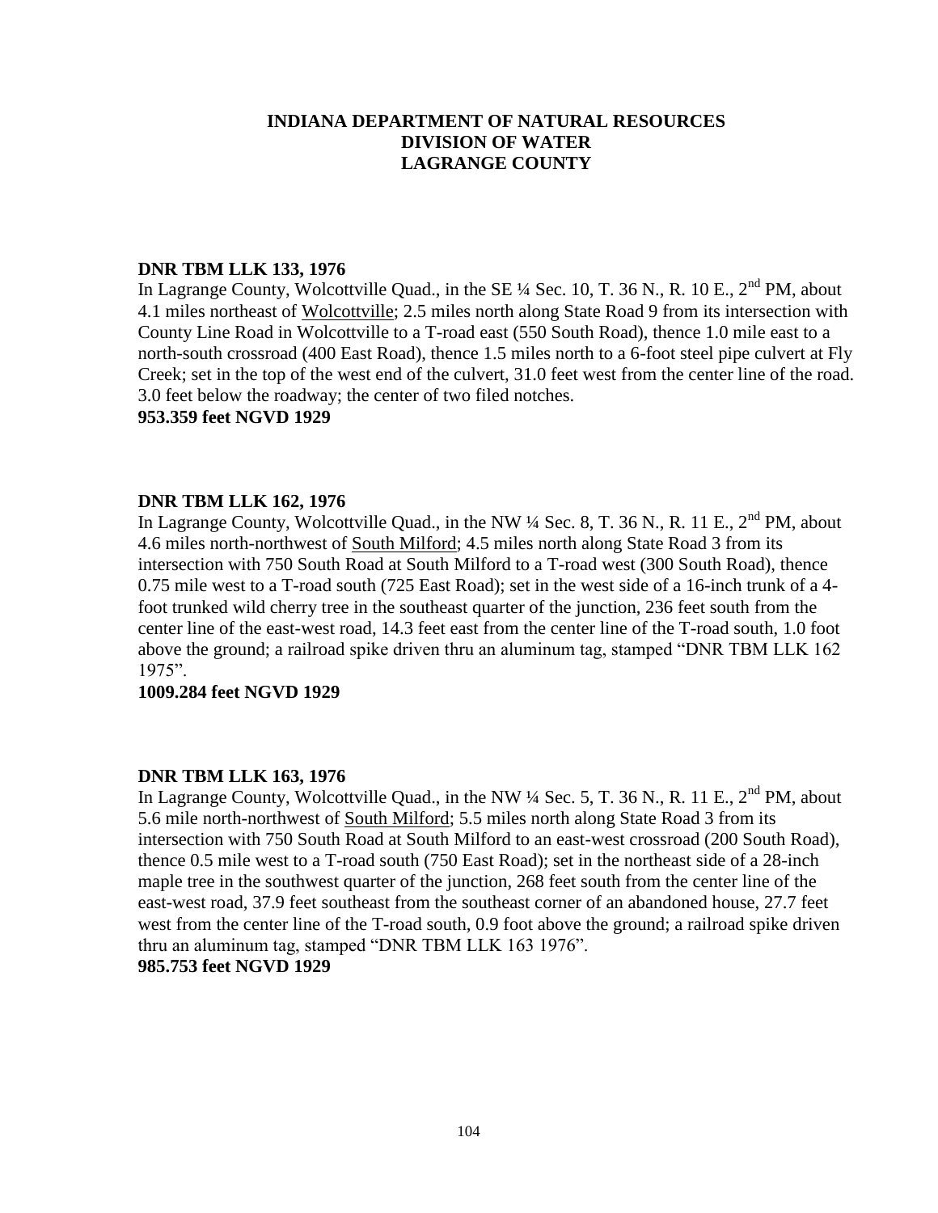**INDIANA DEPARTMENT OF NATURAL RESOURCES**
**DIVISION OF WATER**
**LAGRANGE COUNTY**

**DNR TBM LLK 133, 1976**
In Lagrange County, Wolcottville Quad., in the SE ¼ Sec. 10, T. 36 N., R. 10 E., 2nd PM, about 4.1 miles northeast of Wolcottville; 2.5 miles north along State Road 9 from its intersection with County Line Road in Wolcottville to a T-road east (550 South Road), thence 1.0 mile east to a north-south crossroad (400 East Road), thence 1.5 miles north to a 6-foot steel pipe culvert at Fly Creek; set in the top of the west end of the culvert, 31.0 feet west from the center line of the road. 3.0 feet below the roadway; the center of two filed notches.
**953.359 feet NGVD 1929**

**DNR TBM LLK 162, 1976**
In Lagrange County, Wolcottville Quad., in the NW ¼ Sec. 8, T. 36 N., R. 11 E., 2nd PM, about 4.6 miles north-northwest of South Milford; 4.5 miles north along State Road 3 from its intersection with 750 South Road at South Milford to a T-road west (300 South Road), thence 0.75 mile west to a T-road south (725 East Road); set in the west side of a 16-inch trunk of a 4-foot trunked wild cherry tree in the southeast quarter of the junction, 236 feet south from the center line of the east-west road, 14.3 feet east from the center line of the T-road south, 1.0 foot above the ground; a railroad spike driven thru an aluminum tag, stamped "DNR TBM LLK 162 1975".
**1009.284 feet NGVD 1929**

**DNR TBM LLK 163, 1976**
In Lagrange County, Wolcottville Quad., in the NW ¼ Sec. 5, T. 36 N., R. 11 E., 2nd PM, about 5.6 mile north-northwest of South Milford; 5.5 miles north along State Road 3 from its intersection with 750 South Road at South Milford to an east-west crossroad (200 South Road), thence 0.5 mile west to a T-road south (750 East Road); set in the northeast side of a 28-inch maple tree in the southwest quarter of the junction, 268 feet south from the center line of the east-west road, 37.9 feet southeast from the southeast corner of an abandoned house, 27.7 feet west from the center line of the T-road south, 0.9 foot above the ground; a railroad spike driven thru an aluminum tag, stamped "DNR TBM LLK 163 1976".
**985.753 feet NGVD 1929**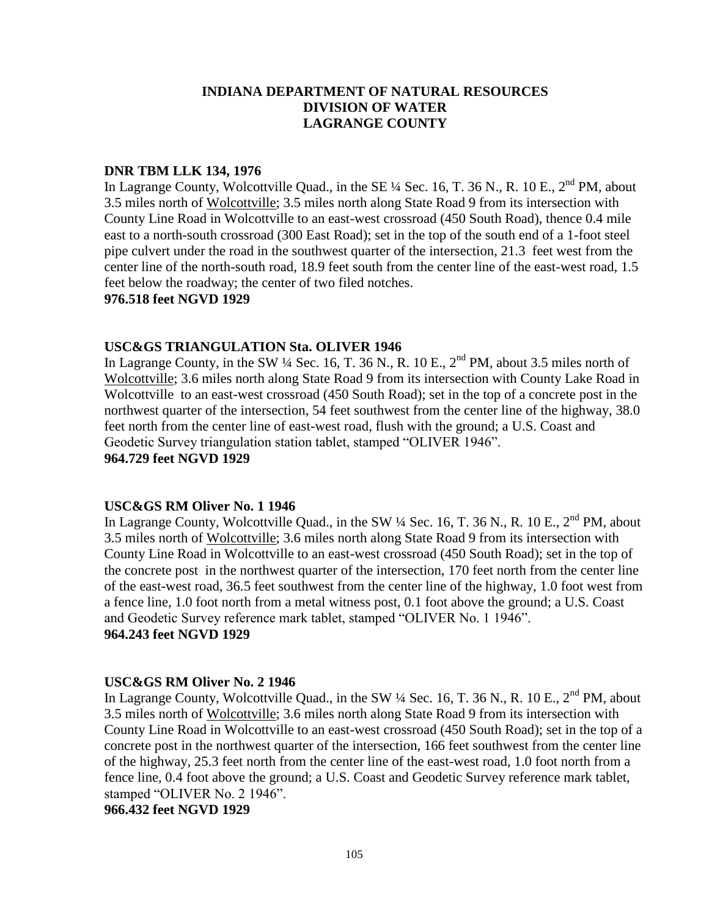# INDIANA DEPARTMENT OF NATURAL RESOURCES
# DIVISION OF WATER
# LAGRANGE COUNTY

**DNR TBM LLK 134, 1976**

In Lagrange County, Wolcottville Quad., in the SE ¼ Sec. 16, T. 36 N., R. 10 E., 2nd PM, about 3.5 miles north of Wolcottville; 3.5 miles north along State Road 9 from its intersection with County Line Road in Wolcottville to an east-west crossroad (450 South Road), thence 0.4 mile east to a north-south crossroad (300 East Road); set in the top of the south end of a 1-foot steel pipe culvert under the road in the southwest quarter of the intersection, 21.3 feet west from the center line of the north-south road, 18.9 feet south from the center line of the east-west road, 1.5 feet below the roadway; the center of two filed notches.

**976.518 feet NGVD 1929**

**USC&GS TRIANGULATION Sta. OLIVER 1946**

In Lagrange County, in the SW ¼ Sec. 16, T. 36 N., R. 10 E., 2nd PM, about 3.5 miles north of Wolcottville; 3.6 miles north along State Road 9 from its intersection with County Lake Road in Wolcottville to an east-west crossroad (450 South Road); set in the top of a concrete post in the northwest quarter of the intersection, 54 feet southwest from the center line of the highway, 38.0 feet north from the center line of east-west road, flush with the ground; a U.S. Coast and Geodetic Survey triangulation station tablet, stamped "OLIVER 1946".

**964.729 feet NGVD 1929**

**USC&GS RM Oliver No. 1 1946**

In Lagrange County, Wolcottville Quad., in the SW ¼ Sec. 16, T. 36 N., R. 10 E., 2nd PM, about 3.5 miles north of Wolcottville; 3.6 miles north along State Road 9 from its intersection with County Line Road in Wolcottville to an east-west crossroad (450 South Road); set in the top of the concrete post in the northwest quarter of the intersection, 170 feet north from the center line of the east-west road, 36.5 feet southwest from the center line of the highway, 1.0 foot west from a fence line, 1.0 foot north from a metal witness post, 0.1 foot above the ground; a U.S. Coast and Geodetic Survey reference mark tablet, stamped "OLIVER No. 1 1946".

**964.243 feet NGVD 1929**

**USC&GS RM Oliver No. 2 1946**

In Lagrange County, Wolcottville Quad., in the SW ¼ Sec. 16, T. 36 N., R. 10 E., 2nd PM, about 3.5 miles north of Wolcottville; 3.6 miles north along State Road 9 from its intersection with County Line Road in Wolcottville to an east-west crossroad (450 South Road); set in the top of a concrete post in the northwest quarter of the intersection, 166 feet southwest from the center line of the highway, 25.3 feet north from the center line of the east-west road, 1.0 foot north from a fence line, 0.4 foot above the ground; a U.S. Coast and Geodetic Survey reference mark tablet, stamped "OLIVER No. 2 1946".

**966.432 feet NGVD 1929**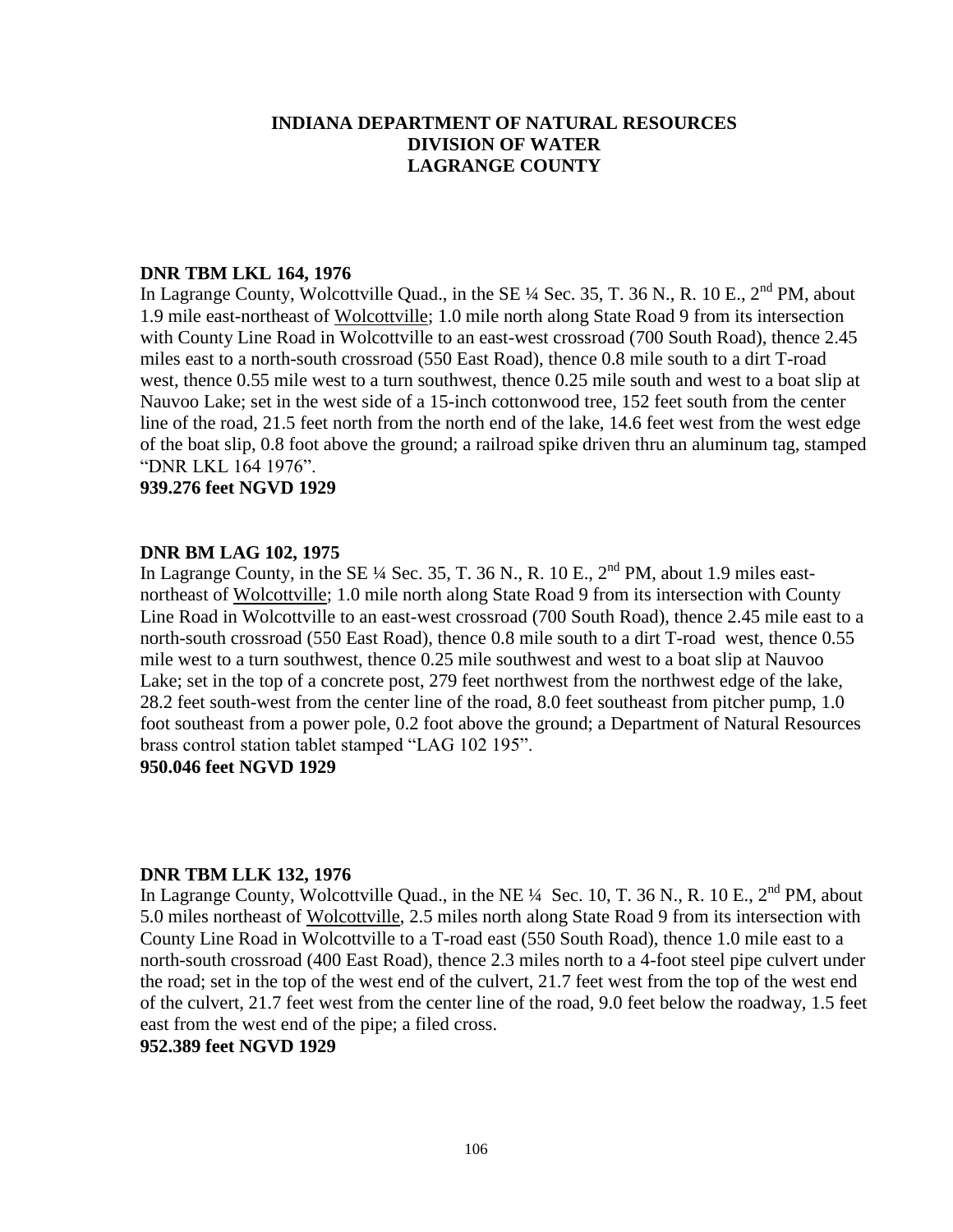# INDIANA DEPARTMENT OF NATURAL RESOURCES
# DIVISION OF WATER
# LAGRANGE COUNTY

**DNR TBM LKL 164, 1976**
In Lagrange County, Wolcottville Quad., in the SE ¼ Sec. 35, T. 36 N., R. 10 E., 2nd PM, about 1.9 mile east-northeast of Wolcottville; 1.0 mile north along State Road 9 from its intersection with County Line Road in Wolcottville to an east-west crossroad (700 South Road), thence 2.45 miles east to a north-south crossroad (550 East Road), thence 0.8 mile south to a dirt T-road west, thence 0.55 mile west to a turn southwest, thence 0.25 mile south and west to a boat slip at Nauvoo Lake; set in the west side of a 15-inch cottonwood tree, 152 feet south from the center line of the road, 21.5 feet north from the north end of the lake, 14.6 feet west from the west edge of the boat slip, 0.8 foot above the ground; a railroad spike driven thru an aluminum tag, stamped "DNR LKL 164 1976".
**939.276 feet NGVD 1929**

**DNR BM LAG 102, 1975**
In Lagrange County, in the SE ¼ Sec. 35, T. 36 N., R. 10 E., 2nd PM, about 1.9 miles east-northeast of Wolcottville; 1.0 mile north along State Road 9 from its intersection with County Line Road in Wolcottville to an east-west crossroad (700 South Road), thence 2.45 mile east to a north-south crossroad (550 East Road), thence 0.8 mile south to a dirt T-road west, thence 0.55 mile west to a turn southwest, thence 0.25 mile southwest and west to a boat slip at Nauvoo Lake; set in the top of a concrete post, 279 feet northwest from the northwest edge of the lake, 28.2 feet south-west from the center line of the road, 8.0 feet southeast from pitcher pump, 1.0 foot southeast from a power pole, 0.2 foot above the ground; a Department of Natural Resources brass control station tablet stamped "LAG 102 195".
**950.046 feet NGVD 1929**

**DNR TBM LLK 132, 1976**
In Lagrange County, Wolcottville Quad., in the NE ¼ Sec. 10, T. 36 N., R. 10 E., 2nd PM, about 5.0 miles northeast of Wolcottville, 2.5 miles north along State Road 9 from its intersection with County Line Road in Wolcottville to a T-road east (550 South Road), thence 1.0 mile east to a north-south crossroad (400 East Road), thence 2.3 miles north to a 4-foot steel pipe culvert under the road; set in the top of the west end of the culvert, 21.7 feet west from the top of the west end of the culvert, 21.7 feet west from the center line of the road, 9.0 feet below the roadway, 1.5 feet east from the west end of the pipe; a filed cross.
**952.389 feet NGVD 1929**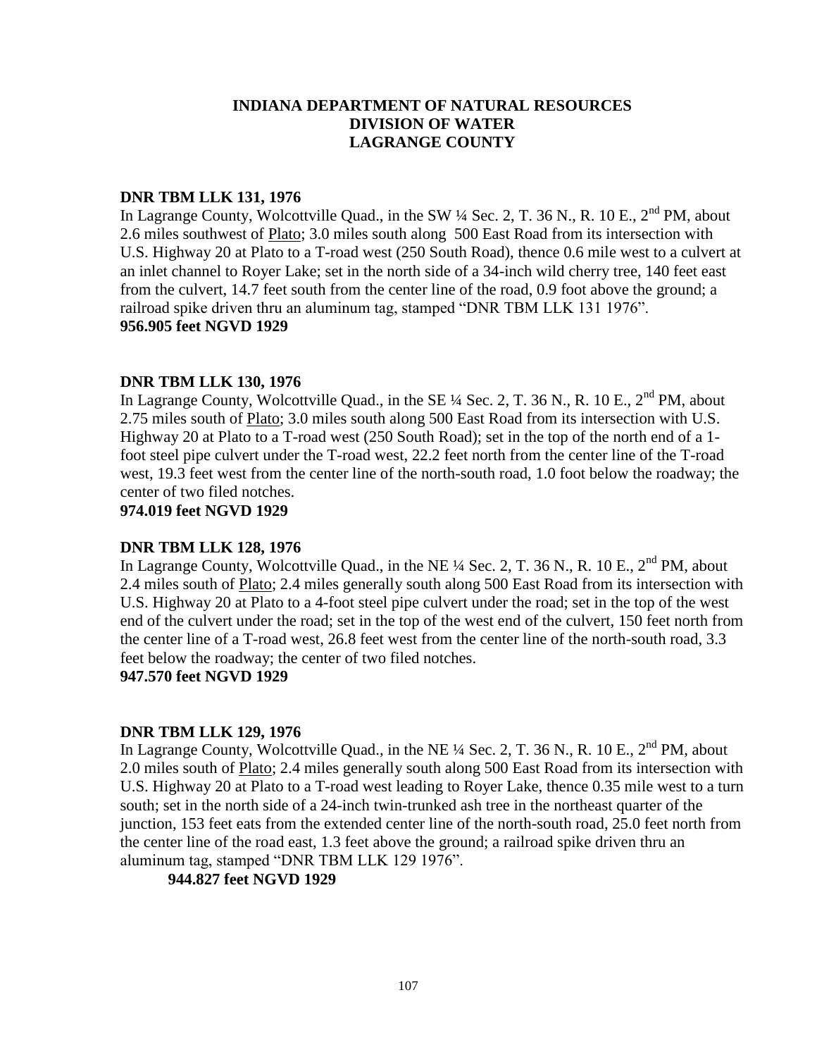# INDIANA DEPARTMENT OF NATURAL RESOURCES
# DIVISION OF WATER
# LAGRANGE COUNTY

**DNR TBM LLK 131, 1976**

In Lagrange County, Wolcottville Quad., in the SW ¼ Sec. 2, T. 36 N., R. 10 E., 2nd PM, about 2.6 miles southwest of Plato; 3.0 miles south along 500 East Road from its intersection with U.S. Highway 20 at Plato to a T-road west (250 South Road), thence 0.6 mile west to a culvert at an inlet channel to Royer Lake; set in the north side of a 34-inch wild cherry tree, 140 feet east from the culvert, 14.7 feet south from the center line of the road, 0.9 foot above the ground; a railroad spike driven thru an aluminum tag, stamped "DNR TBM LLK 131 1976".

**956.905 feet NGVD 1929**

**DNR TBM LLK 130, 1976**

In Lagrange County, Wolcottville Quad., in the SE ¼ Sec. 2, T. 36 N., R. 10 E., 2nd PM, about 2.75 miles south of Plato; 3.0 miles south along 500 East Road from its intersection with U.S. Highway 20 at Plato to a T-road west (250 South Road); set in the top of the north end of a 1-foot steel pipe culvert under the T-road west, 22.2 feet north from the center line of the T-road west, 19.3 feet west from the center line of the north-south road, 1.0 foot below the roadway; the center of two filed notches.

**974.019 feet NGVD 1929**

**DNR TBM LLK 128, 1976**

In Lagrange County, Wolcottville Quad., in the NE ¼ Sec. 2, T. 36 N., R. 10 E., 2nd PM, about 2.4 miles south of Plato; 2.4 miles generally south along 500 East Road from its intersection with U.S. Highway 20 at Plato to a 4-foot steel pipe culvert under the road; set in the top of the west end of the culvert under the road; set in the top of the west end of the culvert, 150 feet north from the center line of a T-road west, 26.8 feet west from the center line of the north-south road, 3.3 feet below the roadway; the center of two filed notches.

**947.570 feet NGVD 1929**

**DNR TBM LLK 129, 1976**

In Lagrange County, Wolcottville Quad., in the NE ¼ Sec. 2, T. 36 N., R. 10 E., 2nd PM, about 2.0 miles south of Plato; 2.4 miles generally south along 500 East Road from its intersection with U.S. Highway 20 at Plato to a T-road west leading to Royer Lake, thence 0.35 mile west to a turn south; set in the north side of a 24-inch twin-trunked ash tree in the northeast quarter of the junction, 153 feet eats from the extended center line of the north-south road, 25.0 feet north from the center line of the road east, 1.3 feet above the ground; a railroad spike driven thru an aluminum tag, stamped "DNR TBM LLK 129 1976".

**944.827 feet NGVD 1929**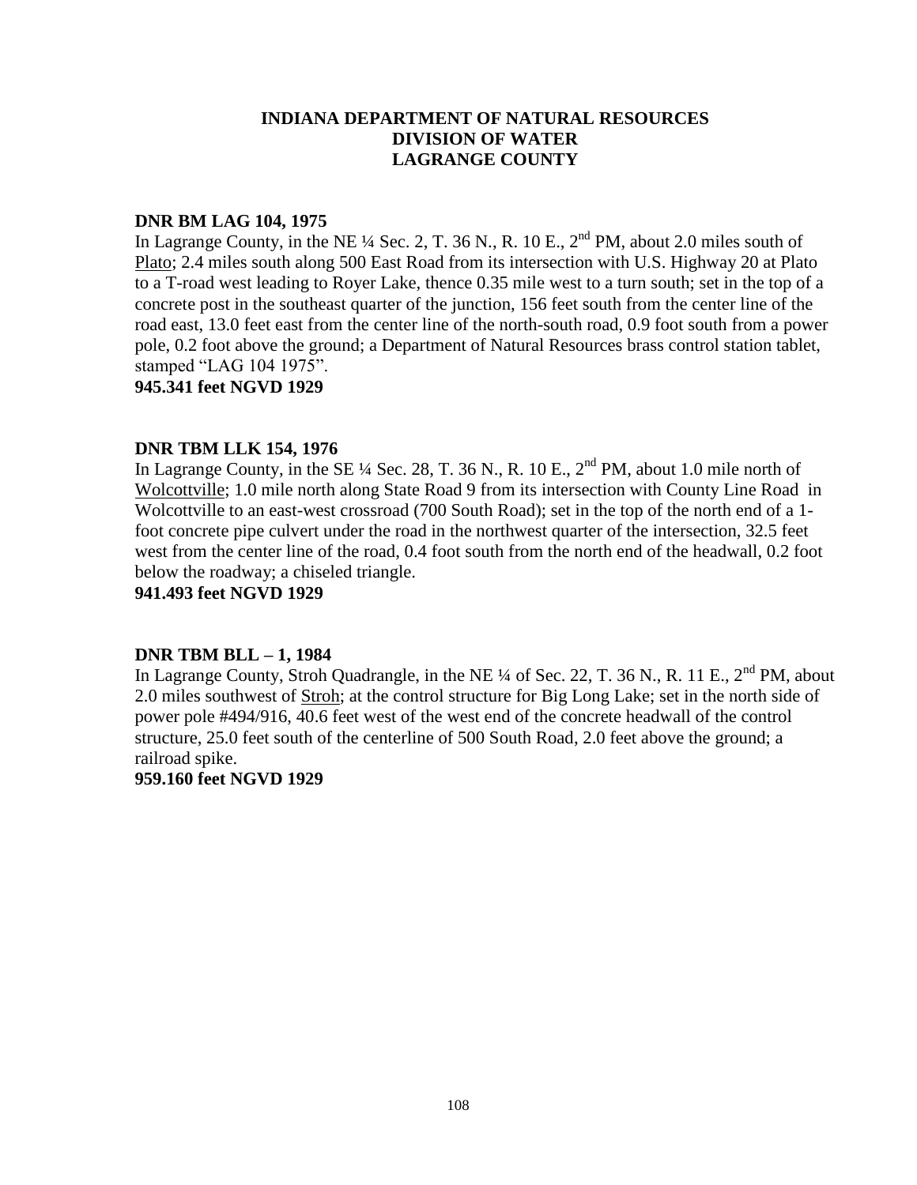# INDIANA DEPARTMENT OF NATURAL RESOURCES
# DIVISION OF WATER
# LAGRANGE COUNTY

**DNR BM LAG 104, 1975**

In Lagrange County, in the NE ¼ Sec. 2, T. 36 N., R. 10 E., 2nd PM, about 2.0 miles south of Plato; 2.4 miles south along 500 East Road from its intersection with U.S. Highway 20 at Plato to a T-road west leading to Royer Lake, thence 0.35 mile west to a turn south; set in the top of a concrete post in the southeast quarter of the junction, 156 feet south from the center line of the road east, 13.0 feet east from the center line of the north-south road, 0.9 foot south from a power pole, 0.2 foot above the ground; a Department of Natural Resources brass control station tablet, stamped "LAG 104 1975".

**945.341 feet NGVD 1929**

**DNR TBM LLK 154, 1976**

In Lagrange County, in the SE ¼ Sec. 28, T. 36 N., R. 10 E., 2nd PM, about 1.0 mile north of Wolcottville; 1.0 mile north along State Road 9 from its intersection with County Line Road in Wolcottville to an east-west crossroad (700 South Road); set in the top of the north end of a 1-foot concrete pipe culvert under the road in the northwest quarter of the intersection, 32.5 feet west from the center line of the road, 0.4 foot south from the north end of the headwall, 0.2 foot below the roadway; a chiseled triangle.

**941.493 feet NGVD 1929**

**DNR TBM BLL – 1, 1984**

In Lagrange County, Stroh Quadrangle, in the NE ¼ of Sec. 22, T. 36 N., R. 11 E., 2nd PM, about 2.0 miles southwest of Stroh; at the control structure for Big Long Lake; set in the north side of power pole #494/916, 40.6 feet west of the west end of the concrete headwall of the control structure, 25.0 feet south of the centerline of 500 South Road, 2.0 feet above the ground; a railroad spike.

**959.160 feet NGVD 1929**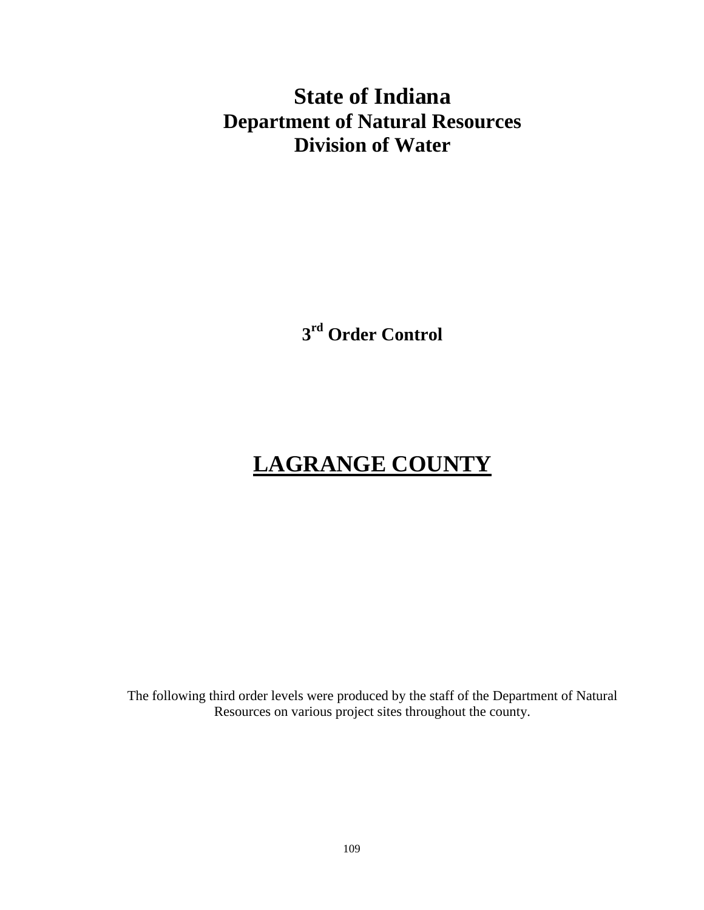# State of Indiana
## Department of Natural Resources
## Division of Water

**3rd Order Control**

# <u>LAGRANGE COUNTY</u>

The following third order levels were produced by the staff of the Department of Natural Resources on various project sites throughout the county.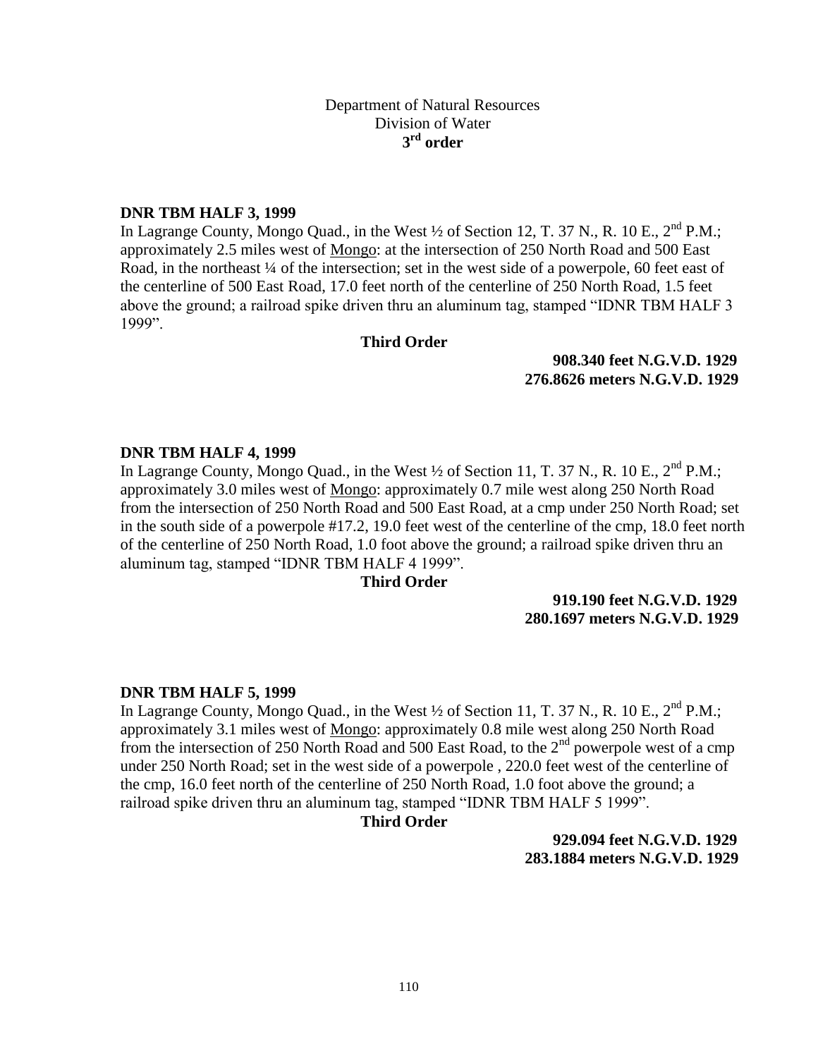Department of Natural Resources
Division of Water
**3rd order**

**DNR TBM HALF 3, 1999**
In Lagrange County, Mongo Quad., in the West ½ of Section 12, T. 37 N., R. 10 E., 2nd P.M.; approximately 2.5 miles west of Mongo: at the intersection of 250 North Road and 500 East Road, in the northeast ¼ of the intersection; set in the west side of a powerpole, 60 feet east of the centerline of 500 East Road, 17.0 feet north of the centerline of 250 North Road, 1.5 feet above the ground; a railroad spike driven thru an aluminum tag, stamped "IDNR TBM HALF 3 1999".

**Third Order**

**908.340 feet N.G.V.D. 1929**
**276.8626 meters N.G.V.D. 1929**

**DNR TBM HALF 4, 1999**
In Lagrange County, Mongo Quad., in the West ½ of Section 11, T. 37 N., R. 10 E., 2nd P.M.; approximately 3.0 miles west of Mongo: approximately 0.7 mile west along 250 North Road from the intersection of 250 North Road and 500 East Road, at a cmp under 250 North Road; set in the south side of a powerpole #17.2, 19.0 feet west of the centerline of the cmp, 18.0 feet north of the centerline of 250 North Road, 1.0 foot above the ground; a railroad spike driven thru an aluminum tag, stamped "IDNR TBM HALF 4 1999".

**Third Order**

**919.190 feet N.G.V.D. 1929**
**280.1697 meters N.G.V.D. 1929**

**DNR TBM HALF 5, 1999**
In Lagrange County, Mongo Quad., in the West ½ of Section 11, T. 37 N., R. 10 E., 2nd P.M.; approximately 3.1 miles west of Mongo: approximately 0.8 mile west along 250 North Road from the intersection of 250 North Road and 500 East Road, to the 2nd powerpole west of a cmp under 250 North Road; set in the west side of a powerpole , 220.0 feet west of the centerline of the cmp, 16.0 feet north of the centerline of 250 North Road, 1.0 foot above the ground; a railroad spike driven thru an aluminum tag, stamped "IDNR TBM HALF 5 1999".

**Third Order**

**929.094 feet N.G.V.D. 1929**
**283.1884 meters N.G.V.D. 1929**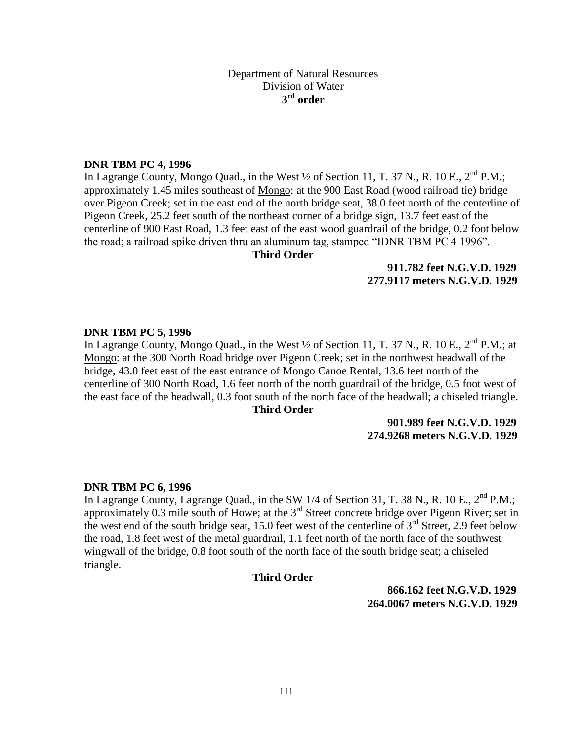Department of Natural Resources
Division of Water
**3rd order**

**DNR TBM PC 4, 1996**

In Lagrange County, Mongo Quad., in the West ½ of Section 11, T. 37 N., R. 10 E., 2nd P.M.; approximately 1.45 miles southeast of Mongo: at the 900 East Road (wood railroad tie) bridge over Pigeon Creek; set in the east end of the north bridge seat, 38.0 feet north of the centerline of Pigeon Creek, 25.2 feet south of the northeast corner of a bridge sign, 13.7 feet east of the centerline of 900 East Road, 1.3 feet east of the east wood guardrail of the bridge, 0.2 foot below the road; a railroad spike driven thru an aluminum tag, stamped "IDNR TBM PC 4 1996".

**Third Order**

**911.782 feet N.G.V.D. 1929**
**277.9117 meters N.G.V.D. 1929**

**DNR TBM PC 5, 1996**

In Lagrange County, Mongo Quad., in the West ½ of Section 11, T. 37 N., R. 10 E., 2nd P.M.; at Mongo: at the 300 North Road bridge over Pigeon Creek; set in the northwest headwall of the bridge, 43.0 feet east of the east entrance of Mongo Canoe Rental, 13.6 feet north of the centerline of 300 North Road, 1.6 feet north of the north guardrail of the bridge, 0.5 foot west of the east face of the headwall, 0.3 foot south of the north face of the headwall; a chiseled triangle.

**Third Order**

**901.989 feet N.G.V.D. 1929**
**274.9268 meters N.G.V.D. 1929**

**DNR TBM PC 6, 1996**

In Lagrange County, Lagrange Quad., in the SW 1/4 of Section 31, T. 38 N., R. 10 E., 2nd P.M.; approximately 0.3 mile south of Howe; at the 3rd Street concrete bridge over Pigeon River; set in the west end of the south bridge seat, 15.0 feet west of the centerline of 3rd Street, 2.9 feet below the road, 1.8 feet west of the metal guardrail, 1.1 feet north of the north face of the southwest wingwall of the bridge, 0.8 foot south of the north face of the south bridge seat; a chiseled triangle.

**Third Order**

**866.162 feet N.G.V.D. 1929**
**264.0067 meters N.G.V.D. 1929**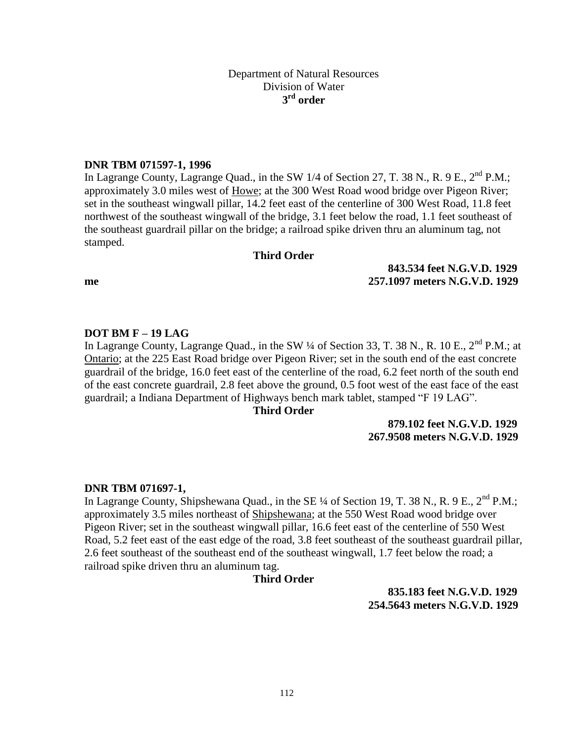Department of Natural Resources
Division of Water
**3rd order**

**DNR TBM 071597-1, 1996**

In Lagrange County, Lagrange Quad., in the SW 1/4 of Section 27, T. 38 N., R. 9 E., 2nd P.M.; approximately 3.0 miles west of Howe; at the 300 West Road wood bridge over Pigeon River; set in the southeast wingwall pillar, 14.2 feet east of the centerline of 300 West Road, 11.8 feet northwest of the southeast wingwall of the bridge, 3.1 feet below the road, 1.1 feet southeast of the southeast guardrail pillar on the bridge; a railroad spike driven thru an aluminum tag, not stamped.

**Third Order**

**843.534 feet N.G.V.D. 1929**

**me 257.1097 meters N.G.V.D. 1929**

**DOT BM F – 19 LAG**

In Lagrange County, Lagrange Quad., in the SW ¼ of Section 33, T. 38 N., R. 10 E., 2nd P.M.; at Ontario; at the 225 East Road bridge over Pigeon River; set in the south end of the east concrete guardrail of the bridge, 16.0 feet east of the centerline of the road, 6.2 feet north of the south end of the east concrete guardrail, 2.8 feet above the ground, 0.5 foot west of the east face of the east guardrail; a Indiana Department of Highways bench mark tablet, stamped "F 19 LAG".

**Third Order**

**879.102 feet N.G.V.D. 1929**

**267.9508 meters N.G.V.D. 1929**

**DNR TBM 071697-1,**

In Lagrange County, Shipshewana Quad., in the SE ¼ of Section 19, T. 38 N., R. 9 E., 2nd P.M.; approximately 3.5 miles northeast of Shipshewana; at the 550 West Road wood bridge over Pigeon River; set in the southeast wingwall pillar, 16.6 feet east of the centerline of 550 West Road, 5.2 feet east of the east edge of the road, 3.8 feet southeast of the southeast guardrail pillar, 2.6 feet southeast of the southeast end of the southeast wingwall, 1.7 feet below the road; a railroad spike driven thru an aluminum tag.

**Third Order**

**835.183 feet N.G.V.D. 1929**

**254.5643 meters N.G.V.D. 1929**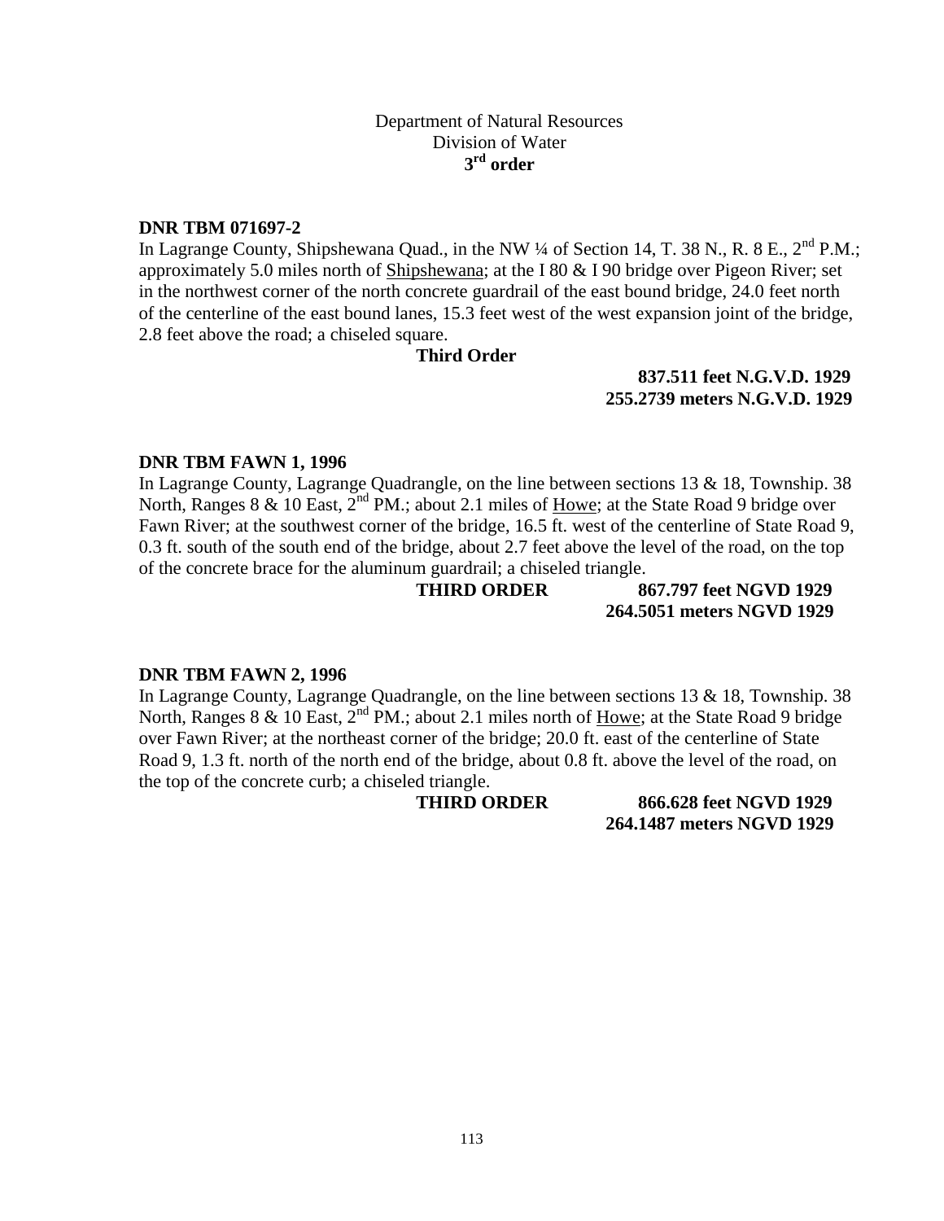Department of Natural Resources
Division of Water
**3rd order**

**DNR TBM 071697-2**

In Lagrange County, Shipshewana Quad., in the NW ¼ of Section 14, T. 38 N., R. 8 E., 2nd P.M.; approximately 5.0 miles north of Shipshewana; at the I 80 & I 90 bridge over Pigeon River; set in the northwest corner of the north concrete guardrail of the east bound bridge, 24.0 feet north of the centerline of the east bound lanes, 15.3 feet west of the west expansion joint of the bridge, 2.8 feet above the road; a chiseled square.

**Third Order**

**837.511 feet N.G.V.D. 1929**
**255.2739 meters N.G.V.D. 1929**

**DNR TBM FAWN 1, 1996**

In Lagrange County, Lagrange Quadrangle, on the line between sections 13 & 18, Township. 38 North, Ranges 8 & 10 East, 2nd PM.; about 2.1 miles of Howe; at the State Road 9 bridge over Fawn River; at the southwest corner of the bridge, 16.5 ft. west of the centerline of State Road 9, 0.3 ft. south of the south end of the bridge, about 2.7 feet above the level of the road, on the top of the concrete brace for the aluminum guardrail; a chiseled triangle.

**THIRD ORDER** **867.797 feet NGVD 1929**
**264.5051 meters NGVD 1929**

**DNR TBM FAWN 2, 1996**

In Lagrange County, Lagrange Quadrangle, on the line between sections 13 & 18, Township. 38 North, Ranges 8 & 10 East, 2nd PM.; about 2.1 miles north of Howe; at the State Road 9 bridge over Fawn River; at the northeast corner of the bridge; 20.0 ft. east of the centerline of State Road 9, 1.3 ft. north of the north end of the bridge, about 0.8 ft. above the level of the road, on the top of the concrete curb; a chiseled triangle.

**THIRD ORDER** **866.628 feet NGVD 1929**
**264.1487 meters NGVD 1929**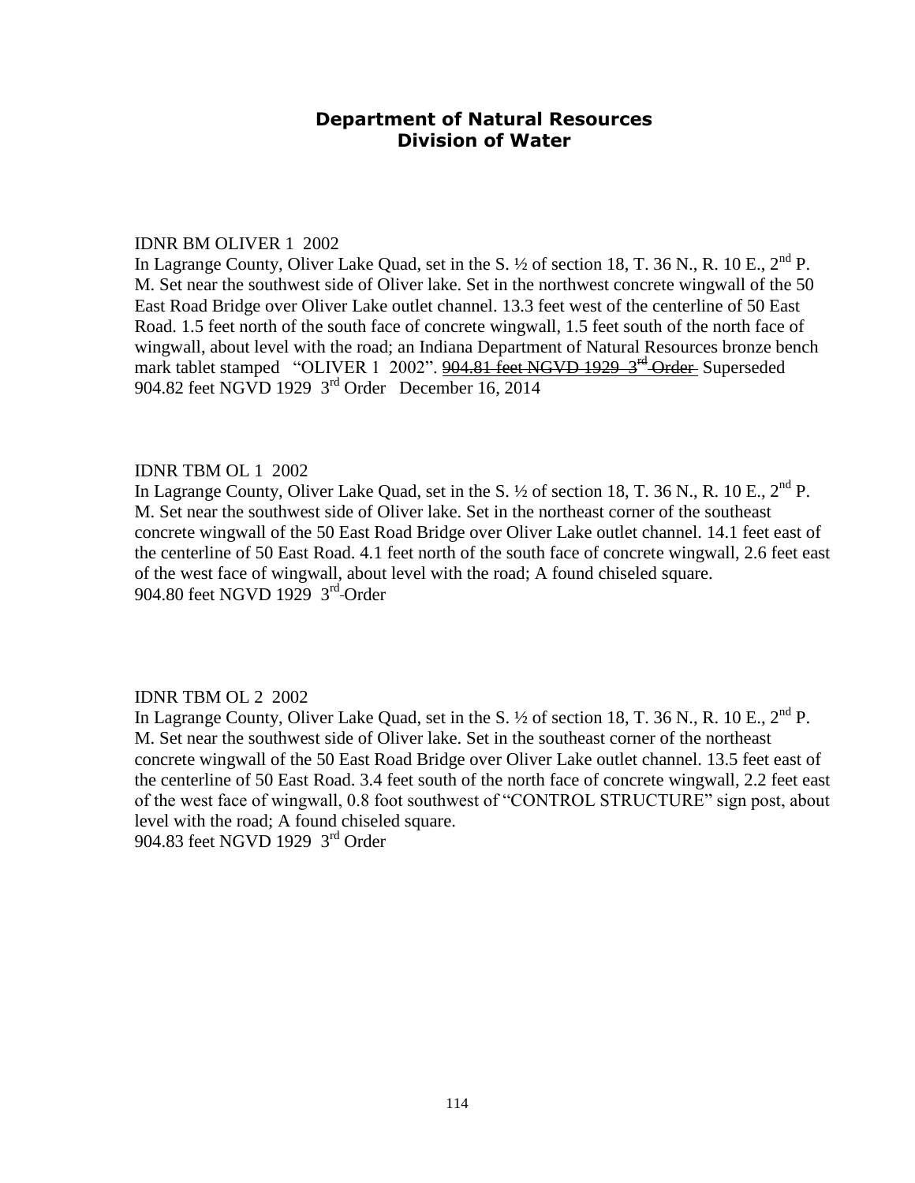## Department of Natural Resources
## Division of Water

IDNR BM OLIVER 1 2002

In Lagrange County, Oliver Lake Quad, set in the S. ½ of section 18, T. 36 N., R. 10 E., 2nd P. M. Set near the southwest side of Oliver lake. Set in the northwest concrete wingwall of the 50 East Road Bridge over Oliver Lake outlet channel. 13.3 feet west of the centerline of 50 East Road. 1.5 feet north of the south face of concrete wingwall, 1.5 feet south of the north face of wingwall, about level with the road; an Indiana Department of Natural Resources bronze bench mark tablet stamped "OLIVER 1 2002". ~~904.81 feet NGVD 1929 3rd Order~~ Superseded
904.82 feet NGVD 1929 3rd Order December 16, 2014

IDNR TBM OL 1 2002

In Lagrange County, Oliver Lake Quad, set in the S. ½ of section 18, T. 36 N., R. 10 E., 2nd P. M. Set near the southwest side of Oliver lake. Set in the northeast corner of the southeast concrete wingwall of the 50 East Road Bridge over Oliver Lake outlet channel. 14.1 feet east of the centerline of 50 East Road. 4.1 feet north of the south face of concrete wingwall, 2.6 feet east of the west face of wingwall, about level with the road; A found chiseled square.
904.80 feet NGVD 1929 3rd Order

IDNR TBM OL 2 2002

In Lagrange County, Oliver Lake Quad, set in the S. ½ of section 18, T. 36 N., R. 10 E., 2nd P. M. Set near the southwest side of Oliver lake. Set in the southeast corner of the northeast concrete wingwall of the 50 East Road Bridge over Oliver Lake outlet channel. 13.5 feet east of the centerline of 50 East Road. 3.4 feet south of the north face of concrete wingwall, 2.2 feet east of the west face of wingwall, 0.8 foot southwest of "CONTROL STRUCTURE" sign post, about level with the road; A found chiseled square.
904.83 feet NGVD 1929 3rd Order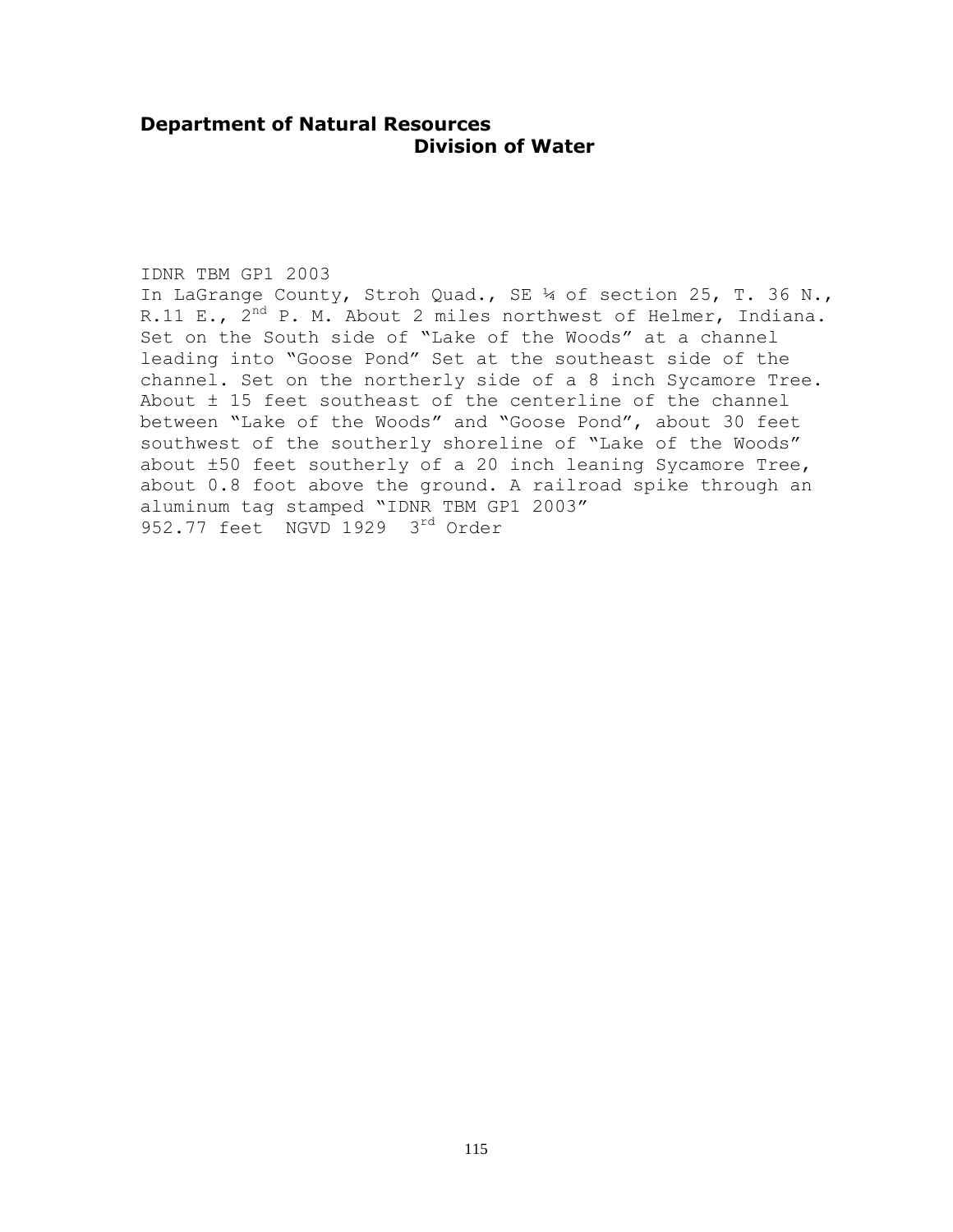**Department of Natural Resources**
**Division of Water**

IDNR TBM GP1 2003
In LaGrange County, Stroh Quad., SE ¼ of section 25, T. 36 N., R.11 E., 2nd P. M. About 2 miles northwest of Helmer, Indiana. Set on the South side of “Lake of the Woods” at a channel leading into “Goose Pond” Set at the southeast side of the channel. Set on the northerly side of a 8 inch Sycamore Tree. About ± 15 feet southeast of the centerline of the channel between “Lake of the Woods” and “Goose Pond”, about 30 feet southwest of the southerly shoreline of “Lake of the Woods” about ±50 feet southerly of a 20 inch leaning Sycamore Tree, about 0.8 foot above the ground. A railroad spike through an aluminum tag stamped “IDNR TBM GP1 2003”
952.77 feet NGVD 1929 3rd Order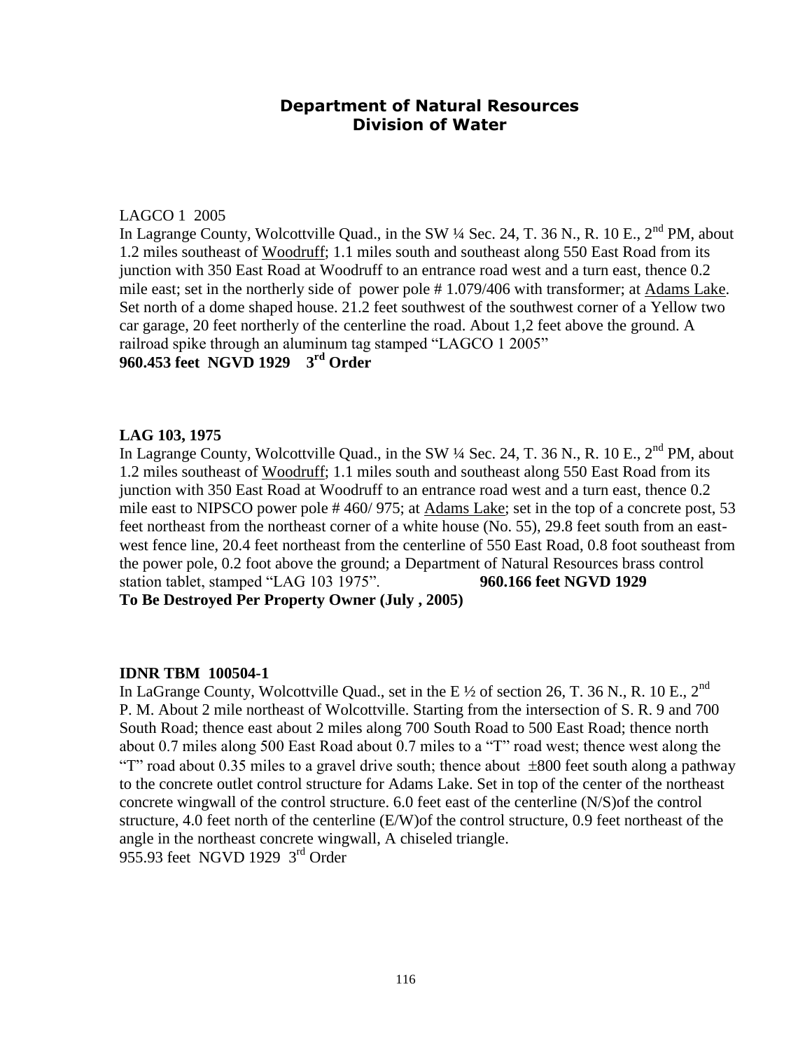## Department of Natural Resources
## Division of Water

LAGCO 1 2005

In Lagrange County, Wolcottville Quad., in the SW ¼ Sec. 24, T. 36 N., R. 10 E., 2nd PM, about 1.2 miles southeast of Woodruff; 1.1 miles south and southeast along 550 East Road from its junction with 350 East Road at Woodruff to an entrance road west and a turn east, thence 0.2 mile east; set in the northerly side of power pole # 1.079/406 with transformer; at Adams Lake. Set north of a dome shaped house. 21.2 feet southwest of the southwest corner of a Yellow two car garage, 20 feet northerly of the centerline the road. About 1,2 feet above the ground. A railroad spike through an aluminum tag stamped "LAGCO 1 2005"

**960.453 feet NGVD 1929 3rd Order**

**LAG 103, 1975**

In Lagrange County, Wolcottville Quad., in the SW ¼ Sec. 24, T. 36 N., R. 10 E., 2nd PM, about 1.2 miles southeast of Woodruff; 1.1 miles south and southeast along 550 East Road from its junction with 350 East Road at Woodruff to an entrance road west and a turn east, thence 0.2 mile east to NIPSCO power pole # 460/ 975; at Adams Lake; set in the top of a concrete post, 53 feet northeast from the northeast corner of a white house (No. 55), 29.8 feet south from an east-west fence line, 20.4 feet northeast from the centerline of 550 East Road, 0.8 foot southeast from the power pole, 0.2 foot above the ground; a Department of Natural Resources brass control station tablet, stamped "LAG 103 1975". **960.166 feet NGVD 1929**

**To Be Destroyed Per Property Owner (July , 2005)**

**IDNR TBM 100504-1**

In LaGrange County, Wolcottville Quad., set in the E ½ of section 26, T. 36 N., R. 10 E., 2nd P. M. About 2 mile northeast of Wolcottville. Starting from the intersection of S. R. 9 and 700 South Road; thence east about 2 miles along 700 South Road to 500 East Road; thence north about 0.7 miles along 500 East Road about 0.7 miles to a "T" road west; thence west along the "T" road about 0.35 miles to a gravel drive south; thence about ±800 feet south along a pathway to the concrete outlet control structure for Adams Lake. Set in top of the center of the northeast concrete wingwall of the control structure. 6.0 feet east of the centerline (N/S)of the control structure, 4.0 feet north of the centerline (E/W)of the control structure, 0.9 feet northeast of the angle in the northeast concrete wingwall, A chiseled triangle.

955.93 feet NGVD 1929 3rd Order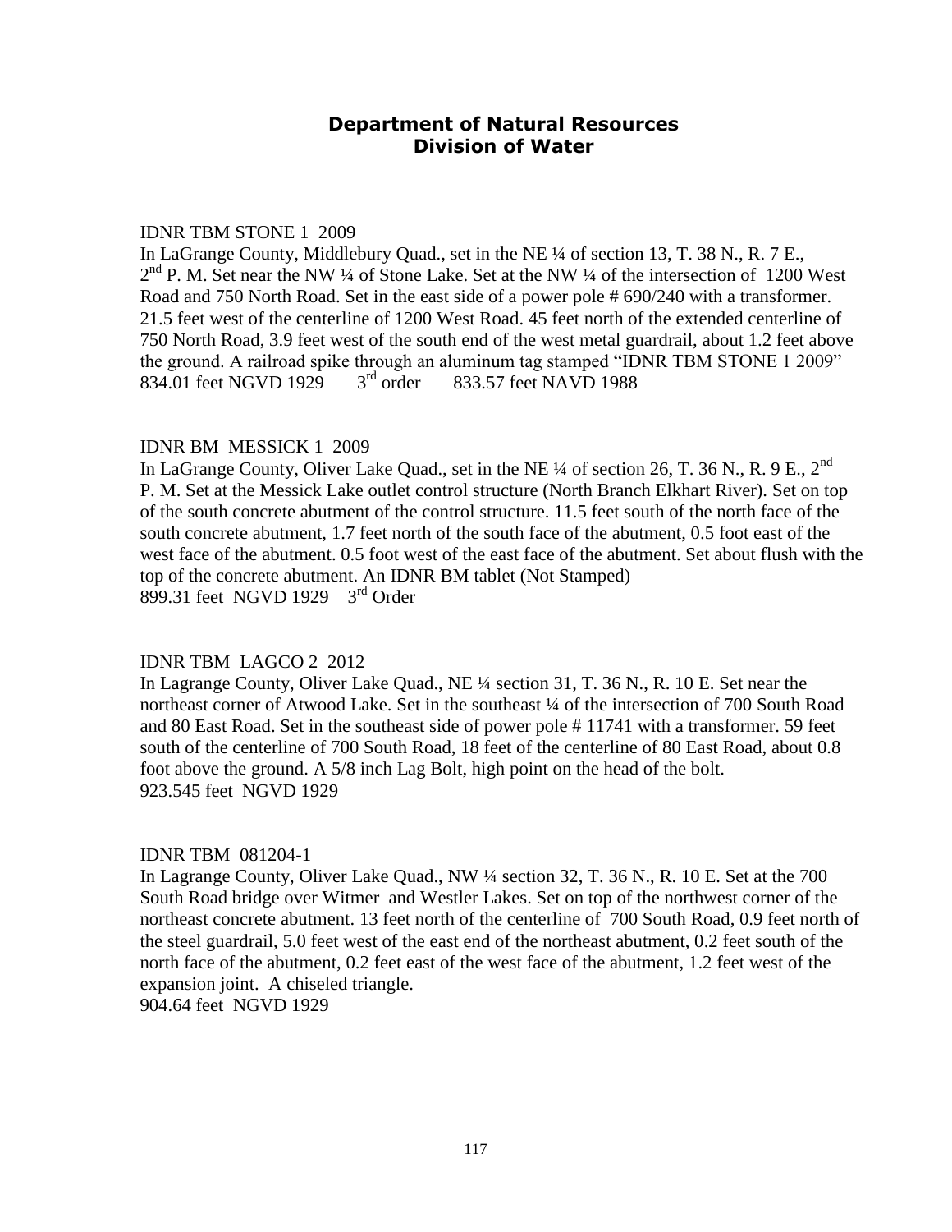## Department of Natural Resources
## Division of Water

IDNR TBM STONE 1 2009
In LaGrange County, Middlebury Quad., set in the NE ¼ of section 13, T. 38 N., R. 7 E., 2nd P. M. Set near the NW ¼ of Stone Lake. Set at the NW ¼ of the intersection of 1200 West Road and 750 North Road. Set in the east side of a power pole # 690/240 with a transformer. 21.5 feet west of the centerline of 1200 West Road. 45 feet north of the extended centerline of 750 North Road, 3.9 feet west of the south end of the west metal guardrail, about 1.2 feet above the ground. A railroad spike through an aluminum tag stamped "IDNR TBM STONE 1 2009"
834.01 feet NGVD 1929 3rd order 833.57 feet NAVD 1988

IDNR BM MESSICK 1 2009
In LaGrange County, Oliver Lake Quad., set in the NE ¼ of section 26, T. 36 N., R. 9 E., 2nd P. M. Set at the Messick Lake outlet control structure (North Branch Elkhart River). Set on top of the south concrete abutment of the control structure. 11.5 feet south of the north face of the south concrete abutment, 1.7 feet north of the south face of the abutment, 0.5 foot east of the west face of the abutment. 0.5 foot west of the east face of the abutment. Set about flush with the top of the concrete abutment. An IDNR BM tablet (Not Stamped)
899.31 feet NGVD 1929 3rd Order

IDNR TBM LAGCO 2 2012
In Lagrange County, Oliver Lake Quad., NE ¼ section 31, T. 36 N., R. 10 E. Set near the northeast corner of Atwood Lake. Set in the southeast ¼ of the intersection of 700 South Road and 80 East Road. Set in the southeast side of power pole # 11741 with a transformer. 59 feet south of the centerline of 700 South Road, 18 feet of the centerline of 80 East Road, about 0.8 foot above the ground. A 5/8 inch Lag Bolt, high point on the head of the bolt.
923.545 feet NGVD 1929

IDNR TBM 081204-1
In Lagrange County, Oliver Lake Quad., NW ¼ section 32, T. 36 N., R. 10 E. Set at the 700 South Road bridge over Witmer and Westler Lakes. Set on top of the northwest corner of the northeast concrete abutment. 13 feet north of the centerline of 700 South Road, 0.9 feet north of the steel guardrail, 5.0 feet west of the east end of the northeast abutment, 0.2 feet south of the north face of the abutment, 0.2 feet east of the west face of the abutment, 1.2 feet west of the expansion joint. A chiseled triangle.
904.64 feet NGVD 1929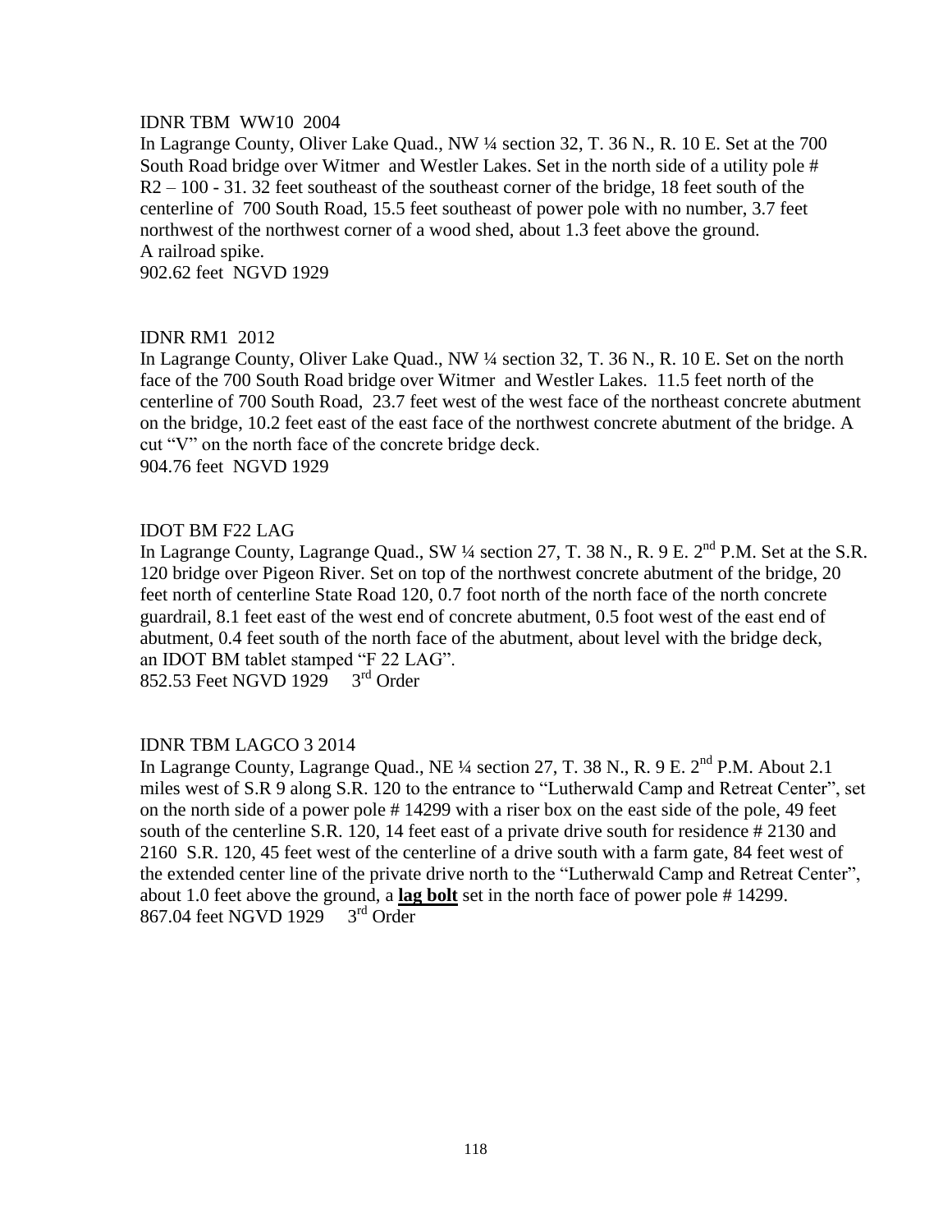IDNR TBM WW10 2004

In Lagrange County, Oliver Lake Quad., NW ¼ section 32, T. 36 N., R. 10 E. Set at the 700 South Road bridge over Witmer and Westler Lakes. Set in the north side of a utility pole # R2 – 100 - 31. 32 feet southeast of the southeast corner of the bridge, 18 feet south of the centerline of 700 South Road, 15.5 feet southeast of power pole with no number, 3.7 feet northwest of the northwest corner of a wood shed, about 1.3 feet above the ground. A railroad spike.
902.62 feet NGVD 1929

IDNR RM1 2012

In Lagrange County, Oliver Lake Quad., NW ¼ section 32, T. 36 N., R. 10 E. Set on the north face of the 700 South Road bridge over Witmer and Westler Lakes. 11.5 feet north of the centerline of 700 South Road, 23.7 feet west of the west face of the northeast concrete abutment on the bridge, 10.2 feet east of the east face of the northwest concrete abutment of the bridge. A cut "V" on the north face of the concrete bridge deck.
904.76 feet NGVD 1929

IDOT BM F22 LAG

In Lagrange County, Lagrange Quad., SW ¼ section 27, T. 38 N., R. 9 E. 2nd P.M. Set at the S.R. 120 bridge over Pigeon River. Set on top of the northwest concrete abutment of the bridge, 20 feet north of centerline State Road 120, 0.7 foot north of the north face of the north concrete guardrail, 8.1 feet east of the west end of concrete abutment, 0.5 foot west of the east end of abutment, 0.4 feet south of the north face of the abutment, about level with the bridge deck, an IDOT BM tablet stamped "F 22 LAG".
852.53 Feet NGVD 1929 3rd Order

IDNR TBM LAGCO 3 2014

In Lagrange County, Lagrange Quad., NE ¼ section 27, T. 38 N., R. 9 E. 2nd P.M. About 2.1 miles west of S.R 9 along S.R. 120 to the entrance to "Lutherwald Camp and Retreat Center", set on the north side of a power pole # 14299 with a riser box on the east side of the pole, 49 feet south of the centerline S.R. 120, 14 feet east of a private drive south for residence # 2130 and 2160 S.R. 120, 45 feet west of the centerline of a drive south with a farm gate, 84 feet west of the extended center line of the private drive north to the "Lutherwald Camp and Retreat Center", about 1.0 feet above the ground, a **lag bolt** set in the north face of power pole # 14299.
867.04 feet NGVD 1929 3rd Order